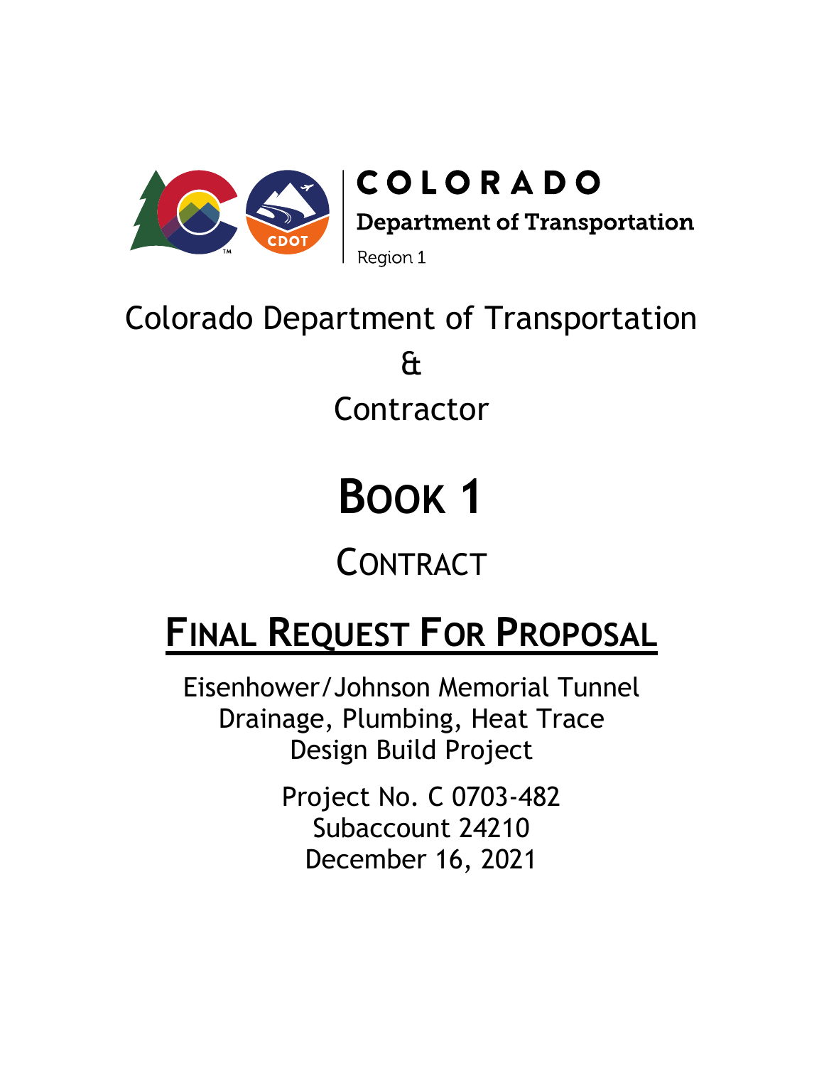COLORADO

Department of Transportation

Region 1

Colorado Department of Transportation

&

Contractor

# BOOK 1

## CONTRACT

## FINAL REQUEST FOR PROPOSAL

Eisenhower/Johnson Memorial Tunnel
Drainage, Plumbing, Heat Trace
Design Build Project

Project No. C 0703-482
Subaccount 24210
December 16, 2021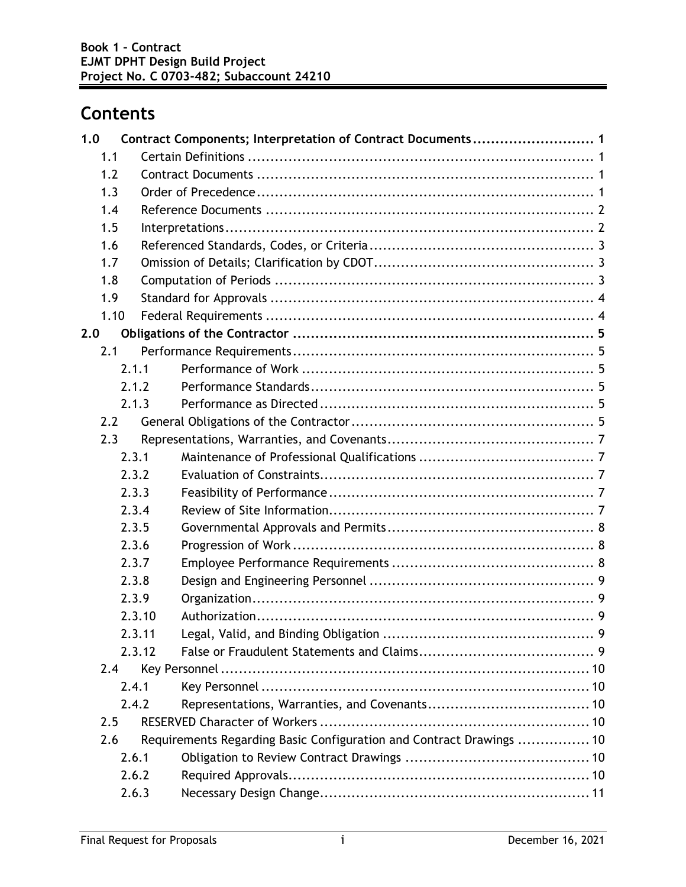# Contents

| | | |
|---|---|---|
| **1.0** | **Contract Components; Interpretation of Contract Documents** | **1** |
| 1.1 | Certain Definitions | 1 |
| 1.2 | Contract Documents | 1 |
| 1.3 | Order of Precedence | 1 |
| 1.4 | Reference Documents | 2 |
| 1.5 | Interpretations | 2 |
| 1.6 | Referenced Standards, Codes, or Criteria | 3 |
| 1.7 | Omission of Details; Clarification by CDOT | 3 |
| 1.8 | Computation of Periods | 3 |
| 1.9 | Standard for Approvals | 4 |
| 1.10 | Federal Requirements | 4 |
| **2.0** | **Obligations of the Contractor** | **5** |
| 2.1 | Performance Requirements | 5 |
| 2.1.1 | Performance of Work | 5 |
| 2.1.2 | Performance Standards | 5 |
| 2.1.3 | Performance as Directed | 5 |
| 2.2 | General Obligations of the Contractor | 5 |
| 2.3 | Representations, Warranties, and Covenants | 7 |
| 2.3.1 | Maintenance of Professional Qualifications | 7 |
| 2.3.2 | Evaluation of Constraints | 7 |
| 2.3.3 | Feasibility of Performance | 7 |
| 2.3.4 | Review of Site Information | 7 |
| 2.3.5 | Governmental Approvals and Permits | 8 |
| 2.3.6 | Progression of Work | 8 |
| 2.3.7 | Employee Performance Requirements | 8 |
| 2.3.8 | Design and Engineering Personnel | 9 |
| 2.3.9 | Organization | 9 |
| 2.3.10 | Authorization | 9 |
| 2.3.11 | Legal, Valid, and Binding Obligation | 9 |
| 2.3.12 | False or Fraudulent Statements and Claims | 9 |
| 2.4 | Key Personnel | 10 |
| 2.4.1 | Key Personnel | 10 |
| 2.4.2 | Representations, Warranties, and Covenants | 10 |
| 2.5 | RESERVED Character of Workers | 10 |
| 2.6 | Requirements Regarding Basic Configuration and Contract Drawings | 10 |
| 2.6.1 | Obligation to Review Contract Drawings | 10 |
| 2.6.2 | Required Approvals | 10 |
| 2.6.3 | Necessary Design Change | 11 |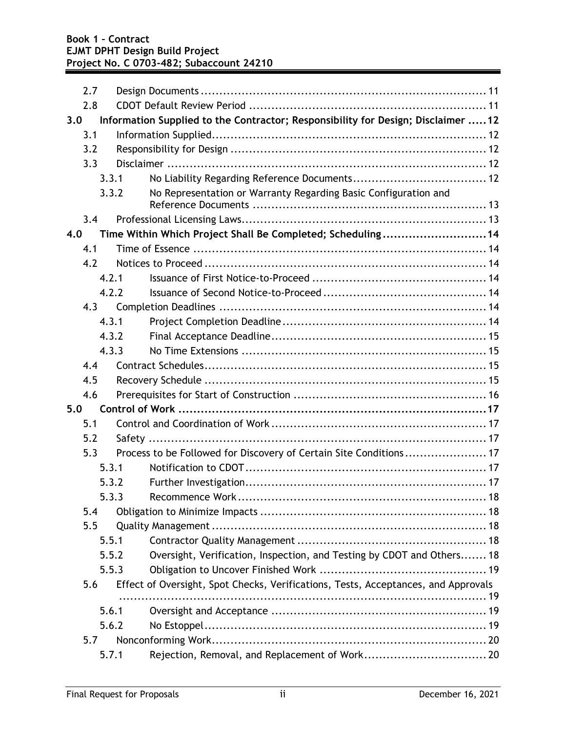| | | |
|---|---|---|
| 2.7 | Design Documents | 11 |
| 2.8 | CDOT Default Review Period | 11 |
| **3.0** | **Information Supplied to the Contractor; Responsibility for Design; Disclaimer** | **12** |
| 3.1 | Information Supplied | 12 |
| 3.2 | Responsibility for Design | 12 |
| 3.3 | Disclaimer | 12 |
| 3.3.1 | No Liability Regarding Reference Documents | 12 |
| 3.3.2 | No Representation or Warranty Regarding Basic Configuration and Reference Documents | 13 |
| 3.4 | Professional Licensing Laws | 13 |
| **4.0** | **Time Within Which Project Shall Be Completed; Scheduling** | **14** |
| 4.1 | Time of Essence | 14 |
| 4.2 | Notices to Proceed | 14 |
| 4.2.1 | Issuance of First Notice-to-Proceed | 14 |
| 4.2.2 | Issuance of Second Notice-to-Proceed | 14 |
| 4.3 | Completion Deadlines | 14 |
| 4.3.1 | Project Completion Deadline | 14 |
| 4.3.2 | Final Acceptance Deadline | 15 |
| 4.3.3 | No Time Extensions | 15 |
| 4.4 | Contract Schedules | 15 |
| 4.5 | Recovery Schedule | 15 |
| 4.6 | Prerequisites for Start of Construction | 16 |
| **5.0** | **Control of Work** | **17** |
| 5.1 | Control and Coordination of Work | 17 |
| 5.2 | Safety | 17 |
| 5.3 | Process to be Followed for Discovery of Certain Site Conditions | 17 |
| 5.3.1 | Notification to CDOT | 17 |
| 5.3.2 | Further Investigation | 17 |
| 5.3.3 | Recommence Work | 18 |
| 5.4 | Obligation to Minimize Impacts | 18 |
| 5.5 | Quality Management | 18 |
| 5.5.1 | Contractor Quality Management | 18 |
| 5.5.2 | Oversight, Verification, Inspection, and Testing by CDOT and Others | 18 |
| 5.5.3 | Obligation to Uncover Finished Work | 19 |
| 5.6 | Effect of Oversight, Spot Checks, Verifications, Tests, Acceptances, and Approvals | 19 |
| 5.6.1 | Oversight and Acceptance | 19 |
| 5.6.2 | No Estoppel | 19 |
| 5.7 | Nonconforming Work | 20 |
| 5.7.1 | Rejection, Removal, and Replacement of Work | 20 |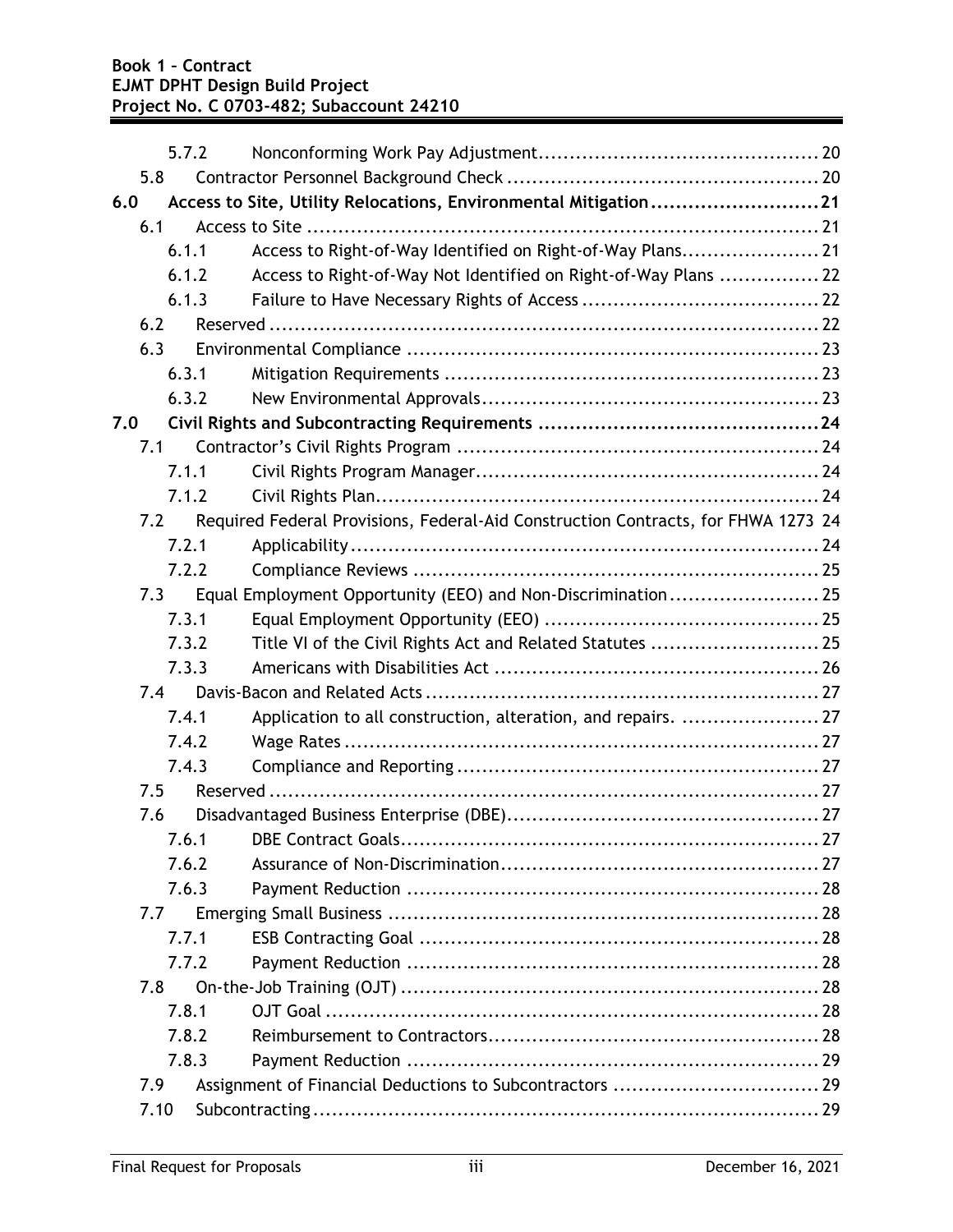5.7.2 Nonconforming Work Pay Adjustment ... 20

5.8 Contractor Personnel Background Check ... 20

**6.0 Access to Site, Utility Relocations, Environmental Mitigation ... 21**

6.1 Access to Site ... 21

6.1.1 Access to Right-of-Way Identified on Right-of-Way Plans ... 21

6.1.2 Access to Right-of-Way Not Identified on Right-of-Way Plans ... 22

6.1.3 Failure to Have Necessary Rights of Access ... 22

6.2 Reserved ... 22

6.3 Environmental Compliance ... 23

6.3.1 Mitigation Requirements ... 23

6.3.2 New Environmental Approvals ... 23

**7.0 Civil Rights and Subcontracting Requirements ... 24**

7.1 Contractor's Civil Rights Program ... 24

7.1.1 Civil Rights Program Manager ... 24

7.1.2 Civil Rights Plan ... 24

7.2 Required Federal Provisions, Federal-Aid Construction Contracts, for FHWA 1273 24

7.2.1 Applicability ... 24

7.2.2 Compliance Reviews ... 25

7.3 Equal Employment Opportunity (EEO) and Non-Discrimination ... 25

7.3.1 Equal Employment Opportunity (EEO) ... 25

7.3.2 Title VI of the Civil Rights Act and Related Statutes ... 25

7.3.3 Americans with Disabilities Act ... 26

7.4 Davis-Bacon and Related Acts ... 27

7.4.1 Application to all construction, alteration, and repairs. ... 27

7.4.2 Wage Rates ... 27

7.4.3 Compliance and Reporting ... 27

7.5 Reserved ... 27

7.6 Disadvantaged Business Enterprise (DBE) ... 27

7.6.1 DBE Contract Goals ... 27

7.6.2 Assurance of Non-Discrimination ... 27

7.6.3 Payment Reduction ... 28

7.7 Emerging Small Business ... 28

7.7.1 ESB Contracting Goal ... 28

7.7.2 Payment Reduction ... 28

7.8 On-the-Job Training (OJT) ... 28

7.8.1 OJT Goal ... 28

7.8.2 Reimbursement to Contractors ... 28

7.8.3 Payment Reduction ... 29

7.9 Assignment of Financial Deductions to Subcontractors ... 29

7.10 Subcontracting ... 29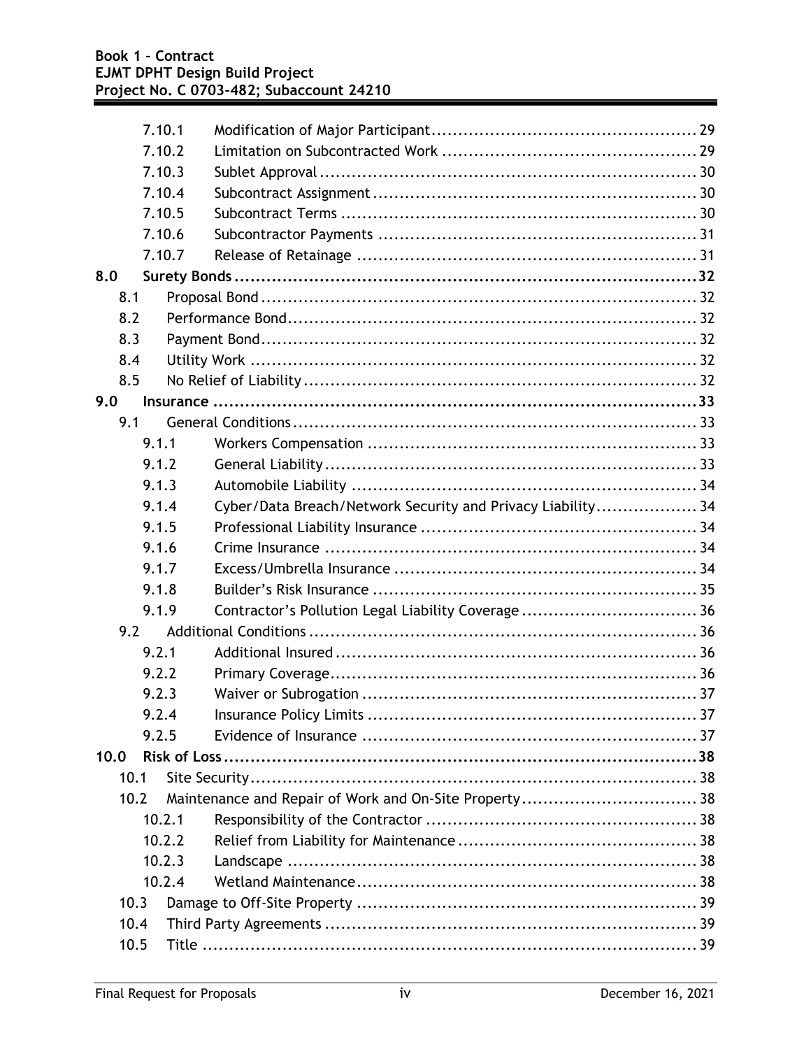| | | |
|---|---|---|
| 7.10.1 | Modification of Major Participant | 29 |
| 7.10.2 | Limitation on Subcontracted Work | 29 |
| 7.10.3 | Sublet Approval | 30 |
| 7.10.4 | Subcontract Assignment | 30 |
| 7.10.5 | Subcontract Terms | 30 |
| 7.10.6 | Subcontractor Payments | 31 |
| 7.10.7 | Release of Retainage | 31 |
| **8.0** | **Surety Bonds** | **32** |
| 8.1 | Proposal Bond | 32 |
| 8.2 | Performance Bond | 32 |
| 8.3 | Payment Bond | 32 |
| 8.4 | Utility Work | 32 |
| 8.5 | No Relief of Liability | 32 |
| **9.0** | **Insurance** | **33** |
| 9.1 | General Conditions | 33 |
| 9.1.1 | Workers Compensation | 33 |
| 9.1.2 | General Liability | 33 |
| 9.1.3 | Automobile Liability | 34 |
| 9.1.4 | Cyber/Data Breach/Network Security and Privacy Liability | 34 |
| 9.1.5 | Professional Liability Insurance | 34 |
| 9.1.6 | Crime Insurance | 34 |
| 9.1.7 | Excess/Umbrella Insurance | 34 |
| 9.1.8 | Builder's Risk Insurance | 35 |
| 9.1.9 | Contractor's Pollution Legal Liability Coverage | 36 |
| 9.2 | Additional Conditions | 36 |
| 9.2.1 | Additional Insured | 36 |
| 9.2.2 | Primary Coverage | 36 |
| 9.2.3 | Waiver or Subrogation | 37 |
| 9.2.4 | Insurance Policy Limits | 37 |
| 9.2.5 | Evidence of Insurance | 37 |
| **10.0** | **Risk of Loss** | **38** |
| 10.1 | Site Security | 38 |
| 10.2 | Maintenance and Repair of Work and On-Site Property | 38 |
| 10.2.1 | Responsibility of the Contractor | 38 |
| 10.2.2 | Relief from Liability for Maintenance | 38 |
| 10.2.3 | Landscape | 38 |
| 10.2.4 | Wetland Maintenance | 38 |
| 10.3 | Damage to Off-Site Property | 39 |
| 10.4 | Third Party Agreements | 39 |
| 10.5 | Title | 39 |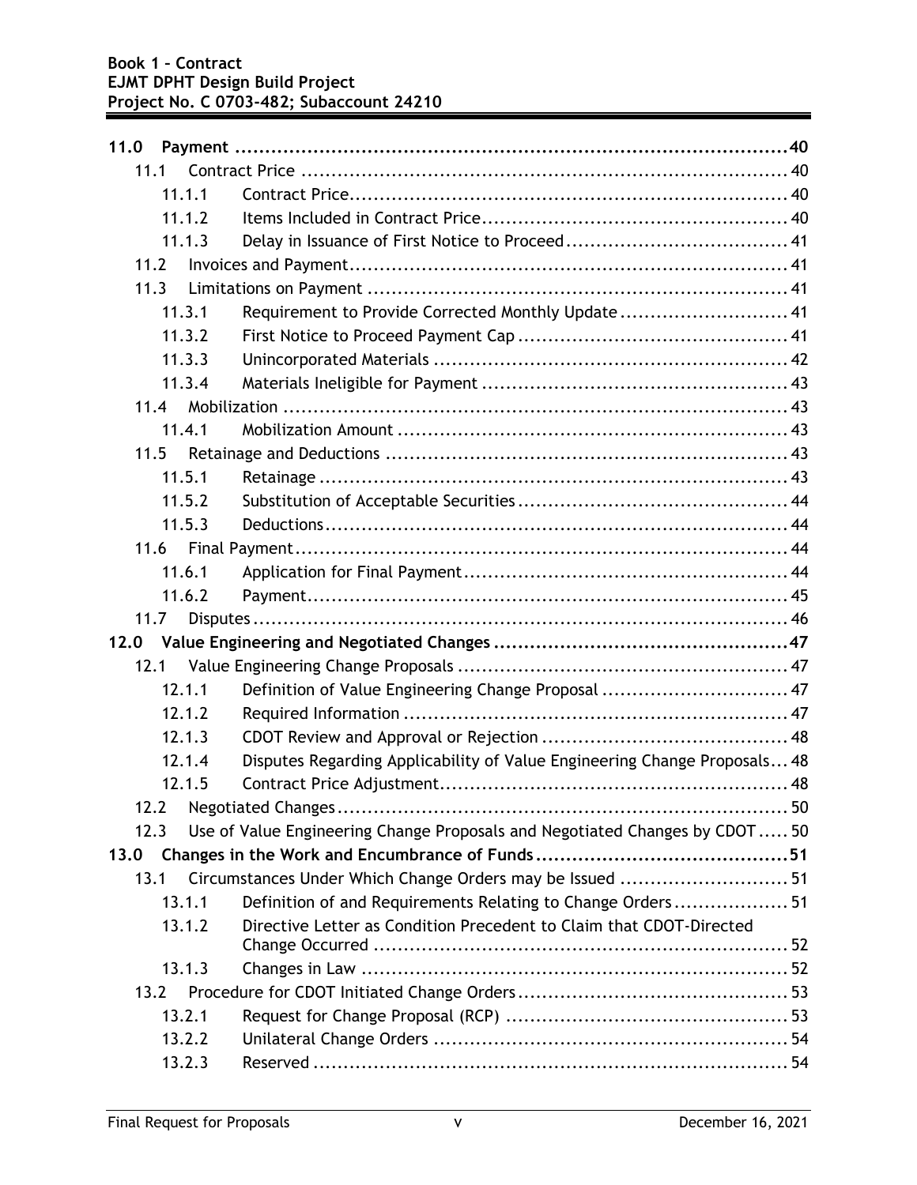| | | |
|---|---|---|
| **11.0 Payment** | | **40** |
| 11.1 Contract Price | | 40 |
| 11.1.1 | Contract Price | 40 |
| 11.1.2 | Items Included in Contract Price | 40 |
| 11.1.3 | Delay in Issuance of First Notice to Proceed | 41 |
| 11.2 Invoices and Payment | | 41 |
| 11.3 Limitations on Payment | | 41 |
| 11.3.1 | Requirement to Provide Corrected Monthly Update | 41 |
| 11.3.2 | First Notice to Proceed Payment Cap | 41 |
| 11.3.3 | Unincorporated Materials | 42 |
| 11.3.4 | Materials Ineligible for Payment | 43 |
| 11.4 Mobilization | | 43 |
| 11.4.1 | Mobilization Amount | 43 |
| 11.5 Retainage and Deductions | | 43 |
| 11.5.1 | Retainage | 43 |
| 11.5.2 | Substitution of Acceptable Securities | 44 |
| 11.5.3 | Deductions | 44 |
| 11.6 Final Payment | | 44 |
| 11.6.1 | Application for Final Payment | 44 |
| 11.6.2 | Payment | 45 |
| 11.7 Disputes | | 46 |
| **12.0 Value Engineering and Negotiated Changes** | | **47** |
| 12.1 Value Engineering Change Proposals | | 47 |
| 12.1.1 | Definition of Value Engineering Change Proposal | 47 |
| 12.1.2 | Required Information | 47 |
| 12.1.3 | CDOT Review and Approval or Rejection | 48 |
| 12.1.4 | Disputes Regarding Applicability of Value Engineering Change Proposals | 48 |
| 12.1.5 | Contract Price Adjustment | 48 |
| 12.2 Negotiated Changes | | 50 |
| 12.3 Use of Value Engineering Change Proposals and Negotiated Changes by CDOT | | 50 |
| **13.0 Changes in the Work and Encumbrance of Funds** | | **51** |
| 13.1 Circumstances Under Which Change Orders may be Issued | | 51 |
| 13.1.1 | Definition of and Requirements Relating to Change Orders | 51 |
| 13.1.2 | Directive Letter as Condition Precedent to Claim that CDOT-Directed Change Occurred | 52 |
| 13.1.3 | Changes in Law | 52 |
| 13.2 Procedure for CDOT Initiated Change Orders | | 53 |
| 13.2.1 | Request for Change Proposal (RCP) | 53 |
| 13.2.2 | Unilateral Change Orders | 54 |
| 13.2.3 | Reserved | 54 |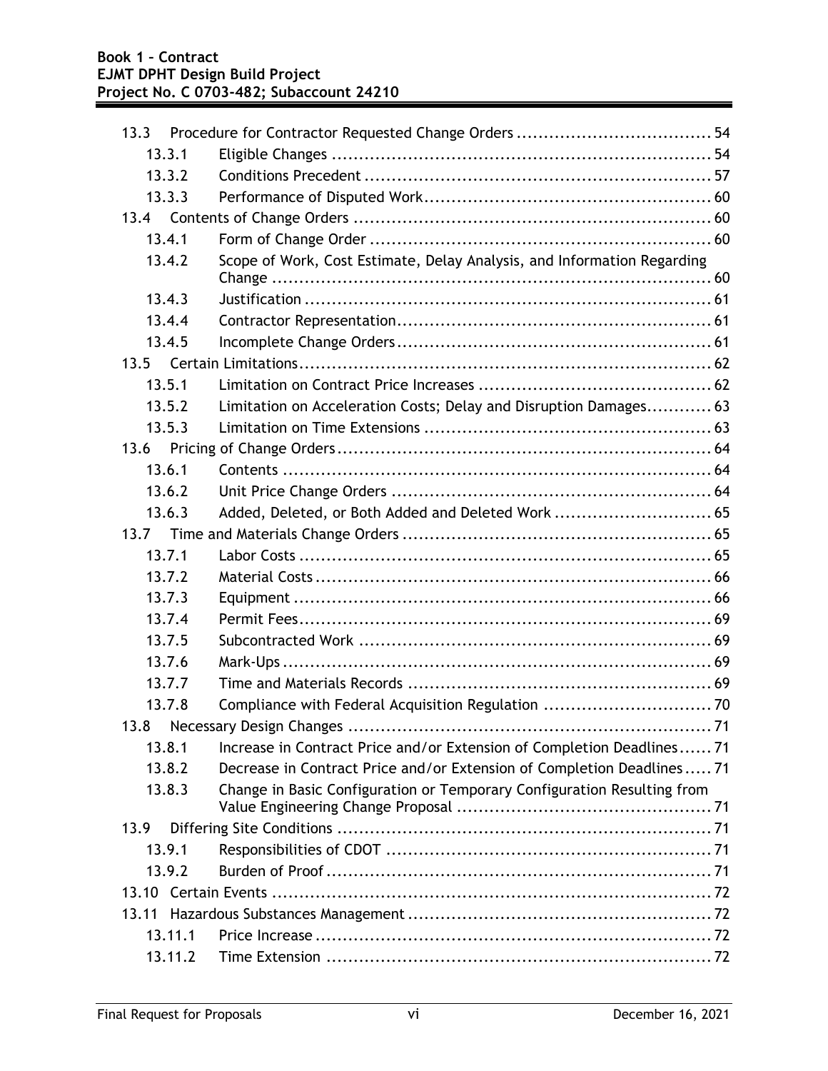| | | |
|---|---|---|
| 13.3 | Procedure for Contractor Requested Change Orders | 54 |
| 13.3.1 | Eligible Changes | 54 |
| 13.3.2 | Conditions Precedent | 57 |
| 13.3.3 | Performance of Disputed Work | 60 |
| 13.4 | Contents of Change Orders | 60 |
| 13.4.1 | Form of Change Order | 60 |
| 13.4.2 | Scope of Work, Cost Estimate, Delay Analysis, and Information Regarding Change | 60 |
| 13.4.3 | Justification | 61 |
| 13.4.4 | Contractor Representation | 61 |
| 13.4.5 | Incomplete Change Orders | 61 |
| 13.5 | Certain Limitations | 62 |
| 13.5.1 | Limitation on Contract Price Increases | 62 |
| 13.5.2 | Limitation on Acceleration Costs; Delay and Disruption Damages | 63 |
| 13.5.3 | Limitation on Time Extensions | 63 |
| 13.6 | Pricing of Change Orders | 64 |
| 13.6.1 | Contents | 64 |
| 13.6.2 | Unit Price Change Orders | 64 |
| 13.6.3 | Added, Deleted, or Both Added and Deleted Work | 65 |
| 13.7 | Time and Materials Change Orders | 65 |
| 13.7.1 | Labor Costs | 65 |
| 13.7.2 | Material Costs | 66 |
| 13.7.3 | Equipment | 66 |
| 13.7.4 | Permit Fees | 69 |
| 13.7.5 | Subcontracted Work | 69 |
| 13.7.6 | Mark-Ups | 69 |
| 13.7.7 | Time and Materials Records | 69 |
| 13.7.8 | Compliance with Federal Acquisition Regulation | 70 |
| 13.8 | Necessary Design Changes | 71 |
| 13.8.1 | Increase in Contract Price and/or Extension of Completion Deadlines | 71 |
| 13.8.2 | Decrease in Contract Price and/or Extension of Completion Deadlines | 71 |
| 13.8.3 | Change in Basic Configuration or Temporary Configuration Resulting from Value Engineering Change Proposal | 71 |
| 13.9 | Differing Site Conditions | 71 |
| 13.9.1 | Responsibilities of CDOT | 71 |
| 13.9.2 | Burden of Proof | 71 |
| 13.10 | Certain Events | 72 |
| 13.11 | Hazardous Substances Management | 72 |
| 13.11.1 | Price Increase | 72 |
| 13.11.2 | Time Extension | 72 |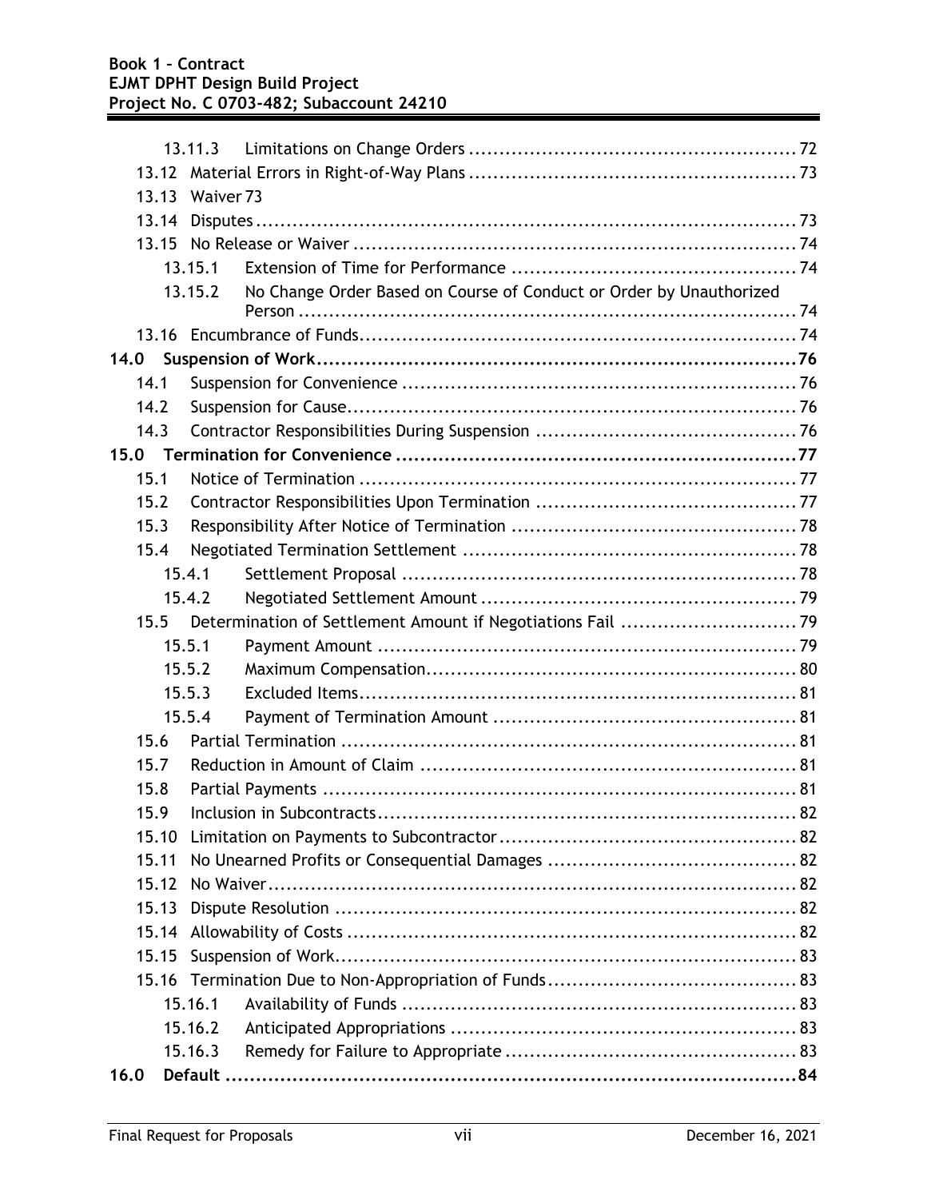13.11.3 Limitations on Change Orders ..................................................... 72

13.12 Material Errors in Right-of-Way Plans ..................................................... 73

13.13 Waiver 73

13.14 Disputes ........................................................................................ 73

13.15 No Release or Waiver ........................................................................ 74

13.15.1 Extension of Time for Performance ............................................... 74

13.15.2 No Change Order Based on Course of Conduct or Order by Unauthorized Person ................................................................................. 74

13.16 Encumbrance of Funds........................................................................ 74

**14.0 Suspension of Work............................................................................... 76**

14.1 Suspension for Convenience ................................................................ 76

14.2 Suspension for Cause.......................................................................... 76

14.3 Contractor Responsibilities During Suspension .......................................... 76

**15.0 Termination for Convenience ................................................................. 77**

15.1 Notice of Termination ........................................................................ 77

15.2 Contractor Responsibilities Upon Termination ........................................... 77

15.3 Responsibility After Notice of Termination ............................................... 78

15.4 Negotiated Termination Settlement ...................................................... 78

15.4.1 Settlement Proposal ................................................................ 78

15.4.2 Negotiated Settlement Amount .................................................... 79

15.5 Determination of Settlement Amount if Negotiations Fail ............................ 79

15.5.1 Payment Amount .................................................................... 79

15.5.2 Maximum Compensation............................................................ 80

15.5.3 Excluded Items....................................................................... 81

15.5.4 Payment of Termination Amount ................................................. 81

15.6 Partial Termination ........................................................................... 81

15.7 Reduction in Amount of Claim .............................................................. 81

15.8 Partial Payments .............................................................................. 81

15.9 Inclusion in Subcontracts..................................................................... 82

15.10 Limitation on Payments to Subcontractor................................................. 82

15.11 No Unearned Profits or Consequential Damages ......................................... 82

15.12 No Waiver....................................................................................... 82

15.13 Dispute Resolution ........................................................................... 82

15.14 Allowability of Costs .......................................................................... 82

15.15 Suspension of Work............................................................................ 83

15.16 Termination Due to Non-Appropriation of Funds......................................... 83

15.16.1 Availability of Funds ................................................................ 83

15.16.2 Anticipated Appropriations ......................................................... 83

15.16.3 Remedy for Failure to Appropriate ................................................ 83

**16.0 Default ............................................................................................... 84**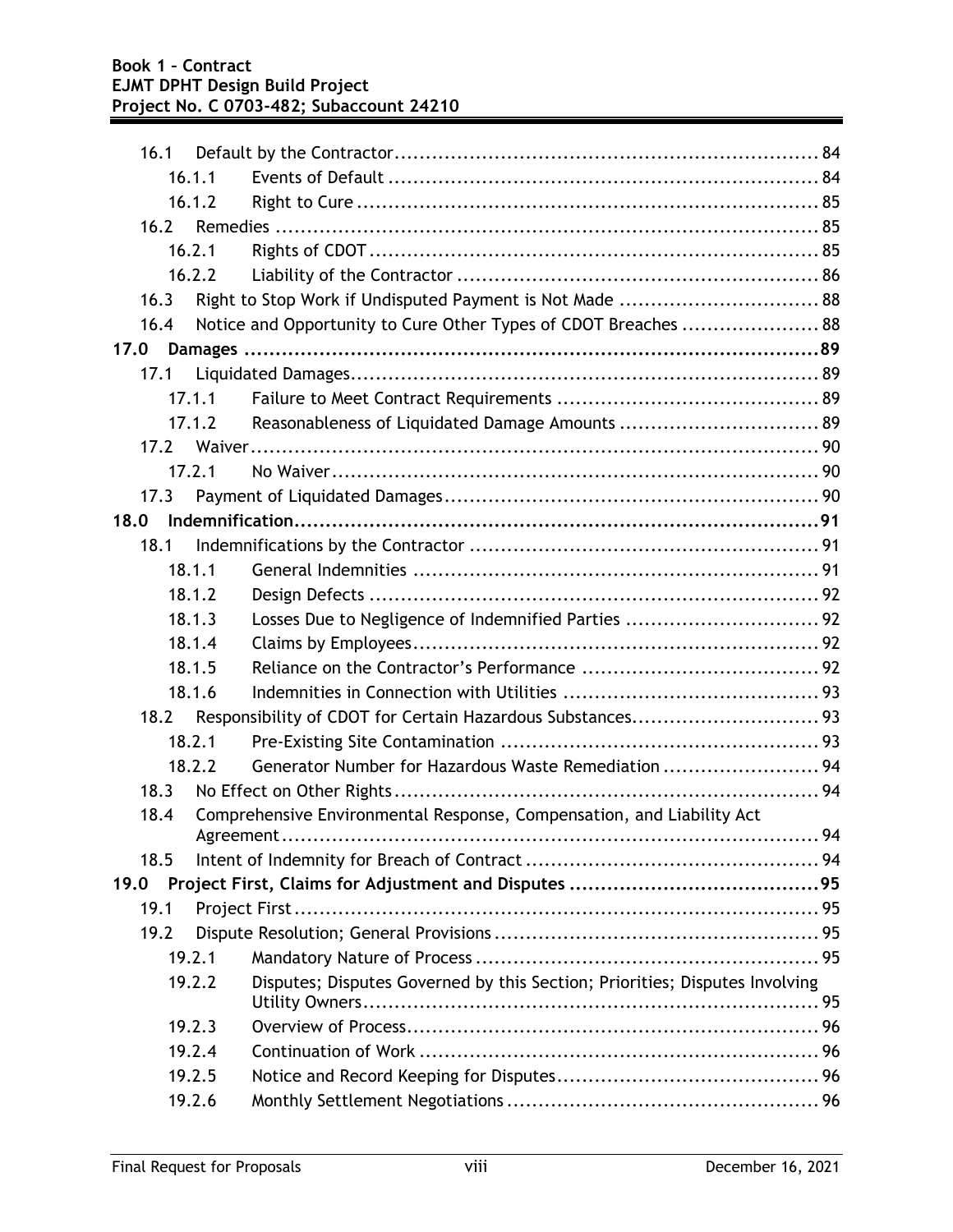| | | |
|---|---|---|
| 16.1 | Default by the Contractor | 84 |
| 16.1.1 | Events of Default | 84 |
| 16.1.2 | Right to Cure | 85 |
| 16.2 | Remedies | 85 |
| 16.2.1 | Rights of CDOT | 85 |
| 16.2.2 | Liability of the Contractor | 86 |
| 16.3 | Right to Stop Work if Undisputed Payment is Not Made | 88 |
| 16.4 | Notice and Opportunity to Cure Other Types of CDOT Breaches | 88 |
| **17.0** | **Damages** | **89** |
| 17.1 | Liquidated Damages | 89 |
| 17.1.1 | Failure to Meet Contract Requirements | 89 |
| 17.1.2 | Reasonableness of Liquidated Damage Amounts | 89 |
| 17.2 | Waiver | 90 |
| 17.2.1 | No Waiver | 90 |
| 17.3 | Payment of Liquidated Damages | 90 |
| **18.0** | **Indemnification** | **91** |
| 18.1 | Indemnifications by the Contractor | 91 |
| 18.1.1 | General Indemnities | 91 |
| 18.1.2 | Design Defects | 92 |
| 18.1.3 | Losses Due to Negligence of Indemnified Parties | 92 |
| 18.1.4 | Claims by Employees | 92 |
| 18.1.5 | Reliance on the Contractor's Performance | 92 |
| 18.1.6 | Indemnities in Connection with Utilities | 93 |
| 18.2 | Responsibility of CDOT for Certain Hazardous Substances | 93 |
| 18.2.1 | Pre-Existing Site Contamination | 93 |
| 18.2.2 | Generator Number for Hazardous Waste Remediation | 94 |
| 18.3 | No Effect on Other Rights | 94 |
| 18.4 | Comprehensive Environmental Response, Compensation, and Liability Act Agreement | 94 |
| 18.5 | Intent of Indemnity for Breach of Contract | 94 |
| **19.0** | **Project First, Claims for Adjustment and Disputes** | **95** |
| 19.1 | Project First | 95 |
| 19.2 | Dispute Resolution; General Provisions | 95 |
| 19.2.1 | Mandatory Nature of Process | 95 |
| 19.2.2 | Disputes; Disputes Governed by this Section; Priorities; Disputes Involving Utility Owners | 95 |
| 19.2.3 | Overview of Process | 96 |
| 19.2.4 | Continuation of Work | 96 |
| 19.2.5 | Notice and Record Keeping for Disputes | 96 |
| 19.2.6 | Monthly Settlement Negotiations | 96 |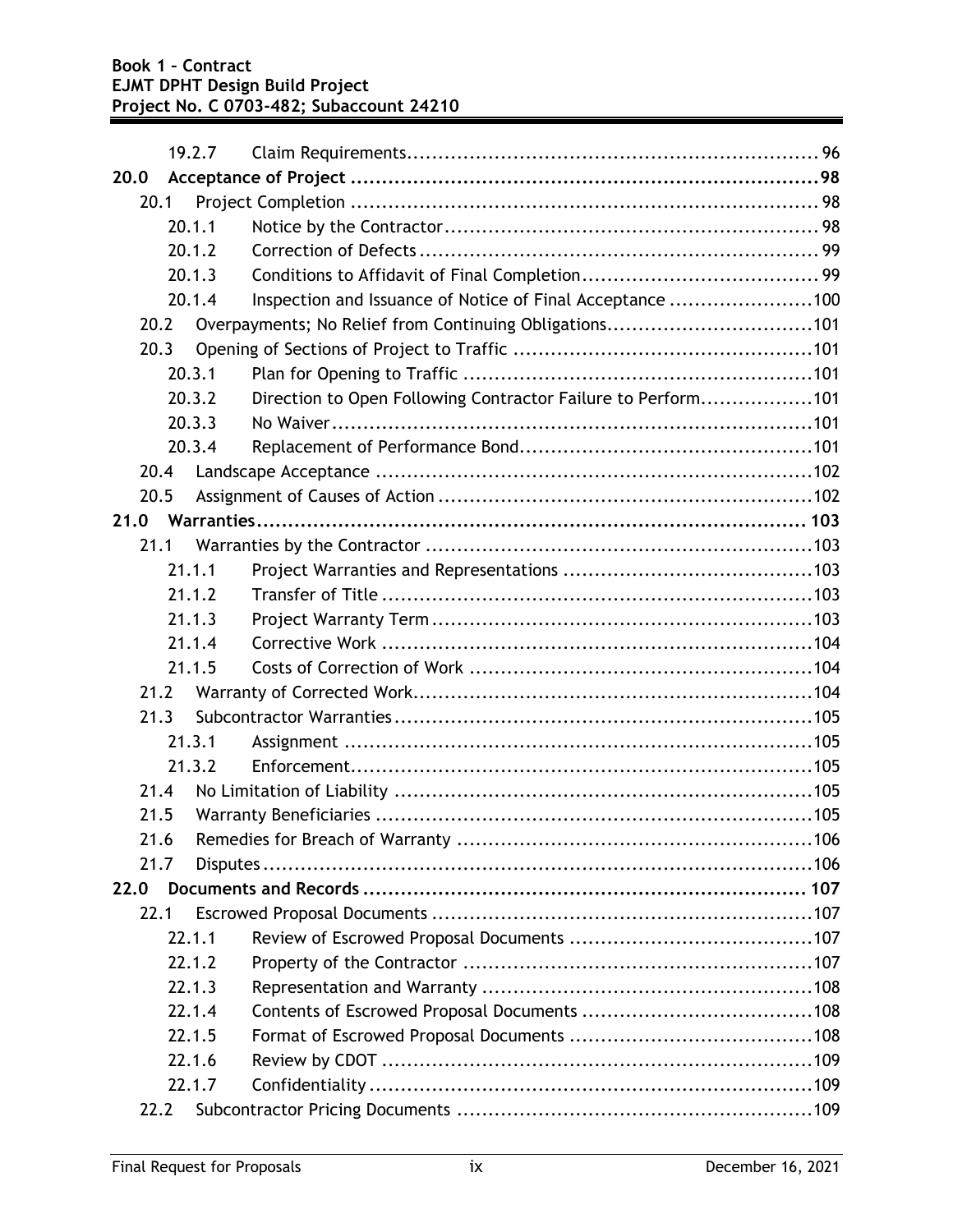19.2.7 Claim Requirements ..... 96

**20.0 Acceptance of Project ..... 98**

20.1 Project Completion ..... 98

20.1.1 Notice by the Contractor ..... 98

20.1.2 Correction of Defects ..... 99

20.1.3 Conditions to Affidavit of Final Completion ..... 99

20.1.4 Inspection and Issuance of Notice of Final Acceptance ..... 100

20.2 Overpayments; No Relief from Continuing Obligations ..... 101

20.3 Opening of Sections of Project to Traffic ..... 101

20.3.1 Plan for Opening to Traffic ..... 101

20.3.2 Direction to Open Following Contractor Failure to Perform ..... 101

20.3.3 No Waiver ..... 101

20.3.4 Replacement of Performance Bond ..... 101

20.4 Landscape Acceptance ..... 102

20.5 Assignment of Causes of Action ..... 102

**21.0 Warranties ..... 103**

21.1 Warranties by the Contractor ..... 103

21.1.1 Project Warranties and Representations ..... 103

21.1.2 Transfer of Title ..... 103

21.1.3 Project Warranty Term ..... 103

21.1.4 Corrective Work ..... 104

21.1.5 Costs of Correction of Work ..... 104

21.2 Warranty of Corrected Work ..... 104

21.3 Subcontractor Warranties ..... 105

21.3.1 Assignment ..... 105

21.3.2 Enforcement ..... 105

21.4 No Limitation of Liability ..... 105

21.5 Warranty Beneficiaries ..... 105

21.6 Remedies for Breach of Warranty ..... 106

21.7 Disputes ..... 106

**22.0 Documents and Records ..... 107**

22.1 Escrowed Proposal Documents ..... 107

22.1.1 Review of Escrowed Proposal Documents ..... 107

22.1.2 Property of the Contractor ..... 107

22.1.3 Representation and Warranty ..... 108

22.1.4 Contents of Escrowed Proposal Documents ..... 108

22.1.5 Format of Escrowed Proposal Documents ..... 108

22.1.6 Review by CDOT ..... 109

22.1.7 Confidentiality ..... 109

22.2 Subcontractor Pricing Documents ..... 109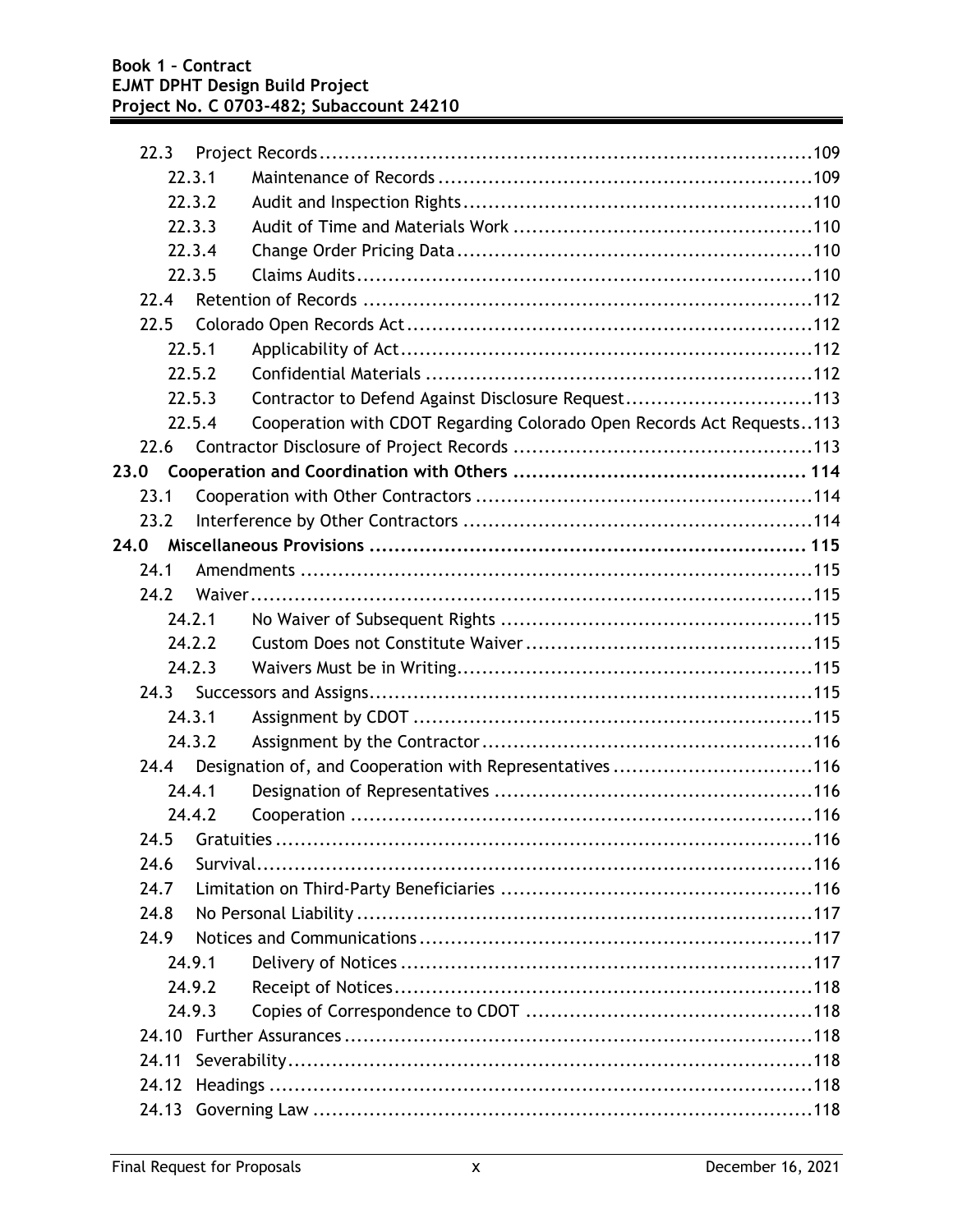22.3 Project Records .....109
22.3.1 Maintenance of Records .....109
22.3.2 Audit and Inspection Rights .....110
22.3.3 Audit of Time and Materials Work .....110
22.3.4 Change Order Pricing Data .....110
22.3.5 Claims Audits .....110
22.4 Retention of Records .....112
22.5 Colorado Open Records Act .....112
22.5.1 Applicability of Act .....112
22.5.2 Confidential Materials .....112
22.5.3 Contractor to Defend Against Disclosure Request .....113
22.5.4 Cooperation with CDOT Regarding Colorado Open Records Act Requests .....113
22.6 Contractor Disclosure of Project Records .....113

**23.0 Cooperation and Coordination with Others .....114**

23.1 Cooperation with Other Contractors .....114
23.2 Interference by Other Contractors .....114

**24.0 Miscellaneous Provisions .....115**

24.1 Amendments .....115
24.2 Waiver .....115
24.2.1 No Waiver of Subsequent Rights .....115
24.2.2 Custom Does not Constitute Waiver .....115
24.2.3 Waivers Must be in Writing .....115
24.3 Successors and Assigns .....115
24.3.1 Assignment by CDOT .....115
24.3.2 Assignment by the Contractor .....116
24.4 Designation of, and Cooperation with Representatives .....116
24.4.1 Designation of Representatives .....116
24.4.2 Cooperation .....116
24.5 Gratuities .....116
24.6 Survival .....116
24.7 Limitation on Third-Party Beneficiaries .....116
24.8 No Personal Liability .....117
24.9 Notices and Communications .....117
24.9.1 Delivery of Notices .....117
24.9.2 Receipt of Notices .....118
24.9.3 Copies of Correspondence to CDOT .....118
24.10 Further Assurances .....118
24.11 Severability .....118
24.12 Headings .....118
24.13 Governing Law .....118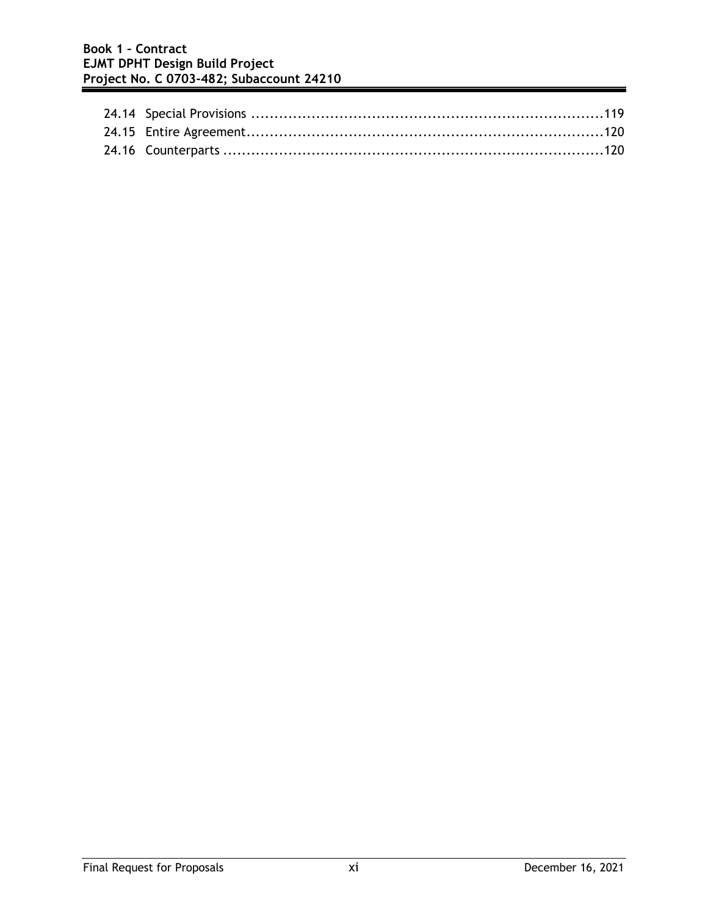24.14 Special Provisions ............................................................................119
24.15 Entire Agreement..............................................................................120
24.16 Counterparts ...................................................................................120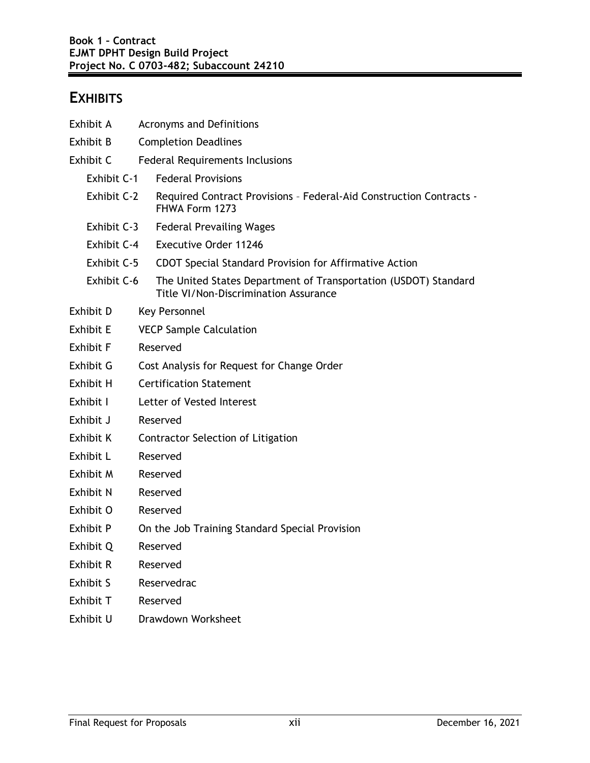# EXHIBITS

| | |
|---|---|
| Exhibit A | Acronyms and Definitions |
| Exhibit B | Completion Deadlines |
| Exhibit C | Federal Requirements Inclusions |
| Exhibit C-1 | Federal Provisions |
| Exhibit C-2 | Required Contract Provisions – Federal-Aid Construction Contracts - FHWA Form 1273 |
| Exhibit C-3 | Federal Prevailing Wages |
| Exhibit C-4 | Executive Order 11246 |
| Exhibit C-5 | CDOT Special Standard Provision for Affirmative Action |
| Exhibit C-6 | The United States Department of Transportation (USDOT) Standard Title VI/Non-Discrimination Assurance |
| Exhibit D | Key Personnel |
| Exhibit E | VECP Sample Calculation |
| Exhibit F | Reserved |
| Exhibit G | Cost Analysis for Request for Change Order |
| Exhibit H | Certification Statement |
| Exhibit I | Letter of Vested Interest |
| Exhibit J | Reserved |
| Exhibit K | Contractor Selection of Litigation |
| Exhibit L | Reserved |
| Exhibit M | Reserved |
| Exhibit N | Reserved |
| Exhibit O | Reserved |
| Exhibit P | On the Job Training Standard Special Provision |
| Exhibit Q | Reserved |
| Exhibit R | Reserved |
| Exhibit S | Reservedrac |
| Exhibit T | Reserved |
| Exhibit U | Drawdown Worksheet |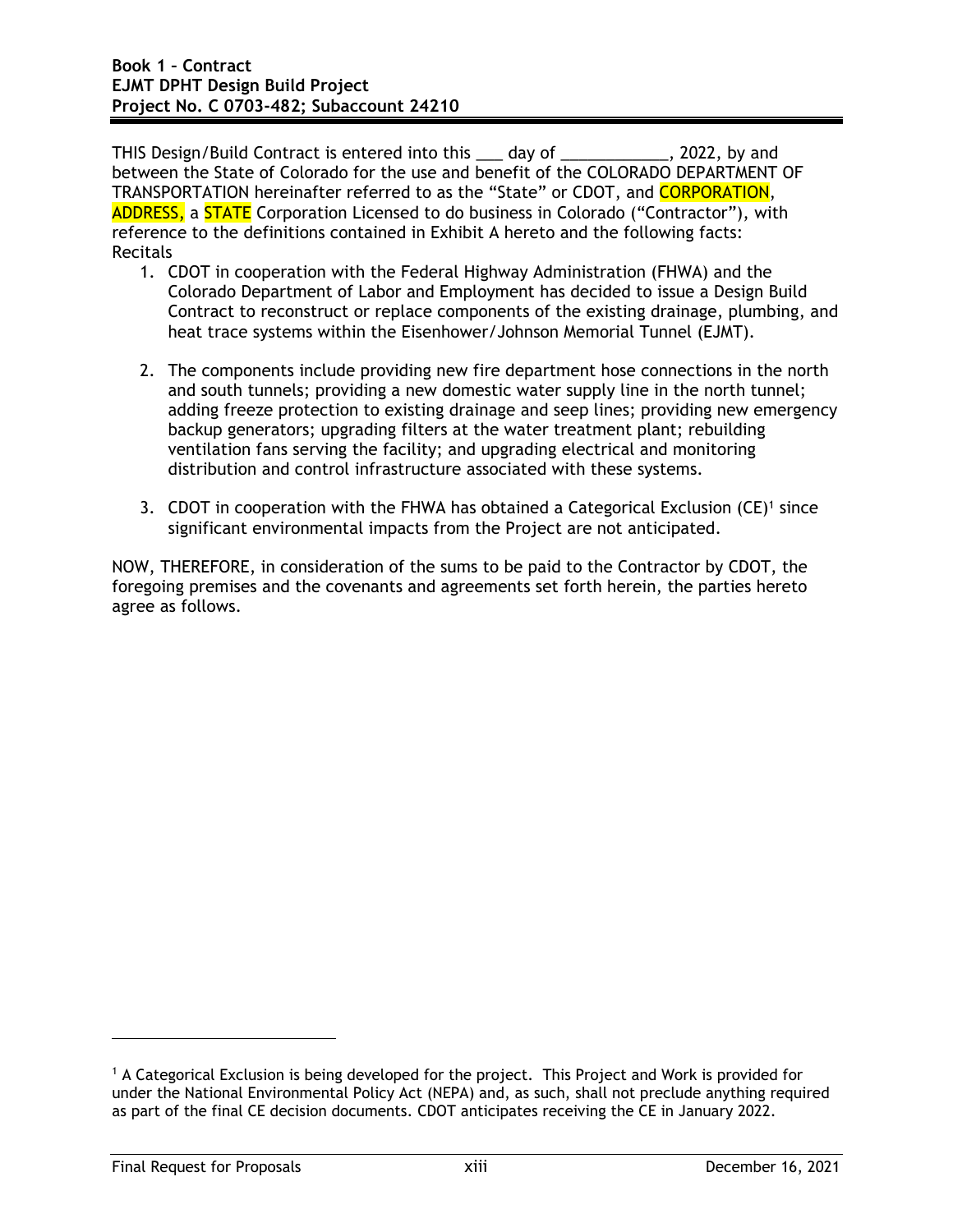THIS Design/Build Contract is entered into this ___ day of ____________, 2022, by and between the State of Colorado for the use and benefit of the COLORADO DEPARTMENT OF TRANSPORTATION hereinafter referred to as the "State" or CDOT, and CORPORATION, ADDRESS, a STATE Corporation Licensed to do business in Colorado ("Contractor"), with reference to the definitions contained in Exhibit A hereto and the following facts:

Recitals

1. CDOT in cooperation with the Federal Highway Administration (FHWA) and the Colorado Department of Labor and Employment has decided to issue a Design Build Contract to reconstruct or replace components of the existing drainage, plumbing, and heat trace systems within the Eisenhower/Johnson Memorial Tunnel (EJMT).

2. The components include providing new fire department hose connections in the north and south tunnels; providing a new domestic water supply line in the north tunnel; adding freeze protection to existing drainage and seep lines; providing new emergency backup generators; upgrading filters at the water treatment plant; rebuilding ventilation fans serving the facility; and upgrading electrical and monitoring distribution and control infrastructure associated with these systems.

3. CDOT in cooperation with the FHWA has obtained a Categorical Exclusion (CE)[1] since significant environmental impacts from the Project are not anticipated.

NOW, THEREFORE, in consideration of the sums to be paid to the Contractor by CDOT, the foregoing premises and the covenants and agreements set forth herein, the parties hereto agree as follows.

---

[1] A Categorical Exclusion is being developed for the project. This Project and Work is provided for under the National Environmental Policy Act (NEPA) and, as such, shall not preclude anything required as part of the final CE decision documents. CDOT anticipates receiving the CE in January 2022.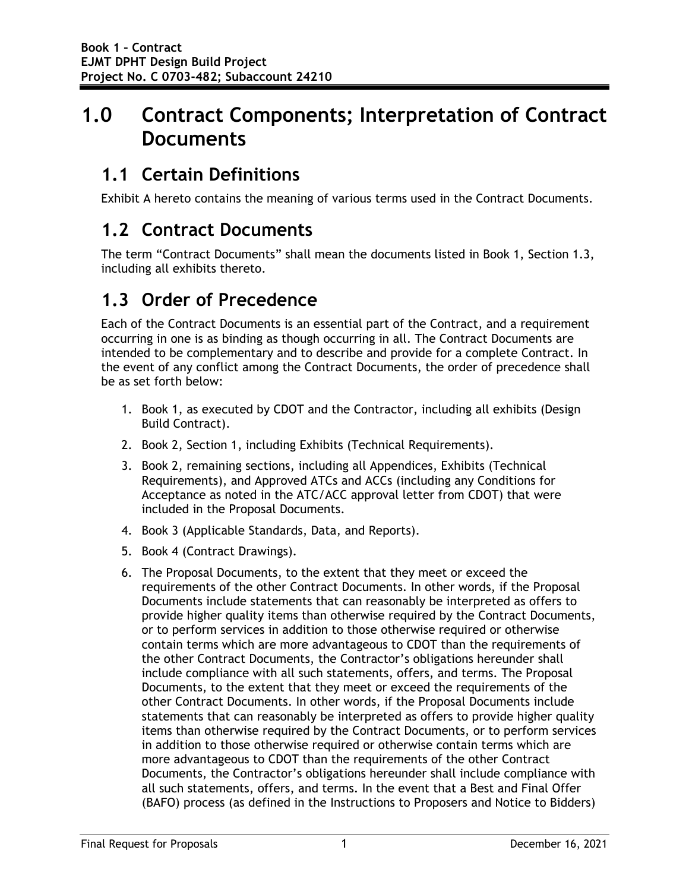# 1.0 Contract Components; Interpretation of Contract Documents

## 1.1 Certain Definitions

Exhibit A hereto contains the meaning of various terms used in the Contract Documents.

## 1.2 Contract Documents

The term "Contract Documents" shall mean the documents listed in Book 1, Section 1.3, including all exhibits thereto.

## 1.3 Order of Precedence

Each of the Contract Documents is an essential part of the Contract, and a requirement occurring in one is as binding as though occurring in all. The Contract Documents are intended to be complementary and to describe and provide for a complete Contract. In the event of any conflict among the Contract Documents, the order of precedence shall be as set forth below:

1. Book 1, as executed by CDOT and the Contractor, including all exhibits (Design Build Contract).
2. Book 2, Section 1, including Exhibits (Technical Requirements).
3. Book 2, remaining sections, including all Appendices, Exhibits (Technical Requirements), and Approved ATCs and ACCs (including any Conditions for Acceptance as noted in the ATC/ACC approval letter from CDOT) that were included in the Proposal Documents.
4. Book 3 (Applicable Standards, Data, and Reports).
5. Book 4 (Contract Drawings).
6. The Proposal Documents, to the extent that they meet or exceed the requirements of the other Contract Documents. In other words, if the Proposal Documents include statements that can reasonably be interpreted as offers to provide higher quality items than otherwise required by the Contract Documents, or to perform services in addition to those otherwise required or otherwise contain terms which are more advantageous to CDOT than the requirements of the other Contract Documents, the Contractor's obligations hereunder shall include compliance with all such statements, offers, and terms. The Proposal Documents, to the extent that they meet or exceed the requirements of the other Contract Documents. In other words, if the Proposal Documents include statements that can reasonably be interpreted as offers to provide higher quality items than otherwise required by the Contract Documents, or to perform services in addition to those otherwise required or otherwise contain terms which are more advantageous to CDOT than the requirements of the other Contract Documents, the Contractor's obligations hereunder shall include compliance with all such statements, offers, and terms. In the event that a Best and Final Offer (BAFO) process (as defined in the Instructions to Proposers and Notice to Bidders)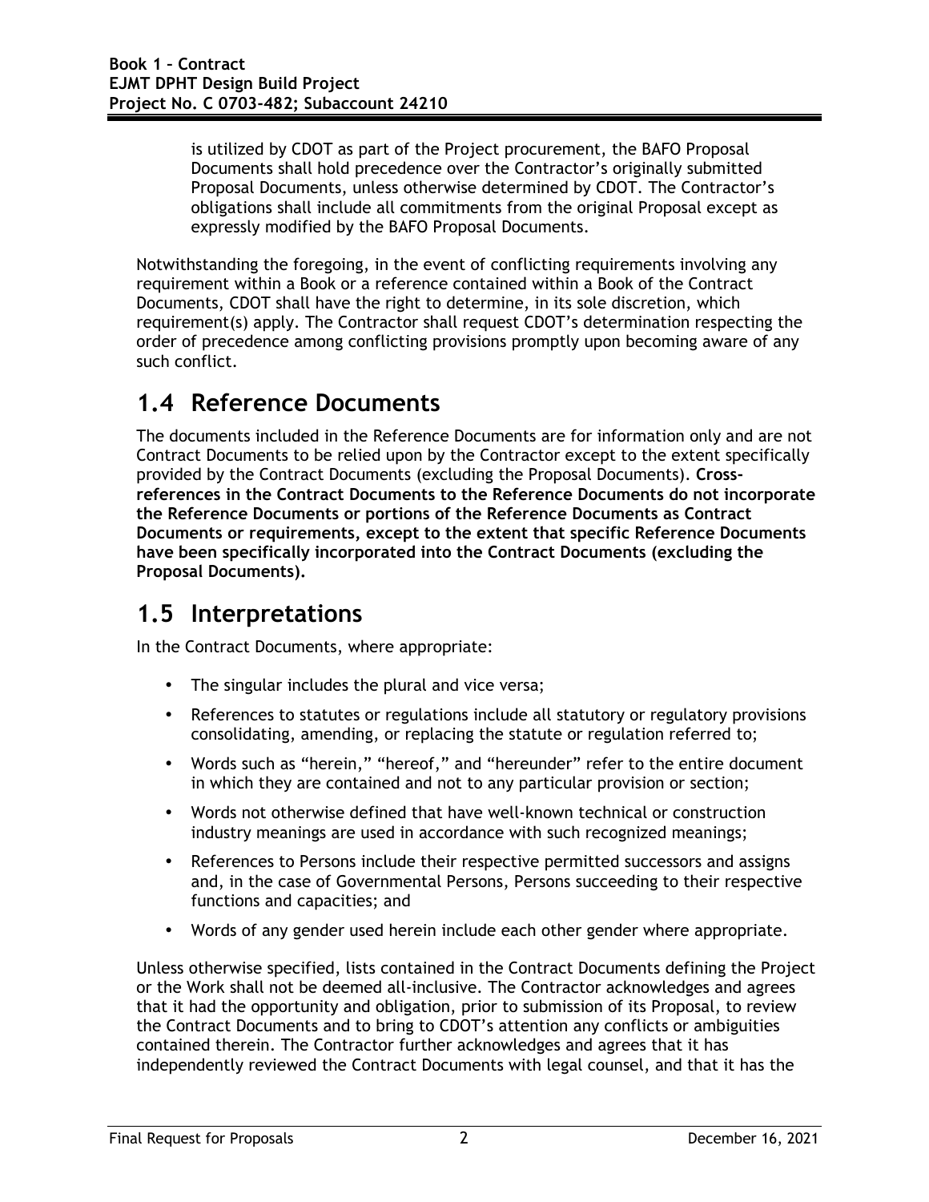is utilized by CDOT as part of the Project procurement, the BAFO Proposal Documents shall hold precedence over the Contractor's originally submitted Proposal Documents, unless otherwise determined by CDOT. The Contractor's obligations shall include all commitments from the original Proposal except as expressly modified by the BAFO Proposal Documents.

Notwithstanding the foregoing, in the event of conflicting requirements involving any requirement within a Book or a reference contained within a Book of the Contract Documents, CDOT shall have the right to determine, in its sole discretion, which requirement(s) apply. The Contractor shall request CDOT's determination respecting the order of precedence among conflicting provisions promptly upon becoming aware of any such conflict.

## 1.4 Reference Documents

The documents included in the Reference Documents are for information only and are not Contract Documents to be relied upon by the Contractor except to the extent specifically provided by the Contract Documents (excluding the Proposal Documents). **Cross-references in the Contract Documents to the Reference Documents do not incorporate the Reference Documents or portions of the Reference Documents as Contract Documents or requirements, except to the extent that specific Reference Documents have been specifically incorporated into the Contract Documents (excluding the Proposal Documents).**

## 1.5 Interpretations

In the Contract Documents, where appropriate:

- The singular includes the plural and vice versa;
- References to statutes or regulations include all statutory or regulatory provisions consolidating, amending, or replacing the statute or regulation referred to;
- Words such as "herein," "hereof," and "hereunder" refer to the entire document in which they are contained and not to any particular provision or section;
- Words not otherwise defined that have well-known technical or construction industry meanings are used in accordance with such recognized meanings;
- References to Persons include their respective permitted successors and assigns and, in the case of Governmental Persons, Persons succeeding to their respective functions and capacities; and
- Words of any gender used herein include each other gender where appropriate.

Unless otherwise specified, lists contained in the Contract Documents defining the Project or the Work shall not be deemed all-inclusive. The Contractor acknowledges and agrees that it had the opportunity and obligation, prior to submission of its Proposal, to review the Contract Documents and to bring to CDOT's attention any conflicts or ambiguities contained therein. The Contractor further acknowledges and agrees that it has independently reviewed the Contract Documents with legal counsel, and that it has the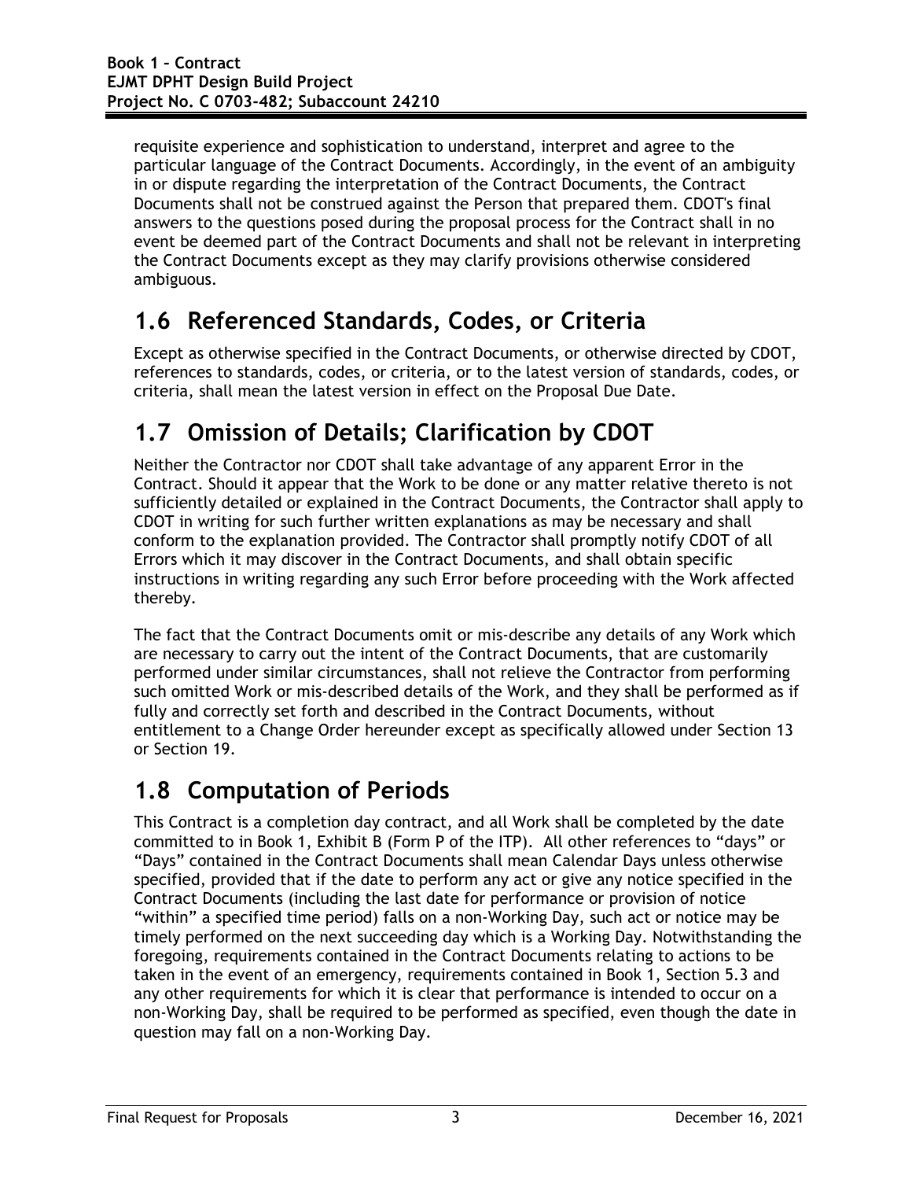requisite experience and sophistication to understand, interpret and agree to the particular language of the Contract Documents. Accordingly, in the event of an ambiguity in or dispute regarding the interpretation of the Contract Documents, the Contract Documents shall not be construed against the Person that prepared them. CDOT's final answers to the questions posed during the proposal process for the Contract shall in no event be deemed part of the Contract Documents and shall not be relevant in interpreting the Contract Documents except as they may clarify provisions otherwise considered ambiguous.

## 1.6 Referenced Standards, Codes, or Criteria

Except as otherwise specified in the Contract Documents, or otherwise directed by CDOT, references to standards, codes, or criteria, or to the latest version of standards, codes, or criteria, shall mean the latest version in effect on the Proposal Due Date.

## 1.7 Omission of Details; Clarification by CDOT

Neither the Contractor nor CDOT shall take advantage of any apparent Error in the Contract. Should it appear that the Work to be done or any matter relative thereto is not sufficiently detailed or explained in the Contract Documents, the Contractor shall apply to CDOT in writing for such further written explanations as may be necessary and shall conform to the explanation provided. The Contractor shall promptly notify CDOT of all Errors which it may discover in the Contract Documents, and shall obtain specific instructions in writing regarding any such Error before proceeding with the Work affected thereby.

The fact that the Contract Documents omit or mis-describe any details of any Work which are necessary to carry out the intent of the Contract Documents, that are customarily performed under similar circumstances, shall not relieve the Contractor from performing such omitted Work or mis-described details of the Work, and they shall be performed as if fully and correctly set forth and described in the Contract Documents, without entitlement to a Change Order hereunder except as specifically allowed under Section 13 or Section 19.

## 1.8 Computation of Periods

This Contract is a completion day contract, and all Work shall be completed by the date committed to in Book 1, Exhibit B (Form P of the ITP). All other references to "days" or "Days" contained in the Contract Documents shall mean Calendar Days unless otherwise specified, provided that if the date to perform any act or give any notice specified in the Contract Documents (including the last date for performance or provision of notice "within" a specified time period) falls on a non-Working Day, such act or notice may be timely performed on the next succeeding day which is a Working Day. Notwithstanding the foregoing, requirements contained in the Contract Documents relating to actions to be taken in the event of an emergency, requirements contained in Book 1, Section 5.3 and any other requirements for which it is clear that performance is intended to occur on a non-Working Day, shall be required to be performed as specified, even though the date in question may fall on a non-Working Day.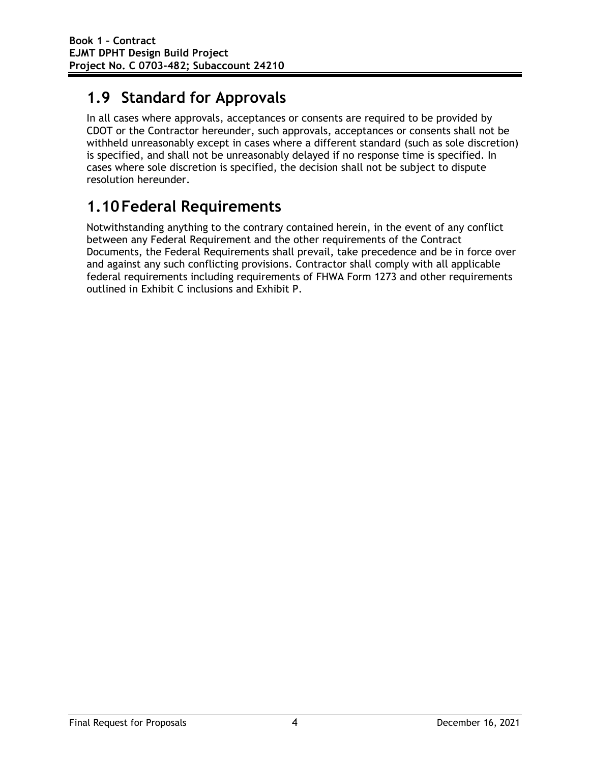## 1.9 Standard for Approvals

In all cases where approvals, acceptances or consents are required to be provided by CDOT or the Contractor hereunder, such approvals, acceptances or consents shall not be withheld unreasonably except in cases where a different standard (such as sole discretion) is specified, and shall not be unreasonably delayed if no response time is specified. In cases where sole discretion is specified, the decision shall not be subject to dispute resolution hereunder.

## 1.10 Federal Requirements

Notwithstanding anything to the contrary contained herein, in the event of any conflict between any Federal Requirement and the other requirements of the Contract Documents, the Federal Requirements shall prevail, take precedence and be in force over and against any such conflicting provisions. Contractor shall comply with all applicable federal requirements including requirements of FHWA Form 1273 and other requirements outlined in Exhibit C inclusions and Exhibit P.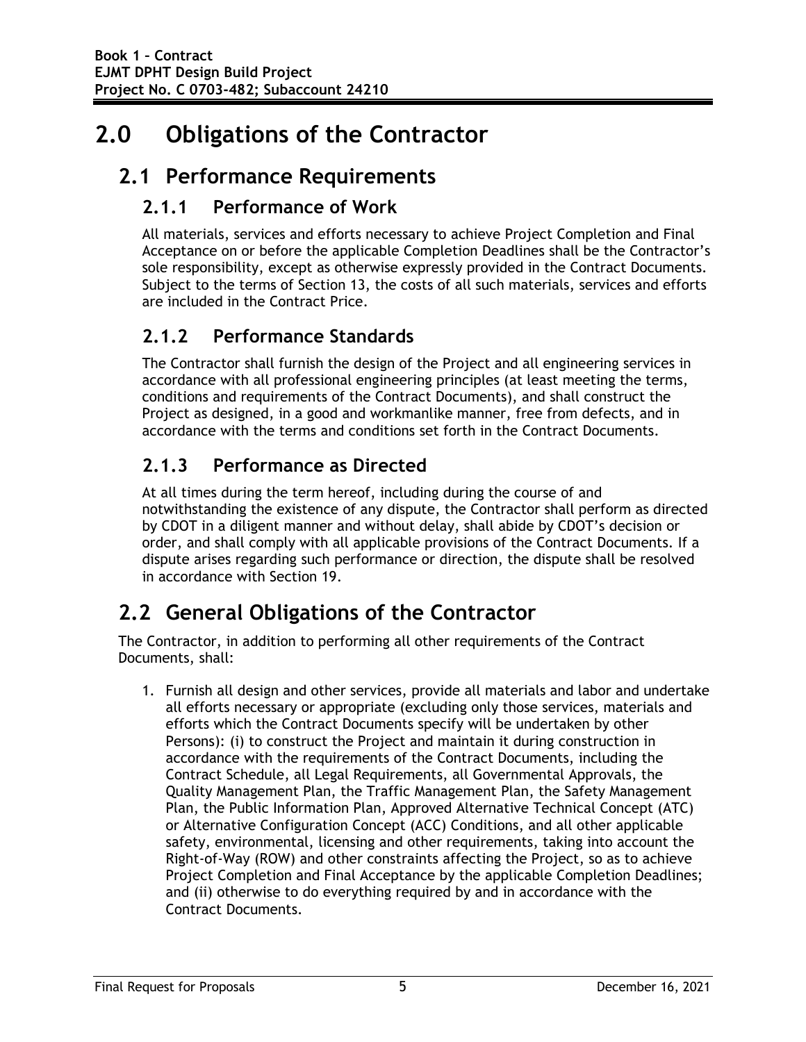# 2.0 Obligations of the Contractor

## 2.1 Performance Requirements

### 2.1.1 Performance of Work

All materials, services and efforts necessary to achieve Project Completion and Final Acceptance on or before the applicable Completion Deadlines shall be the Contractor's sole responsibility, except as otherwise expressly provided in the Contract Documents. Subject to the terms of Section 13, the costs of all such materials, services and efforts are included in the Contract Price.

### 2.1.2 Performance Standards

The Contractor shall furnish the design of the Project and all engineering services in accordance with all professional engineering principles (at least meeting the terms, conditions and requirements of the Contract Documents), and shall construct the Project as designed, in a good and workmanlike manner, free from defects, and in accordance with the terms and conditions set forth in the Contract Documents.

### 2.1.3 Performance as Directed

At all times during the term hereof, including during the course of and notwithstanding the existence of any dispute, the Contractor shall perform as directed by CDOT in a diligent manner and without delay, shall abide by CDOT's decision or order, and shall comply with all applicable provisions of the Contract Documents. If a dispute arises regarding such performance or direction, the dispute shall be resolved in accordance with Section 19.

## 2.2 General Obligations of the Contractor

The Contractor, in addition to performing all other requirements of the Contract Documents, shall:

1. Furnish all design and other services, provide all materials and labor and undertake all efforts necessary or appropriate (excluding only those services, materials and efforts which the Contract Documents specify will be undertaken by other Persons): (i) to construct the Project and maintain it during construction in accordance with the requirements of the Contract Documents, including the Contract Schedule, all Legal Requirements, all Governmental Approvals, the Quality Management Plan, the Traffic Management Plan, the Safety Management Plan, the Public Information Plan, Approved Alternative Technical Concept (ATC) or Alternative Configuration Concept (ACC) Conditions, and all other applicable safety, environmental, licensing and other requirements, taking into account the Right-of-Way (ROW) and other constraints affecting the Project, so as to achieve Project Completion and Final Acceptance by the applicable Completion Deadlines; and (ii) otherwise to do everything required by and in accordance with the Contract Documents.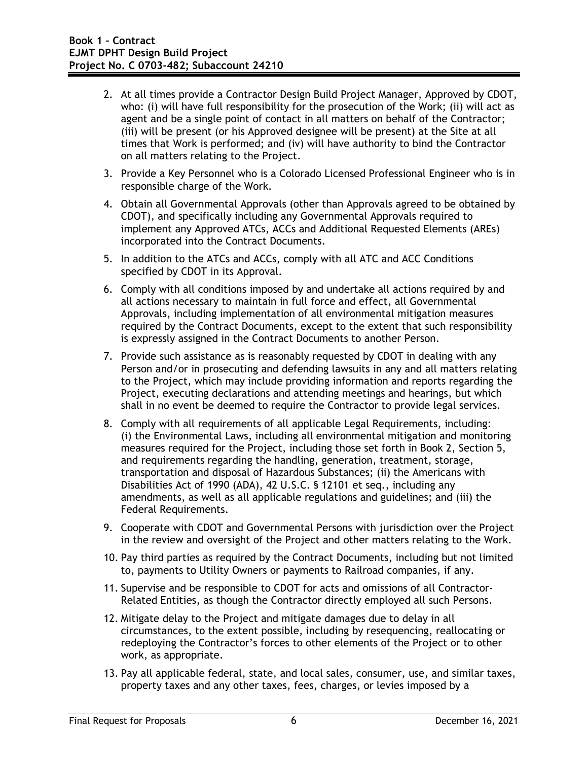2. At all times provide a Contractor Design Build Project Manager, Approved by CDOT, who: (i) will have full responsibility for the prosecution of the Work; (ii) will act as agent and be a single point of contact in all matters on behalf of the Contractor; (iii) will be present (or his Approved designee will be present) at the Site at all times that Work is performed; and (iv) will have authority to bind the Contractor on all matters relating to the Project.
3. Provide a Key Personnel who is a Colorado Licensed Professional Engineer who is in responsible charge of the Work.
4. Obtain all Governmental Approvals (other than Approvals agreed to be obtained by CDOT), and specifically including any Governmental Approvals required to implement any Approved ATCs, ACCs and Additional Requested Elements (AREs) incorporated into the Contract Documents.
5. In addition to the ATCs and ACCs, comply with all ATC and ACC Conditions specified by CDOT in its Approval.
6. Comply with all conditions imposed by and undertake all actions required by and all actions necessary to maintain in full force and effect, all Governmental Approvals, including implementation of all environmental mitigation measures required by the Contract Documents, except to the extent that such responsibility is expressly assigned in the Contract Documents to another Person.
7. Provide such assistance as is reasonably requested by CDOT in dealing with any Person and/or in prosecuting and defending lawsuits in any and all matters relating to the Project, which may include providing information and reports regarding the Project, executing declarations and attending meetings and hearings, but which shall in no event be deemed to require the Contractor to provide legal services.
8. Comply with all requirements of all applicable Legal Requirements, including: (i) the Environmental Laws, including all environmental mitigation and monitoring measures required for the Project, including those set forth in Book 2, Section 5, and requirements regarding the handling, generation, treatment, storage, transportation and disposal of Hazardous Substances; (ii) the Americans with Disabilities Act of 1990 (ADA), 42 U.S.C. § 12101 et seq., including any amendments, as well as all applicable regulations and guidelines; and (iii) the Federal Requirements.
9. Cooperate with CDOT and Governmental Persons with jurisdiction over the Project in the review and oversight of the Project and other matters relating to the Work.
10. Pay third parties as required by the Contract Documents, including but not limited to, payments to Utility Owners or payments to Railroad companies, if any.
11. Supervise and be responsible to CDOT for acts and omissions of all Contractor-Related Entities, as though the Contractor directly employed all such Persons.
12. Mitigate delay to the Project and mitigate damages due to delay in all circumstances, to the extent possible, including by resequencing, reallocating or redeploying the Contractor's forces to other elements of the Project or to other work, as appropriate.
13. Pay all applicable federal, state, and local sales, consumer, use, and similar taxes, property taxes and any other taxes, fees, charges, or levies imposed by a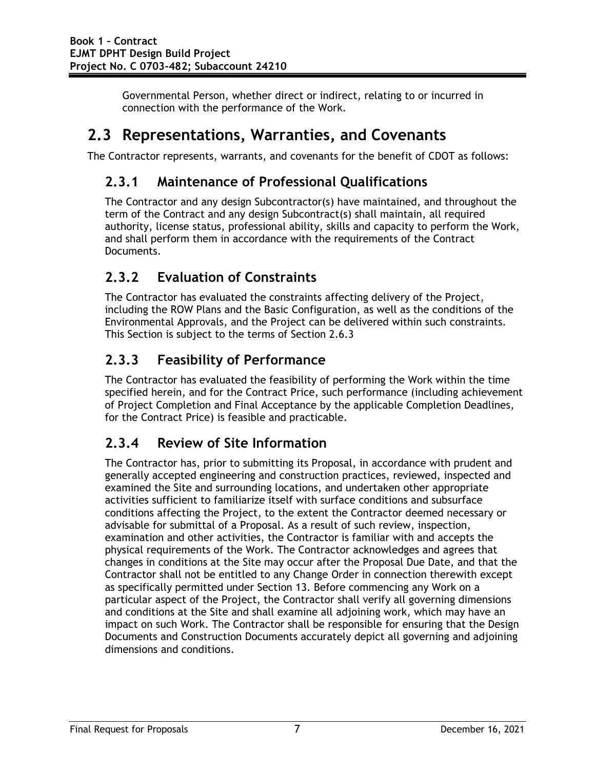Governmental Person, whether direct or indirect, relating to or incurred in connection with the performance of the Work.

# 2.3 Representations, Warranties, and Covenants

The Contractor represents, warrants, and covenants for the benefit of CDOT as follows:

## 2.3.1 Maintenance of Professional Qualifications

The Contractor and any design Subcontractor(s) have maintained, and throughout the term of the Contract and any design Subcontract(s) shall maintain, all required authority, license status, professional ability, skills and capacity to perform the Work, and shall perform them in accordance with the requirements of the Contract Documents.

## 2.3.2 Evaluation of Constraints

The Contractor has evaluated the constraints affecting delivery of the Project, including the ROW Plans and the Basic Configuration, as well as the conditions of the Environmental Approvals, and the Project can be delivered within such constraints. This Section is subject to the terms of Section 2.6.3

## 2.3.3 Feasibility of Performance

The Contractor has evaluated the feasibility of performing the Work within the time specified herein, and for the Contract Price, such performance (including achievement of Project Completion and Final Acceptance by the applicable Completion Deadlines, for the Contract Price) is feasible and practicable.

## 2.3.4 Review of Site Information

The Contractor has, prior to submitting its Proposal, in accordance with prudent and generally accepted engineering and construction practices, reviewed, inspected and examined the Site and surrounding locations, and undertaken other appropriate activities sufficient to familiarize itself with surface conditions and subsurface conditions affecting the Project, to the extent the Contractor deemed necessary or advisable for submittal of a Proposal. As a result of such review, inspection, examination and other activities, the Contractor is familiar with and accepts the physical requirements of the Work. The Contractor acknowledges and agrees that changes in conditions at the Site may occur after the Proposal Due Date, and that the Contractor shall not be entitled to any Change Order in connection therewith except as specifically permitted under Section 13. Before commencing any Work on a particular aspect of the Project, the Contractor shall verify all governing dimensions and conditions at the Site and shall examine all adjoining work, which may have an impact on such Work. The Contractor shall be responsible for ensuring that the Design Documents and Construction Documents accurately depict all governing and adjoining dimensions and conditions.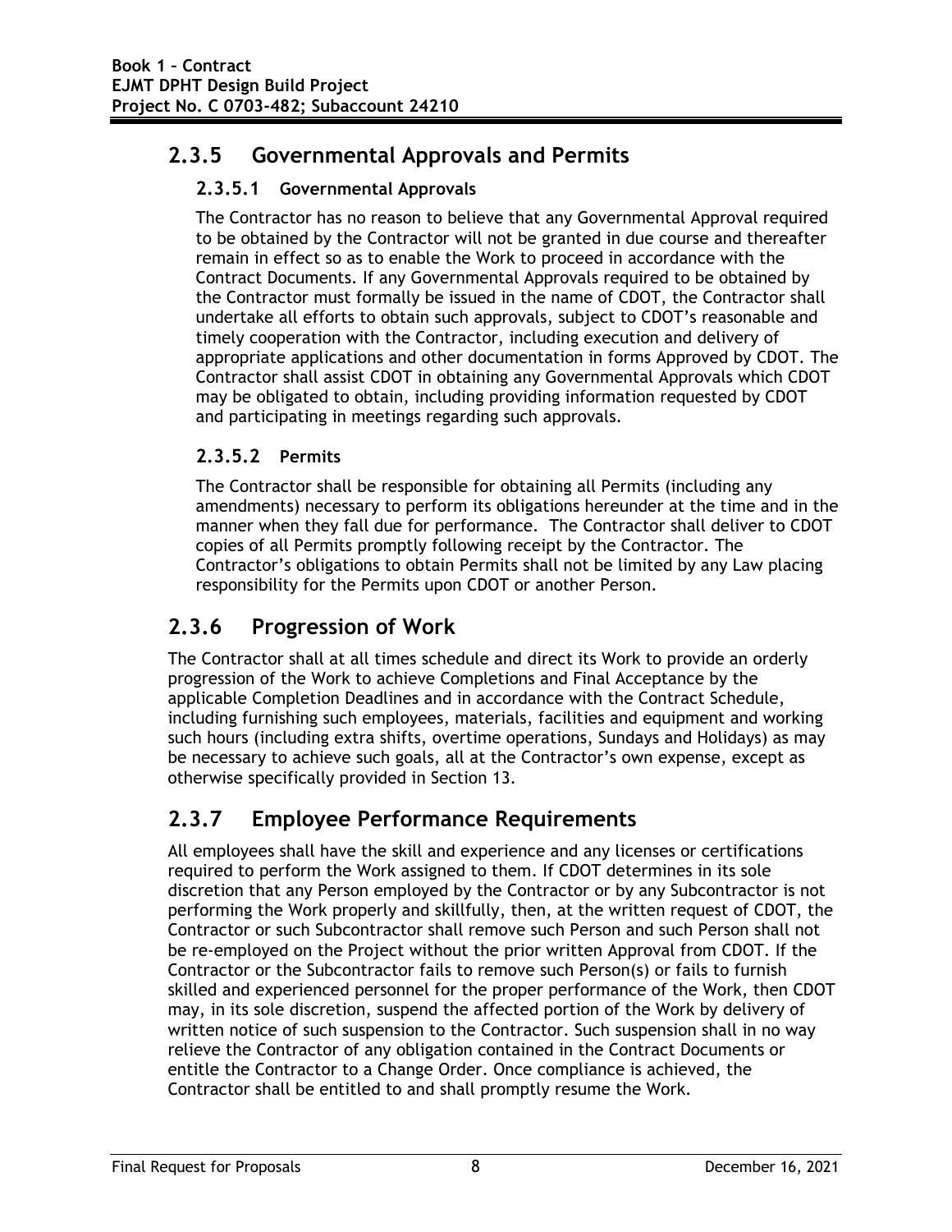## 2.3.5 Governmental Approvals and Permits

### 2.3.5.1 Governmental Approvals

The Contractor has no reason to believe that any Governmental Approval required to be obtained by the Contractor will not be granted in due course and thereafter remain in effect so as to enable the Work to proceed in accordance with the Contract Documents. If any Governmental Approvals required to be obtained by the Contractor must formally be issued in the name of CDOT, the Contractor shall undertake all efforts to obtain such approvals, subject to CDOT's reasonable and timely cooperation with the Contractor, including execution and delivery of appropriate applications and other documentation in forms Approved by CDOT. The Contractor shall assist CDOT in obtaining any Governmental Approvals which CDOT may be obligated to obtain, including providing information requested by CDOT and participating in meetings regarding such approvals.

### 2.3.5.2 Permits

The Contractor shall be responsible for obtaining all Permits (including any amendments) necessary to perform its obligations hereunder at the time and in the manner when they fall due for performance. The Contractor shall deliver to CDOT copies of all Permits promptly following receipt by the Contractor. The Contractor's obligations to obtain Permits shall not be limited by any Law placing responsibility for the Permits upon CDOT or another Person.

## 2.3.6 Progression of Work

The Contractor shall at all times schedule and direct its Work to provide an orderly progression of the Work to achieve Completions and Final Acceptance by the applicable Completion Deadlines and in accordance with the Contract Schedule, including furnishing such employees, materials, facilities and equipment and working such hours (including extra shifts, overtime operations, Sundays and Holidays) as may be necessary to achieve such goals, all at the Contractor's own expense, except as otherwise specifically provided in Section 13.

## 2.3.7 Employee Performance Requirements

All employees shall have the skill and experience and any licenses or certifications required to perform the Work assigned to them. If CDOT determines in its sole discretion that any Person employed by the Contractor or by any Subcontractor is not performing the Work properly and skillfully, then, at the written request of CDOT, the Contractor or such Subcontractor shall remove such Person and such Person shall not be re-employed on the Project without the prior written Approval from CDOT. If the Contractor or the Subcontractor fails to remove such Person(s) or fails to furnish skilled and experienced personnel for the proper performance of the Work, then CDOT may, in its sole discretion, suspend the affected portion of the Work by delivery of written notice of such suspension to the Contractor. Such suspension shall in no way relieve the Contractor of any obligation contained in the Contract Documents or entitle the Contractor to a Change Order. Once compliance is achieved, the Contractor shall be entitled to and shall promptly resume the Work.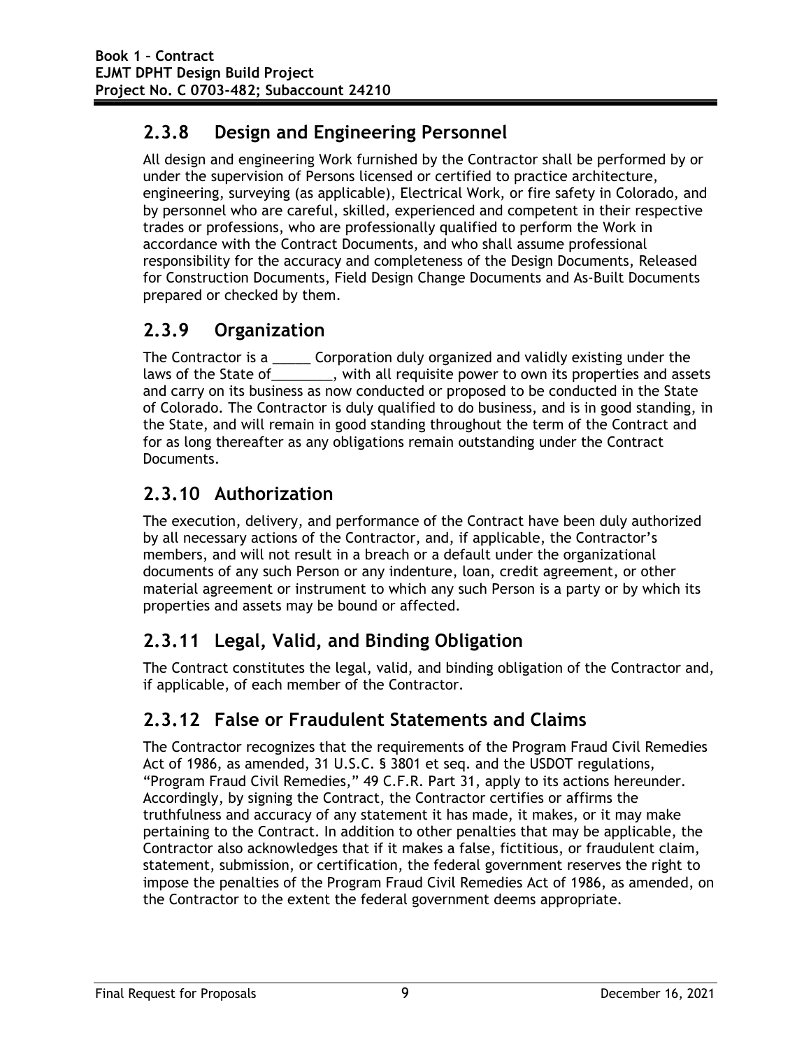## 2.3.8 Design and Engineering Personnel

All design and engineering Work furnished by the Contractor shall be performed by or under the supervision of Persons licensed or certified to practice architecture, engineering, surveying (as applicable), Electrical Work, or fire safety in Colorado, and by personnel who are careful, skilled, experienced and competent in their respective trades or professions, who are professionally qualified to perform the Work in accordance with the Contract Documents, and who shall assume professional responsibility for the accuracy and completeness of the Design Documents, Released for Construction Documents, Field Design Change Documents and As-Built Documents prepared or checked by them.

## 2.3.9 Organization

The Contractor is a _____ Corporation duly organized and validly existing under the laws of the State of________, with all requisite power to own its properties and assets and carry on its business as now conducted or proposed to be conducted in the State of Colorado. The Contractor is duly qualified to do business, and is in good standing, in the State, and will remain in good standing throughout the term of the Contract and for as long thereafter as any obligations remain outstanding under the Contract Documents.

## 2.3.10 Authorization

The execution, delivery, and performance of the Contract have been duly authorized by all necessary actions of the Contractor, and, if applicable, the Contractor's members, and will not result in a breach or a default under the organizational documents of any such Person or any indenture, loan, credit agreement, or other material agreement or instrument to which any such Person is a party or by which its properties and assets may be bound or affected.

## 2.3.11 Legal, Valid, and Binding Obligation

The Contract constitutes the legal, valid, and binding obligation of the Contractor and, if applicable, of each member of the Contractor.

## 2.3.12 False or Fraudulent Statements and Claims

The Contractor recognizes that the requirements of the Program Fraud Civil Remedies Act of 1986, as amended, 31 U.S.C. § 3801 et seq. and the USDOT regulations, "Program Fraud Civil Remedies," 49 C.F.R. Part 31, apply to its actions hereunder. Accordingly, by signing the Contract, the Contractor certifies or affirms the truthfulness and accuracy of any statement it has made, it makes, or it may make pertaining to the Contract. In addition to other penalties that may be applicable, the Contractor also acknowledges that if it makes a false, fictitious, or fraudulent claim, statement, submission, or certification, the federal government reserves the right to impose the penalties of the Program Fraud Civil Remedies Act of 1986, as amended, on the Contractor to the extent the federal government deems appropriate.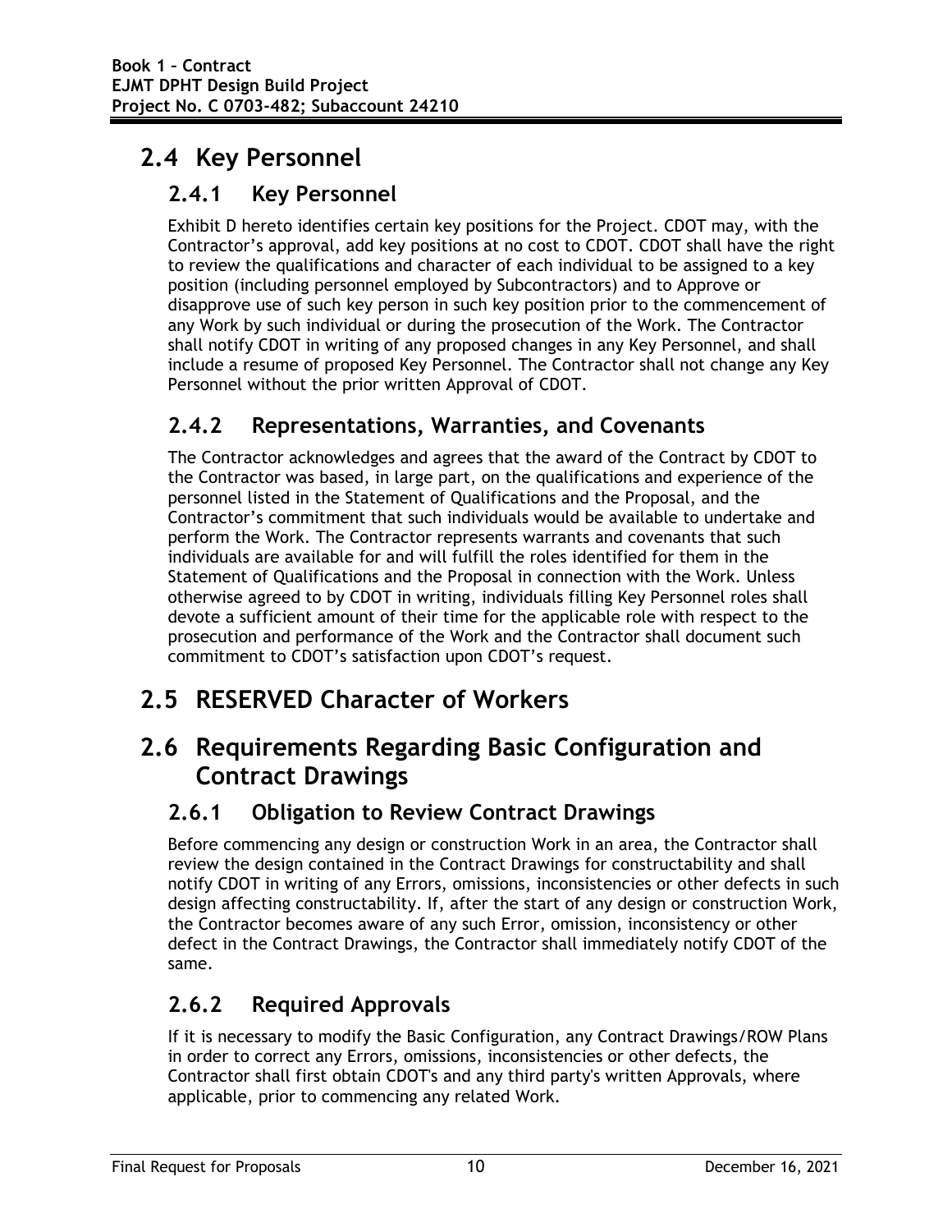## 2.4 Key Personnel

### 2.4.1 Key Personnel

Exhibit D hereto identifies certain key positions for the Project. CDOT may, with the Contractor's approval, add key positions at no cost to CDOT. CDOT shall have the right to review the qualifications and character of each individual to be assigned to a key position (including personnel employed by Subcontractors) and to Approve or disapprove use of such key person in such key position prior to the commencement of any Work by such individual or during the prosecution of the Work. The Contractor shall notify CDOT in writing of any proposed changes in any Key Personnel, and shall include a resume of proposed Key Personnel. The Contractor shall not change any Key Personnel without the prior written Approval of CDOT.

### 2.4.2 Representations, Warranties, and Covenants

The Contractor acknowledges and agrees that the award of the Contract by CDOT to the Contractor was based, in large part, on the qualifications and experience of the personnel listed in the Statement of Qualifications and the Proposal, and the Contractor's commitment that such individuals would be available to undertake and perform the Work. The Contractor represents warrants and covenants that such individuals are available for and will fulfill the roles identified for them in the Statement of Qualifications and the Proposal in connection with the Work. Unless otherwise agreed to by CDOT in writing, individuals filling Key Personnel roles shall devote a sufficient amount of their time for the applicable role with respect to the prosecution and performance of the Work and the Contractor shall document such commitment to CDOT's satisfaction upon CDOT's request.

## 2.5 RESERVED Character of Workers

## 2.6 Requirements Regarding Basic Configuration and Contract Drawings

### 2.6.1 Obligation to Review Contract Drawings

Before commencing any design or construction Work in an area, the Contractor shall review the design contained in the Contract Drawings for constructability and shall notify CDOT in writing of any Errors, omissions, inconsistencies or other defects in such design affecting constructability. If, after the start of any design or construction Work, the Contractor becomes aware of any such Error, omission, inconsistency or other defect in the Contract Drawings, the Contractor shall immediately notify CDOT of the same.

### 2.6.2 Required Approvals

If it is necessary to modify the Basic Configuration, any Contract Drawings/ROW Plans in order to correct any Errors, omissions, inconsistencies or other defects, the Contractor shall first obtain CDOT's and any third party's written Approvals, where applicable, prior to commencing any related Work.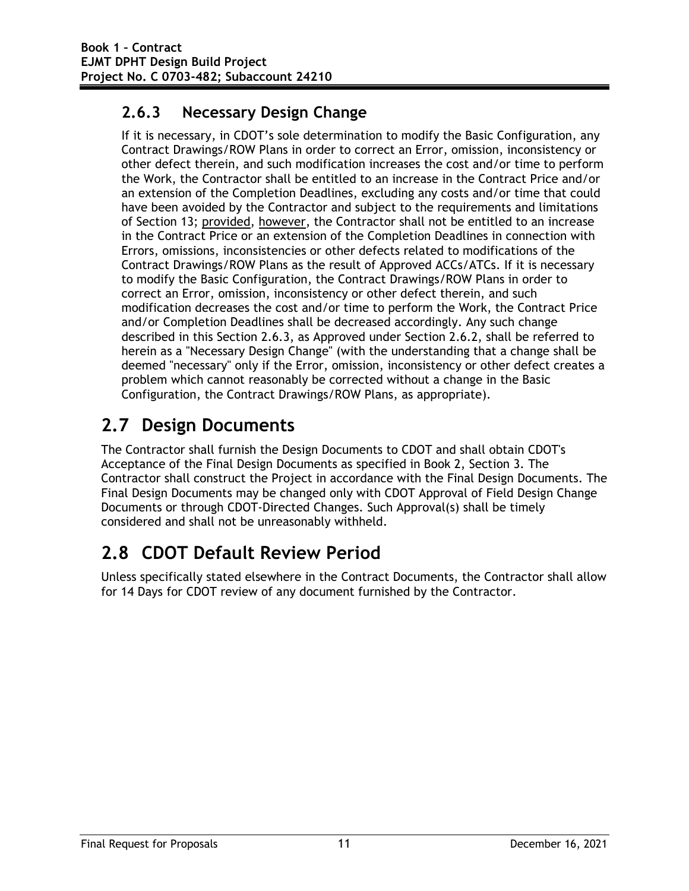### 2.6.3 Necessary Design Change

If it is necessary, in CDOT's sole determination to modify the Basic Configuration, any Contract Drawings/ROW Plans in order to correct an Error, omission, inconsistency or other defect therein, and such modification increases the cost and/or time to perform the Work, the Contractor shall be entitled to an increase in the Contract Price and/or an extension of the Completion Deadlines, excluding any costs and/or time that could have been avoided by the Contractor and subject to the requirements and limitations of Section 13; provided, however, the Contractor shall not be entitled to an increase in the Contract Price or an extension of the Completion Deadlines in connection with Errors, omissions, inconsistencies or other defects related to modifications of the Contract Drawings/ROW Plans as the result of Approved ACCs/ATCs. If it is necessary to modify the Basic Configuration, the Contract Drawings/ROW Plans in order to correct an Error, omission, inconsistency or other defect therein, and such modification decreases the cost and/or time to perform the Work, the Contract Price and/or Completion Deadlines shall be decreased accordingly. Any such change described in this Section 2.6.3, as Approved under Section 2.6.2, shall be referred to herein as a "Necessary Design Change" (with the understanding that a change shall be deemed "necessary" only if the Error, omission, inconsistency or other defect creates a problem which cannot reasonably be corrected without a change in the Basic Configuration, the Contract Drawings/ROW Plans, as appropriate).

## 2.7 Design Documents

The Contractor shall furnish the Design Documents to CDOT and shall obtain CDOT's Acceptance of the Final Design Documents as specified in Book 2, Section 3. The Contractor shall construct the Project in accordance with the Final Design Documents. The Final Design Documents may be changed only with CDOT Approval of Field Design Change Documents or through CDOT-Directed Changes. Such Approval(s) shall be timely considered and shall not be unreasonably withheld.

## 2.8 CDOT Default Review Period

Unless specifically stated elsewhere in the Contract Documents, the Contractor shall allow for 14 Days for CDOT review of any document furnished by the Contractor.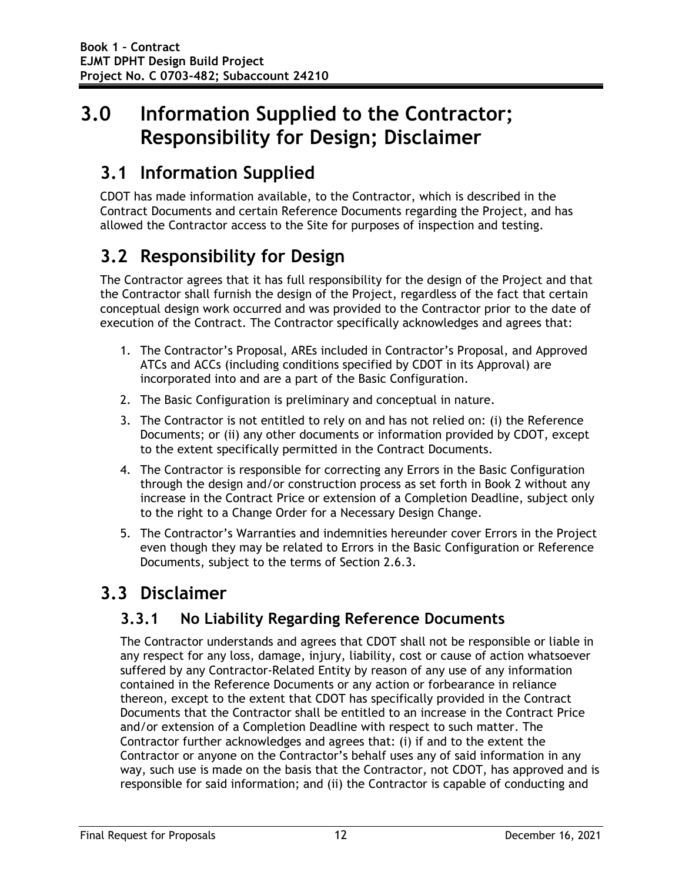# 3.0 Information Supplied to the Contractor; Responsibility for Design; Disclaimer

## 3.1 Information Supplied

CDOT has made information available, to the Contractor, which is described in the Contract Documents and certain Reference Documents regarding the Project, and has allowed the Contractor access to the Site for purposes of inspection and testing.

## 3.2 Responsibility for Design

The Contractor agrees that it has full responsibility for the design of the Project and that the Contractor shall furnish the design of the Project, regardless of the fact that certain conceptual design work occurred and was provided to the Contractor prior to the date of execution of the Contract. The Contractor specifically acknowledges and agrees that:

1. The Contractor's Proposal, AREs included in Contractor's Proposal, and Approved ATCs and ACCs (including conditions specified by CDOT in its Approval) are incorporated into and are a part of the Basic Configuration.
2. The Basic Configuration is preliminary and conceptual in nature.
3. The Contractor is not entitled to rely on and has not relied on: (i) the Reference Documents; or (ii) any other documents or information provided by CDOT, except to the extent specifically permitted in the Contract Documents.
4. The Contractor is responsible for correcting any Errors in the Basic Configuration through the design and/or construction process as set forth in Book 2 without any increase in the Contract Price or extension of a Completion Deadline, subject only to the right to a Change Order for a Necessary Design Change.
5. The Contractor's Warranties and indemnities hereunder cover Errors in the Project even though they may be related to Errors in the Basic Configuration or Reference Documents, subject to the terms of Section 2.6.3.

## 3.3 Disclaimer

### 3.3.1 No Liability Regarding Reference Documents

The Contractor understands and agrees that CDOT shall not be responsible or liable in any respect for any loss, damage, injury, liability, cost or cause of action whatsoever suffered by any Contractor-Related Entity by reason of any use of any information contained in the Reference Documents or any action or forbearance in reliance thereon, except to the extent that CDOT has specifically provided in the Contract Documents that the Contractor shall be entitled to an increase in the Contract Price and/or extension of a Completion Deadline with respect to such matter. The Contractor further acknowledges and agrees that: (i) if and to the extent the Contractor or anyone on the Contractor's behalf uses any of said information in any way, such use is made on the basis that the Contractor, not CDOT, has approved and is responsible for said information; and (ii) the Contractor is capable of conducting and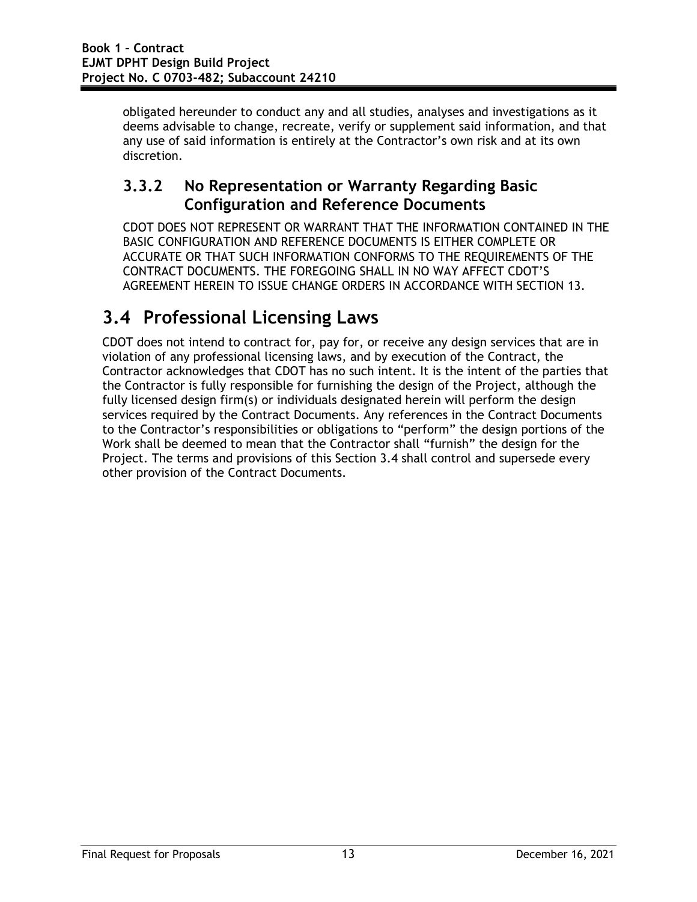obligated hereunder to conduct any and all studies, analyses and investigations as it deems advisable to change, recreate, verify or supplement said information, and that any use of said information is entirely at the Contractor's own risk and at its own discretion.

### 3.3.2 No Representation or Warranty Regarding Basic Configuration and Reference Documents

CDOT DOES NOT REPRESENT OR WARRANT THAT THE INFORMATION CONTAINED IN THE BASIC CONFIGURATION AND REFERENCE DOCUMENTS IS EITHER COMPLETE OR ACCURATE OR THAT SUCH INFORMATION CONFORMS TO THE REQUIREMENTS OF THE CONTRACT DOCUMENTS. THE FOREGOING SHALL IN NO WAY AFFECT CDOT'S AGREEMENT HEREIN TO ISSUE CHANGE ORDERS IN ACCORDANCE WITH SECTION 13.

## 3.4 Professional Licensing Laws

CDOT does not intend to contract for, pay for, or receive any design services that are in violation of any professional licensing laws, and by execution of the Contract, the Contractor acknowledges that CDOT has no such intent. It is the intent of the parties that the Contractor is fully responsible for furnishing the design of the Project, although the fully licensed design firm(s) or individuals designated herein will perform the design services required by the Contract Documents. Any references in the Contract Documents to the Contractor's responsibilities or obligations to "perform" the design portions of the Work shall be deemed to mean that the Contractor shall "furnish" the design for the Project. The terms and provisions of this Section 3.4 shall control and supersede every other provision of the Contract Documents.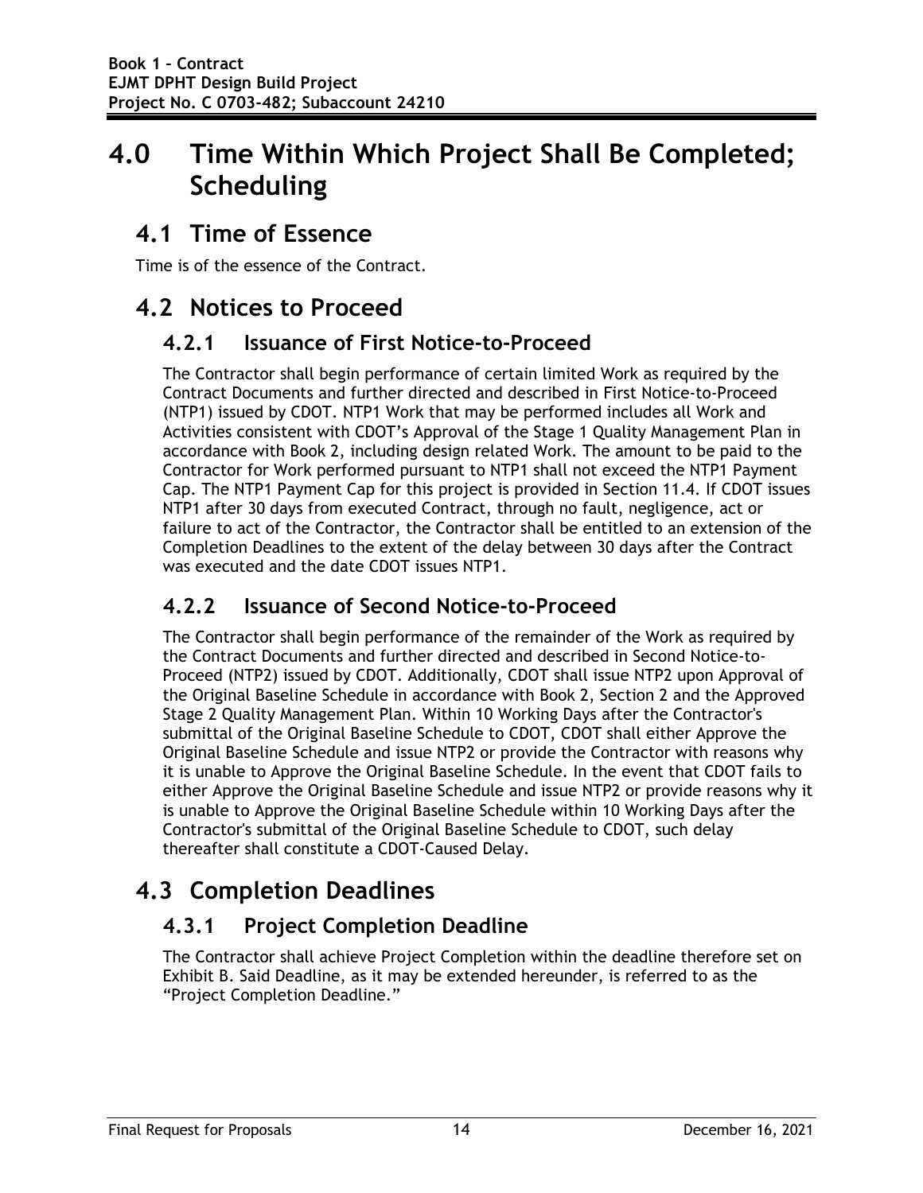# 4.0 Time Within Which Project Shall Be Completed; Scheduling

## 4.1 Time of Essence

Time is of the essence of the Contract.

## 4.2 Notices to Proceed

### 4.2.1 Issuance of First Notice-to-Proceed

The Contractor shall begin performance of certain limited Work as required by the Contract Documents and further directed and described in First Notice-to-Proceed (NTP1) issued by CDOT. NTP1 Work that may be performed includes all Work and Activities consistent with CDOT's Approval of the Stage 1 Quality Management Plan in accordance with Book 2, including design related Work. The amount to be paid to the Contractor for Work performed pursuant to NTP1 shall not exceed the NTP1 Payment Cap. The NTP1 Payment Cap for this project is provided in Section 11.4. If CDOT issues NTP1 after 30 days from executed Contract, through no fault, negligence, act or failure to act of the Contractor, the Contractor shall be entitled to an extension of the Completion Deadlines to the extent of the delay between 30 days after the Contract was executed and the date CDOT issues NTP1.

### 4.2.2 Issuance of Second Notice-to-Proceed

The Contractor shall begin performance of the remainder of the Work as required by the Contract Documents and further directed and described in Second Notice-to-Proceed (NTP2) issued by CDOT. Additionally, CDOT shall issue NTP2 upon Approval of the Original Baseline Schedule in accordance with Book 2, Section 2 and the Approved Stage 2 Quality Management Plan. Within 10 Working Days after the Contractor's submittal of the Original Baseline Schedule to CDOT, CDOT shall either Approve the Original Baseline Schedule and issue NTP2 or provide the Contractor with reasons why it is unable to Approve the Original Baseline Schedule. In the event that CDOT fails to either Approve the Original Baseline Schedule and issue NTP2 or provide reasons why it is unable to Approve the Original Baseline Schedule within 10 Working Days after the Contractor's submittal of the Original Baseline Schedule to CDOT, such delay thereafter shall constitute a CDOT-Caused Delay.

## 4.3 Completion Deadlines

### 4.3.1 Project Completion Deadline

The Contractor shall achieve Project Completion within the deadline therefore set on Exhibit B. Said Deadline, as it may be extended hereunder, is referred to as the "Project Completion Deadline."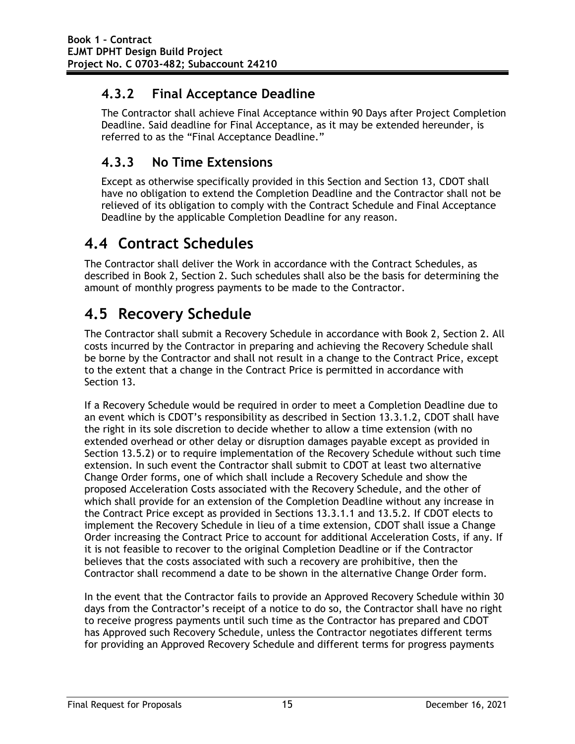### 4.3.2 Final Acceptance Deadline

The Contractor shall achieve Final Acceptance within 90 Days after Project Completion Deadline. Said deadline for Final Acceptance, as it may be extended hereunder, is referred to as the "Final Acceptance Deadline."

### 4.3.3 No Time Extensions

Except as otherwise specifically provided in this Section and Section 13, CDOT shall have no obligation to extend the Completion Deadline and the Contractor shall not be relieved of its obligation to comply with the Contract Schedule and Final Acceptance Deadline by the applicable Completion Deadline for any reason.

## 4.4 Contract Schedules

The Contractor shall deliver the Work in accordance with the Contract Schedules, as described in Book 2, Section 2. Such schedules shall also be the basis for determining the amount of monthly progress payments to be made to the Contractor.

## 4.5 Recovery Schedule

The Contractor shall submit a Recovery Schedule in accordance with Book 2, Section 2. All costs incurred by the Contractor in preparing and achieving the Recovery Schedule shall be borne by the Contractor and shall not result in a change to the Contract Price, except to the extent that a change in the Contract Price is permitted in accordance with Section 13.

If a Recovery Schedule would be required in order to meet a Completion Deadline due to an event which is CDOT's responsibility as described in Section 13.3.1.2, CDOT shall have the right in its sole discretion to decide whether to allow a time extension (with no extended overhead or other delay or disruption damages payable except as provided in Section 13.5.2) or to require implementation of the Recovery Schedule without such time extension. In such event the Contractor shall submit to CDOT at least two alternative Change Order forms, one of which shall include a Recovery Schedule and show the proposed Acceleration Costs associated with the Recovery Schedule, and the other of which shall provide for an extension of the Completion Deadline without any increase in the Contract Price except as provided in Sections 13.3.1.1 and 13.5.2. If CDOT elects to implement the Recovery Schedule in lieu of a time extension, CDOT shall issue a Change Order increasing the Contract Price to account for additional Acceleration Costs, if any. If it is not feasible to recover to the original Completion Deadline or if the Contractor believes that the costs associated with such a recovery are prohibitive, then the Contractor shall recommend a date to be shown in the alternative Change Order form.

In the event that the Contractor fails to provide an Approved Recovery Schedule within 30 days from the Contractor's receipt of a notice to do so, the Contractor shall have no right to receive progress payments until such time as the Contractor has prepared and CDOT has Approved such Recovery Schedule, unless the Contractor negotiates different terms for providing an Approved Recovery Schedule and different terms for progress payments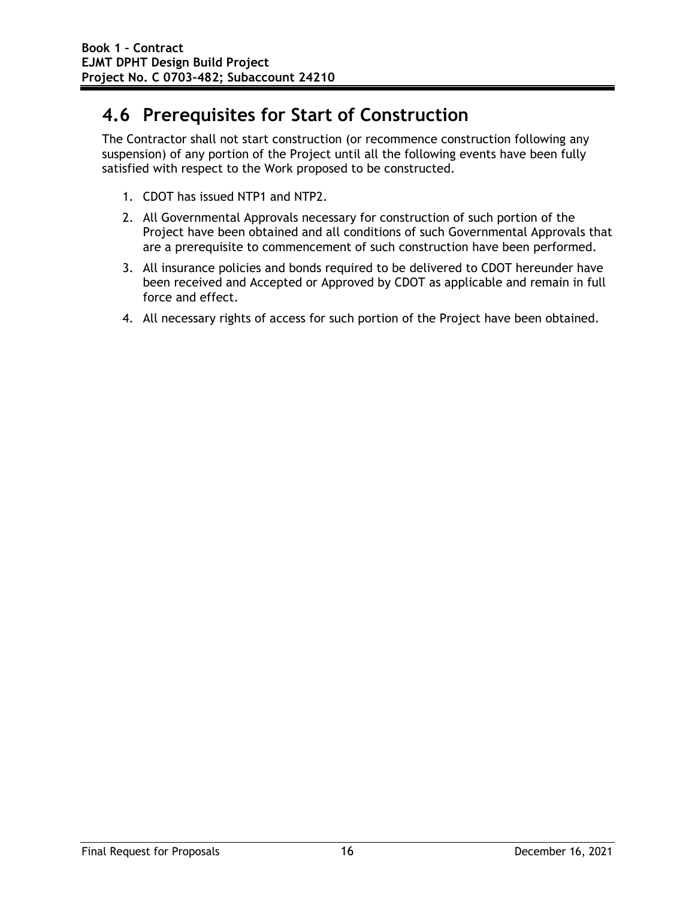## 4.6 Prerequisites for Start of Construction

The Contractor shall not start construction (or recommence construction following any suspension) of any portion of the Project until all the following events have been fully satisfied with respect to the Work proposed to be constructed.

1. CDOT has issued NTP1 and NTP2.
2. All Governmental Approvals necessary for construction of such portion of the Project have been obtained and all conditions of such Governmental Approvals that are a prerequisite to commencement of such construction have been performed.
3. All insurance policies and bonds required to be delivered to CDOT hereunder have been received and Accepted or Approved by CDOT as applicable and remain in full force and effect.
4. All necessary rights of access for such portion of the Project have been obtained.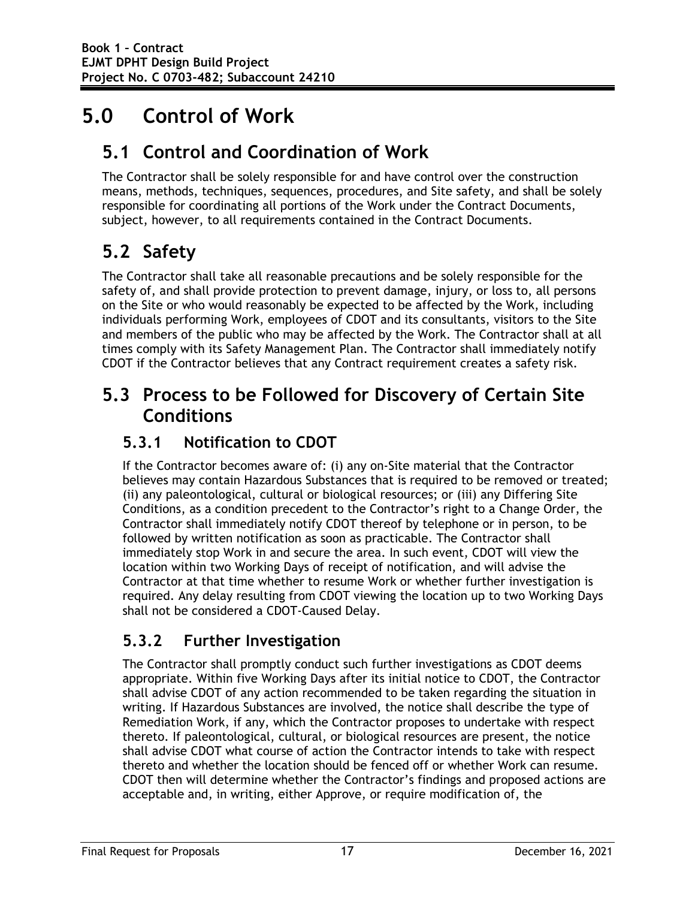# 5.0 Control of Work

## 5.1 Control and Coordination of Work

The Contractor shall be solely responsible for and have control over the construction means, methods, techniques, sequences, procedures, and Site safety, and shall be solely responsible for coordinating all portions of the Work under the Contract Documents, subject, however, to all requirements contained in the Contract Documents.

## 5.2 Safety

The Contractor shall take all reasonable precautions and be solely responsible for the safety of, and shall provide protection to prevent damage, injury, or loss to, all persons on the Site or who would reasonably be expected to be affected by the Work, including individuals performing Work, employees of CDOT and its consultants, visitors to the Site and members of the public who may be affected by the Work. The Contractor shall at all times comply with its Safety Management Plan. The Contractor shall immediately notify CDOT if the Contractor believes that any Contract requirement creates a safety risk.

## 5.3 Process to be Followed for Discovery of Certain Site Conditions

### 5.3.1 Notification to CDOT

If the Contractor becomes aware of: (i) any on-Site material that the Contractor believes may contain Hazardous Substances that is required to be removed or treated; (ii) any paleontological, cultural or biological resources; or (iii) any Differing Site Conditions, as a condition precedent to the Contractor's right to a Change Order, the Contractor shall immediately notify CDOT thereof by telephone or in person, to be followed by written notification as soon as practicable. The Contractor shall immediately stop Work in and secure the area. In such event, CDOT will view the location within two Working Days of receipt of notification, and will advise the Contractor at that time whether to resume Work or whether further investigation is required. Any delay resulting from CDOT viewing the location up to two Working Days shall not be considered a CDOT-Caused Delay.

### 5.3.2 Further Investigation

The Contractor shall promptly conduct such further investigations as CDOT deems appropriate. Within five Working Days after its initial notice to CDOT, the Contractor shall advise CDOT of any action recommended to be taken regarding the situation in writing. If Hazardous Substances are involved, the notice shall describe the type of Remediation Work, if any, which the Contractor proposes to undertake with respect thereto. If paleontological, cultural, or biological resources are present, the notice shall advise CDOT what course of action the Contractor intends to take with respect thereto and whether the location should be fenced off or whether Work can resume. CDOT then will determine whether the Contractor's findings and proposed actions are acceptable and, in writing, either Approve, or require modification of, the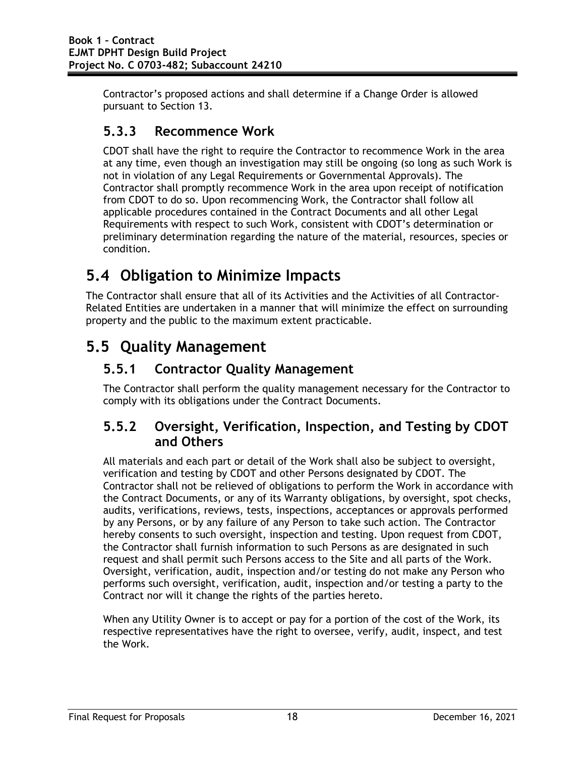Contractor's proposed actions and shall determine if a Change Order is allowed pursuant to Section 13.

### 5.3.3 Recommence Work

CDOT shall have the right to require the Contractor to recommence Work in the area at any time, even though an investigation may still be ongoing (so long as such Work is not in violation of any Legal Requirements or Governmental Approvals). The Contractor shall promptly recommence Work in the area upon receipt of notification from CDOT to do so. Upon recommencing Work, the Contractor shall follow all applicable procedures contained in the Contract Documents and all other Legal Requirements with respect to such Work, consistent with CDOT's determination or preliminary determination regarding the nature of the material, resources, species or condition.

## 5.4 Obligation to Minimize Impacts

The Contractor shall ensure that all of its Activities and the Activities of all Contractor-Related Entities are undertaken in a manner that will minimize the effect on surrounding property and the public to the maximum extent practicable.

## 5.5 Quality Management

### 5.5.1 Contractor Quality Management

The Contractor shall perform the quality management necessary for the Contractor to comply with its obligations under the Contract Documents.

### 5.5.2 Oversight, Verification, Inspection, and Testing by CDOT and Others

All materials and each part or detail of the Work shall also be subject to oversight, verification and testing by CDOT and other Persons designated by CDOT. The Contractor shall not be relieved of obligations to perform the Work in accordance with the Contract Documents, or any of its Warranty obligations, by oversight, spot checks, audits, verifications, reviews, tests, inspections, acceptances or approvals performed by any Persons, or by any failure of any Person to take such action. The Contractor hereby consents to such oversight, inspection and testing. Upon request from CDOT, the Contractor shall furnish information to such Persons as are designated in such request and shall permit such Persons access to the Site and all parts of the Work. Oversight, verification, audit, inspection and/or testing do not make any Person who performs such oversight, verification, audit, inspection and/or testing a party to the Contract nor will it change the rights of the parties hereto.

When any Utility Owner is to accept or pay for a portion of the cost of the Work, its respective representatives have the right to oversee, verify, audit, inspect, and test the Work.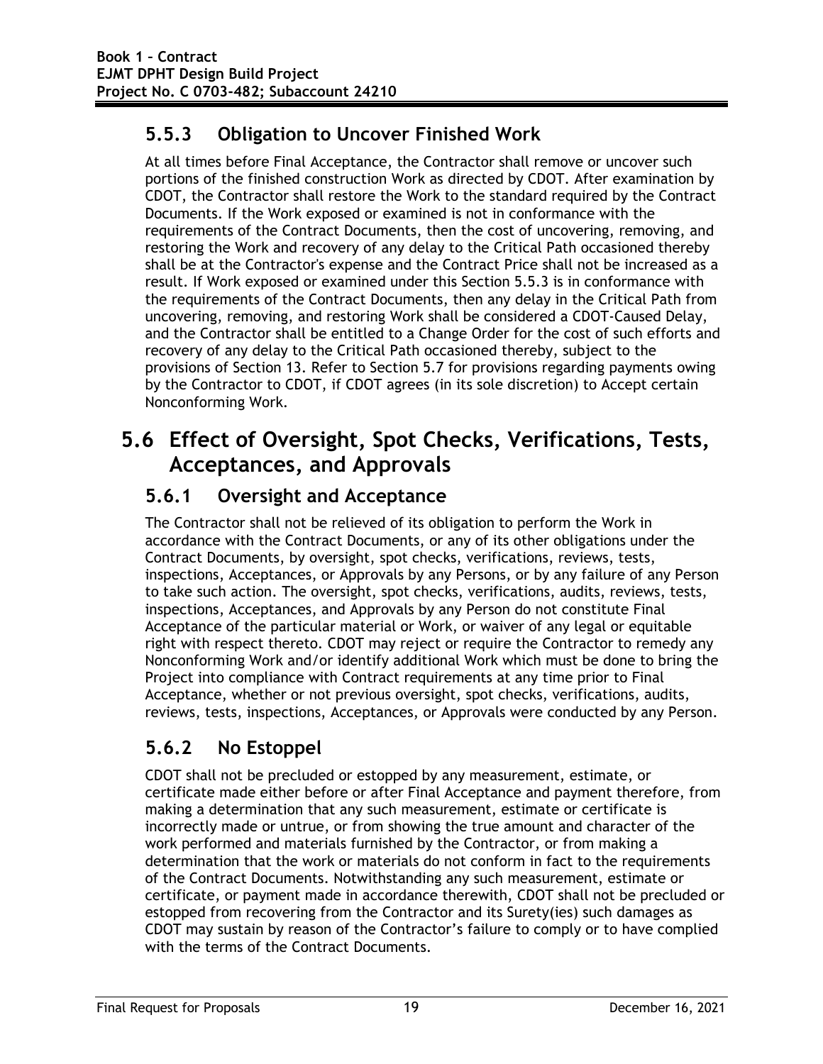### 5.5.3 Obligation to Uncover Finished Work

At all times before Final Acceptance, the Contractor shall remove or uncover such portions of the finished construction Work as directed by CDOT. After examination by CDOT, the Contractor shall restore the Work to the standard required by the Contract Documents. If the Work exposed or examined is not in conformance with the requirements of the Contract Documents, then the cost of uncovering, removing, and restoring the Work and recovery of any delay to the Critical Path occasioned thereby shall be at the Contractor's expense and the Contract Price shall not be increased as a result. If Work exposed or examined under this Section 5.5.3 is in conformance with the requirements of the Contract Documents, then any delay in the Critical Path from uncovering, removing, and restoring Work shall be considered a CDOT-Caused Delay, and the Contractor shall be entitled to a Change Order for the cost of such efforts and recovery of any delay to the Critical Path occasioned thereby, subject to the provisions of Section 13. Refer to Section 5.7 for provisions regarding payments owing by the Contractor to CDOT, if CDOT agrees (in its sole discretion) to Accept certain Nonconforming Work.

## 5.6 Effect of Oversight, Spot Checks, Verifications, Tests, Acceptances, and Approvals

### 5.6.1 Oversight and Acceptance

The Contractor shall not be relieved of its obligation to perform the Work in accordance with the Contract Documents, or any of its other obligations under the Contract Documents, by oversight, spot checks, verifications, reviews, tests, inspections, Acceptances, or Approvals by any Persons, or by any failure of any Person to take such action. The oversight, spot checks, verifications, audits, reviews, tests, inspections, Acceptances, and Approvals by any Person do not constitute Final Acceptance of the particular material or Work, or waiver of any legal or equitable right with respect thereto. CDOT may reject or require the Contractor to remedy any Nonconforming Work and/or identify additional Work which must be done to bring the Project into compliance with Contract requirements at any time prior to Final Acceptance, whether or not previous oversight, spot checks, verifications, audits, reviews, tests, inspections, Acceptances, or Approvals were conducted by any Person.

### 5.6.2 No Estoppel

CDOT shall not be precluded or estopped by any measurement, estimate, or certificate made either before or after Final Acceptance and payment therefore, from making a determination that any such measurement, estimate or certificate is incorrectly made or untrue, or from showing the true amount and character of the work performed and materials furnished by the Contractor, or from making a determination that the work or materials do not conform in fact to the requirements of the Contract Documents. Notwithstanding any such measurement, estimate or certificate, or payment made in accordance therewith, CDOT shall not be precluded or estopped from recovering from the Contractor and its Surety(ies) such damages as CDOT may sustain by reason of the Contractor's failure to comply or to have complied with the terms of the Contract Documents.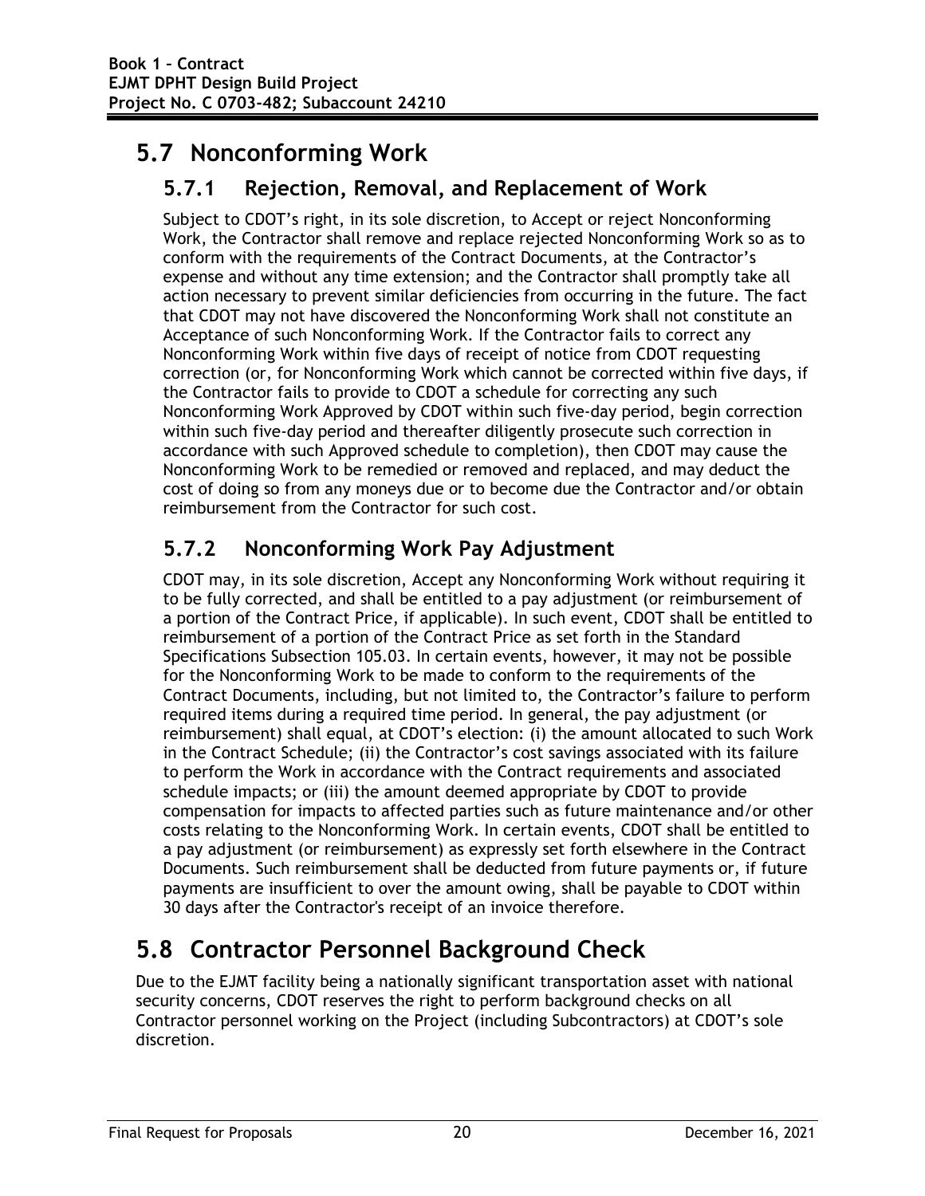## 5.7 Nonconforming Work

### 5.7.1 Rejection, Removal, and Replacement of Work

Subject to CDOT's right, in its sole discretion, to Accept or reject Nonconforming Work, the Contractor shall remove and replace rejected Nonconforming Work so as to conform with the requirements of the Contract Documents, at the Contractor's expense and without any time extension; and the Contractor shall promptly take all action necessary to prevent similar deficiencies from occurring in the future. The fact that CDOT may not have discovered the Nonconforming Work shall not constitute an Acceptance of such Nonconforming Work. If the Contractor fails to correct any Nonconforming Work within five days of receipt of notice from CDOT requesting correction (or, for Nonconforming Work which cannot be corrected within five days, if the Contractor fails to provide to CDOT a schedule for correcting any such Nonconforming Work Approved by CDOT within such five-day period, begin correction within such five-day period and thereafter diligently prosecute such correction in accordance with such Approved schedule to completion), then CDOT may cause the Nonconforming Work to be remedied or removed and replaced, and may deduct the cost of doing so from any moneys due or to become due the Contractor and/or obtain reimbursement from the Contractor for such cost.

### 5.7.2 Nonconforming Work Pay Adjustment

CDOT may, in its sole discretion, Accept any Nonconforming Work without requiring it to be fully corrected, and shall be entitled to a pay adjustment (or reimbursement of a portion of the Contract Price, if applicable). In such event, CDOT shall be entitled to reimbursement of a portion of the Contract Price as set forth in the Standard Specifications Subsection 105.03. In certain events, however, it may not be possible for the Nonconforming Work to be made to conform to the requirements of the Contract Documents, including, but not limited to, the Contractor's failure to perform required items during a required time period. In general, the pay adjustment (or reimbursement) shall equal, at CDOT's election: (i) the amount allocated to such Work in the Contract Schedule; (ii) the Contractor's cost savings associated with its failure to perform the Work in accordance with the Contract requirements and associated schedule impacts; or (iii) the amount deemed appropriate by CDOT to provide compensation for impacts to affected parties such as future maintenance and/or other costs relating to the Nonconforming Work. In certain events, CDOT shall be entitled to a pay adjustment (or reimbursement) as expressly set forth elsewhere in the Contract Documents. Such reimbursement shall be deducted from future payments or, if future payments are insufficient to over the amount owing, shall be payable to CDOT within 30 days after the Contractor's receipt of an invoice therefore.

## 5.8 Contractor Personnel Background Check

Due to the EJMT facility being a nationally significant transportation asset with national security concerns, CDOT reserves the right to perform background checks on all Contractor personnel working on the Project (including Subcontractors) at CDOT's sole discretion.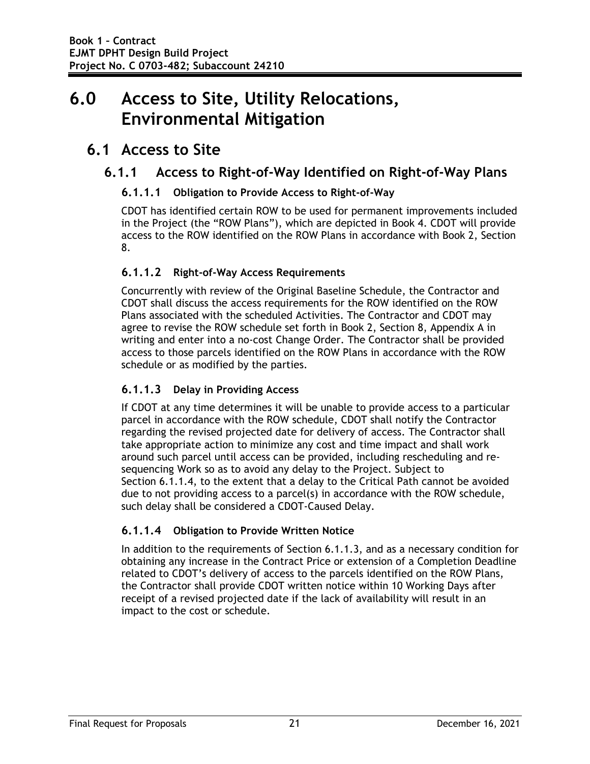# 6.0 Access to Site, Utility Relocations, Environmental Mitigation

## 6.1 Access to Site

### 6.1.1 Access to Right-of-Way Identified on Right-of-Way Plans

#### 6.1.1.1 Obligation to Provide Access to Right-of-Way

CDOT has identified certain ROW to be used for permanent improvements included in the Project (the "ROW Plans"), which are depicted in Book 4. CDOT will provide access to the ROW identified on the ROW Plans in accordance with Book 2, Section 8.

#### 6.1.1.2 Right-of-Way Access Requirements

Concurrently with review of the Original Baseline Schedule, the Contractor and CDOT shall discuss the access requirements for the ROW identified on the ROW Plans associated with the scheduled Activities. The Contractor and CDOT may agree to revise the ROW schedule set forth in Book 2, Section 8, Appendix A in writing and enter into a no-cost Change Order. The Contractor shall be provided access to those parcels identified on the ROW Plans in accordance with the ROW schedule or as modified by the parties.

#### 6.1.1.3 Delay in Providing Access

If CDOT at any time determines it will be unable to provide access to a particular parcel in accordance with the ROW schedule, CDOT shall notify the Contractor regarding the revised projected date for delivery of access. The Contractor shall take appropriate action to minimize any cost and time impact and shall work around such parcel until access can be provided, including rescheduling and re-sequencing Work so as to avoid any delay to the Project. Subject to Section 6.1.1.4, to the extent that a delay to the Critical Path cannot be avoided due to not providing access to a parcel(s) in accordance with the ROW schedule, such delay shall be considered a CDOT-Caused Delay.

#### 6.1.1.4 Obligation to Provide Written Notice

In addition to the requirements of Section 6.1.1.3, and as a necessary condition for obtaining any increase in the Contract Price or extension of a Completion Deadline related to CDOT's delivery of access to the parcels identified on the ROW Plans, the Contractor shall provide CDOT written notice within 10 Working Days after receipt of a revised projected date if the lack of availability will result in an impact to the cost or schedule.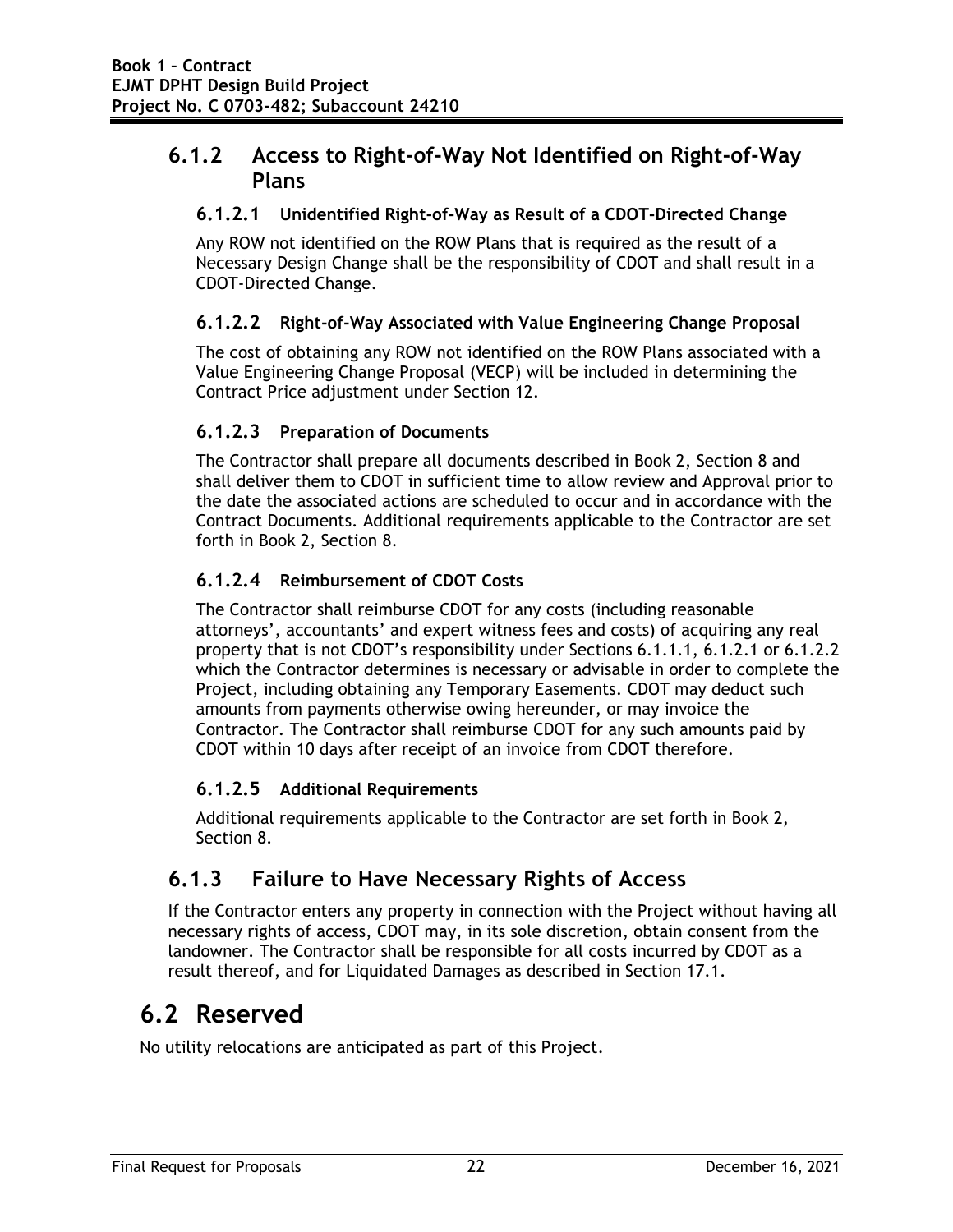### 6.1.2 Access to Right-of-Way Not Identified on Right-of-Way Plans

#### 6.1.2.1 Unidentified Right-of-Way as Result of a CDOT-Directed Change

Any ROW not identified on the ROW Plans that is required as the result of a Necessary Design Change shall be the responsibility of CDOT and shall result in a CDOT-Directed Change.

#### 6.1.2.2 Right-of-Way Associated with Value Engineering Change Proposal

The cost of obtaining any ROW not identified on the ROW Plans associated with a Value Engineering Change Proposal (VECP) will be included in determining the Contract Price adjustment under Section 12.

#### 6.1.2.3 Preparation of Documents

The Contractor shall prepare all documents described in Book 2, Section 8 and shall deliver them to CDOT in sufficient time to allow review and Approval prior to the date the associated actions are scheduled to occur and in accordance with the Contract Documents. Additional requirements applicable to the Contractor are set forth in Book 2, Section 8.

#### 6.1.2.4 Reimbursement of CDOT Costs

The Contractor shall reimburse CDOT for any costs (including reasonable attorneys', accountants' and expert witness fees and costs) of acquiring any real property that is not CDOT's responsibility under Sections 6.1.1.1, 6.1.2.1 or 6.1.2.2 which the Contractor determines is necessary or advisable in order to complete the Project, including obtaining any Temporary Easements. CDOT may deduct such amounts from payments otherwise owing hereunder, or may invoice the Contractor. The Contractor shall reimburse CDOT for any such amounts paid by CDOT within 10 days after receipt of an invoice from CDOT therefore.

#### 6.1.2.5 Additional Requirements

Additional requirements applicable to the Contractor are set forth in Book 2, Section 8.

### 6.1.3 Failure to Have Necessary Rights of Access

If the Contractor enters any property in connection with the Project without having all necessary rights of access, CDOT may, in its sole discretion, obtain consent from the landowner. The Contractor shall be responsible for all costs incurred by CDOT as a result thereof, and for Liquidated Damages as described in Section 17.1.

## 6.2 Reserved

No utility relocations are anticipated as part of this Project.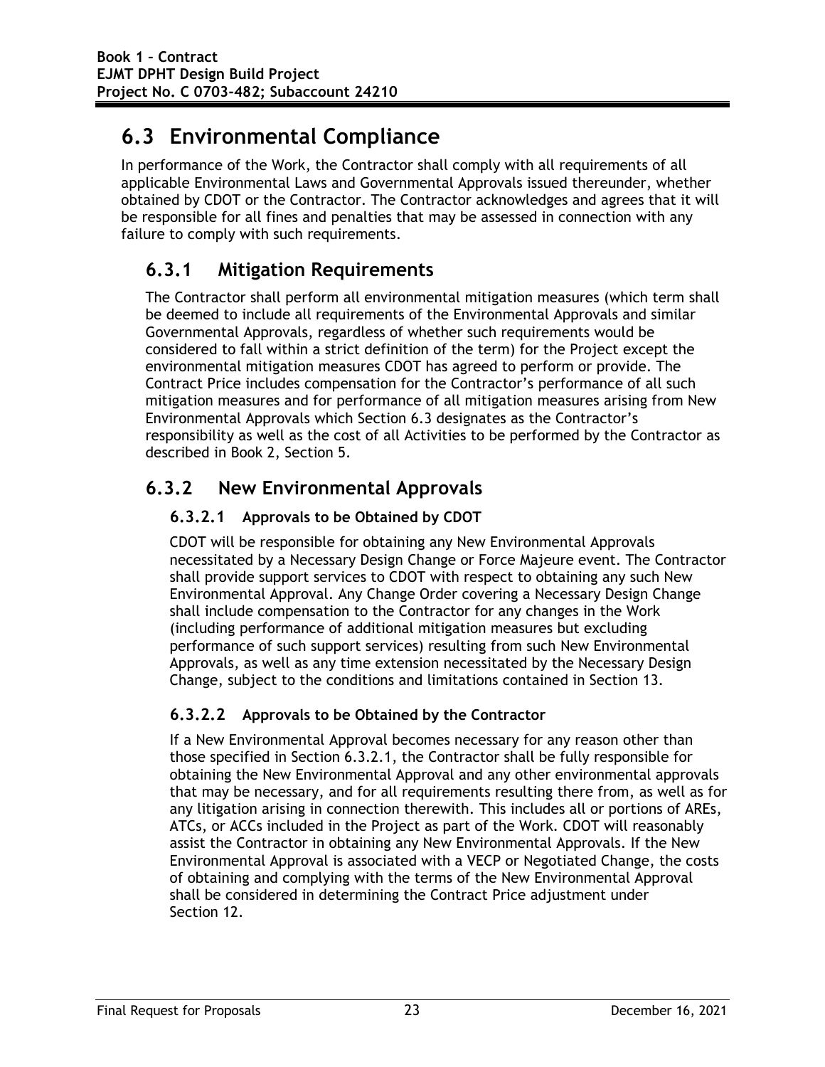# 6.3 Environmental Compliance

In performance of the Work, the Contractor shall comply with all requirements of all applicable Environmental Laws and Governmental Approvals issued thereunder, whether obtained by CDOT or the Contractor. The Contractor acknowledges and agrees that it will be responsible for all fines and penalties that may be assessed in connection with any failure to comply with such requirements.

## 6.3.1 Mitigation Requirements

The Contractor shall perform all environmental mitigation measures (which term shall be deemed to include all requirements of the Environmental Approvals and similar Governmental Approvals, regardless of whether such requirements would be considered to fall within a strict definition of the term) for the Project except the environmental mitigation measures CDOT has agreed to perform or provide. The Contract Price includes compensation for the Contractor's performance of all such mitigation measures and for performance of all mitigation measures arising from New Environmental Approvals which Section 6.3 designates as the Contractor's responsibility as well as the cost of all Activities to be performed by the Contractor as described in Book 2, Section 5.

## 6.3.2 New Environmental Approvals

### 6.3.2.1 Approvals to be Obtained by CDOT

CDOT will be responsible for obtaining any New Environmental Approvals necessitated by a Necessary Design Change or Force Majeure event. The Contractor shall provide support services to CDOT with respect to obtaining any such New Environmental Approval. Any Change Order covering a Necessary Design Change shall include compensation to the Contractor for any changes in the Work (including performance of additional mitigation measures but excluding performance of such support services) resulting from such New Environmental Approvals, as well as any time extension necessitated by the Necessary Design Change, subject to the conditions and limitations contained in Section 13.

### 6.3.2.2 Approvals to be Obtained by the Contractor

If a New Environmental Approval becomes necessary for any reason other than those specified in Section 6.3.2.1, the Contractor shall be fully responsible for obtaining the New Environmental Approval and any other environmental approvals that may be necessary, and for all requirements resulting there from, as well as for any litigation arising in connection therewith. This includes all or portions of AREs, ATCs, or ACCs included in the Project as part of the Work. CDOT will reasonably assist the Contractor in obtaining any New Environmental Approvals. If the New Environmental Approval is associated with a VECP or Negotiated Change, the costs of obtaining and complying with the terms of the New Environmental Approval shall be considered in determining the Contract Price adjustment under Section 12.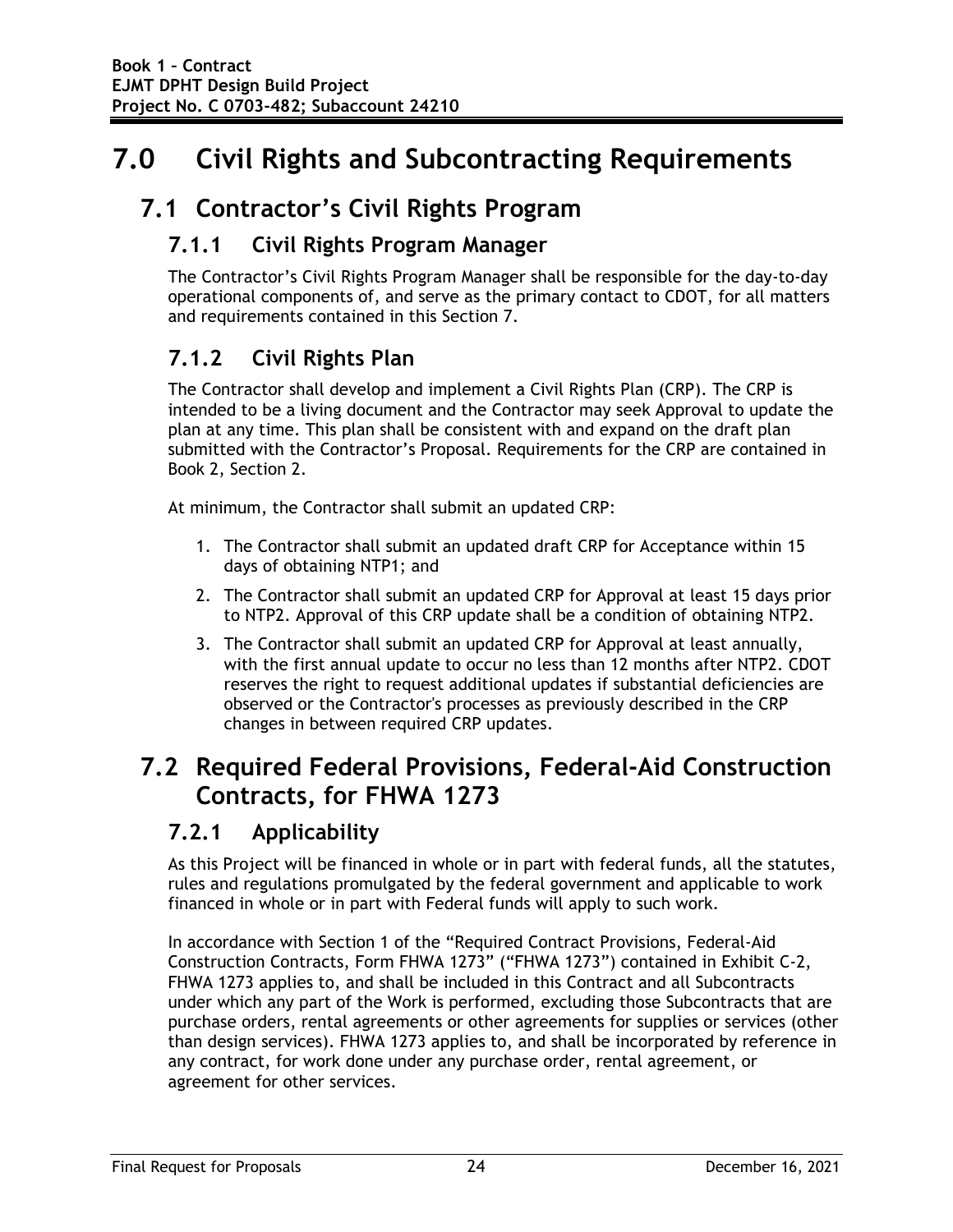# 7.0 Civil Rights and Subcontracting Requirements

## 7.1 Contractor's Civil Rights Program

### 7.1.1 Civil Rights Program Manager

The Contractor's Civil Rights Program Manager shall be responsible for the day-to-day operational components of, and serve as the primary contact to CDOT, for all matters and requirements contained in this Section 7.

### 7.1.2 Civil Rights Plan

The Contractor shall develop and implement a Civil Rights Plan (CRP). The CRP is intended to be a living document and the Contractor may seek Approval to update the plan at any time. This plan shall be consistent with and expand on the draft plan submitted with the Contractor's Proposal. Requirements for the CRP are contained in Book 2, Section 2.

At minimum, the Contractor shall submit an updated CRP:

1. The Contractor shall submit an updated draft CRP for Acceptance within 15 days of obtaining NTP1; and
2. The Contractor shall submit an updated CRP for Approval at least 15 days prior to NTP2. Approval of this CRP update shall be a condition of obtaining NTP2.
3. The Contractor shall submit an updated CRP for Approval at least annually, with the first annual update to occur no less than 12 months after NTP2. CDOT reserves the right to request additional updates if substantial deficiencies are observed or the Contractor's processes as previously described in the CRP changes in between required CRP updates.

## 7.2 Required Federal Provisions, Federal-Aid Construction Contracts, for FHWA 1273

### 7.2.1 Applicability

As this Project will be financed in whole or in part with federal funds, all the statutes, rules and regulations promulgated by the federal government and applicable to work financed in whole or in part with Federal funds will apply to such work.

In accordance with Section 1 of the "Required Contract Provisions, Federal-Aid Construction Contracts, Form FHWA 1273" ("FHWA 1273") contained in Exhibit C-2, FHWA 1273 applies to, and shall be included in this Contract and all Subcontracts under which any part of the Work is performed, excluding those Subcontracts that are purchase orders, rental agreements or other agreements for supplies or services (other than design services). FHWA 1273 applies to, and shall be incorporated by reference in any contract, for work done under any purchase order, rental agreement, or agreement for other services.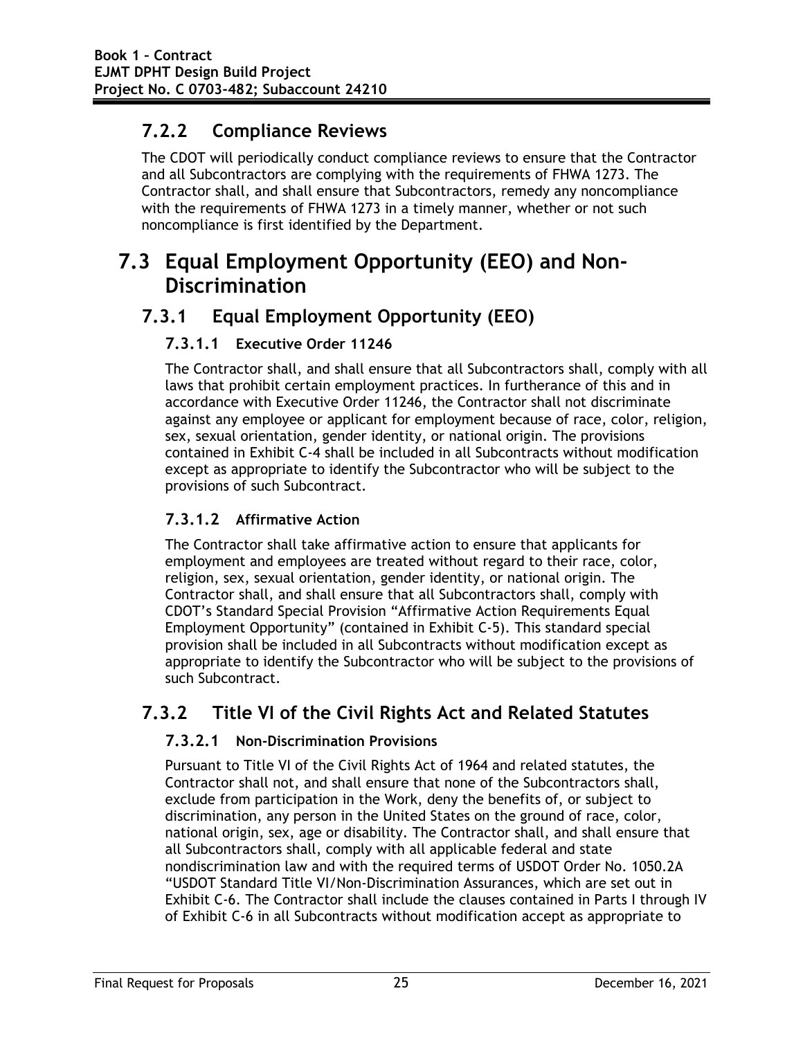### 7.2.2 Compliance Reviews

The CDOT will periodically conduct compliance reviews to ensure that the Contractor and all Subcontractors are complying with the requirements of FHWA 1273. The Contractor shall, and shall ensure that Subcontractors, remedy any noncompliance with the requirements of FHWA 1273 in a timely manner, whether or not such noncompliance is first identified by the Department.

## 7.3 Equal Employment Opportunity (EEO) and Non-Discrimination

### 7.3.1 Equal Employment Opportunity (EEO)

#### 7.3.1.1 Executive Order 11246

The Contractor shall, and shall ensure that all Subcontractors shall, comply with all laws that prohibit certain employment practices. In furtherance of this and in accordance with Executive Order 11246, the Contractor shall not discriminate against any employee or applicant for employment because of race, color, religion, sex, sexual orientation, gender identity, or national origin. The provisions contained in Exhibit C-4 shall be included in all Subcontracts without modification except as appropriate to identify the Subcontractor who will be subject to the provisions of such Subcontract.

#### 7.3.1.2 Affirmative Action

The Contractor shall take affirmative action to ensure that applicants for employment and employees are treated without regard to their race, color, religion, sex, sexual orientation, gender identity, or national origin. The Contractor shall, and shall ensure that all Subcontractors shall, comply with CDOT's Standard Special Provision "Affirmative Action Requirements Equal Employment Opportunity" (contained in Exhibit C-5). This standard special provision shall be included in all Subcontracts without modification except as appropriate to identify the Subcontractor who will be subject to the provisions of such Subcontract.

### 7.3.2 Title VI of the Civil Rights Act and Related Statutes

#### 7.3.2.1 Non-Discrimination Provisions

Pursuant to Title VI of the Civil Rights Act of 1964 and related statutes, the Contractor shall not, and shall ensure that none of the Subcontractors shall, exclude from participation in the Work, deny the benefits of, or subject to discrimination, any person in the United States on the ground of race, color, national origin, sex, age or disability. The Contractor shall, and shall ensure that all Subcontractors shall, comply with all applicable federal and state nondiscrimination law and with the required terms of USDOT Order No. 1050.2A "USDOT Standard Title VI/Non-Discrimination Assurances, which are set out in Exhibit C-6. The Contractor shall include the clauses contained in Parts I through IV of Exhibit C-6 in all Subcontracts without modification accept as appropriate to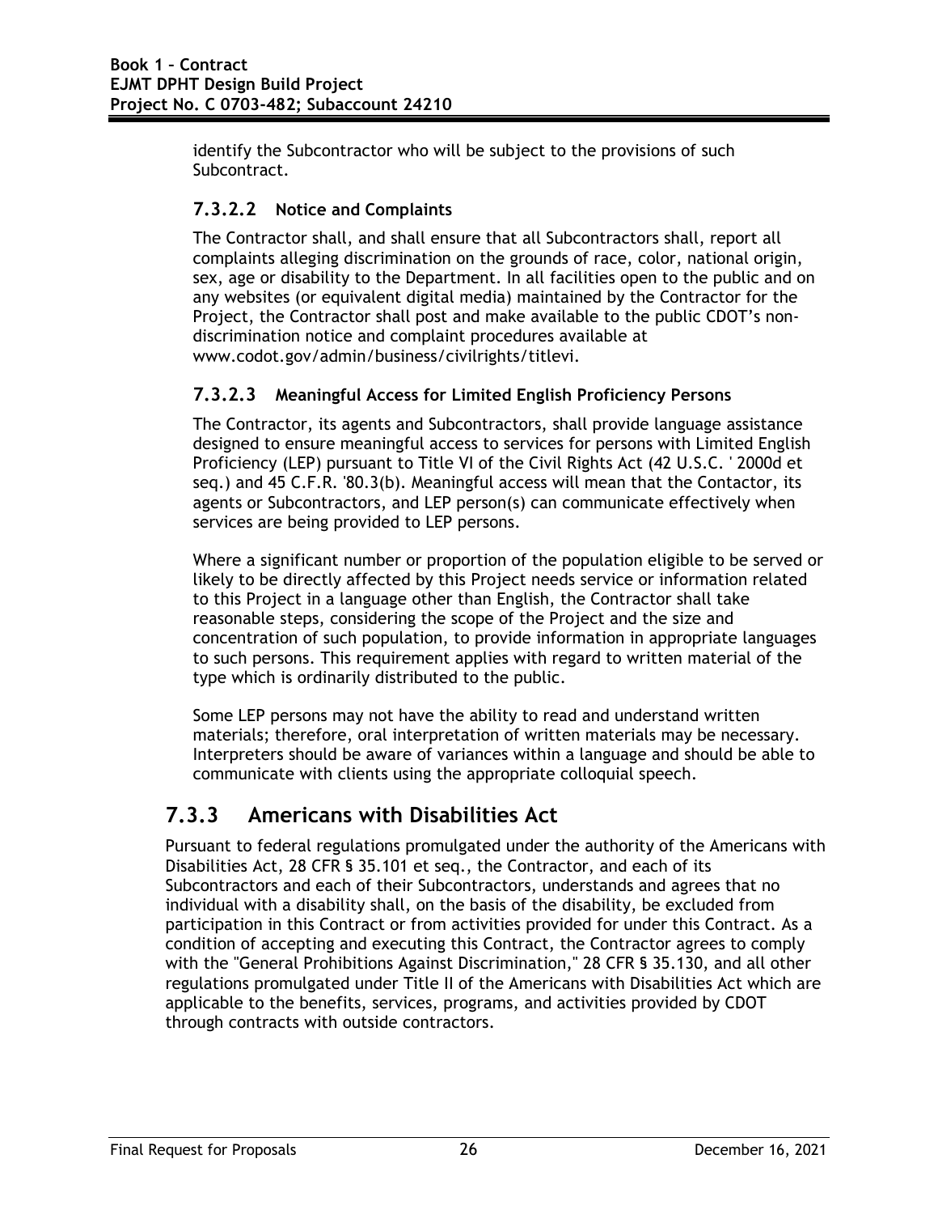identify the Subcontractor who will be subject to the provisions of such Subcontract.

#### 7.3.2.2 Notice and Complaints

The Contractor shall, and shall ensure that all Subcontractors shall, report all complaints alleging discrimination on the grounds of race, color, national origin, sex, age or disability to the Department. In all facilities open to the public and on any websites (or equivalent digital media) maintained by the Contractor for the Project, the Contractor shall post and make available to the public CDOT's non-discrimination notice and complaint procedures available at www.codot.gov/admin/business/civilrights/titlevi.

#### 7.3.2.3 Meaningful Access for Limited English Proficiency Persons

The Contractor, its agents and Subcontractors, shall provide language assistance designed to ensure meaningful access to services for persons with Limited English Proficiency (LEP) pursuant to Title VI of the Civil Rights Act (42 U.S.C. ' 2000d et seq.) and 45 C.F.R. '80.3(b). Meaningful access will mean that the Contactor, its agents or Subcontractors, and LEP person(s) can communicate effectively when services are being provided to LEP persons.

Where a significant number or proportion of the population eligible to be served or likely to be directly affected by this Project needs service or information related to this Project in a language other than English, the Contractor shall take reasonable steps, considering the scope of the Project and the size and concentration of such population, to provide information in appropriate languages to such persons. This requirement applies with regard to written material of the type which is ordinarily distributed to the public.

Some LEP persons may not have the ability to read and understand written materials; therefore, oral interpretation of written materials may be necessary. Interpreters should be aware of variances within a language and should be able to communicate with clients using the appropriate colloquial speech.

### 7.3.3 Americans with Disabilities Act

Pursuant to federal regulations promulgated under the authority of the Americans with Disabilities Act, 28 CFR § 35.101 et seq., the Contractor, and each of its Subcontractors and each of their Subcontractors, understands and agrees that no individual with a disability shall, on the basis of the disability, be excluded from participation in this Contract or from activities provided for under this Contract. As a condition of accepting and executing this Contract, the Contractor agrees to comply with the "General Prohibitions Against Discrimination," 28 CFR § 35.130, and all other regulations promulgated under Title II of the Americans with Disabilities Act which are applicable to the benefits, services, programs, and activities provided by CDOT through contracts with outside contractors.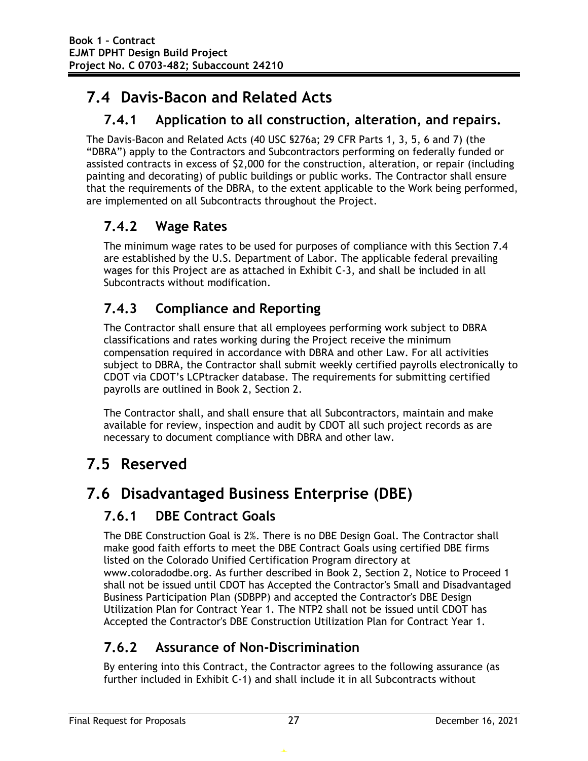## 7.4 Davis-Bacon and Related Acts

### 7.4.1 Application to all construction, alteration, and repairs.

The Davis-Bacon and Related Acts (40 USC §276a; 29 CFR Parts 1, 3, 5, 6 and 7) (the "DBRA") apply to the Contractors and Subcontractors performing on federally funded or assisted contracts in excess of $2,000 for the construction, alteration, or repair (including painting and decorating) of public buildings or public works. The Contractor shall ensure that the requirements of the DBRA, to the extent applicable to the Work being performed, are implemented on all Subcontracts throughout the Project.

### 7.4.2 Wage Rates

The minimum wage rates to be used for purposes of compliance with this Section 7.4 are established by the U.S. Department of Labor. The applicable federal prevailing wages for this Project are as attached in Exhibit C-3, and shall be included in all Subcontracts without modification.

### 7.4.3 Compliance and Reporting

The Contractor shall ensure that all employees performing work subject to DBRA classifications and rates working during the Project receive the minimum compensation required in accordance with DBRA and other Law. For all activities subject to DBRA, the Contractor shall submit weekly certified payrolls electronically to CDOT via CDOT's LCPtracker database. The requirements for submitting certified payrolls are outlined in Book 2, Section 2.

The Contractor shall, and shall ensure that all Subcontractors, maintain and make available for review, inspection and audit by CDOT all such project records as are necessary to document compliance with DBRA and other law.

## 7.5 Reserved

## 7.6 Disadvantaged Business Enterprise (DBE)

### 7.6.1 DBE Contract Goals

The DBE Construction Goal is 2%. There is no DBE Design Goal. The Contractor shall make good faith efforts to meet the DBE Contract Goals using certified DBE firms listed on the Colorado Unified Certification Program directory at www.coloradodbe.org. As further described in Book 2, Section 2, Notice to Proceed 1 shall not be issued until CDOT has Accepted the Contractor's Small and Disadvantaged Business Participation Plan (SDBPP) and accepted the Contractor's DBE Design Utilization Plan for Contract Year 1. The NTP2 shall not be issued until CDOT has Accepted the Contractor's DBE Construction Utilization Plan for Contract Year 1.

### 7.6.2 Assurance of Non-Discrimination

By entering into this Contract, the Contractor agrees to the following assurance (as further included in Exhibit C-1) and shall include it in all Subcontracts without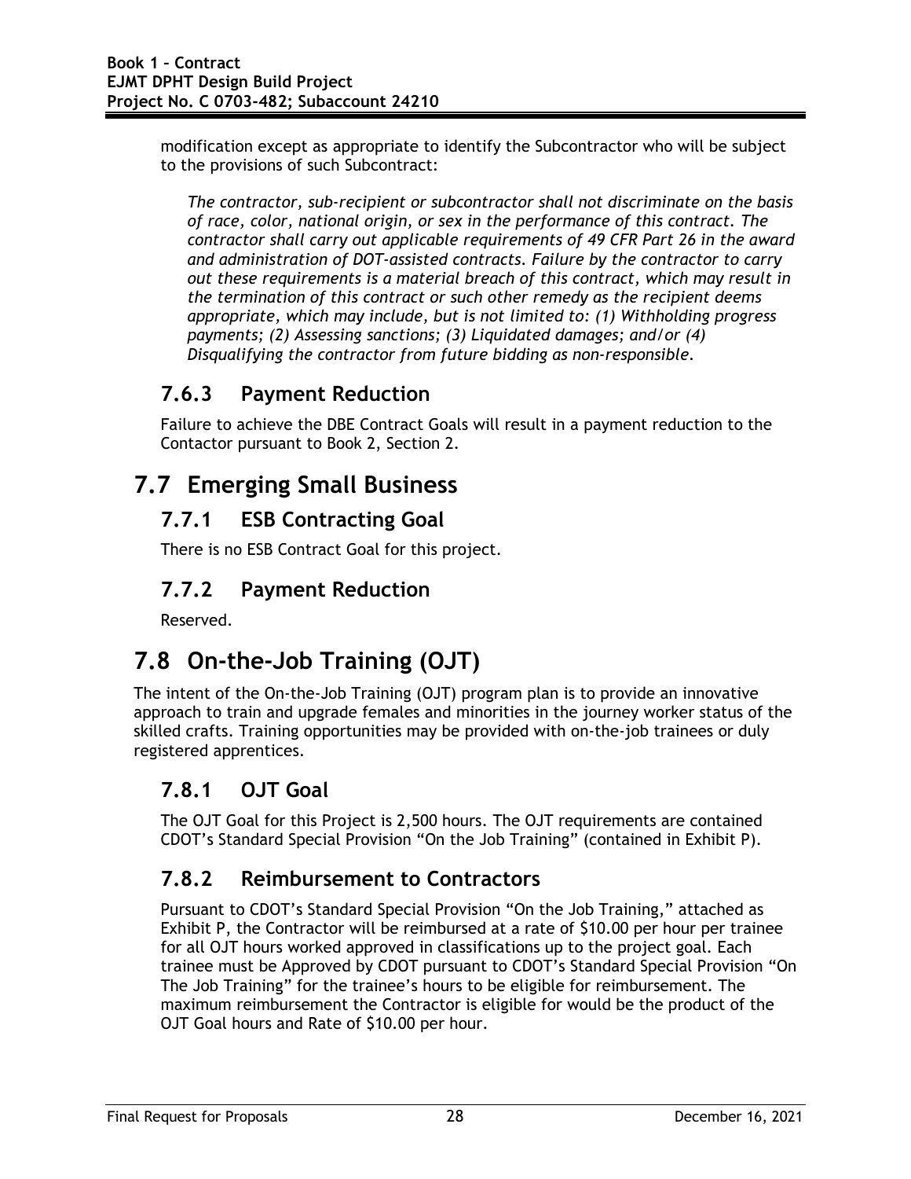modification except as appropriate to identify the Subcontractor who will be subject to the provisions of such Subcontract:

*The contractor, sub-recipient or subcontractor shall not discriminate on the basis of race, color, national origin, or sex in the performance of this contract. The contractor shall carry out applicable requirements of 49 CFR Part 26 in the award and administration of DOT-assisted contracts. Failure by the contractor to carry out these requirements is a material breach of this contract, which may result in the termination of this contract or such other remedy as the recipient deems appropriate, which may include, but is not limited to: (1) Withholding progress payments; (2) Assessing sanctions; (3) Liquidated damages; and/or (4) Disqualifying the contractor from future bidding as non-responsible.*

### 7.6.3 Payment Reduction

Failure to achieve the DBE Contract Goals will result in a payment reduction to the Contactor pursuant to Book 2, Section 2.

## 7.7 Emerging Small Business

### 7.7.1 ESB Contracting Goal

There is no ESB Contract Goal for this project.

### 7.7.2 Payment Reduction

Reserved.

## 7.8 On-the-Job Training (OJT)

The intent of the On-the-Job Training (OJT) program plan is to provide an innovative approach to train and upgrade females and minorities in the journey worker status of the skilled crafts. Training opportunities may be provided with on-the-job trainees or duly registered apprentices.

### 7.8.1 OJT Goal

The OJT Goal for this Project is 2,500 hours. The OJT requirements are contained CDOT's Standard Special Provision "On the Job Training" (contained in Exhibit P).

### 7.8.2 Reimbursement to Contractors

Pursuant to CDOT's Standard Special Provision "On the Job Training," attached as Exhibit P, the Contractor will be reimbursed at a rate of $10.00 per hour per trainee for all OJT hours worked approved in classifications up to the project goal. Each trainee must be Approved by CDOT pursuant to CDOT's Standard Special Provision "On The Job Training" for the trainee's hours to be eligible for reimbursement. The maximum reimbursement the Contractor is eligible for would be the product of the OJT Goal hours and Rate of $10.00 per hour.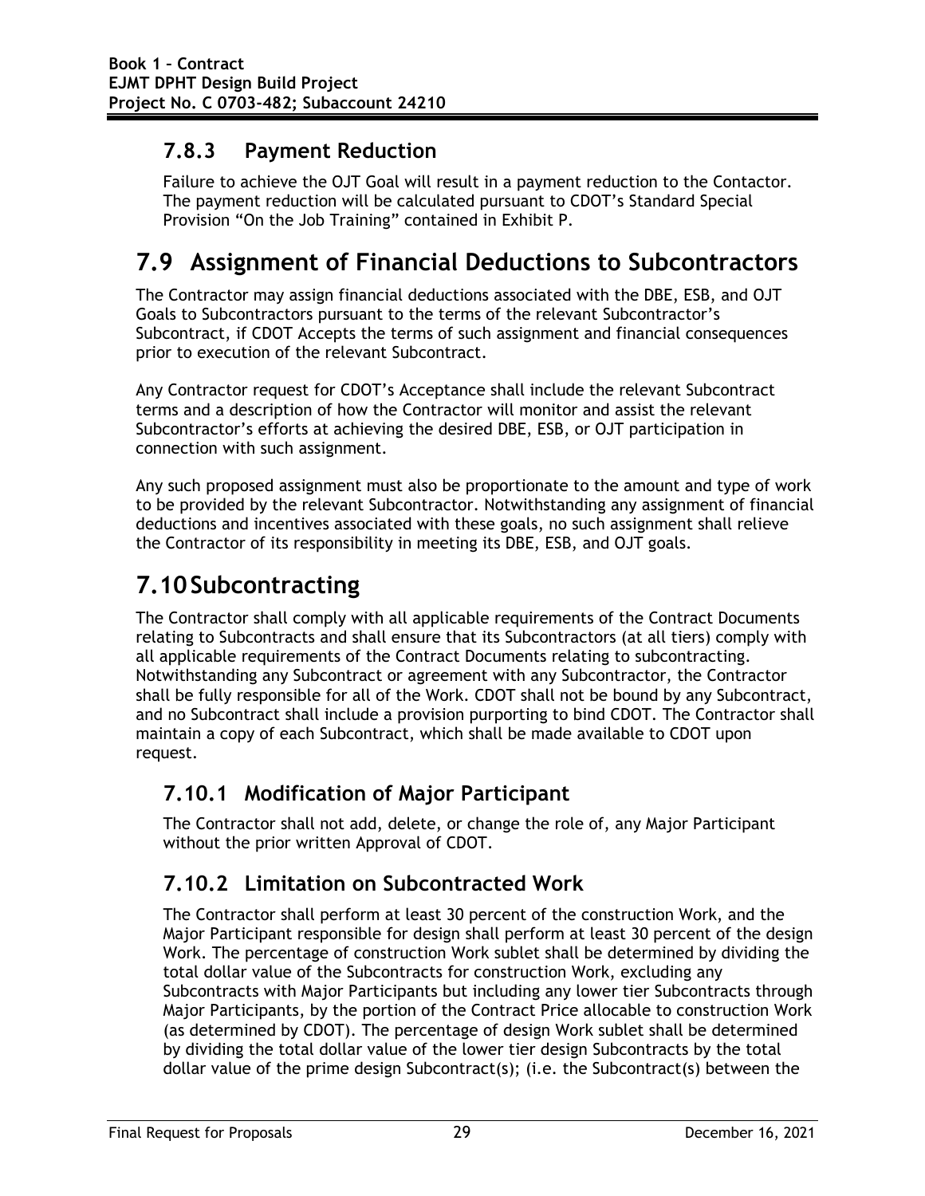### 7.8.3 Payment Reduction

Failure to achieve the OJT Goal will result in a payment reduction to the Contactor. The payment reduction will be calculated pursuant to CDOT's Standard Special Provision "On the Job Training" contained in Exhibit P.

## 7.9 Assignment of Financial Deductions to Subcontractors

The Contractor may assign financial deductions associated with the DBE, ESB, and OJT Goals to Subcontractors pursuant to the terms of the relevant Subcontractor's Subcontract, if CDOT Accepts the terms of such assignment and financial consequences prior to execution of the relevant Subcontract.

Any Contractor request for CDOT's Acceptance shall include the relevant Subcontract terms and a description of how the Contractor will monitor and assist the relevant Subcontractor's efforts at achieving the desired DBE, ESB, or OJT participation in connection with such assignment.

Any such proposed assignment must also be proportionate to the amount and type of work to be provided by the relevant Subcontractor. Notwithstanding any assignment of financial deductions and incentives associated with these goals, no such assignment shall relieve the Contractor of its responsibility in meeting its DBE, ESB, and OJT goals.

## 7.10 Subcontracting

The Contractor shall comply with all applicable requirements of the Contract Documents relating to Subcontracts and shall ensure that its Subcontractors (at all tiers) comply with all applicable requirements of the Contract Documents relating to subcontracting. Notwithstanding any Subcontract or agreement with any Subcontractor, the Contractor shall be fully responsible for all of the Work. CDOT shall not be bound by any Subcontract, and no Subcontract shall include a provision purporting to bind CDOT. The Contractor shall maintain a copy of each Subcontract, which shall be made available to CDOT upon request.

### 7.10.1 Modification of Major Participant

The Contractor shall not add, delete, or change the role of, any Major Participant without the prior written Approval of CDOT.

### 7.10.2 Limitation on Subcontracted Work

The Contractor shall perform at least 30 percent of the construction Work, and the Major Participant responsible for design shall perform at least 30 percent of the design Work. The percentage of construction Work sublet shall be determined by dividing the total dollar value of the Subcontracts for construction Work, excluding any Subcontracts with Major Participants but including any lower tier Subcontracts through Major Participants, by the portion of the Contract Price allocable to construction Work (as determined by CDOT). The percentage of design Work sublet shall be determined by dividing the total dollar value of the lower tier design Subcontracts by the total dollar value of the prime design Subcontract(s); (i.e. the Subcontract(s) between the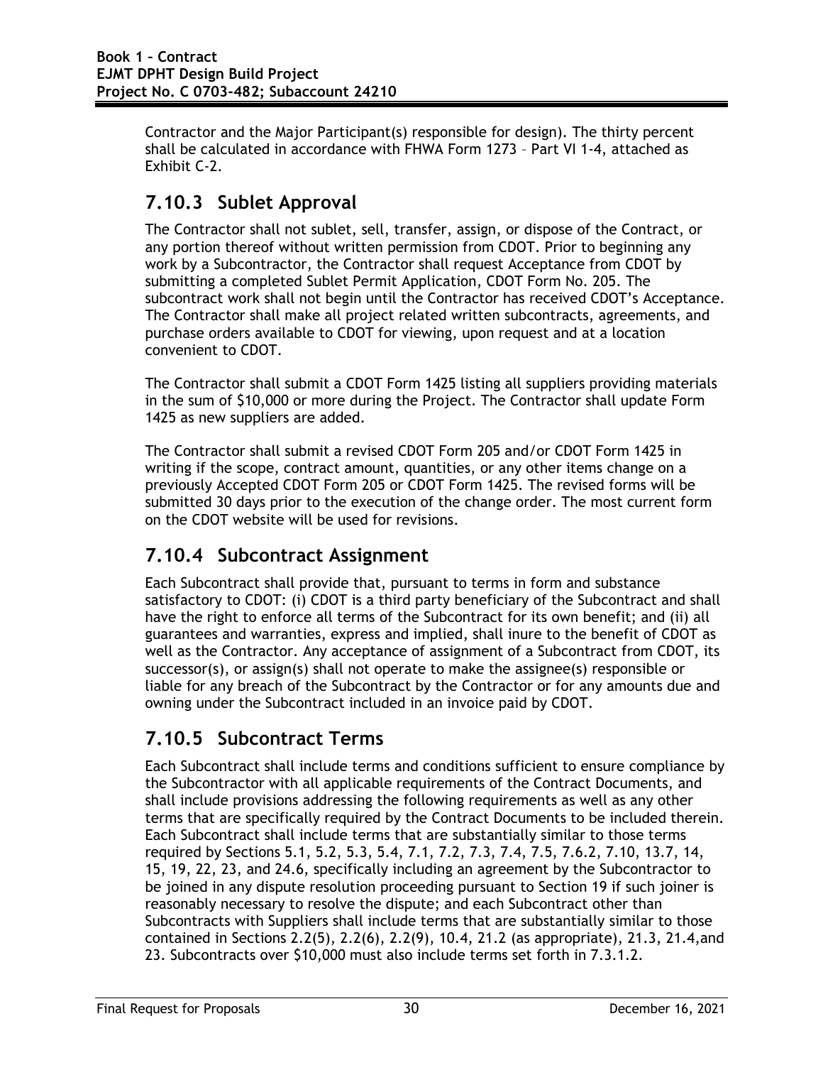Contractor and the Major Participant(s) responsible for design). The thirty percent shall be calculated in accordance with FHWA Form 1273 – Part VI 1-4, attached as Exhibit C-2.

### 7.10.3 Sublet Approval

The Contractor shall not sublet, sell, transfer, assign, or dispose of the Contract, or any portion thereof without written permission from CDOT. Prior to beginning any work by a Subcontractor, the Contractor shall request Acceptance from CDOT by submitting a completed Sublet Permit Application, CDOT Form No. 205. The subcontract work shall not begin until the Contractor has received CDOT's Acceptance. The Contractor shall make all project related written subcontracts, agreements, and purchase orders available to CDOT for viewing, upon request and at a location convenient to CDOT.

The Contractor shall submit a CDOT Form 1425 listing all suppliers providing materials in the sum of $10,000 or more during the Project. The Contractor shall update Form 1425 as new suppliers are added.

The Contractor shall submit a revised CDOT Form 205 and/or CDOT Form 1425 in writing if the scope, contract amount, quantities, or any other items change on a previously Accepted CDOT Form 205 or CDOT Form 1425. The revised forms will be submitted 30 days prior to the execution of the change order. The most current form on the CDOT website will be used for revisions.

### 7.10.4 Subcontract Assignment

Each Subcontract shall provide that, pursuant to terms in form and substance satisfactory to CDOT: (i) CDOT is a third party beneficiary of the Subcontract and shall have the right to enforce all terms of the Subcontract for its own benefit; and (ii) all guarantees and warranties, express and implied, shall inure to the benefit of CDOT as well as the Contractor. Any acceptance of assignment of a Subcontract from CDOT, its successor(s), or assign(s) shall not operate to make the assignee(s) responsible or liable for any breach of the Subcontract by the Contractor or for any amounts due and owning under the Subcontract included in an invoice paid by CDOT.

### 7.10.5 Subcontract Terms

Each Subcontract shall include terms and conditions sufficient to ensure compliance by the Subcontractor with all applicable requirements of the Contract Documents, and shall include provisions addressing the following requirements as well as any other terms that are specifically required by the Contract Documents to be included therein. Each Subcontract shall include terms that are substantially similar to those terms required by Sections 5.1, 5.2, 5.3, 5.4, 7.1, 7.2, 7.3, 7.4, 7.5, 7.6.2, 7.10, 13.7, 14, 15, 19, 22, 23, and 24.6, specifically including an agreement by the Subcontractor to be joined in any dispute resolution proceeding pursuant to Section 19 if such joiner is reasonably necessary to resolve the dispute; and each Subcontract other than Subcontracts with Suppliers shall include terms that are substantially similar to those contained in Sections 2.2(5), 2.2(6), 2.2(9), 10.4, 21.2 (as appropriate), 21.3, 21.4,and 23. Subcontracts over $10,000 must also include terms set forth in 7.3.1.2.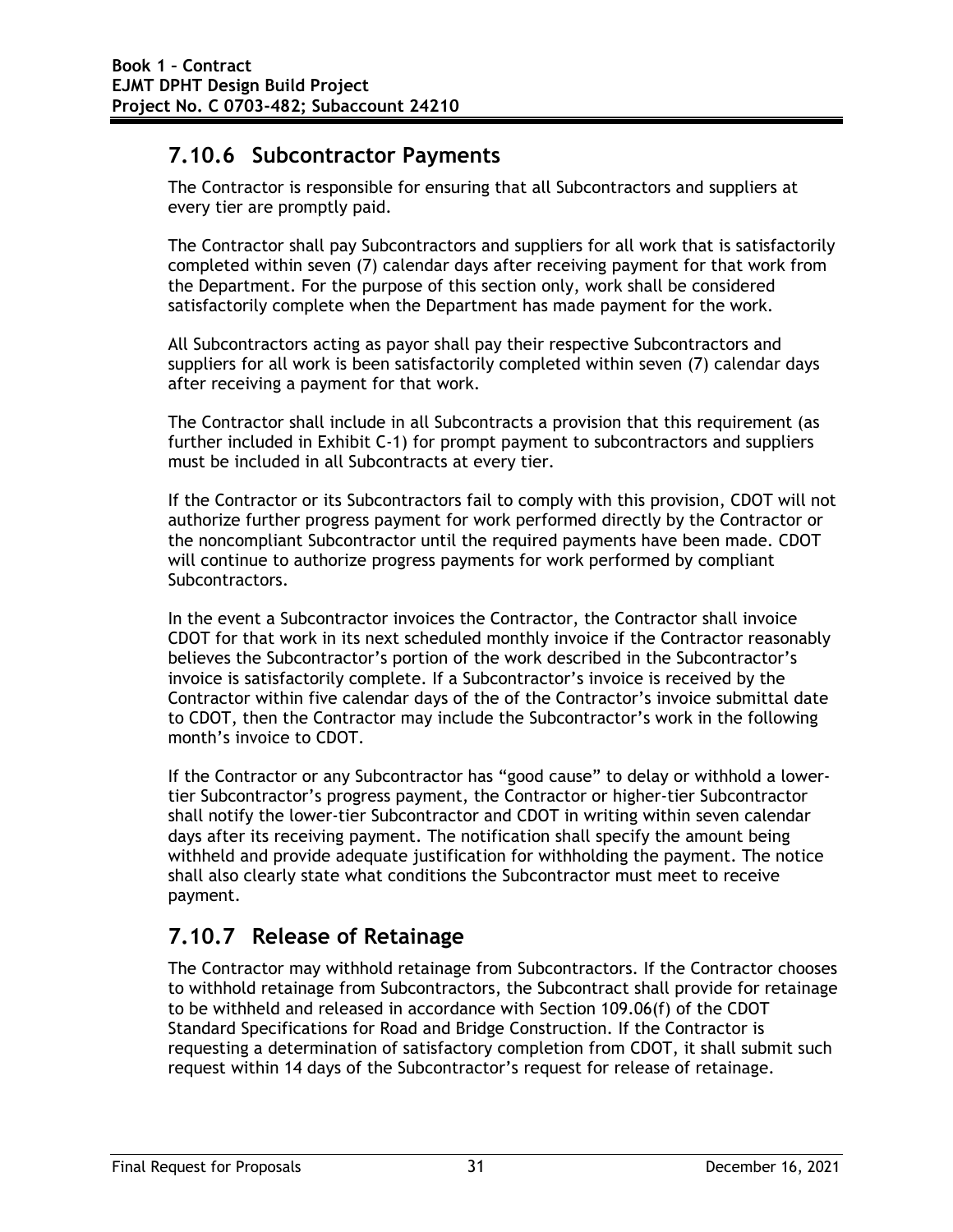## 7.10.6 Subcontractor Payments

The Contractor is responsible for ensuring that all Subcontractors and suppliers at every tier are promptly paid.

The Contractor shall pay Subcontractors and suppliers for all work that is satisfactorily completed within seven (7) calendar days after receiving payment for that work from the Department. For the purpose of this section only, work shall be considered satisfactorily complete when the Department has made payment for the work.

All Subcontractors acting as payor shall pay their respective Subcontractors and suppliers for all work is been satisfactorily completed within seven (7) calendar days after receiving a payment for that work.

The Contractor shall include in all Subcontracts a provision that this requirement (as further included in Exhibit C-1) for prompt payment to subcontractors and suppliers must be included in all Subcontracts at every tier.

If the Contractor or its Subcontractors fail to comply with this provision, CDOT will not authorize further progress payment for work performed directly by the Contractor or the noncompliant Subcontractor until the required payments have been made. CDOT will continue to authorize progress payments for work performed by compliant Subcontractors.

In the event a Subcontractor invoices the Contractor, the Contractor shall invoice CDOT for that work in its next scheduled monthly invoice if the Contractor reasonably believes the Subcontractor's portion of the work described in the Subcontractor's invoice is satisfactorily complete. If a Subcontractor's invoice is received by the Contractor within five calendar days of the of the Contractor's invoice submittal date to CDOT, then the Contractor may include the Subcontractor's work in the following month's invoice to CDOT.

If the Contractor or any Subcontractor has "good cause" to delay or withhold a lower-tier Subcontractor's progress payment, the Contractor or higher-tier Subcontractor shall notify the lower-tier Subcontractor and CDOT in writing within seven calendar days after its receiving payment. The notification shall specify the amount being withheld and provide adequate justification for withholding the payment. The notice shall also clearly state what conditions the Subcontractor must meet to receive payment.

## 7.10.7 Release of Retainage

The Contractor may withhold retainage from Subcontractors. If the Contractor chooses to withhold retainage from Subcontractors, the Subcontract shall provide for retainage to be withheld and released in accordance with Section 109.06(f) of the CDOT Standard Specifications for Road and Bridge Construction. If the Contractor is requesting a determination of satisfactory completion from CDOT, it shall submit such request within 14 days of the Subcontractor's request for release of retainage.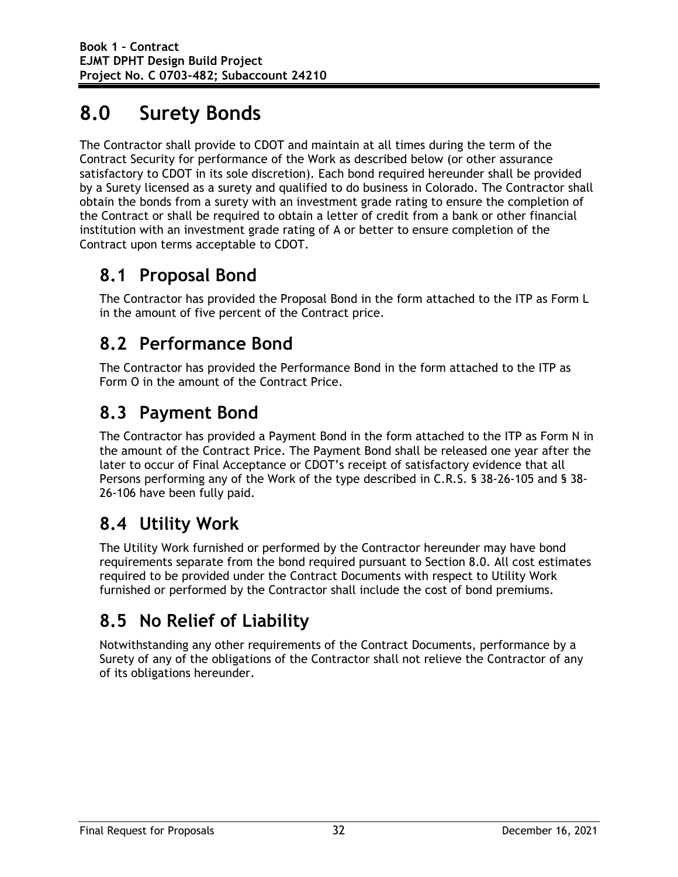# 8.0 Surety Bonds

The Contractor shall provide to CDOT and maintain at all times during the term of the Contract Security for performance of the Work as described below (or other assurance satisfactory to CDOT in its sole discretion). Each bond required hereunder shall be provided by a Surety licensed as a surety and qualified to do business in Colorado. The Contractor shall obtain the bonds from a surety with an investment grade rating to ensure the completion of the Contract or shall be required to obtain a letter of credit from a bank or other financial institution with an investment grade rating of A or better to ensure completion of the Contract upon terms acceptable to CDOT.

## 8.1 Proposal Bond

The Contractor has provided the Proposal Bond in the form attached to the ITP as Form L in the amount of five percent of the Contract price.

## 8.2 Performance Bond

The Contractor has provided the Performance Bond in the form attached to the ITP as Form O in the amount of the Contract Price.

## 8.3 Payment Bond

The Contractor has provided a Payment Bond in the form attached to the ITP as Form N in the amount of the Contract Price. The Payment Bond shall be released one year after the later to occur of Final Acceptance or CDOT's receipt of satisfactory evidence that all Persons performing any of the Work of the type described in C.R.S. § 38-26-105 and § 38-26-106 have been fully paid.

## 8.4 Utility Work

The Utility Work furnished or performed by the Contractor hereunder may have bond requirements separate from the bond required pursuant to Section 8.0. All cost estimates required to be provided under the Contract Documents with respect to Utility Work furnished or performed by the Contractor shall include the cost of bond premiums.

## 8.5 No Relief of Liability

Notwithstanding any other requirements of the Contract Documents, performance by a Surety of any of the obligations of the Contractor shall not relieve the Contractor of any of its obligations hereunder.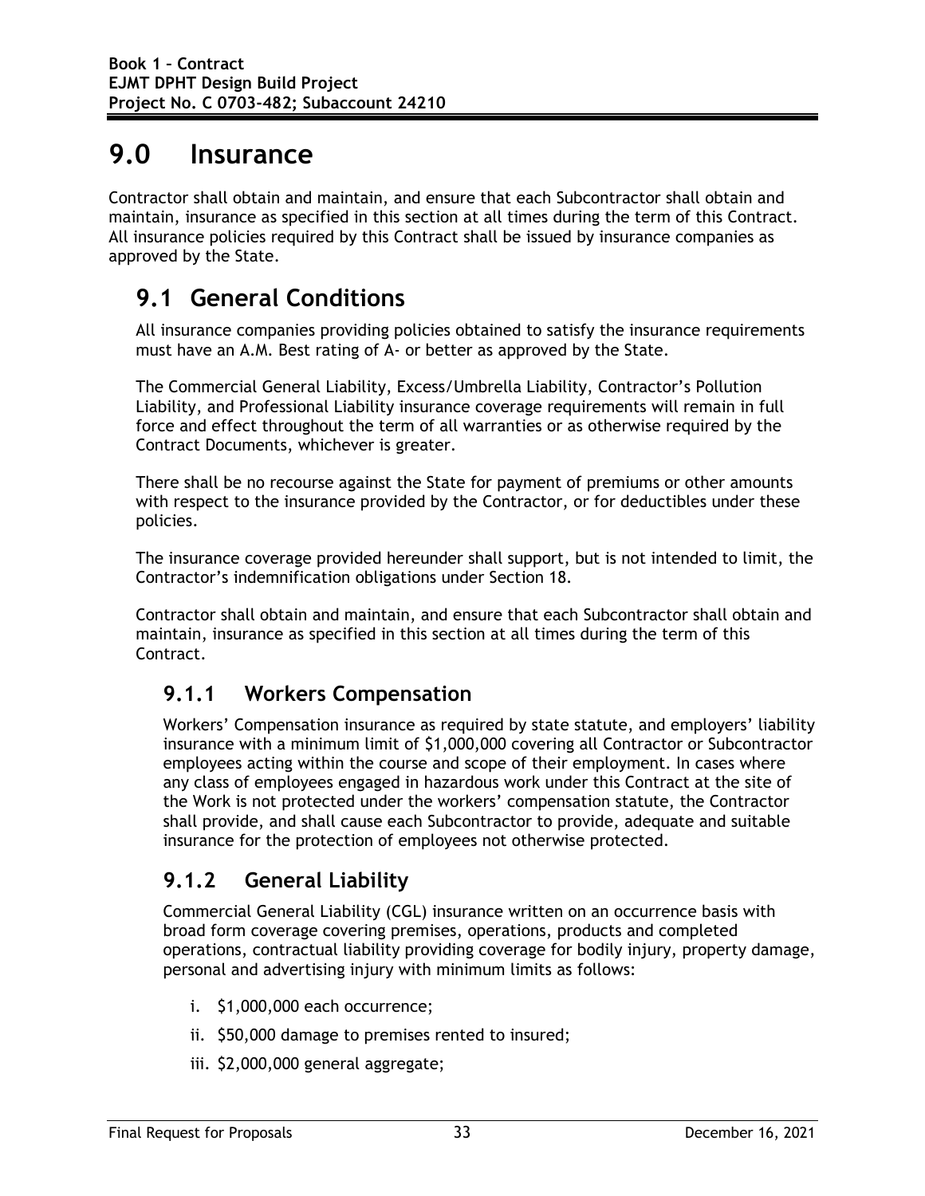# 9.0 Insurance

Contractor shall obtain and maintain, and ensure that each Subcontractor shall obtain and maintain, insurance as specified in this section at all times during the term of this Contract. All insurance policies required by this Contract shall be issued by insurance companies as approved by the State.

## 9.1 General Conditions

All insurance companies providing policies obtained to satisfy the insurance requirements must have an A.M. Best rating of A- or better as approved by the State.

The Commercial General Liability, Excess/Umbrella Liability, Contractor's Pollution Liability, and Professional Liability insurance coverage requirements will remain in full force and effect throughout the term of all warranties or as otherwise required by the Contract Documents, whichever is greater.

There shall be no recourse against the State for payment of premiums or other amounts with respect to the insurance provided by the Contractor, or for deductibles under these policies.

The insurance coverage provided hereunder shall support, but is not intended to limit, the Contractor's indemnification obligations under Section 18.

Contractor shall obtain and maintain, and ensure that each Subcontractor shall obtain and maintain, insurance as specified in this section at all times during the term of this Contract.

### 9.1.1 Workers Compensation

Workers' Compensation insurance as required by state statute, and employers' liability insurance with a minimum limit of $1,000,000 covering all Contractor or Subcontractor employees acting within the course and scope of their employment. In cases where any class of employees engaged in hazardous work under this Contract at the site of the Work is not protected under the workers' compensation statute, the Contractor shall provide, and shall cause each Subcontractor to provide, adequate and suitable insurance for the protection of employees not otherwise protected.

### 9.1.2 General Liability

Commercial General Liability (CGL) insurance written on an occurrence basis with broad form coverage covering premises, operations, products and completed operations, contractual liability providing coverage for bodily injury, property damage, personal and advertising injury with minimum limits as follows:

i. $1,000,000 each occurrence;

ii. $50,000 damage to premises rented to insured;

iii. $2,000,000 general aggregate;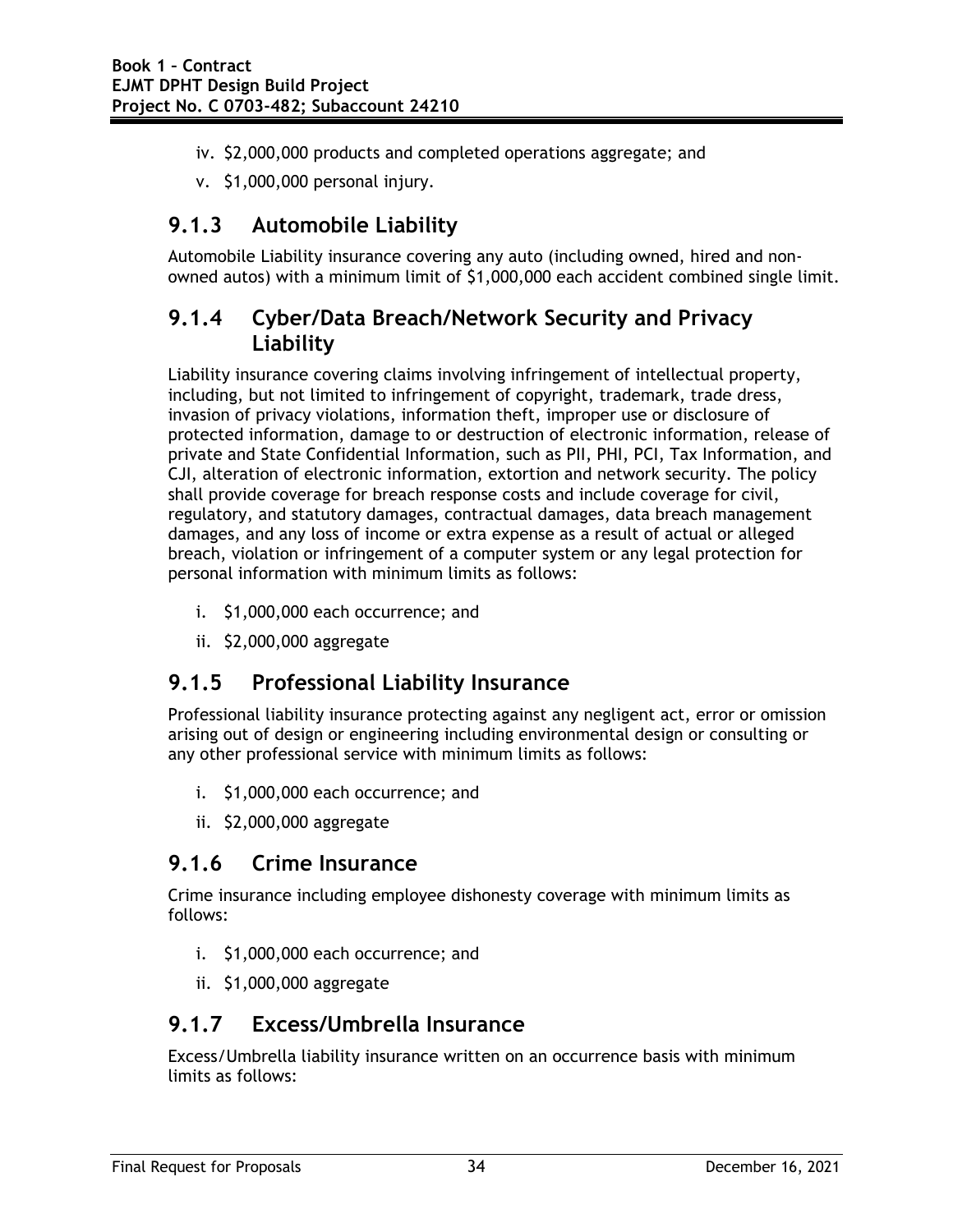iv. $2,000,000 products and completed operations aggregate; and

v. $1,000,000 personal injury.

### 9.1.3 Automobile Liability

Automobile Liability insurance covering any auto (including owned, hired and non-owned autos) with a minimum limit of $1,000,000 each accident combined single limit.

### 9.1.4 Cyber/Data Breach/Network Security and Privacy Liability

Liability insurance covering claims involving infringement of intellectual property, including, but not limited to infringement of copyright, trademark, trade dress, invasion of privacy violations, information theft, improper use or disclosure of protected information, damage to or destruction of electronic information, release of private and State Confidential Information, such as PII, PHI, PCI, Tax Information, and CJI, alteration of electronic information, extortion and network security. The policy shall provide coverage for breach response costs and include coverage for civil, regulatory, and statutory damages, contractual damages, data breach management damages, and any loss of income or extra expense as a result of actual or alleged breach, violation or infringement of a computer system or any legal protection for personal information with minimum limits as follows:

i. $1,000,000 each occurrence; and

ii. $2,000,000 aggregate

### 9.1.5 Professional Liability Insurance

Professional liability insurance protecting against any negligent act, error or omission arising out of design or engineering including environmental design or consulting or any other professional service with minimum limits as follows:

i. $1,000,000 each occurrence; and

ii. $2,000,000 aggregate

### 9.1.6 Crime Insurance

Crime insurance including employee dishonesty coverage with minimum limits as follows:

i. $1,000,000 each occurrence; and

ii. $1,000,000 aggregate

### 9.1.7 Excess/Umbrella Insurance

Excess/Umbrella liability insurance written on an occurrence basis with minimum limits as follows: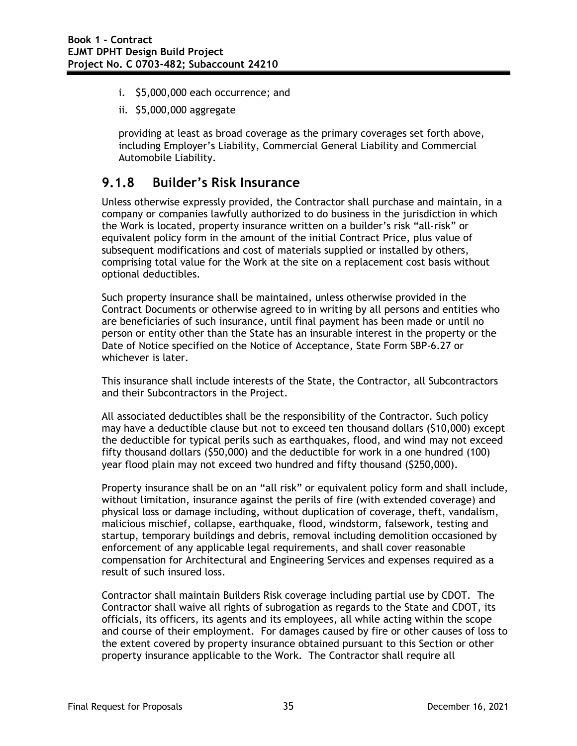i. $5,000,000 each occurrence; and

ii. $5,000,000 aggregate

providing at least as broad coverage as the primary coverages set forth above, including Employer's Liability, Commercial General Liability and Commercial Automobile Liability.

### 9.1.8 Builder's Risk Insurance

Unless otherwise expressly provided, the Contractor shall purchase and maintain, in a company or companies lawfully authorized to do business in the jurisdiction in which the Work is located, property insurance written on a builder's risk "all-risk" or equivalent policy form in the amount of the initial Contract Price, plus value of subsequent modifications and cost of materials supplied or installed by others, comprising total value for the Work at the site on a replacement cost basis without optional deductibles.

Such property insurance shall be maintained, unless otherwise provided in the Contract Documents or otherwise agreed to in writing by all persons and entities who are beneficiaries of such insurance, until final payment has been made or until no person or entity other than the State has an insurable interest in the property or the Date of Notice specified on the Notice of Acceptance, State Form SBP-6.27 or whichever is later.

This insurance shall include interests of the State, the Contractor, all Subcontractors and their Subcontractors in the Project.

All associated deductibles shall be the responsibility of the Contractor. Such policy may have a deductible clause but not to exceed ten thousand dollars ($10,000) except the deductible for typical perils such as earthquakes, flood, and wind may not exceed fifty thousand dollars ($50,000) and the deductible for work in a one hundred (100) year flood plain may not exceed two hundred and fifty thousand ($250,000).

Property insurance shall be on an "all risk" or equivalent policy form and shall include, without limitation, insurance against the perils of fire (with extended coverage) and physical loss or damage including, without duplication of coverage, theft, vandalism, malicious mischief, collapse, earthquake, flood, windstorm, falsework, testing and startup, temporary buildings and debris, removal including demolition occasioned by enforcement of any applicable legal requirements, and shall cover reasonable compensation for Architectural and Engineering Services and expenses required as a result of such insured loss.

Contractor shall maintain Builders Risk coverage including partial use by CDOT. The Contractor shall waive all rights of subrogation as regards to the State and CDOT, its officials, its officers, its agents and its employees, all while acting within the scope and course of their employment. For damages caused by fire or other causes of loss to the extent covered by property insurance obtained pursuant to this Section or other property insurance applicable to the Work. The Contractor shall require all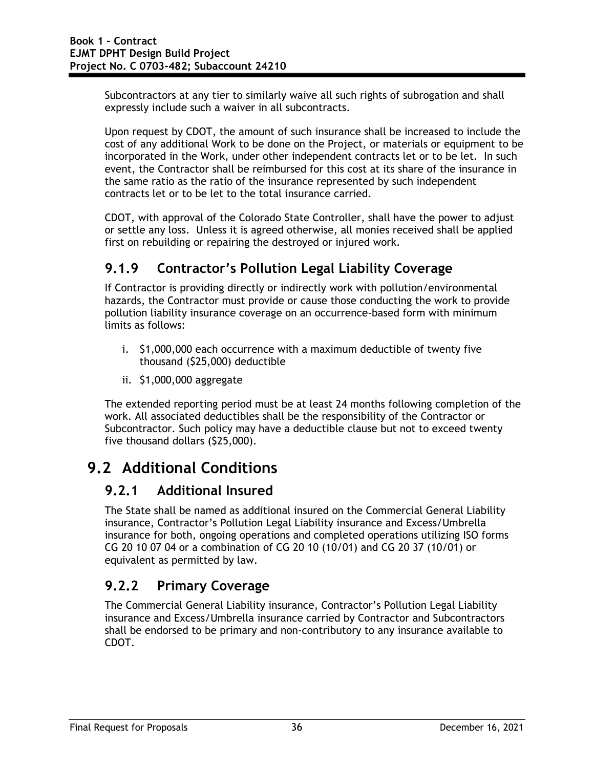Subcontractors at any tier to similarly waive all such rights of subrogation and shall expressly include such a waiver in all subcontracts.

Upon request by CDOT, the amount of such insurance shall be increased to include the cost of any additional Work to be done on the Project, or materials or equipment to be incorporated in the Work, under other independent contracts let or to be let. In such event, the Contractor shall be reimbursed for this cost at its share of the insurance in the same ratio as the ratio of the insurance represented by such independent contracts let or to be let to the total insurance carried.

CDOT, with approval of the Colorado State Controller, shall have the power to adjust or settle any loss. Unless it is agreed otherwise, all monies received shall be applied first on rebuilding or repairing the destroyed or injured work.

### 9.1.9 Contractor's Pollution Legal Liability Coverage

If Contractor is providing directly or indirectly work with pollution/environmental hazards, the Contractor must provide or cause those conducting the work to provide pollution liability insurance coverage on an occurrence-based form with minimum limits as follows:

i. $1,000,000 each occurrence with a maximum deductible of twenty five thousand ($25,000) deductible

ii. $1,000,000 aggregate

The extended reporting period must be at least 24 months following completion of the work. All associated deductibles shall be the responsibility of the Contractor or Subcontractor. Such policy may have a deductible clause but not to exceed twenty five thousand dollars ($25,000).

## 9.2 Additional Conditions

### 9.2.1 Additional Insured

The State shall be named as additional insured on the Commercial General Liability insurance, Contractor's Pollution Legal Liability insurance and Excess/Umbrella insurance for both, ongoing operations and completed operations utilizing ISO forms CG 20 10 07 04 or a combination of CG 20 10 (10/01) and CG 20 37 (10/01) or equivalent as permitted by law.

### 9.2.2 Primary Coverage

The Commercial General Liability insurance, Contractor's Pollution Legal Liability insurance and Excess/Umbrella insurance carried by Contractor and Subcontractors shall be endorsed to be primary and non-contributory to any insurance available to CDOT.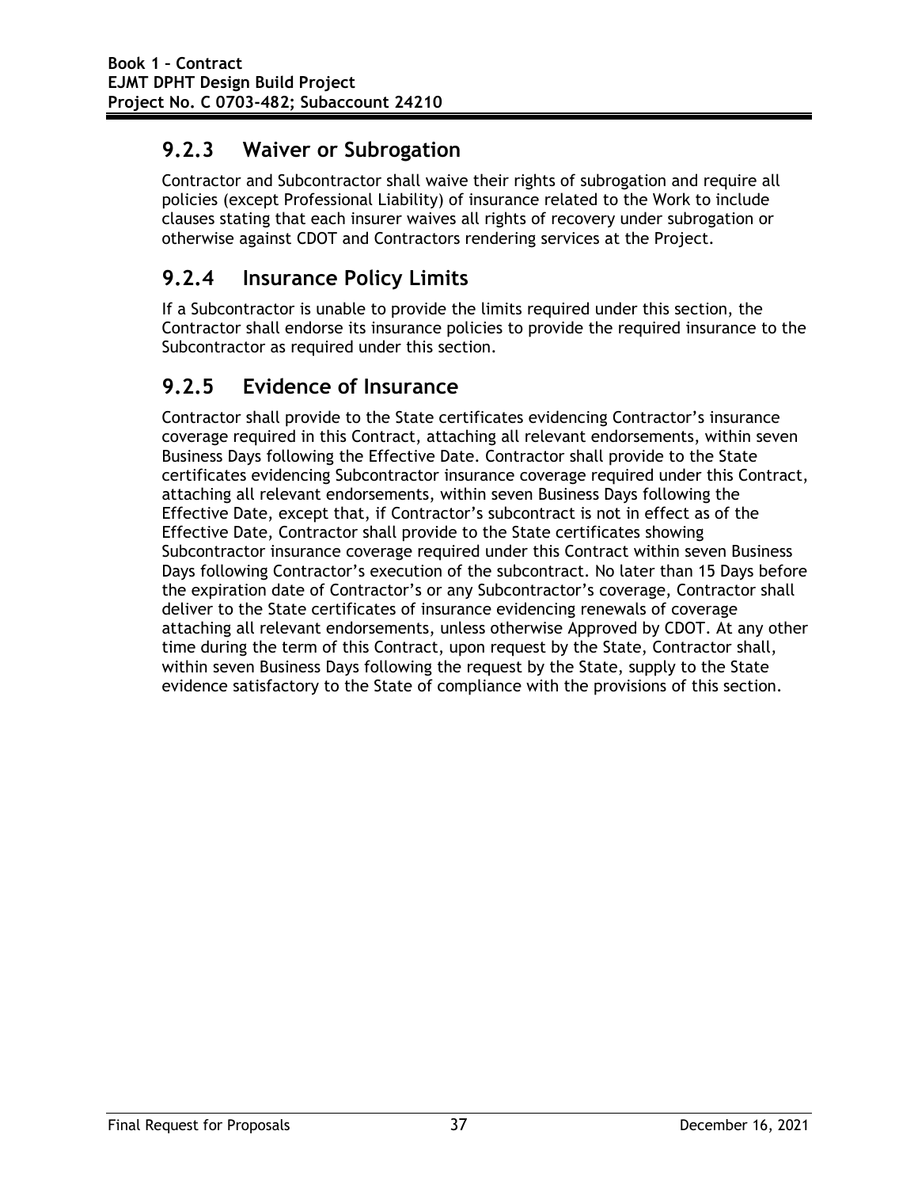### 9.2.3 Waiver or Subrogation

Contractor and Subcontractor shall waive their rights of subrogation and require all policies (except Professional Liability) of insurance related to the Work to include clauses stating that each insurer waives all rights of recovery under subrogation or otherwise against CDOT and Contractors rendering services at the Project.

### 9.2.4 Insurance Policy Limits

If a Subcontractor is unable to provide the limits required under this section, the Contractor shall endorse its insurance policies to provide the required insurance to the Subcontractor as required under this section.

### 9.2.5 Evidence of Insurance

Contractor shall provide to the State certificates evidencing Contractor's insurance coverage required in this Contract, attaching all relevant endorsements, within seven Business Days following the Effective Date. Contractor shall provide to the State certificates evidencing Subcontractor insurance coverage required under this Contract, attaching all relevant endorsements, within seven Business Days following the Effective Date, except that, if Contractor's subcontract is not in effect as of the Effective Date, Contractor shall provide to the State certificates showing Subcontractor insurance coverage required under this Contract within seven Business Days following Contractor's execution of the subcontract. No later than 15 Days before the expiration date of Contractor's or any Subcontractor's coverage, Contractor shall deliver to the State certificates of insurance evidencing renewals of coverage attaching all relevant endorsements, unless otherwise Approved by CDOT. At any other time during the term of this Contract, upon request by the State, Contractor shall, within seven Business Days following the request by the State, supply to the State evidence satisfactory to the State of compliance with the provisions of this section.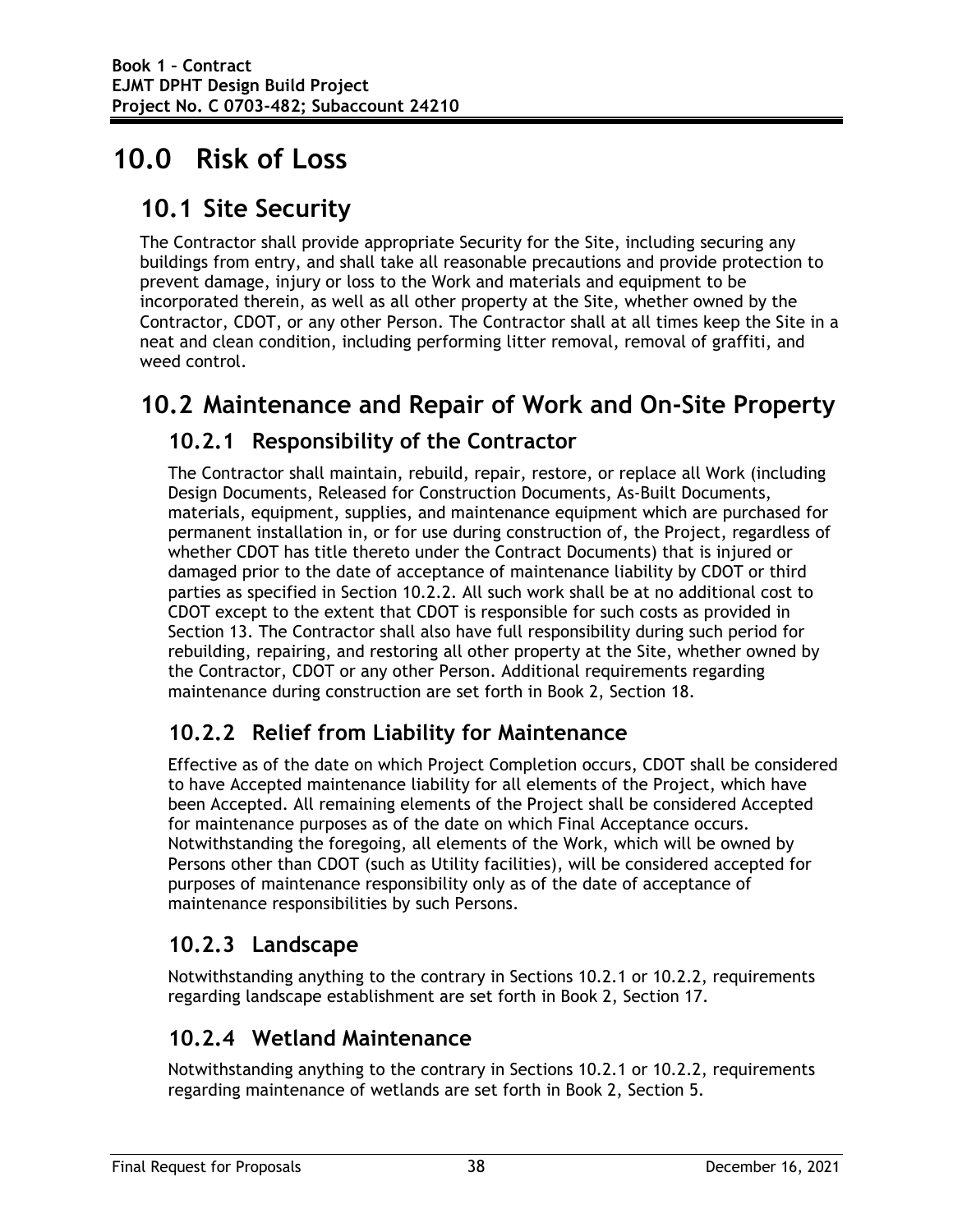# 10.0 Risk of Loss

## 10.1 Site Security

The Contractor shall provide appropriate Security for the Site, including securing any buildings from entry, and shall take all reasonable precautions and provide protection to prevent damage, injury or loss to the Work and materials and equipment to be incorporated therein, as well as all other property at the Site, whether owned by the Contractor, CDOT, or any other Person. The Contractor shall at all times keep the Site in a neat and clean condition, including performing litter removal, removal of graffiti, and weed control.

## 10.2 Maintenance and Repair of Work and On-Site Property

### 10.2.1 Responsibility of the Contractor

The Contractor shall maintain, rebuild, repair, restore, or replace all Work (including Design Documents, Released for Construction Documents, As-Built Documents, materials, equipment, supplies, and maintenance equipment which are purchased for permanent installation in, or for use during construction of, the Project, regardless of whether CDOT has title thereto under the Contract Documents) that is injured or damaged prior to the date of acceptance of maintenance liability by CDOT or third parties as specified in Section 10.2.2. All such work shall be at no additional cost to CDOT except to the extent that CDOT is responsible for such costs as provided in Section 13. The Contractor shall also have full responsibility during such period for rebuilding, repairing, and restoring all other property at the Site, whether owned by the Contractor, CDOT or any other Person. Additional requirements regarding maintenance during construction are set forth in Book 2, Section 18.

### 10.2.2 Relief from Liability for Maintenance

Effective as of the date on which Project Completion occurs, CDOT shall be considered to have Accepted maintenance liability for all elements of the Project, which have been Accepted. All remaining elements of the Project shall be considered Accepted for maintenance purposes as of the date on which Final Acceptance occurs. Notwithstanding the foregoing, all elements of the Work, which will be owned by Persons other than CDOT (such as Utility facilities), will be considered accepted for purposes of maintenance responsibility only as of the date of acceptance of maintenance responsibilities by such Persons.

### 10.2.3 Landscape

Notwithstanding anything to the contrary in Sections 10.2.1 or 10.2.2, requirements regarding landscape establishment are set forth in Book 2, Section 17.

### 10.2.4 Wetland Maintenance

Notwithstanding anything to the contrary in Sections 10.2.1 or 10.2.2, requirements regarding maintenance of wetlands are set forth in Book 2, Section 5.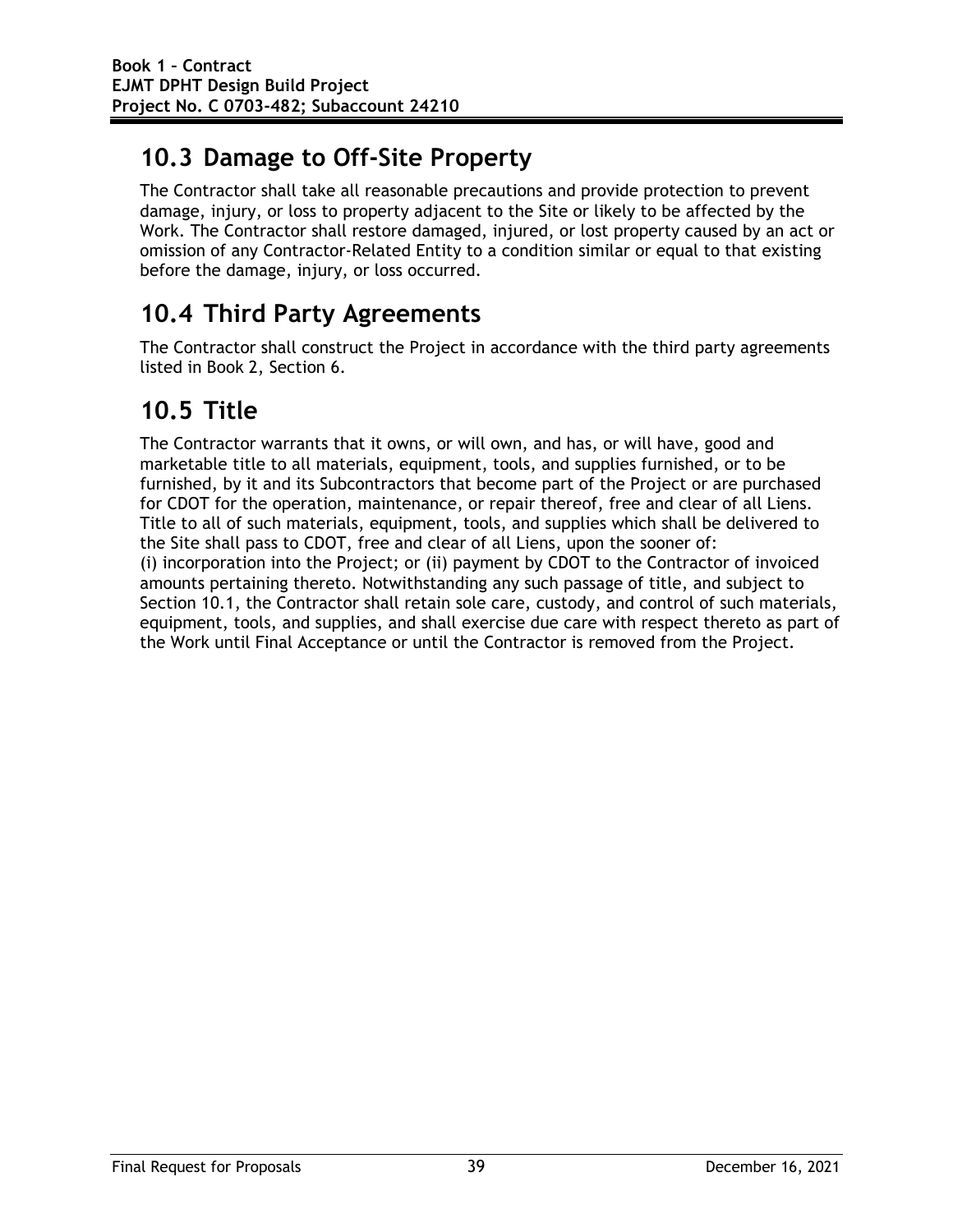## 10.3 Damage to Off-Site Property

The Contractor shall take all reasonable precautions and provide protection to prevent damage, injury, or loss to property adjacent to the Site or likely to be affected by the Work. The Contractor shall restore damaged, injured, or lost property caused by an act or omission of any Contractor-Related Entity to a condition similar or equal to that existing before the damage, injury, or loss occurred.

## 10.4 Third Party Agreements

The Contractor shall construct the Project in accordance with the third party agreements listed in Book 2, Section 6.

## 10.5 Title

The Contractor warrants that it owns, or will own, and has, or will have, good and marketable title to all materials, equipment, tools, and supplies furnished, or to be furnished, by it and its Subcontractors that become part of the Project or are purchased for CDOT for the operation, maintenance, or repair thereof, free and clear of all Liens. Title to all of such materials, equipment, tools, and supplies which shall be delivered to the Site shall pass to CDOT, free and clear of all Liens, upon the sooner of:
(i) incorporation into the Project; or (ii) payment by CDOT to the Contractor of invoiced amounts pertaining thereto. Notwithstanding any such passage of title, and subject to Section 10.1, the Contractor shall retain sole care, custody, and control of such materials, equipment, tools, and supplies, and shall exercise due care with respect thereto as part of the Work until Final Acceptance or until the Contractor is removed from the Project.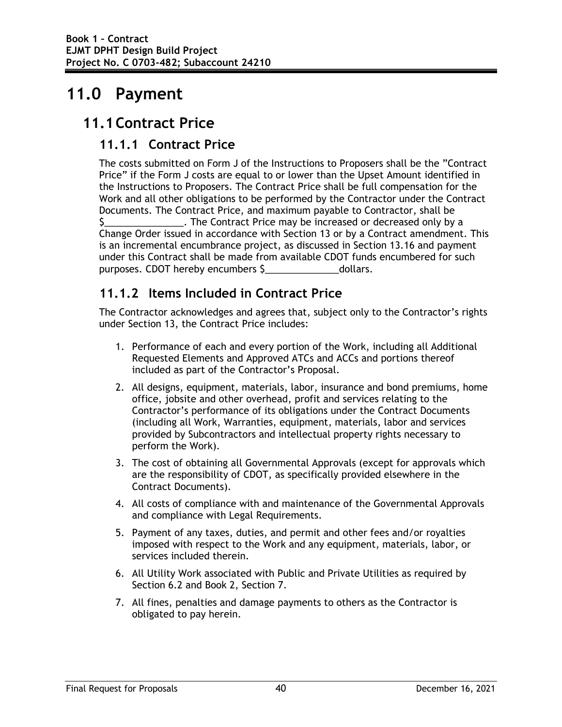# 11.0 Payment

## 11.1 Contract Price

### 11.1.1 Contract Price

The costs submitted on Form J of the Instructions to Proposers shall be the "Contract Price" if the Form J costs are equal to or lower than the Upset Amount identified in the Instructions to Proposers. The Contract Price shall be full compensation for the Work and all other obligations to be performed by the Contractor under the Contract Documents. The Contract Price, and maximum payable to Contractor, shall be $_______________. The Contract Price may be increased or decreased only by a Change Order issued in accordance with Section 13 or by a Contract amendment. This is an incremental encumbrance project, as discussed in Section 13.16 and payment under this Contract shall be made from available CDOT funds encumbered for such purposes. CDOT hereby encumbers $______________dollars.

### 11.1.2 Items Included in Contract Price

The Contractor acknowledges and agrees that, subject only to the Contractor's rights under Section 13, the Contract Price includes:

1. Performance of each and every portion of the Work, including all Additional Requested Elements and Approved ATCs and ACCs and portions thereof included as part of the Contractor's Proposal.
2. All designs, equipment, materials, labor, insurance and bond premiums, home office, jobsite and other overhead, profit and services relating to the Contractor's performance of its obligations under the Contract Documents (including all Work, Warranties, equipment, materials, labor and services provided by Subcontractors and intellectual property rights necessary to perform the Work).
3. The cost of obtaining all Governmental Approvals (except for approvals which are the responsibility of CDOT, as specifically provided elsewhere in the Contract Documents).
4. All costs of compliance with and maintenance of the Governmental Approvals and compliance with Legal Requirements.
5. Payment of any taxes, duties, and permit and other fees and/or royalties imposed with respect to the Work and any equipment, materials, labor, or services included therein.
6. All Utility Work associated with Public and Private Utilities as required by Section 6.2 and Book 2, Section 7.
7. All fines, penalties and damage payments to others as the Contractor is obligated to pay herein.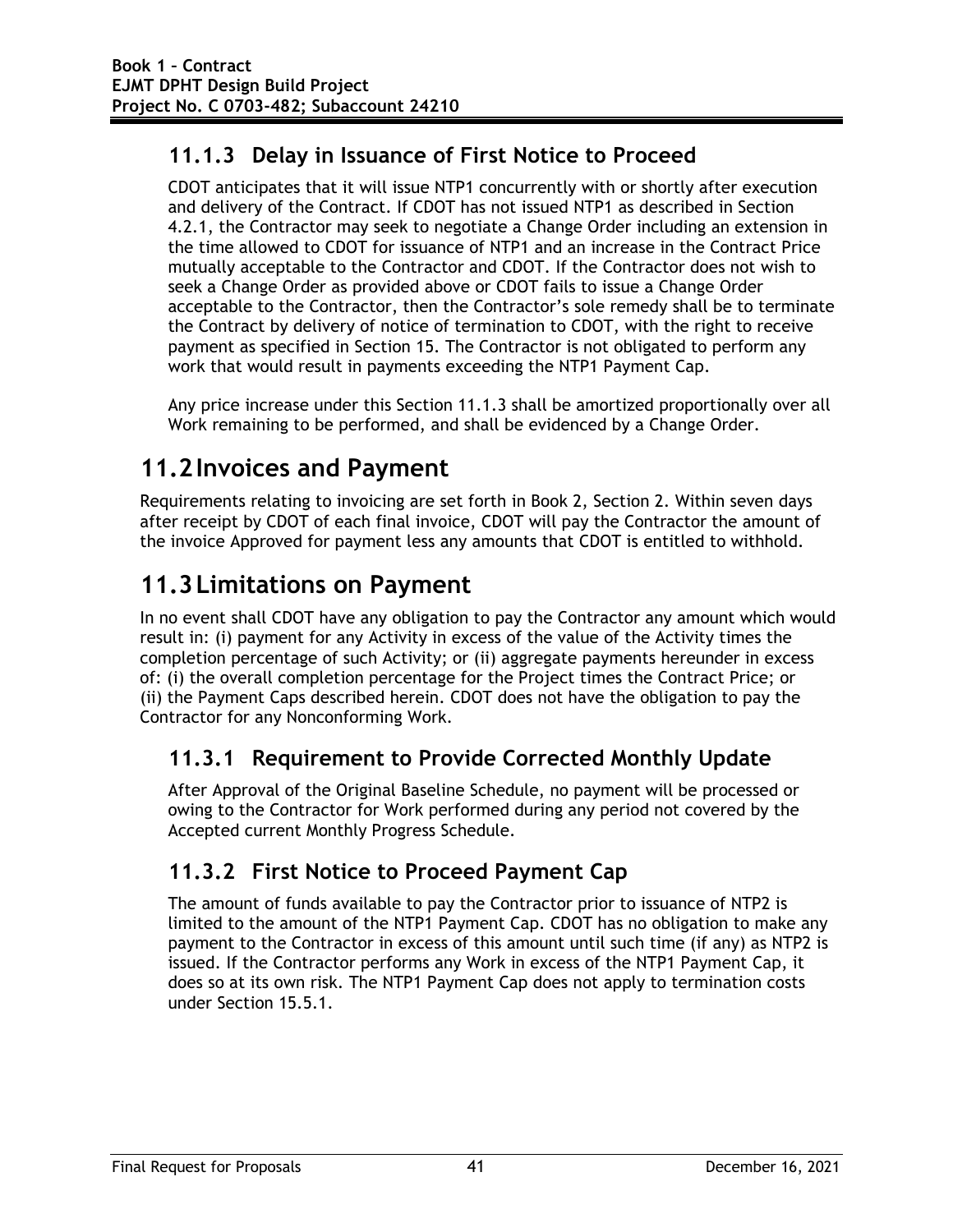### 11.1.3 Delay in Issuance of First Notice to Proceed

CDOT anticipates that it will issue NTP1 concurrently with or shortly after execution and delivery of the Contract. If CDOT has not issued NTP1 as described in Section 4.2.1, the Contractor may seek to negotiate a Change Order including an extension in the time allowed to CDOT for issuance of NTP1 and an increase in the Contract Price mutually acceptable to the Contractor and CDOT. If the Contractor does not wish to seek a Change Order as provided above or CDOT fails to issue a Change Order acceptable to the Contractor, then the Contractor's sole remedy shall be to terminate the Contract by delivery of notice of termination to CDOT, with the right to receive payment as specified in Section 15. The Contractor is not obligated to perform any work that would result in payments exceeding the NTP1 Payment Cap.

Any price increase under this Section 11.1.3 shall be amortized proportionally over all Work remaining to be performed, and shall be evidenced by a Change Order.

## 11.2 Invoices and Payment

Requirements relating to invoicing are set forth in Book 2, Section 2. Within seven days after receipt by CDOT of each final invoice, CDOT will pay the Contractor the amount of the invoice Approved for payment less any amounts that CDOT is entitled to withhold.

## 11.3 Limitations on Payment

In no event shall CDOT have any obligation to pay the Contractor any amount which would result in: (i) payment for any Activity in excess of the value of the Activity times the completion percentage of such Activity; or (ii) aggregate payments hereunder in excess of: (i) the overall completion percentage for the Project times the Contract Price; or (ii) the Payment Caps described herein. CDOT does not have the obligation to pay the Contractor for any Nonconforming Work.

### 11.3.1 Requirement to Provide Corrected Monthly Update

After Approval of the Original Baseline Schedule, no payment will be processed or owing to the Contractor for Work performed during any period not covered by the Accepted current Monthly Progress Schedule.

### 11.3.2 First Notice to Proceed Payment Cap

The amount of funds available to pay the Contractor prior to issuance of NTP2 is limited to the amount of the NTP1 Payment Cap. CDOT has no obligation to make any payment to the Contractor in excess of this amount until such time (if any) as NTP2 is issued. If the Contractor performs any Work in excess of the NTP1 Payment Cap, it does so at its own risk. The NTP1 Payment Cap does not apply to termination costs under Section 15.5.1.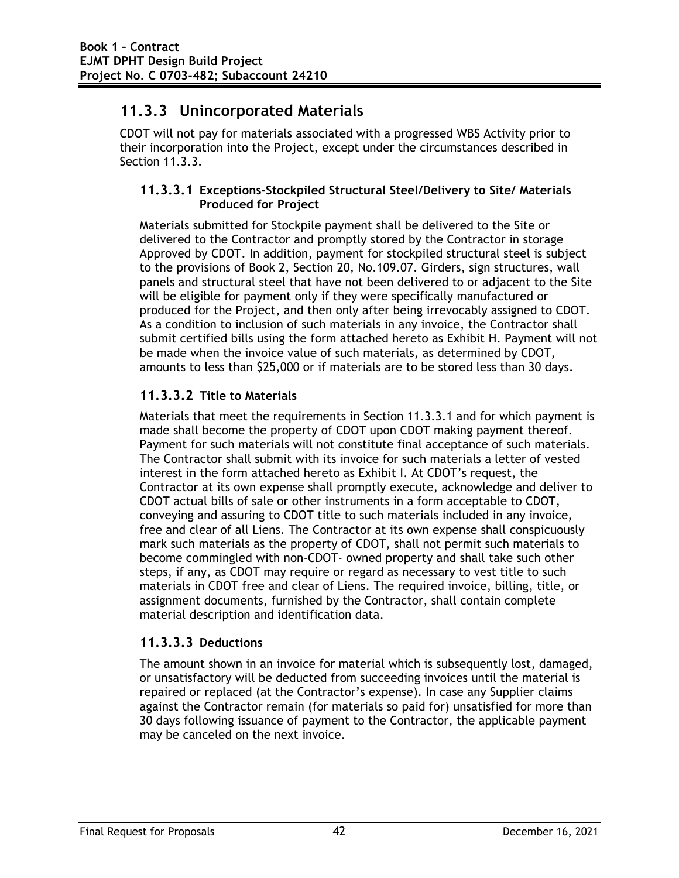## 11.3.3 Unincorporated Materials

CDOT will not pay for materials associated with a progressed WBS Activity prior to their incorporation into the Project, except under the circumstances described in Section 11.3.3.

### 11.3.3.1 Exceptions-Stockpiled Structural Steel/Delivery to Site/ Materials Produced for Project

Materials submitted for Stockpile payment shall be delivered to the Site or delivered to the Contractor and promptly stored by the Contractor in storage Approved by CDOT. In addition, payment for stockpiled structural steel is subject to the provisions of Book 2, Section 20, No.109.07. Girders, sign structures, wall panels and structural steel that have not been delivered to or adjacent to the Site will be eligible for payment only if they were specifically manufactured or produced for the Project, and then only after being irrevocably assigned to CDOT. As a condition to inclusion of such materials in any invoice, the Contractor shall submit certified bills using the form attached hereto as Exhibit H. Payment will not be made when the invoice value of such materials, as determined by CDOT, amounts to less than $25,000 or if materials are to be stored less than 30 days.

### 11.3.3.2 Title to Materials

Materials that meet the requirements in Section 11.3.3.1 and for which payment is made shall become the property of CDOT upon CDOT making payment thereof. Payment for such materials will not constitute final acceptance of such materials. The Contractor shall submit with its invoice for such materials a letter of vested interest in the form attached hereto as Exhibit I. At CDOT's request, the Contractor at its own expense shall promptly execute, acknowledge and deliver to CDOT actual bills of sale or other instruments in a form acceptable to CDOT, conveying and assuring to CDOT title to such materials included in any invoice, free and clear of all Liens. The Contractor at its own expense shall conspicuously mark such materials as the property of CDOT, shall not permit such materials to become commingled with non-CDOT- owned property and shall take such other steps, if any, as CDOT may require or regard as necessary to vest title to such materials in CDOT free and clear of Liens. The required invoice, billing, title, or assignment documents, furnished by the Contractor, shall contain complete material description and identification data.

### 11.3.3.3 Deductions

The amount shown in an invoice for material which is subsequently lost, damaged, or unsatisfactory will be deducted from succeeding invoices until the material is repaired or replaced (at the Contractor's expense). In case any Supplier claims against the Contractor remain (for materials so paid for) unsatisfied for more than 30 days following issuance of payment to the Contractor, the applicable payment may be canceled on the next invoice.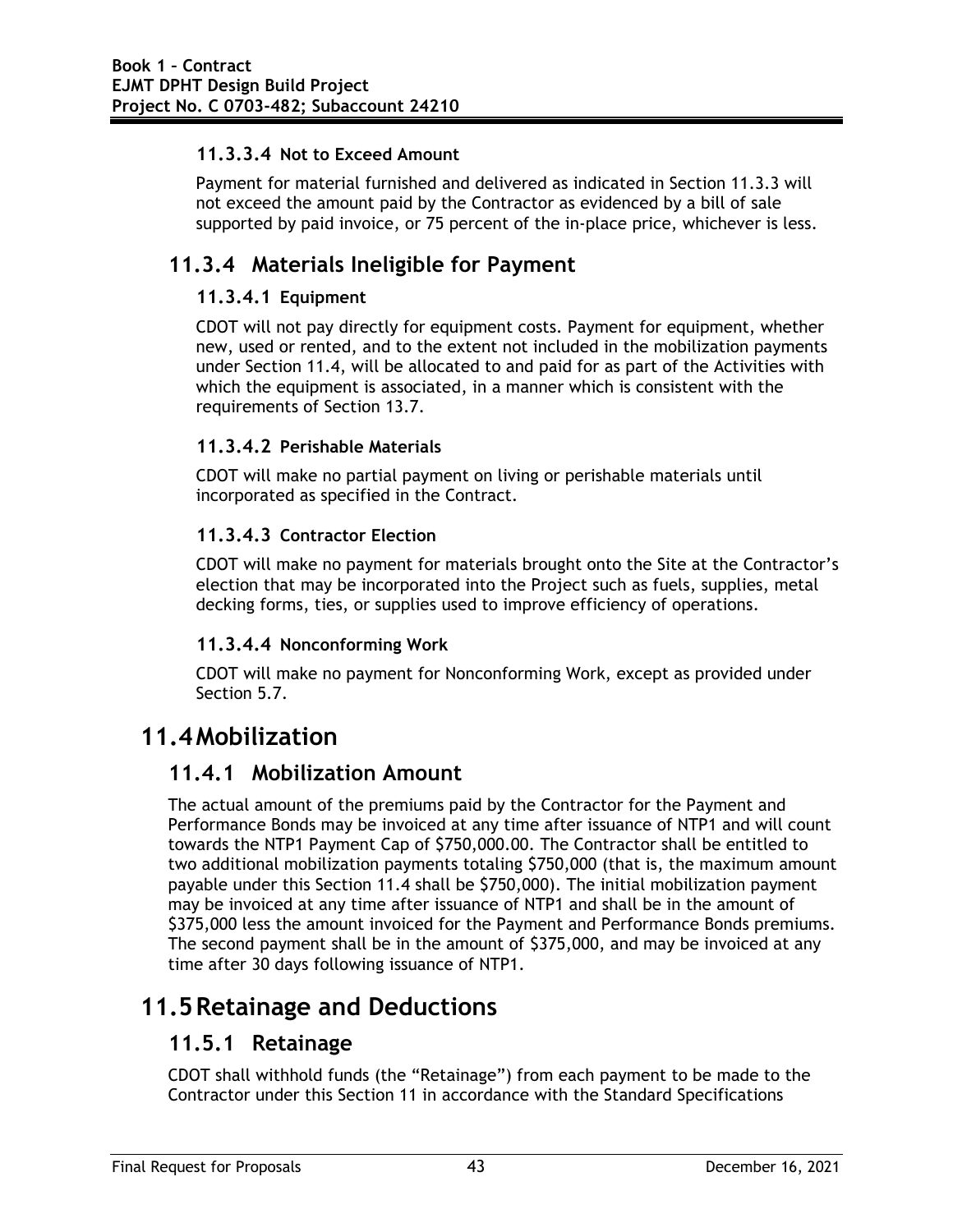#### 11.3.3.4 Not to Exceed Amount

Payment for material furnished and delivered as indicated in Section 11.3.3 will not exceed the amount paid by the Contractor as evidenced by a bill of sale supported by paid invoice, or 75 percent of the in-place price, whichever is less.

### 11.3.4 Materials Ineligible for Payment

#### 11.3.4.1 Equipment

CDOT will not pay directly for equipment costs. Payment for equipment, whether new, used or rented, and to the extent not included in the mobilization payments under Section 11.4, will be allocated to and paid for as part of the Activities with which the equipment is associated, in a manner which is consistent with the requirements of Section 13.7.

#### 11.3.4.2 Perishable Materials

CDOT will make no partial payment on living or perishable materials until incorporated as specified in the Contract.

#### 11.3.4.3 Contractor Election

CDOT will make no payment for materials brought onto the Site at the Contractor's election that may be incorporated into the Project such as fuels, supplies, metal decking forms, ties, or supplies used to improve efficiency of operations.

#### 11.3.4.4 Nonconforming Work

CDOT will make no payment for Nonconforming Work, except as provided under Section 5.7.

## 11.4 Mobilization

### 11.4.1 Mobilization Amount

The actual amount of the premiums paid by the Contractor for the Payment and Performance Bonds may be invoiced at any time after issuance of NTP1 and will count towards the NTP1 Payment Cap of $750,000.00. The Contractor shall be entitled to two additional mobilization payments totaling $750,000 (that is, the maximum amount payable under this Section 11.4 shall be $750,000). The initial mobilization payment may be invoiced at any time after issuance of NTP1 and shall be in the amount of $375,000 less the amount invoiced for the Payment and Performance Bonds premiums. The second payment shall be in the amount of $375,000, and may be invoiced at any time after 30 days following issuance of NTP1.

## 11.5 Retainage and Deductions

### 11.5.1 Retainage

CDOT shall withhold funds (the "Retainage") from each payment to be made to the Contractor under this Section 11 in accordance with the Standard Specifications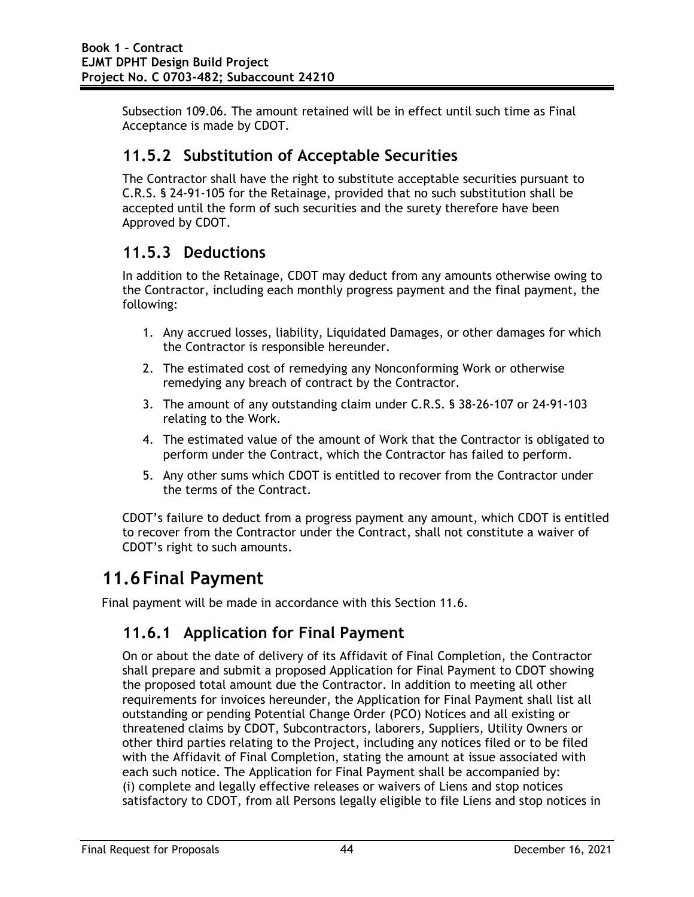Subsection 109.06. The amount retained will be in effect until such time as Final Acceptance is made by CDOT.

### 11.5.2 Substitution of Acceptable Securities

The Contractor shall have the right to substitute acceptable securities pursuant to C.R.S. § 24-91-105 for the Retainage, provided that no such substitution shall be accepted until the form of such securities and the surety therefore have been Approved by CDOT.

### 11.5.3 Deductions

In addition to the Retainage, CDOT may deduct from any amounts otherwise owing to the Contractor, including each monthly progress payment and the final payment, the following:

1. Any accrued losses, liability, Liquidated Damages, or other damages for which the Contractor is responsible hereunder.
2. The estimated cost of remedying any Nonconforming Work or otherwise remedying any breach of contract by the Contractor.
3. The amount of any outstanding claim under C.R.S. § 38-26-107 or 24-91-103 relating to the Work.
4. The estimated value of the amount of Work that the Contractor is obligated to perform under the Contract, which the Contractor has failed to perform.
5. Any other sums which CDOT is entitled to recover from the Contractor under the terms of the Contract.

CDOT's failure to deduct from a progress payment any amount, which CDOT is entitled to recover from the Contractor under the Contract, shall not constitute a waiver of CDOT's right to such amounts.

## 11.6 Final Payment

Final payment will be made in accordance with this Section 11.6.

### 11.6.1 Application for Final Payment

On or about the date of delivery of its Affidavit of Final Completion, the Contractor shall prepare and submit a proposed Application for Final Payment to CDOT showing the proposed total amount due the Contractor. In addition to meeting all other requirements for invoices hereunder, the Application for Final Payment shall list all outstanding or pending Potential Change Order (PCO) Notices and all existing or threatened claims by CDOT, Subcontractors, laborers, Suppliers, Utility Owners or other third parties relating to the Project, including any notices filed or to be filed with the Affidavit of Final Completion, stating the amount at issue associated with each such notice. The Application for Final Payment shall be accompanied by: (i) complete and legally effective releases or waivers of Liens and stop notices satisfactory to CDOT, from all Persons legally eligible to file Liens and stop notices in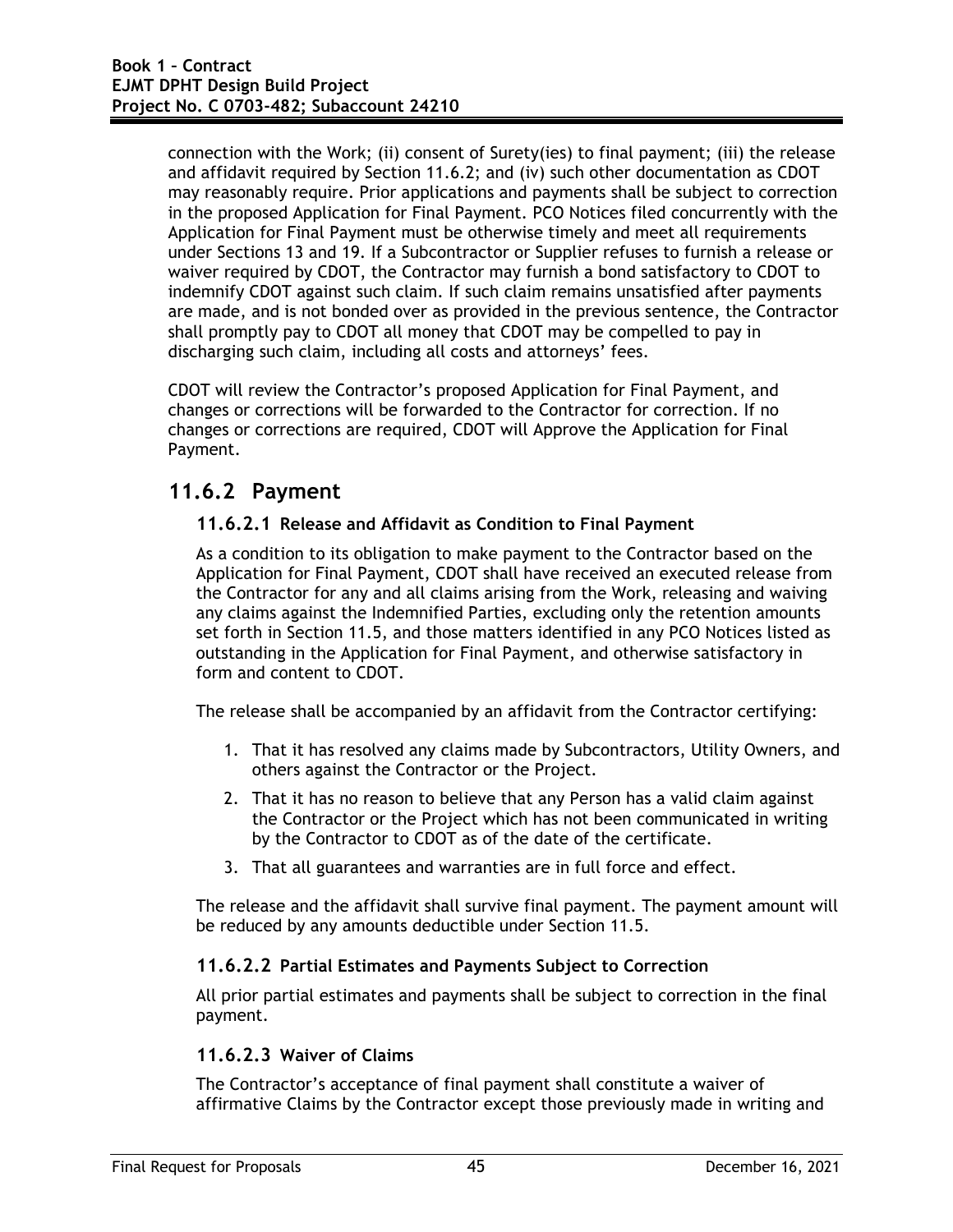connection with the Work; (ii) consent of Surety(ies) to final payment; (iii) the release and affidavit required by Section 11.6.2; and (iv) such other documentation as CDOT may reasonably require. Prior applications and payments shall be subject to correction in the proposed Application for Final Payment. PCO Notices filed concurrently with the Application for Final Payment must be otherwise timely and meet all requirements under Sections 13 and 19. If a Subcontractor or Supplier refuses to furnish a release or waiver required by CDOT, the Contractor may furnish a bond satisfactory to CDOT to indemnify CDOT against such claim. If such claim remains unsatisfied after payments are made, and is not bonded over as provided in the previous sentence, the Contractor shall promptly pay to CDOT all money that CDOT may be compelled to pay in discharging such claim, including all costs and attorneys' fees.

CDOT will review the Contractor's proposed Application for Final Payment, and changes or corrections will be forwarded to the Contractor for correction. If no changes or corrections are required, CDOT will Approve the Application for Final Payment.

## 11.6.2 Payment

### 11.6.2.1 Release and Affidavit as Condition to Final Payment

As a condition to its obligation to make payment to the Contractor based on the Application for Final Payment, CDOT shall have received an executed release from the Contractor for any and all claims arising from the Work, releasing and waiving any claims against the Indemnified Parties, excluding only the retention amounts set forth in Section 11.5, and those matters identified in any PCO Notices listed as outstanding in the Application for Final Payment, and otherwise satisfactory in form and content to CDOT.

The release shall be accompanied by an affidavit from the Contractor certifying:

1. That it has resolved any claims made by Subcontractors, Utility Owners, and others against the Contractor or the Project.
2. That it has no reason to believe that any Person has a valid claim against the Contractor or the Project which has not been communicated in writing by the Contractor to CDOT as of the date of the certificate.
3. That all guarantees and warranties are in full force and effect.

The release and the affidavit shall survive final payment. The payment amount will be reduced by any amounts deductible under Section 11.5.

### 11.6.2.2 Partial Estimates and Payments Subject to Correction

All prior partial estimates and payments shall be subject to correction in the final payment.

### 11.6.2.3 Waiver of Claims

The Contractor's acceptance of final payment shall constitute a waiver of affirmative Claims by the Contractor except those previously made in writing and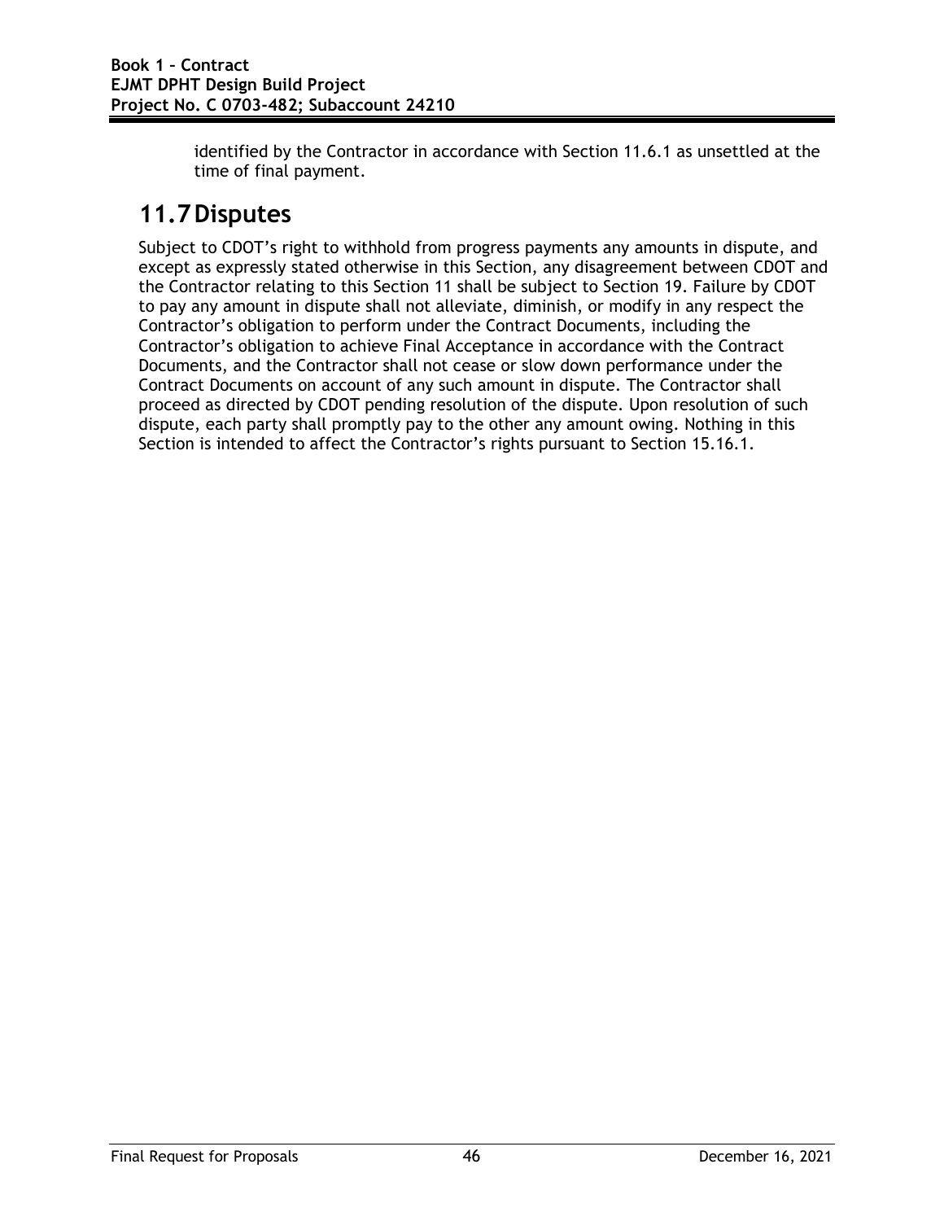identified by the Contractor in accordance with Section 11.6.1 as unsettled at the time of final payment.

## 11.7 Disputes

Subject to CDOT's right to withhold from progress payments any amounts in dispute, and except as expressly stated otherwise in this Section, any disagreement between CDOT and the Contractor relating to this Section 11 shall be subject to Section 19. Failure by CDOT to pay any amount in dispute shall not alleviate, diminish, or modify in any respect the Contractor's obligation to perform under the Contract Documents, including the Contractor's obligation to achieve Final Acceptance in accordance with the Contract Documents, and the Contractor shall not cease or slow down performance under the Contract Documents on account of any such amount in dispute. The Contractor shall proceed as directed by CDOT pending resolution of the dispute. Upon resolution of such dispute, each party shall promptly pay to the other any amount owing. Nothing in this Section is intended to affect the Contractor's rights pursuant to Section 15.16.1.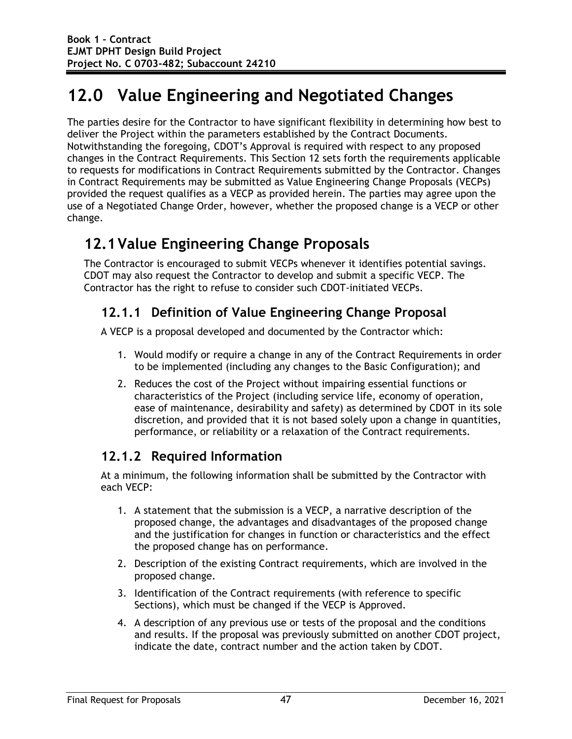# 12.0 Value Engineering and Negotiated Changes

The parties desire for the Contractor to have significant flexibility in determining how best to deliver the Project within the parameters established by the Contract Documents. Notwithstanding the foregoing, CDOT's Approval is required with respect to any proposed changes in the Contract Requirements. This Section 12 sets forth the requirements applicable to requests for modifications in Contract Requirements submitted by the Contractor. Changes in Contract Requirements may be submitted as Value Engineering Change Proposals (VECPs) provided the request qualifies as a VECP as provided herein. The parties may agree upon the use of a Negotiated Change Order, however, whether the proposed change is a VECP or other change.

## 12.1 Value Engineering Change Proposals

The Contractor is encouraged to submit VECPs whenever it identifies potential savings. CDOT may also request the Contractor to develop and submit a specific VECP. The Contractor has the right to refuse to consider such CDOT-initiated VECPs.

### 12.1.1 Definition of Value Engineering Change Proposal

A VECP is a proposal developed and documented by the Contractor which:

1. Would modify or require a change in any of the Contract Requirements in order to be implemented (including any changes to the Basic Configuration); and
2. Reduces the cost of the Project without impairing essential functions or characteristics of the Project (including service life, economy of operation, ease of maintenance, desirability and safety) as determined by CDOT in its sole discretion, and provided that it is not based solely upon a change in quantities, performance, or reliability or a relaxation of the Contract requirements.

### 12.1.2 Required Information

At a minimum, the following information shall be submitted by the Contractor with each VECP:

1. A statement that the submission is a VECP, a narrative description of the proposed change, the advantages and disadvantages of the proposed change and the justification for changes in function or characteristics and the effect the proposed change has on performance.
2. Description of the existing Contract requirements, which are involved in the proposed change.
3. Identification of the Contract requirements (with reference to specific Sections), which must be changed if the VECP is Approved.
4. A description of any previous use or tests of the proposal and the conditions and results. If the proposal was previously submitted on another CDOT project, indicate the date, contract number and the action taken by CDOT.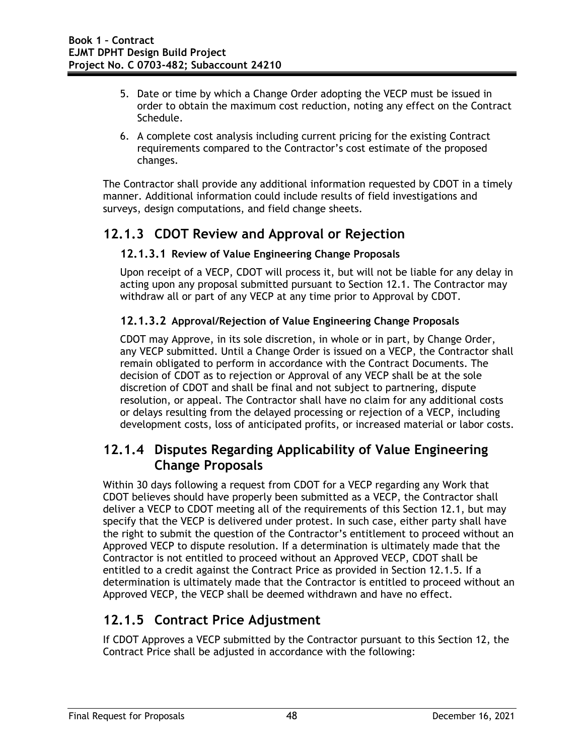5. Date or time by which a Change Order adopting the VECP must be issued in order to obtain the maximum cost reduction, noting any effect on the Contract Schedule.
6. A complete cost analysis including current pricing for the existing Contract requirements compared to the Contractor's cost estimate of the proposed changes.

The Contractor shall provide any additional information requested by CDOT in a timely manner. Additional information could include results of field investigations and surveys, design computations, and field change sheets.

## 12.1.3 CDOT Review and Approval or Rejection

### 12.1.3.1 Review of Value Engineering Change Proposals

Upon receipt of a VECP, CDOT will process it, but will not be liable for any delay in acting upon any proposal submitted pursuant to Section 12.1. The Contractor may withdraw all or part of any VECP at any time prior to Approval by CDOT.

### 12.1.3.2 Approval/Rejection of Value Engineering Change Proposals

CDOT may Approve, in its sole discretion, in whole or in part, by Change Order, any VECP submitted. Until a Change Order is issued on a VECP, the Contractor shall remain obligated to perform in accordance with the Contract Documents. The decision of CDOT as to rejection or Approval of any VECP shall be at the sole discretion of CDOT and shall be final and not subject to partnering, dispute resolution, or appeal. The Contractor shall have no claim for any additional costs or delays resulting from the delayed processing or rejection of a VECP, including development costs, loss of anticipated profits, or increased material or labor costs.

## 12.1.4 Disputes Regarding Applicability of Value Engineering Change Proposals

Within 30 days following a request from CDOT for a VECP regarding any Work that CDOT believes should have properly been submitted as a VECP, the Contractor shall deliver a VECP to CDOT meeting all of the requirements of this Section 12.1, but may specify that the VECP is delivered under protest. In such case, either party shall have the right to submit the question of the Contractor's entitlement to proceed without an Approved VECP to dispute resolution. If a determination is ultimately made that the Contractor is not entitled to proceed without an Approved VECP, CDOT shall be entitled to a credit against the Contract Price as provided in Section 12.1.5. If a determination is ultimately made that the Contractor is entitled to proceed without an Approved VECP, the VECP shall be deemed withdrawn and have no effect.

## 12.1.5 Contract Price Adjustment

If CDOT Approves a VECP submitted by the Contractor pursuant to this Section 12, the Contract Price shall be adjusted in accordance with the following: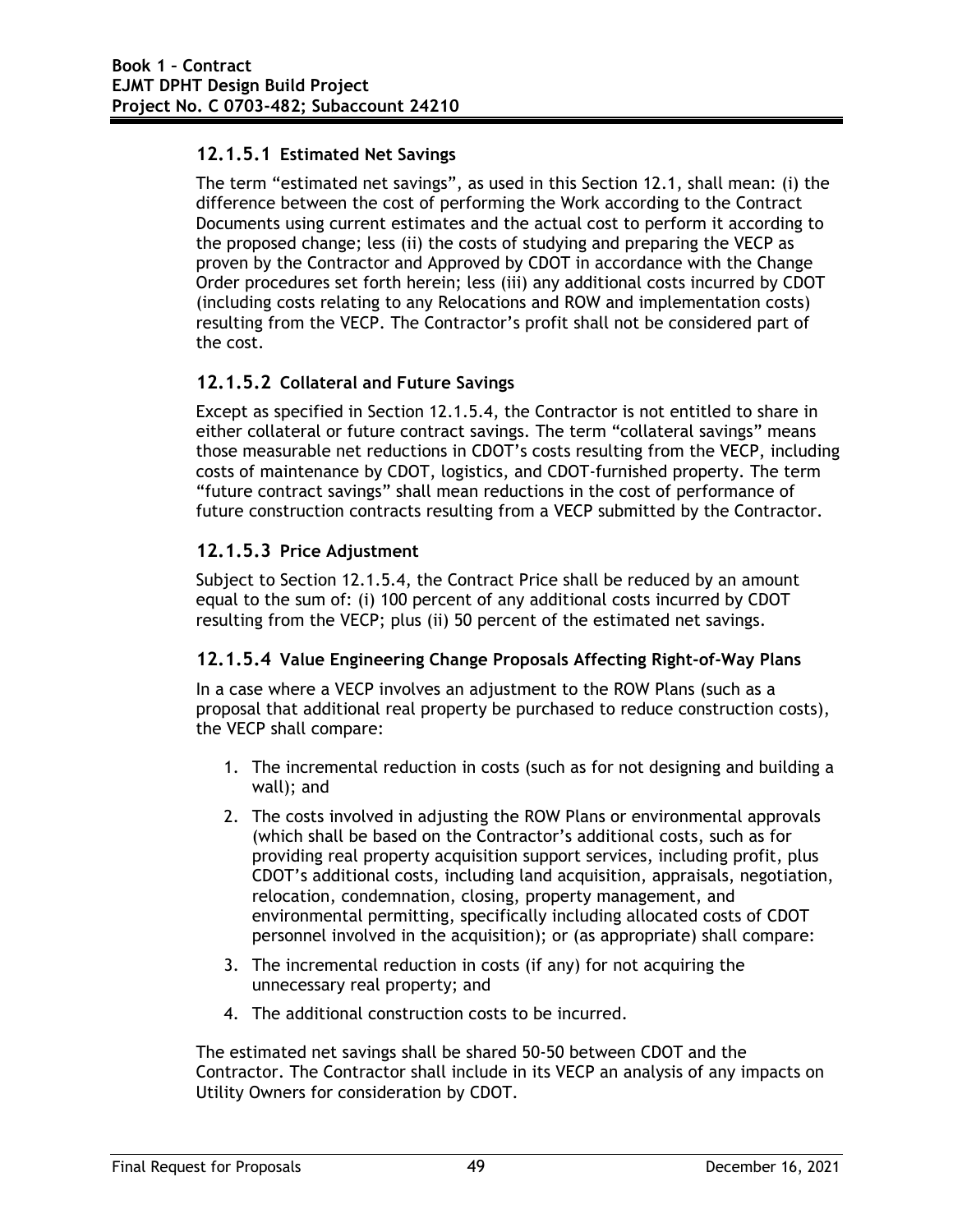#### 12.1.5.1 Estimated Net Savings

The term “estimated net savings”, as used in this Section 12.1, shall mean: (i) the difference between the cost of performing the Work according to the Contract Documents using current estimates and the actual cost to perform it according to the proposed change; less (ii) the costs of studying and preparing the VECP as proven by the Contractor and Approved by CDOT in accordance with the Change Order procedures set forth herein; less (iii) any additional costs incurred by CDOT (including costs relating to any Relocations and ROW and implementation costs) resulting from the VECP. The Contractor’s profit shall not be considered part of the cost.

#### 12.1.5.2 Collateral and Future Savings

Except as specified in Section 12.1.5.4, the Contractor is not entitled to share in either collateral or future contract savings. The term “collateral savings” means those measurable net reductions in CDOT’s costs resulting from the VECP, including costs of maintenance by CDOT, logistics, and CDOT-furnished property. The term “future contract savings” shall mean reductions in the cost of performance of future construction contracts resulting from a VECP submitted by the Contractor.

#### 12.1.5.3 Price Adjustment

Subject to Section 12.1.5.4, the Contract Price shall be reduced by an amount equal to the sum of: (i) 100 percent of any additional costs incurred by CDOT resulting from the VECP; plus (ii) 50 percent of the estimated net savings.

#### 12.1.5.4 Value Engineering Change Proposals Affecting Right-of-Way Plans

In a case where a VECP involves an adjustment to the ROW Plans (such as a proposal that additional real property be purchased to reduce construction costs), the VECP shall compare:

1. The incremental reduction in costs (such as for not designing and building a wall); and
2. The costs involved in adjusting the ROW Plans or environmental approvals (which shall be based on the Contractor’s additional costs, such as for providing real property acquisition support services, including profit, plus CDOT’s additional costs, including land acquisition, appraisals, negotiation, relocation, condemnation, closing, property management, and environmental permitting, specifically including allocated costs of CDOT personnel involved in the acquisition); or (as appropriate) shall compare:
3. The incremental reduction in costs (if any) for not acquiring the unnecessary real property; and
4. The additional construction costs to be incurred.

The estimated net savings shall be shared 50-50 between CDOT and the Contractor. The Contractor shall include in its VECP an analysis of any impacts on Utility Owners for consideration by CDOT.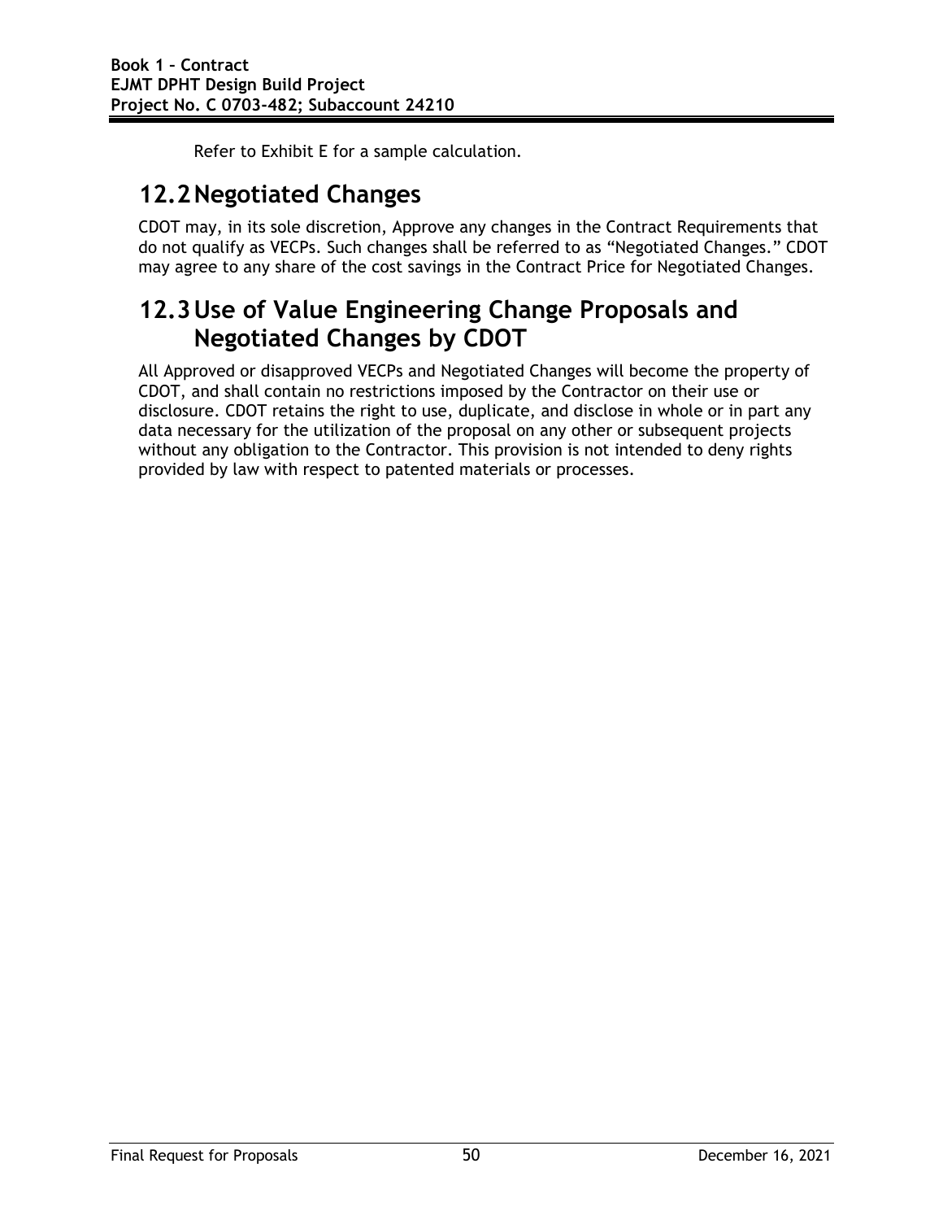Refer to Exhibit E for a sample calculation.

## 12.2 Negotiated Changes

CDOT may, in its sole discretion, Approve any changes in the Contract Requirements that do not qualify as VECPs. Such changes shall be referred to as “Negotiated Changes.” CDOT may agree to any share of the cost savings in the Contract Price for Negotiated Changes.

## 12.3 Use of Value Engineering Change Proposals and Negotiated Changes by CDOT

All Approved or disapproved VECPs and Negotiated Changes will become the property of CDOT, and shall contain no restrictions imposed by the Contractor on their use or disclosure. CDOT retains the right to use, duplicate, and disclose in whole or in part any data necessary for the utilization of the proposal on any other or subsequent projects without any obligation to the Contractor. This provision is not intended to deny rights provided by law with respect to patented materials or processes.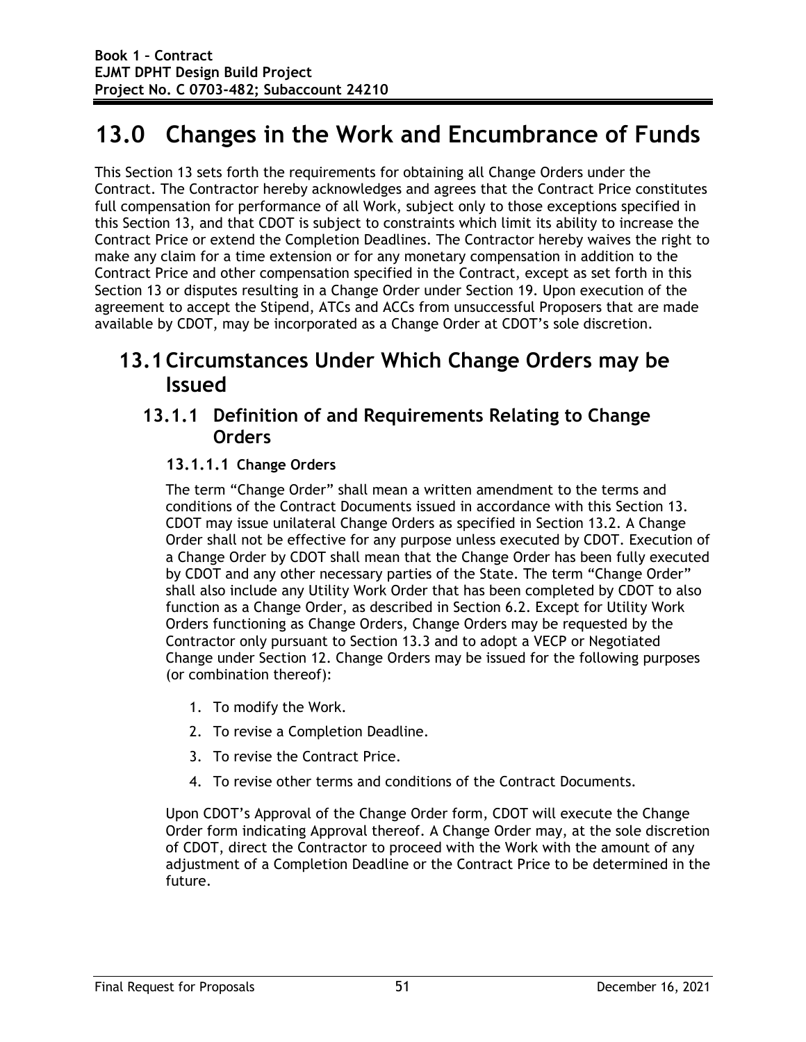# 13.0 Changes in the Work and Encumbrance of Funds

This Section 13 sets forth the requirements for obtaining all Change Orders under the Contract. The Contractor hereby acknowledges and agrees that the Contract Price constitutes full compensation for performance of all Work, subject only to those exceptions specified in this Section 13, and that CDOT is subject to constraints which limit its ability to increase the Contract Price or extend the Completion Deadlines. The Contractor hereby waives the right to make any claim for a time extension or for any monetary compensation in addition to the Contract Price and other compensation specified in the Contract, except as set forth in this Section 13 or disputes resulting in a Change Order under Section 19. Upon execution of the agreement to accept the Stipend, ATCs and ACCs from unsuccessful Proposers that are made available by CDOT, may be incorporated as a Change Order at CDOT's sole discretion.

## 13.1 Circumstances Under Which Change Orders may be Issued

### 13.1.1 Definition of and Requirements Relating to Change Orders

#### 13.1.1.1 Change Orders

The term "Change Order" shall mean a written amendment to the terms and conditions of the Contract Documents issued in accordance with this Section 13. CDOT may issue unilateral Change Orders as specified in Section 13.2. A Change Order shall not be effective for any purpose unless executed by CDOT. Execution of a Change Order by CDOT shall mean that the Change Order has been fully executed by CDOT and any other necessary parties of the State. The term "Change Order" shall also include any Utility Work Order that has been completed by CDOT to also function as a Change Order, as described in Section 6.2. Except for Utility Work Orders functioning as Change Orders, Change Orders may be requested by the Contractor only pursuant to Section 13.3 and to adopt a VECP or Negotiated Change under Section 12. Change Orders may be issued for the following purposes (or combination thereof):

1. To modify the Work.
2. To revise a Completion Deadline.
3. To revise the Contract Price.
4. To revise other terms and conditions of the Contract Documents.

Upon CDOT's Approval of the Change Order form, CDOT will execute the Change Order form indicating Approval thereof. A Change Order may, at the sole discretion of CDOT, direct the Contractor to proceed with the Work with the amount of any adjustment of a Completion Deadline or the Contract Price to be determined in the future.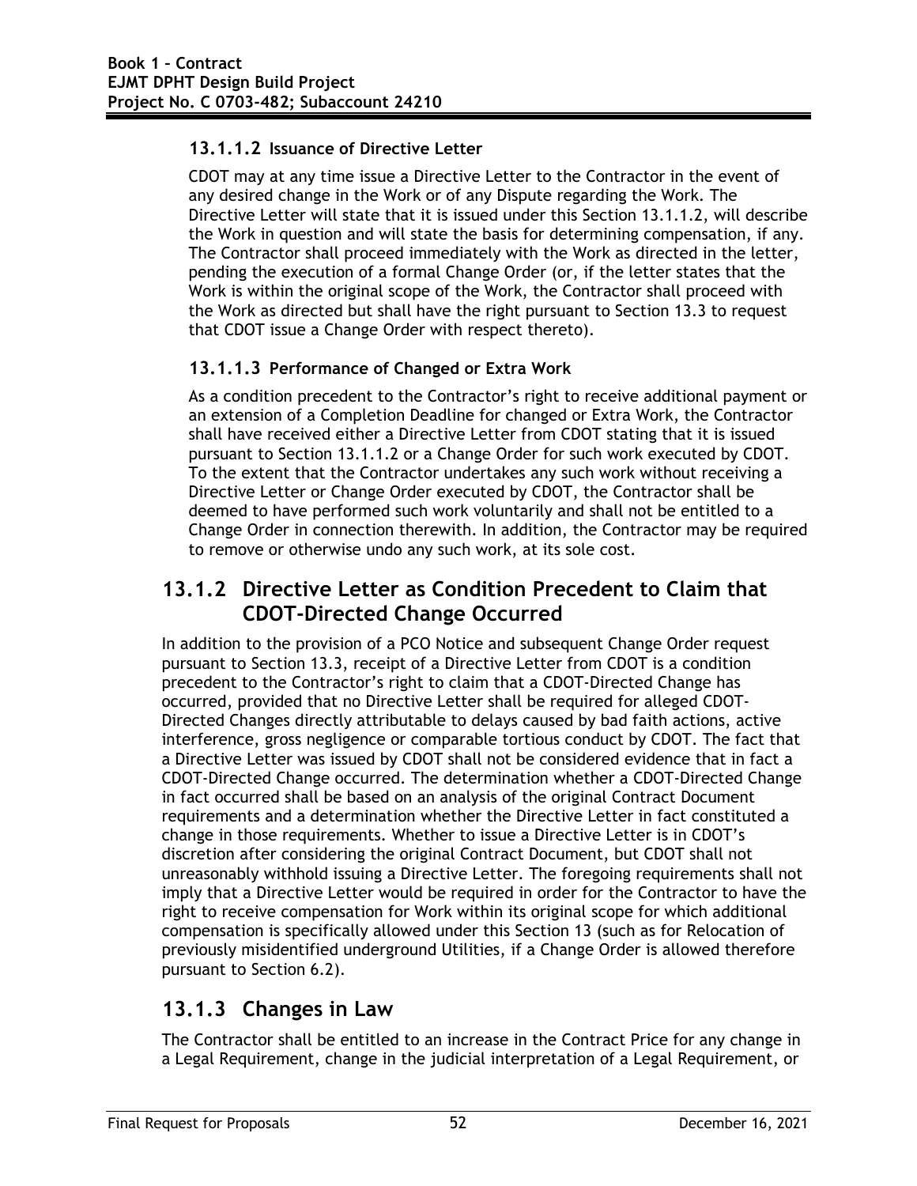#### 13.1.1.2 Issuance of Directive Letter

CDOT may at any time issue a Directive Letter to the Contractor in the event of any desired change in the Work or of any Dispute regarding the Work. The Directive Letter will state that it is issued under this Section 13.1.1.2, will describe the Work in question and will state the basis for determining compensation, if any. The Contractor shall proceed immediately with the Work as directed in the letter, pending the execution of a formal Change Order (or, if the letter states that the Work is within the original scope of the Work, the Contractor shall proceed with the Work as directed but shall have the right pursuant to Section 13.3 to request that CDOT issue a Change Order with respect thereto).

#### 13.1.1.3 Performance of Changed or Extra Work

As a condition precedent to the Contractor's right to receive additional payment or an extension of a Completion Deadline for changed or Extra Work, the Contractor shall have received either a Directive Letter from CDOT stating that it is issued pursuant to Section 13.1.1.2 or a Change Order for such work executed by CDOT. To the extent that the Contractor undertakes any such work without receiving a Directive Letter or Change Order executed by CDOT, the Contractor shall be deemed to have performed such work voluntarily and shall not be entitled to a Change Order in connection therewith. In addition, the Contractor may be required to remove or otherwise undo any such work, at its sole cost.

### 13.1.2 Directive Letter as Condition Precedent to Claim that CDOT-Directed Change Occurred

In addition to the provision of a PCO Notice and subsequent Change Order request pursuant to Section 13.3, receipt of a Directive Letter from CDOT is a condition precedent to the Contractor's right to claim that a CDOT-Directed Change has occurred, provided that no Directive Letter shall be required for alleged CDOT-Directed Changes directly attributable to delays caused by bad faith actions, active interference, gross negligence or comparable tortious conduct by CDOT. The fact that a Directive Letter was issued by CDOT shall not be considered evidence that in fact a CDOT-Directed Change occurred. The determination whether a CDOT-Directed Change in fact occurred shall be based on an analysis of the original Contract Document requirements and a determination whether the Directive Letter in fact constituted a change in those requirements. Whether to issue a Directive Letter is in CDOT's discretion after considering the original Contract Document, but CDOT shall not unreasonably withhold issuing a Directive Letter. The foregoing requirements shall not imply that a Directive Letter would be required in order for the Contractor to have the right to receive compensation for Work within its original scope for which additional compensation is specifically allowed under this Section 13 (such as for Relocation of previously misidentified underground Utilities, if a Change Order is allowed therefore pursuant to Section 6.2).

### 13.1.3 Changes in Law

The Contractor shall be entitled to an increase in the Contract Price for any change in a Legal Requirement, change in the judicial interpretation of a Legal Requirement, or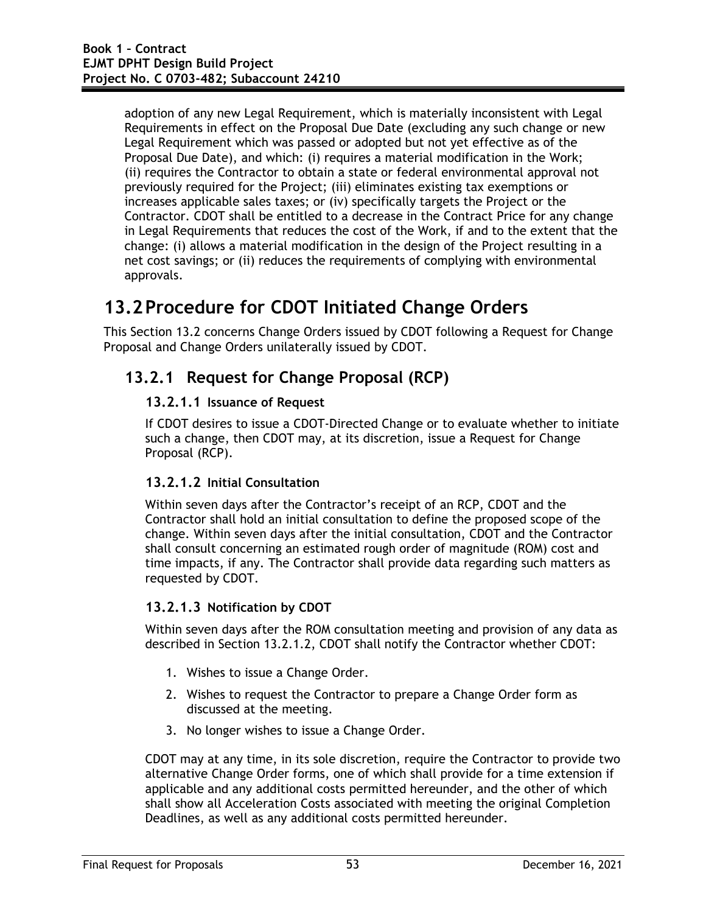adoption of any new Legal Requirement, which is materially inconsistent with Legal Requirements in effect on the Proposal Due Date (excluding any such change or new Legal Requirement which was passed or adopted but not yet effective as of the Proposal Due Date), and which: (i) requires a material modification in the Work; (ii) requires the Contractor to obtain a state or federal environmental approval not previously required for the Project; (iii) eliminates existing tax exemptions or increases applicable sales taxes; or (iv) specifically targets the Project or the Contractor. CDOT shall be entitled to a decrease in the Contract Price for any change in Legal Requirements that reduces the cost of the Work, if and to the extent that the change: (i) allows a material modification in the design of the Project resulting in a net cost savings; or (ii) reduces the requirements of complying with environmental approvals.

# 13.2 Procedure for CDOT Initiated Change Orders

This Section 13.2 concerns Change Orders issued by CDOT following a Request for Change Proposal and Change Orders unilaterally issued by CDOT.

## 13.2.1 Request for Change Proposal (RCP)

### 13.2.1.1 Issuance of Request

If CDOT desires to issue a CDOT-Directed Change or to evaluate whether to initiate such a change, then CDOT may, at its discretion, issue a Request for Change Proposal (RCP).

### 13.2.1.2 Initial Consultation

Within seven days after the Contractor's receipt of an RCP, CDOT and the Contractor shall hold an initial consultation to define the proposed scope of the change. Within seven days after the initial consultation, CDOT and the Contractor shall consult concerning an estimated rough order of magnitude (ROM) cost and time impacts, if any. The Contractor shall provide data regarding such matters as requested by CDOT.

### 13.2.1.3 Notification by CDOT

Within seven days after the ROM consultation meeting and provision of any data as described in Section 13.2.1.2, CDOT shall notify the Contractor whether CDOT:

1. Wishes to issue a Change Order.
2. Wishes to request the Contractor to prepare a Change Order form as discussed at the meeting.
3. No longer wishes to issue a Change Order.

CDOT may at any time, in its sole discretion, require the Contractor to provide two alternative Change Order forms, one of which shall provide for a time extension if applicable and any additional costs permitted hereunder, and the other of which shall show all Acceleration Costs associated with meeting the original Completion Deadlines, as well as any additional costs permitted hereunder.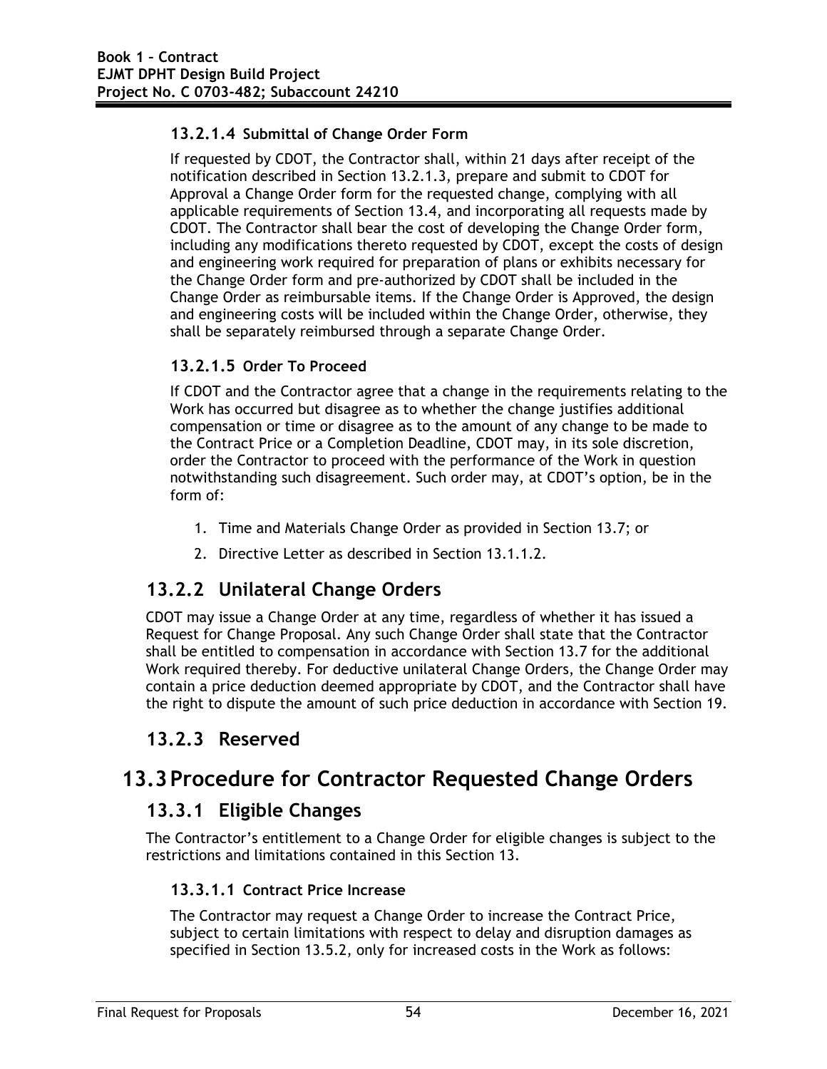#### 13.2.1.4 Submittal of Change Order Form

If requested by CDOT, the Contractor shall, within 21 days after receipt of the notification described in Section 13.2.1.3, prepare and submit to CDOT for Approval a Change Order form for the requested change, complying with all applicable requirements of Section 13.4, and incorporating all requests made by CDOT. The Contractor shall bear the cost of developing the Change Order form, including any modifications thereto requested by CDOT, except the costs of design and engineering work required for preparation of plans or exhibits necessary for the Change Order form and pre-authorized by CDOT shall be included in the Change Order as reimbursable items. If the Change Order is Approved, the design and engineering costs will be included within the Change Order, otherwise, they shall be separately reimbursed through a separate Change Order.

#### 13.2.1.5 Order To Proceed

If CDOT and the Contractor agree that a change in the requirements relating to the Work has occurred but disagree as to whether the change justifies additional compensation or time or disagree as to the amount of any change to be made to the Contract Price or a Completion Deadline, CDOT may, in its sole discretion, order the Contractor to proceed with the performance of the Work in question notwithstanding such disagreement. Such order may, at CDOT's option, be in the form of:

1. Time and Materials Change Order as provided in Section 13.7; or
2. Directive Letter as described in Section 13.1.1.2.

### 13.2.2 Unilateral Change Orders

CDOT may issue a Change Order at any time, regardless of whether it has issued a Request for Change Proposal. Any such Change Order shall state that the Contractor shall be entitled to compensation in accordance with Section 13.7 for the additional Work required thereby. For deductive unilateral Change Orders, the Change Order may contain a price deduction deemed appropriate by CDOT, and the Contractor shall have the right to dispute the amount of such price deduction in accordance with Section 19.

### 13.2.3 Reserved

## 13.3 Procedure for Contractor Requested Change Orders

### 13.3.1 Eligible Changes

The Contractor's entitlement to a Change Order for eligible changes is subject to the restrictions and limitations contained in this Section 13.

#### 13.3.1.1 Contract Price Increase

The Contractor may request a Change Order to increase the Contract Price, subject to certain limitations with respect to delay and disruption damages as specified in Section 13.5.2, only for increased costs in the Work as follows: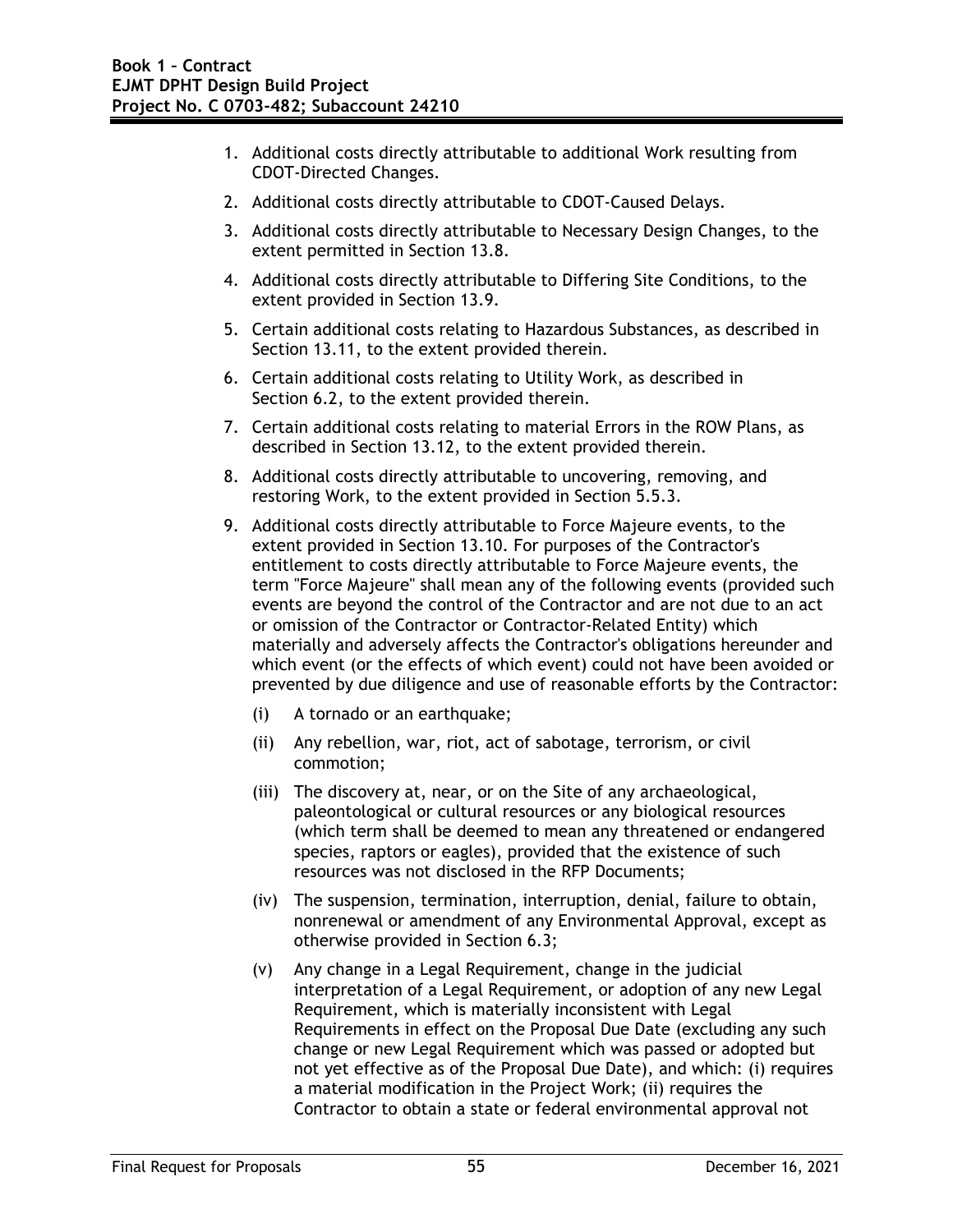1. Additional costs directly attributable to additional Work resulting from CDOT-Directed Changes.
2. Additional costs directly attributable to CDOT-Caused Delays.
3. Additional costs directly attributable to Necessary Design Changes, to the extent permitted in Section 13.8.
4. Additional costs directly attributable to Differing Site Conditions, to the extent provided in Section 13.9.
5. Certain additional costs relating to Hazardous Substances, as described in Section 13.11, to the extent provided therein.
6. Certain additional costs relating to Utility Work, as described in Section 6.2, to the extent provided therein.
7. Certain additional costs relating to material Errors in the ROW Plans, as described in Section 13.12, to the extent provided therein.
8. Additional costs directly attributable to uncovering, removing, and restoring Work, to the extent provided in Section 5.5.3.
9. Additional costs directly attributable to Force Majeure events, to the extent provided in Section 13.10. For purposes of the Contractor's entitlement to costs directly attributable to Force Majeure events, the term "Force Majeure" shall mean any of the following events (provided such events are beyond the control of the Contractor and are not due to an act or omission of the Contractor or Contractor-Related Entity) which materially and adversely affects the Contractor's obligations hereunder and which event (or the effects of which event) could not have been avoided or prevented by due diligence and use of reasonable efforts by the Contractor:
   - (i) A tornado or an earthquake;
   - (ii) Any rebellion, war, riot, act of sabotage, terrorism, or civil commotion;
   - (iii) The discovery at, near, or on the Site of any archaeological, paleontological or cultural resources or any biological resources (which term shall be deemed to mean any threatened or endangered species, raptors or eagles), provided that the existence of such resources was not disclosed in the RFP Documents;
   - (iv) The suspension, termination, interruption, denial, failure to obtain, nonrenewal or amendment of any Environmental Approval, except as otherwise provided in Section 6.3;
   - (v) Any change in a Legal Requirement, change in the judicial interpretation of a Legal Requirement, or adoption of any new Legal Requirement, which is materially inconsistent with Legal Requirements in effect on the Proposal Due Date (excluding any such change or new Legal Requirement which was passed or adopted but not yet effective as of the Proposal Due Date), and which: (i) requires a material modification in the Project Work; (ii) requires the Contractor to obtain a state or federal environmental approval not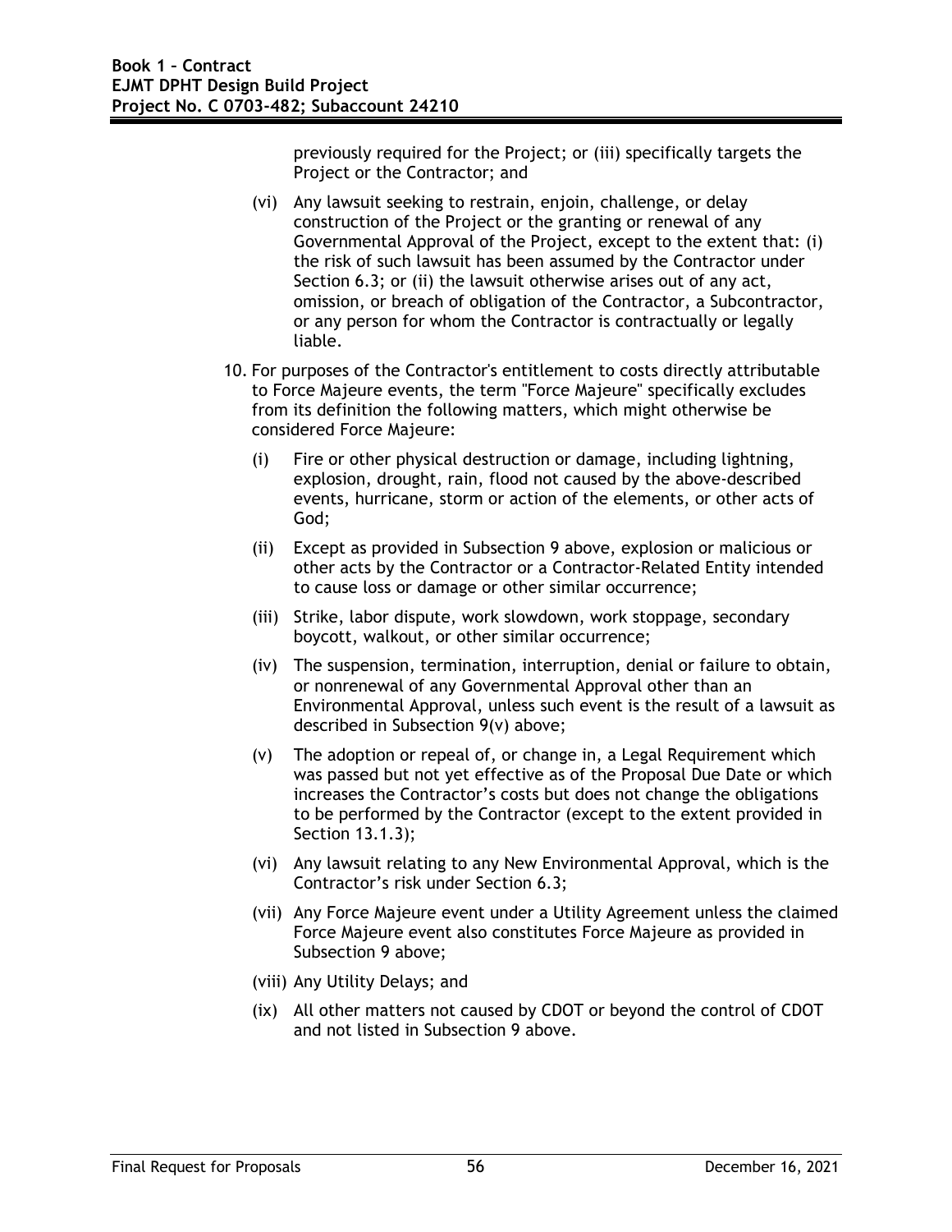previously required for the Project; or (iii) specifically targets the Project or the Contractor; and

(vi) Any lawsuit seeking to restrain, enjoin, challenge, or delay construction of the Project or the granting or renewal of any Governmental Approval of the Project, except to the extent that: (i) the risk of such lawsuit has been assumed by the Contractor under Section 6.3; or (ii) the lawsuit otherwise arises out of any act, omission, or breach of obligation of the Contractor, a Subcontractor, or any person for whom the Contractor is contractually or legally liable.

10. For purposes of the Contractor's entitlement to costs directly attributable to Force Majeure events, the term "Force Majeure" specifically excludes from its definition the following matters, which might otherwise be considered Force Majeure:

    (i) Fire or other physical destruction or damage, including lightning, explosion, drought, rain, flood not caused by the above-described events, hurricane, storm or action of the elements, or other acts of God;

    (ii) Except as provided in Subsection 9 above, explosion or malicious or other acts by the Contractor or a Contractor-Related Entity intended to cause loss or damage or other similar occurrence;

    (iii) Strike, labor dispute, work slowdown, work stoppage, secondary boycott, walkout, or other similar occurrence;

    (iv) The suspension, termination, interruption, denial or failure to obtain, or nonrenewal of any Governmental Approval other than an Environmental Approval, unless such event is the result of a lawsuit as described in Subsection 9(v) above;

    (v) The adoption or repeal of, or change in, a Legal Requirement which was passed but not yet effective as of the Proposal Due Date or which increases the Contractor's costs but does not change the obligations to be performed by the Contractor (except to the extent provided in Section 13.1.3);

    (vi) Any lawsuit relating to any New Environmental Approval, which is the Contractor's risk under Section 6.3;

    (vii) Any Force Majeure event under a Utility Agreement unless the claimed Force Majeure event also constitutes Force Majeure as provided in Subsection 9 above;

    (viii) Any Utility Delays; and

    (ix) All other matters not caused by CDOT or beyond the control of CDOT and not listed in Subsection 9 above.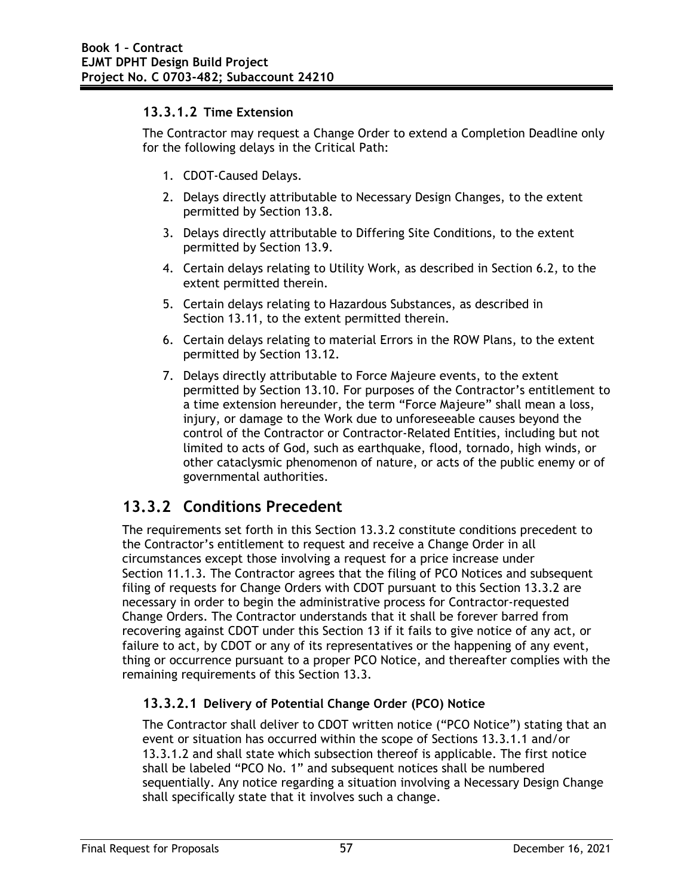#### 13.3.1.2 Time Extension

The Contractor may request a Change Order to extend a Completion Deadline only for the following delays in the Critical Path:

1. CDOT-Caused Delays.
2. Delays directly attributable to Necessary Design Changes, to the extent permitted by Section 13.8.
3. Delays directly attributable to Differing Site Conditions, to the extent permitted by Section 13.9.
4. Certain delays relating to Utility Work, as described in Section 6.2, to the extent permitted therein.
5. Certain delays relating to Hazardous Substances, as described in Section 13.11, to the extent permitted therein.
6. Certain delays relating to material Errors in the ROW Plans, to the extent permitted by Section 13.12.
7. Delays directly attributable to Force Majeure events, to the extent permitted by Section 13.10. For purposes of the Contractor's entitlement to a time extension hereunder, the term "Force Majeure" shall mean a loss, injury, or damage to the Work due to unforeseeable causes beyond the control of the Contractor or Contractor-Related Entities, including but not limited to acts of God, such as earthquake, flood, tornado, high winds, or other cataclysmic phenomenon of nature, or acts of the public enemy or of governmental authorities.

### 13.3.2 Conditions Precedent

The requirements set forth in this Section 13.3.2 constitute conditions precedent to the Contractor's entitlement to request and receive a Change Order in all circumstances except those involving a request for a price increase under Section 11.1.3. The Contractor agrees that the filing of PCO Notices and subsequent filing of requests for Change Orders with CDOT pursuant to this Section 13.3.2 are necessary in order to begin the administrative process for Contractor-requested Change Orders. The Contractor understands that it shall be forever barred from recovering against CDOT under this Section 13 if it fails to give notice of any act, or failure to act, by CDOT or any of its representatives or the happening of any event, thing or occurrence pursuant to a proper PCO Notice, and thereafter complies with the remaining requirements of this Section 13.3.

#### 13.3.2.1 Delivery of Potential Change Order (PCO) Notice

The Contractor shall deliver to CDOT written notice ("PCO Notice") stating that an event or situation has occurred within the scope of Sections 13.3.1.1 and/or 13.3.1.2 and shall state which subsection thereof is applicable. The first notice shall be labeled "PCO No. 1" and subsequent notices shall be numbered sequentially. Any notice regarding a situation involving a Necessary Design Change shall specifically state that it involves such a change.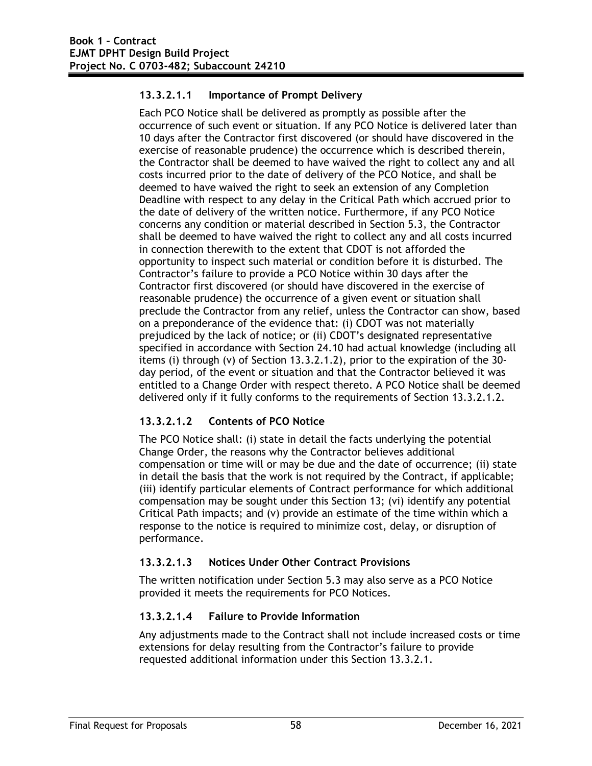#### 13.3.2.1.1 Importance of Prompt Delivery

Each PCO Notice shall be delivered as promptly as possible after the occurrence of such event or situation. If any PCO Notice is delivered later than 10 days after the Contractor first discovered (or should have discovered in the exercise of reasonable prudence) the occurrence which is described therein, the Contractor shall be deemed to have waived the right to collect any and all costs incurred prior to the date of delivery of the PCO Notice, and shall be deemed to have waived the right to seek an extension of any Completion Deadline with respect to any delay in the Critical Path which accrued prior to the date of delivery of the written notice. Furthermore, if any PCO Notice concerns any condition or material described in Section 5.3, the Contractor shall be deemed to have waived the right to collect any and all costs incurred in connection therewith to the extent that CDOT is not afforded the opportunity to inspect such material or condition before it is disturbed. The Contractor's failure to provide a PCO Notice within 30 days after the Contractor first discovered (or should have discovered in the exercise of reasonable prudence) the occurrence of a given event or situation shall preclude the Contractor from any relief, unless the Contractor can show, based on a preponderance of the evidence that: (i) CDOT was not materially prejudiced by the lack of notice; or (ii) CDOT's designated representative specified in accordance with Section 24.10 had actual knowledge (including all items (i) through (v) of Section 13.3.2.1.2), prior to the expiration of the 30-day period, of the event or situation and that the Contractor believed it was entitled to a Change Order with respect thereto. A PCO Notice shall be deemed delivered only if it fully conforms to the requirements of Section 13.3.2.1.2.

#### 13.3.2.1.2 Contents of PCO Notice

The PCO Notice shall: (i) state in detail the facts underlying the potential Change Order, the reasons why the Contractor believes additional compensation or time will or may be due and the date of occurrence; (ii) state in detail the basis that the work is not required by the Contract, if applicable; (iii) identify particular elements of Contract performance for which additional compensation may be sought under this Section 13; (vi) identify any potential Critical Path impacts; and (v) provide an estimate of the time within which a response to the notice is required to minimize cost, delay, or disruption of performance.

#### 13.3.2.1.3 Notices Under Other Contract Provisions

The written notification under Section 5.3 may also serve as a PCO Notice provided it meets the requirements for PCO Notices.

#### 13.3.2.1.4 Failure to Provide Information

Any adjustments made to the Contract shall not include increased costs or time extensions for delay resulting from the Contractor's failure to provide requested additional information under this Section 13.3.2.1.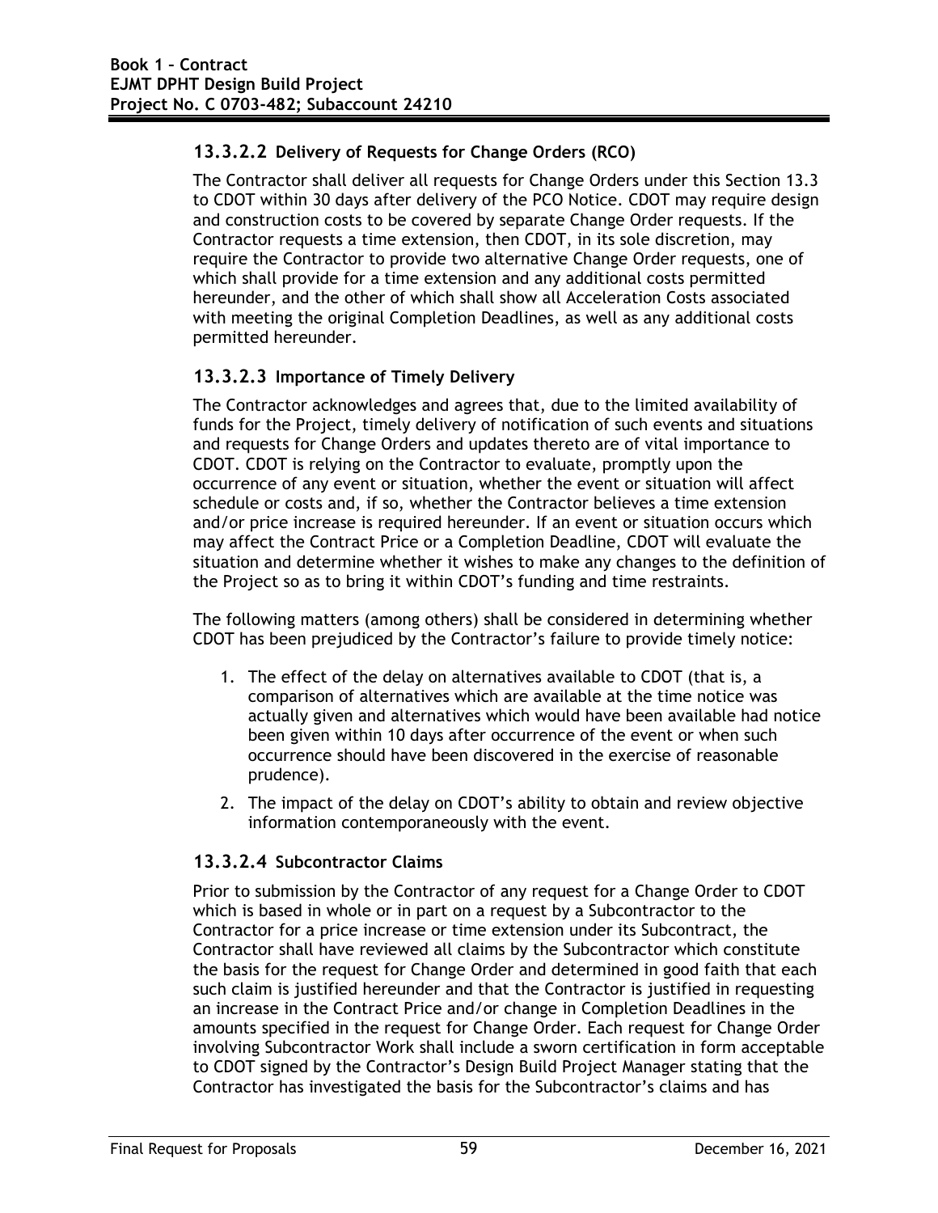### 13.3.2.2 Delivery of Requests for Change Orders (RCO)

The Contractor shall deliver all requests for Change Orders under this Section 13.3 to CDOT within 30 days after delivery of the PCO Notice. CDOT may require design and construction costs to be covered by separate Change Order requests. If the Contractor requests a time extension, then CDOT, in its sole discretion, may require the Contractor to provide two alternative Change Order requests, one of which shall provide for a time extension and any additional costs permitted hereunder, and the other of which shall show all Acceleration Costs associated with meeting the original Completion Deadlines, as well as any additional costs permitted hereunder.

### 13.3.2.3 Importance of Timely Delivery

The Contractor acknowledges and agrees that, due to the limited availability of funds for the Project, timely delivery of notification of such events and situations and requests for Change Orders and updates thereto are of vital importance to CDOT. CDOT is relying on the Contractor to evaluate, promptly upon the occurrence of any event or situation, whether the event or situation will affect schedule or costs and, if so, whether the Contractor believes a time extension and/or price increase is required hereunder. If an event or situation occurs which may affect the Contract Price or a Completion Deadline, CDOT will evaluate the situation and determine whether it wishes to make any changes to the definition of the Project so as to bring it within CDOT's funding and time restraints.

The following matters (among others) shall be considered in determining whether CDOT has been prejudiced by the Contractor's failure to provide timely notice:

1. The effect of the delay on alternatives available to CDOT (that is, a comparison of alternatives which are available at the time notice was actually given and alternatives which would have been available had notice been given within 10 days after occurrence of the event or when such occurrence should have been discovered in the exercise of reasonable prudence).
2. The impact of the delay on CDOT's ability to obtain and review objective information contemporaneously with the event.

### 13.3.2.4 Subcontractor Claims

Prior to submission by the Contractor of any request for a Change Order to CDOT which is based in whole or in part on a request by a Subcontractor to the Contractor for a price increase or time extension under its Subcontract, the Contractor shall have reviewed all claims by the Subcontractor which constitute the basis for the request for Change Order and determined in good faith that each such claim is justified hereunder and that the Contractor is justified in requesting an increase in the Contract Price and/or change in Completion Deadlines in the amounts specified in the request for Change Order. Each request for Change Order involving Subcontractor Work shall include a sworn certification in form acceptable to CDOT signed by the Contractor's Design Build Project Manager stating that the Contractor has investigated the basis for the Subcontractor's claims and has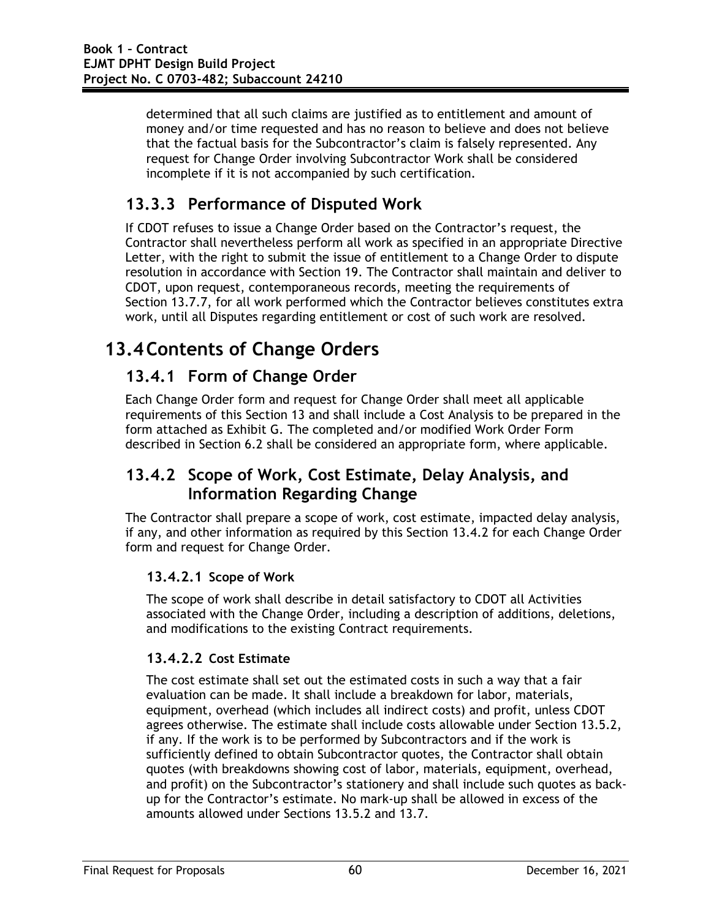determined that all such claims are justified as to entitlement and amount of money and/or time requested and has no reason to believe and does not believe that the factual basis for the Subcontractor's claim is falsely represented. Any request for Change Order involving Subcontractor Work shall be considered incomplete if it is not accompanied by such certification.

### 13.3.3 Performance of Disputed Work

If CDOT refuses to issue a Change Order based on the Contractor's request, the Contractor shall nevertheless perform all work as specified in an appropriate Directive Letter, with the right to submit the issue of entitlement to a Change Order to dispute resolution in accordance with Section 19. The Contractor shall maintain and deliver to CDOT, upon request, contemporaneous records, meeting the requirements of Section 13.7.7, for all work performed which the Contractor believes constitutes extra work, until all Disputes regarding entitlement or cost of such work are resolved.

## 13.4 Contents of Change Orders

### 13.4.1 Form of Change Order

Each Change Order form and request for Change Order shall meet all applicable requirements of this Section 13 and shall include a Cost Analysis to be prepared in the form attached as Exhibit G. The completed and/or modified Work Order Form described in Section 6.2 shall be considered an appropriate form, where applicable.

### 13.4.2 Scope of Work, Cost Estimate, Delay Analysis, and Information Regarding Change

The Contractor shall prepare a scope of work, cost estimate, impacted delay analysis, if any, and other information as required by this Section 13.4.2 for each Change Order form and request for Change Order.

#### 13.4.2.1 Scope of Work

The scope of work shall describe in detail satisfactory to CDOT all Activities associated with the Change Order, including a description of additions, deletions, and modifications to the existing Contract requirements.

#### 13.4.2.2 Cost Estimate

The cost estimate shall set out the estimated costs in such a way that a fair evaluation can be made. It shall include a breakdown for labor, materials, equipment, overhead (which includes all indirect costs) and profit, unless CDOT agrees otherwise. The estimate shall include costs allowable under Section 13.5.2, if any. If the work is to be performed by Subcontractors and if the work is sufficiently defined to obtain Subcontractor quotes, the Contractor shall obtain quotes (with breakdowns showing cost of labor, materials, equipment, overhead, and profit) on the Subcontractor's stationery and shall include such quotes as back-up for the Contractor's estimate. No mark-up shall be allowed in excess of the amounts allowed under Sections 13.5.2 and 13.7.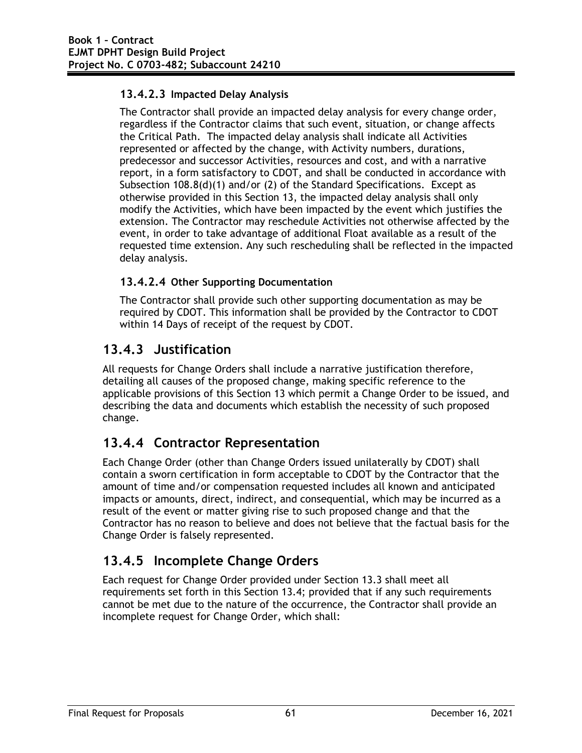#### 13.4.2.3 Impacted Delay Analysis

The Contractor shall provide an impacted delay analysis for every change order, regardless if the Contractor claims that such event, situation, or change affects the Critical Path. The impacted delay analysis shall indicate all Activities represented or affected by the change, with Activity numbers, durations, predecessor and successor Activities, resources and cost, and with a narrative report, in a form satisfactory to CDOT, and shall be conducted in accordance with Subsection 108.8(d)(1) and/or (2) of the Standard Specifications. Except as otherwise provided in this Section 13, the impacted delay analysis shall only modify the Activities, which have been impacted by the event which justifies the extension. The Contractor may reschedule Activities not otherwise affected by the event, in order to take advantage of additional Float available as a result of the requested time extension. Any such rescheduling shall be reflected in the impacted delay analysis.

#### 13.4.2.4 Other Supporting Documentation

The Contractor shall provide such other supporting documentation as may be required by CDOT. This information shall be provided by the Contractor to CDOT within 14 Days of receipt of the request by CDOT.

### 13.4.3 Justification

All requests for Change Orders shall include a narrative justification therefore, detailing all causes of the proposed change, making specific reference to the applicable provisions of this Section 13 which permit a Change Order to be issued, and describing the data and documents which establish the necessity of such proposed change.

### 13.4.4 Contractor Representation

Each Change Order (other than Change Orders issued unilaterally by CDOT) shall contain a sworn certification in form acceptable to CDOT by the Contractor that the amount of time and/or compensation requested includes all known and anticipated impacts or amounts, direct, indirect, and consequential, which may be incurred as a result of the event or matter giving rise to such proposed change and that the Contractor has no reason to believe and does not believe that the factual basis for the Change Order is falsely represented.

### 13.4.5 Incomplete Change Orders

Each request for Change Order provided under Section 13.3 shall meet all requirements set forth in this Section 13.4; provided that if any such requirements cannot be met due to the nature of the occurrence, the Contractor shall provide an incomplete request for Change Order, which shall: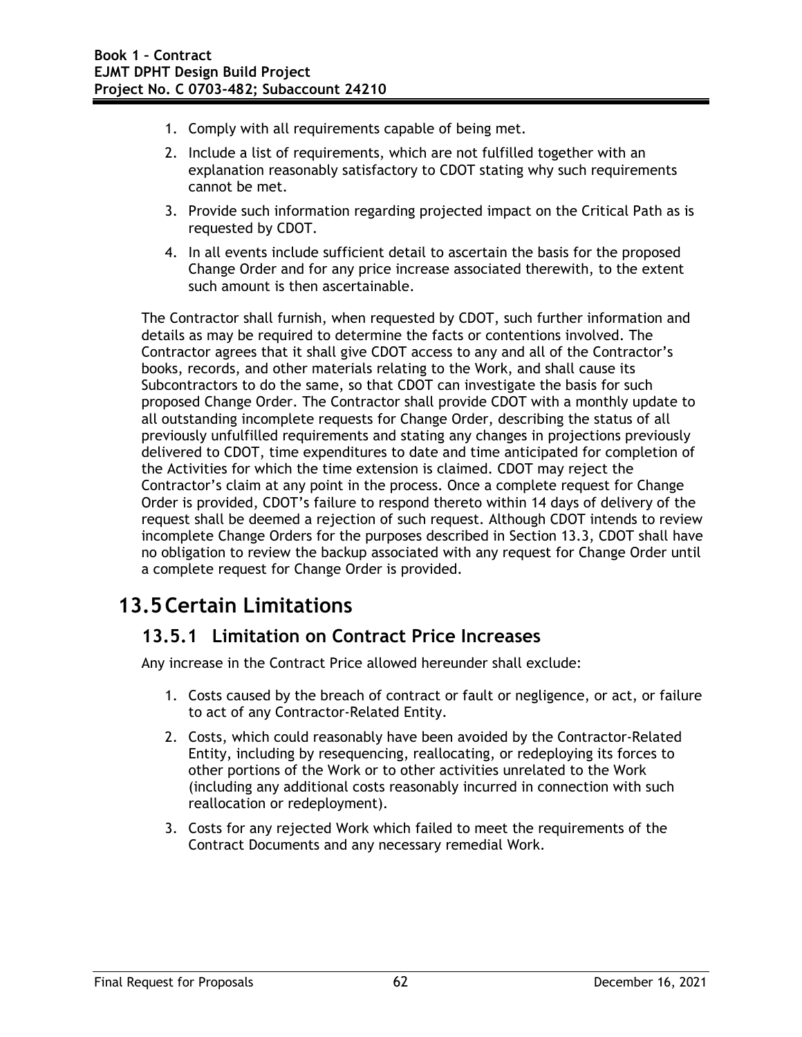1. Comply with all requirements capable of being met.
2. Include a list of requirements, which are not fulfilled together with an explanation reasonably satisfactory to CDOT stating why such requirements cannot be met.
3. Provide such information regarding projected impact on the Critical Path as is requested by CDOT.
4. In all events include sufficient detail to ascertain the basis for the proposed Change Order and for any price increase associated therewith, to the extent such amount is then ascertainable.

The Contractor shall furnish, when requested by CDOT, such further information and details as may be required to determine the facts or contentions involved. The Contractor agrees that it shall give CDOT access to any and all of the Contractor's books, records, and other materials relating to the Work, and shall cause its Subcontractors to do the same, so that CDOT can investigate the basis for such proposed Change Order. The Contractor shall provide CDOT with a monthly update to all outstanding incomplete requests for Change Order, describing the status of all previously unfulfilled requirements and stating any changes in projections previously delivered to CDOT, time expenditures to date and time anticipated for completion of the Activities for which the time extension is claimed. CDOT may reject the Contractor's claim at any point in the process. Once a complete request for Change Order is provided, CDOT's failure to respond thereto within 14 days of delivery of the request shall be deemed a rejection of such request. Although CDOT intends to review incomplete Change Orders for the purposes described in Section 13.3, CDOT shall have no obligation to review the backup associated with any request for Change Order until a complete request for Change Order is provided.

# 13.5 Certain Limitations

## 13.5.1 Limitation on Contract Price Increases

Any increase in the Contract Price allowed hereunder shall exclude:

1. Costs caused by the breach of contract or fault or negligence, or act, or failure to act of any Contractor-Related Entity.
2. Costs, which could reasonably have been avoided by the Contractor-Related Entity, including by resequencing, reallocating, or redeploying its forces to other portions of the Work or to other activities unrelated to the Work (including any additional costs reasonably incurred in connection with such reallocation or redeployment).
3. Costs for any rejected Work which failed to meet the requirements of the Contract Documents and any necessary remedial Work.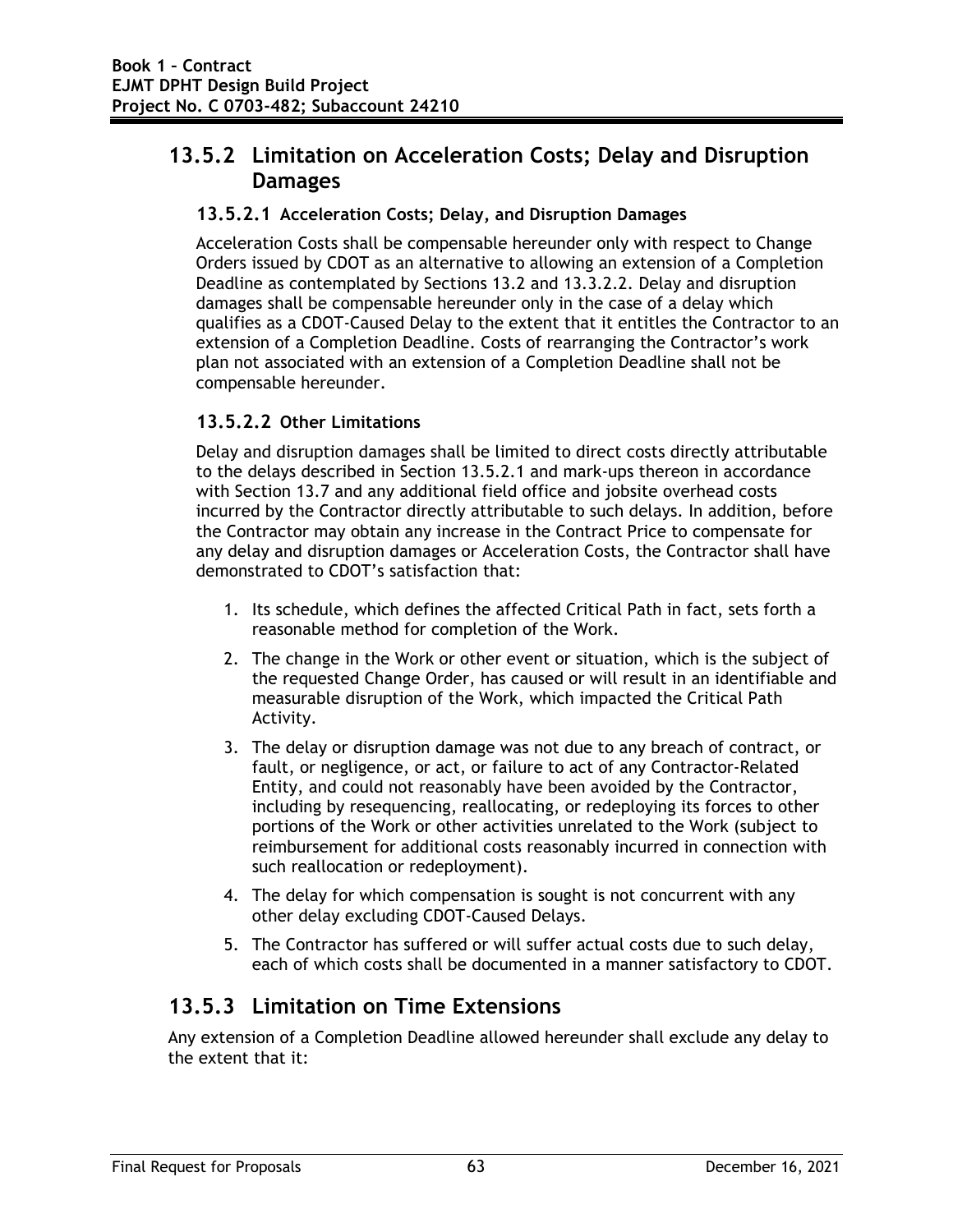## 13.5.2 Limitation on Acceleration Costs; Delay and Disruption Damages

### 13.5.2.1 Acceleration Costs; Delay, and Disruption Damages

Acceleration Costs shall be compensable hereunder only with respect to Change Orders issued by CDOT as an alternative to allowing an extension of a Completion Deadline as contemplated by Sections 13.2 and 13.3.2.2. Delay and disruption damages shall be compensable hereunder only in the case of a delay which qualifies as a CDOT-Caused Delay to the extent that it entitles the Contractor to an extension of a Completion Deadline. Costs of rearranging the Contractor's work plan not associated with an extension of a Completion Deadline shall not be compensable hereunder.

### 13.5.2.2 Other Limitations

Delay and disruption damages shall be limited to direct costs directly attributable to the delays described in Section 13.5.2.1 and mark-ups thereon in accordance with Section 13.7 and any additional field office and jobsite overhead costs incurred by the Contractor directly attributable to such delays. In addition, before the Contractor may obtain any increase in the Contract Price to compensate for any delay and disruption damages or Acceleration Costs, the Contractor shall have demonstrated to CDOT's satisfaction that:

1. Its schedule, which defines the affected Critical Path in fact, sets forth a reasonable method for completion of the Work.
2. The change in the Work or other event or situation, which is the subject of the requested Change Order, has caused or will result in an identifiable and measurable disruption of the Work, which impacted the Critical Path Activity.
3. The delay or disruption damage was not due to any breach of contract, or fault, or negligence, or act, or failure to act of any Contractor-Related Entity, and could not reasonably have been avoided by the Contractor, including by resequencing, reallocating, or redeploying its forces to other portions of the Work or other activities unrelated to the Work (subject to reimbursement for additional costs reasonably incurred in connection with such reallocation or redeployment).
4. The delay for which compensation is sought is not concurrent with any other delay excluding CDOT-Caused Delays.
5. The Contractor has suffered or will suffer actual costs due to such delay, each of which costs shall be documented in a manner satisfactory to CDOT.

## 13.5.3 Limitation on Time Extensions

Any extension of a Completion Deadline allowed hereunder shall exclude any delay to the extent that it: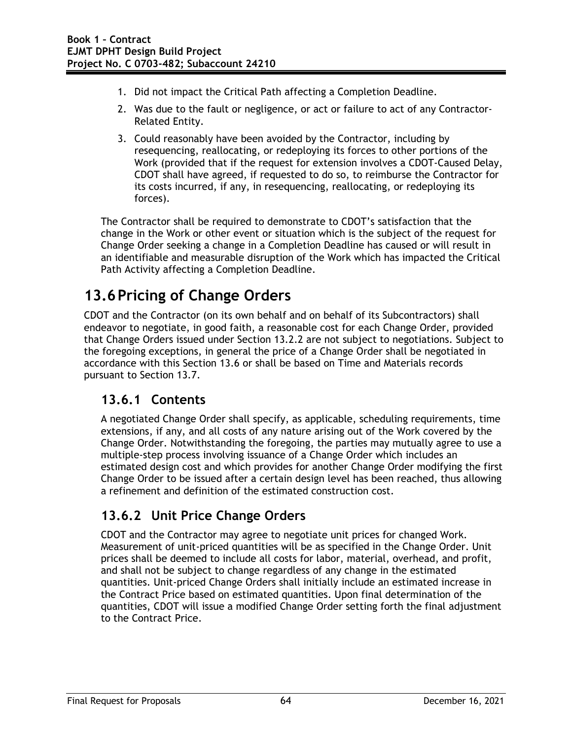1. Did not impact the Critical Path affecting a Completion Deadline.
2. Was due to the fault or negligence, or act or failure to act of any Contractor-Related Entity.
3. Could reasonably have been avoided by the Contractor, including by resequencing, reallocating, or redeploying its forces to other portions of the Work (provided that if the request for extension involves a CDOT-Caused Delay, CDOT shall have agreed, if requested to do so, to reimburse the Contractor for its costs incurred, if any, in resequencing, reallocating, or redeploying its forces).

The Contractor shall be required to demonstrate to CDOT's satisfaction that the change in the Work or other event or situation which is the subject of the request for Change Order seeking a change in a Completion Deadline has caused or will result in an identifiable and measurable disruption of the Work which has impacted the Critical Path Activity affecting a Completion Deadline.

# 13.6 Pricing of Change Orders

CDOT and the Contractor (on its own behalf and on behalf of its Subcontractors) shall endeavor to negotiate, in good faith, a reasonable cost for each Change Order, provided that Change Orders issued under Section 13.2.2 are not subject to negotiations. Subject to the foregoing exceptions, in general the price of a Change Order shall be negotiated in accordance with this Section 13.6 or shall be based on Time and Materials records pursuant to Section 13.7.

## 13.6.1 Contents

A negotiated Change Order shall specify, as applicable, scheduling requirements, time extensions, if any, and all costs of any nature arising out of the Work covered by the Change Order. Notwithstanding the foregoing, the parties may mutually agree to use a multiple-step process involving issuance of a Change Order which includes an estimated design cost and which provides for another Change Order modifying the first Change Order to be issued after a certain design level has been reached, thus allowing a refinement and definition of the estimated construction cost.

## 13.6.2 Unit Price Change Orders

CDOT and the Contractor may agree to negotiate unit prices for changed Work. Measurement of unit-priced quantities will be as specified in the Change Order. Unit prices shall be deemed to include all costs for labor, material, overhead, and profit, and shall not be subject to change regardless of any change in the estimated quantities. Unit-priced Change Orders shall initially include an estimated increase in the Contract Price based on estimated quantities. Upon final determination of the quantities, CDOT will issue a modified Change Order setting forth the final adjustment to the Contract Price.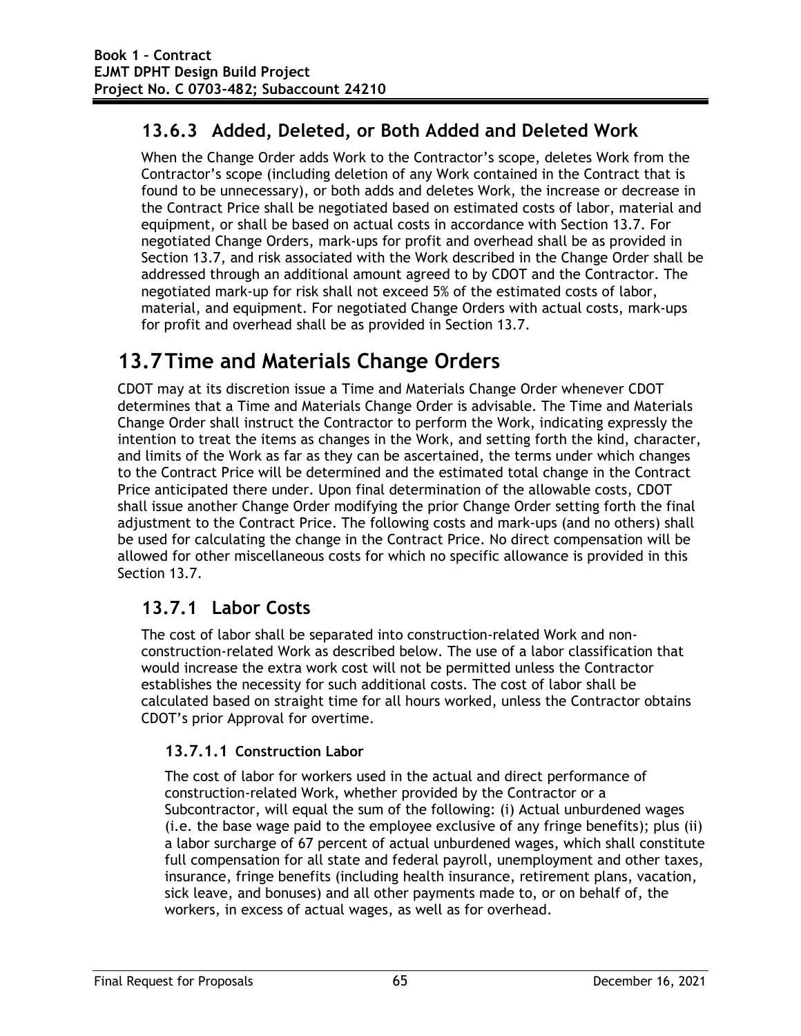### 13.6.3 Added, Deleted, or Both Added and Deleted Work

When the Change Order adds Work to the Contractor's scope, deletes Work from the Contractor's scope (including deletion of any Work contained in the Contract that is found to be unnecessary), or both adds and deletes Work, the increase or decrease in the Contract Price shall be negotiated based on estimated costs of labor, material and equipment, or shall be based on actual costs in accordance with Section 13.7. For negotiated Change Orders, mark-ups for profit and overhead shall be as provided in Section 13.7, and risk associated with the Work described in the Change Order shall be addressed through an additional amount agreed to by CDOT and the Contractor. The negotiated mark-up for risk shall not exceed 5% of the estimated costs of labor, material, and equipment. For negotiated Change Orders with actual costs, mark-ups for profit and overhead shall be as provided in Section 13.7.

## 13.7 Time and Materials Change Orders

CDOT may at its discretion issue a Time and Materials Change Order whenever CDOT determines that a Time and Materials Change Order is advisable. The Time and Materials Change Order shall instruct the Contractor to perform the Work, indicating expressly the intention to treat the items as changes in the Work, and setting forth the kind, character, and limits of the Work as far as they can be ascertained, the terms under which changes to the Contract Price will be determined and the estimated total change in the Contract Price anticipated there under. Upon final determination of the allowable costs, CDOT shall issue another Change Order modifying the prior Change Order setting forth the final adjustment to the Contract Price. The following costs and mark-ups (and no others) shall be used for calculating the change in the Contract Price. No direct compensation will be allowed for other miscellaneous costs for which no specific allowance is provided in this Section 13.7.

### 13.7.1 Labor Costs

The cost of labor shall be separated into construction-related Work and non-construction-related Work as described below. The use of a labor classification that would increase the extra work cost will not be permitted unless the Contractor establishes the necessity for such additional costs. The cost of labor shall be calculated based on straight time for all hours worked, unless the Contractor obtains CDOT's prior Approval for overtime.

#### 13.7.1.1 Construction Labor

The cost of labor for workers used in the actual and direct performance of construction-related Work, whether provided by the Contractor or a Subcontractor, will equal the sum of the following: (i) Actual unburdened wages (i.e. the base wage paid to the employee exclusive of any fringe benefits); plus (ii) a labor surcharge of 67 percent of actual unburdened wages, which shall constitute full compensation for all state and federal payroll, unemployment and other taxes, insurance, fringe benefits (including health insurance, retirement plans, vacation, sick leave, and bonuses) and all other payments made to, or on behalf of, the workers, in excess of actual wages, as well as for overhead.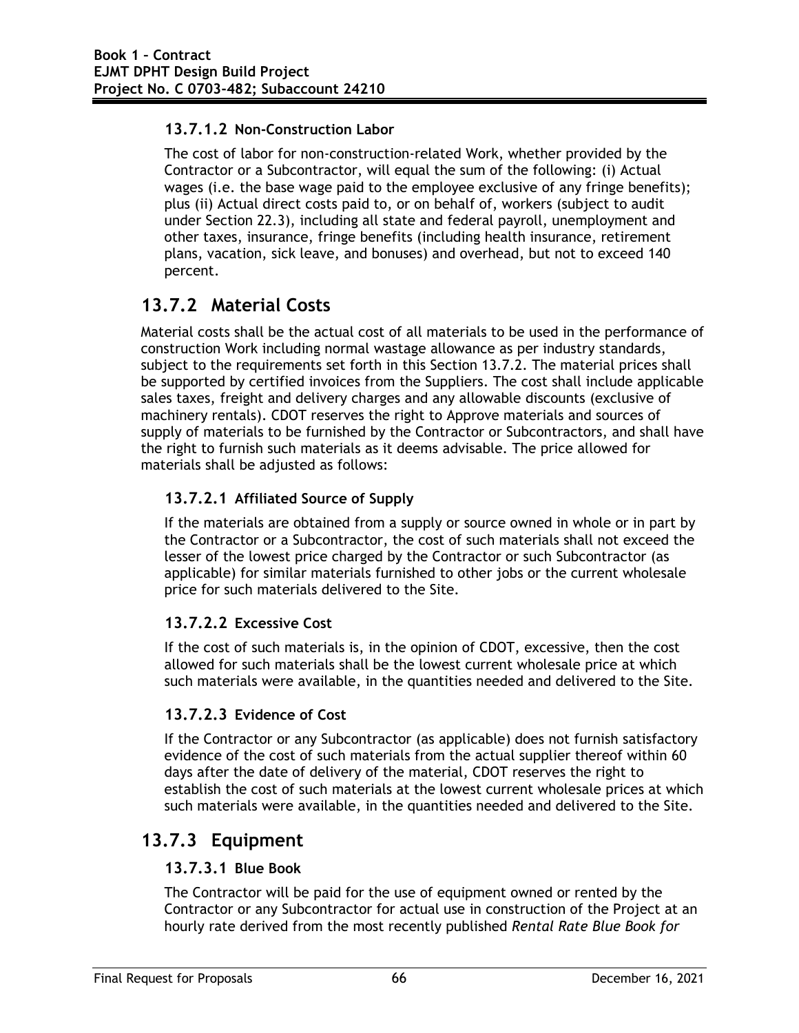#### 13.7.1.2 Non-Construction Labor

The cost of labor for non-construction-related Work, whether provided by the Contractor or a Subcontractor, will equal the sum of the following: (i) Actual wages (i.e. the base wage paid to the employee exclusive of any fringe benefits); plus (ii) Actual direct costs paid to, or on behalf of, workers (subject to audit under Section 22.3), including all state and federal payroll, unemployment and other taxes, insurance, fringe benefits (including health insurance, retirement plans, vacation, sick leave, and bonuses) and overhead, but not to exceed 140 percent.

### 13.7.2 Material Costs

Material costs shall be the actual cost of all materials to be used in the performance of construction Work including normal wastage allowance as per industry standards, subject to the requirements set forth in this Section 13.7.2. The material prices shall be supported by certified invoices from the Suppliers. The cost shall include applicable sales taxes, freight and delivery charges and any allowable discounts (exclusive of machinery rentals). CDOT reserves the right to Approve materials and sources of supply of materials to be furnished by the Contractor or Subcontractors, and shall have the right to furnish such materials as it deems advisable. The price allowed for materials shall be adjusted as follows:

#### 13.7.2.1 Affiliated Source of Supply

If the materials are obtained from a supply or source owned in whole or in part by the Contractor or a Subcontractor, the cost of such materials shall not exceed the lesser of the lowest price charged by the Contractor or such Subcontractor (as applicable) for similar materials furnished to other jobs or the current wholesale price for such materials delivered to the Site.

#### 13.7.2.2 Excessive Cost

If the cost of such materials is, in the opinion of CDOT, excessive, then the cost allowed for such materials shall be the lowest current wholesale price at which such materials were available, in the quantities needed and delivered to the Site.

#### 13.7.2.3 Evidence of Cost

If the Contractor or any Subcontractor (as applicable) does not furnish satisfactory evidence of the cost of such materials from the actual supplier thereof within 60 days after the date of delivery of the material, CDOT reserves the right to establish the cost of such materials at the lowest current wholesale prices at which such materials were available, in the quantities needed and delivered to the Site.

### 13.7.3 Equipment

#### 13.7.3.1 Blue Book

The Contractor will be paid for the use of equipment owned or rented by the Contractor or any Subcontractor for actual use in construction of the Project at an hourly rate derived from the most recently published *Rental Rate Blue Book for*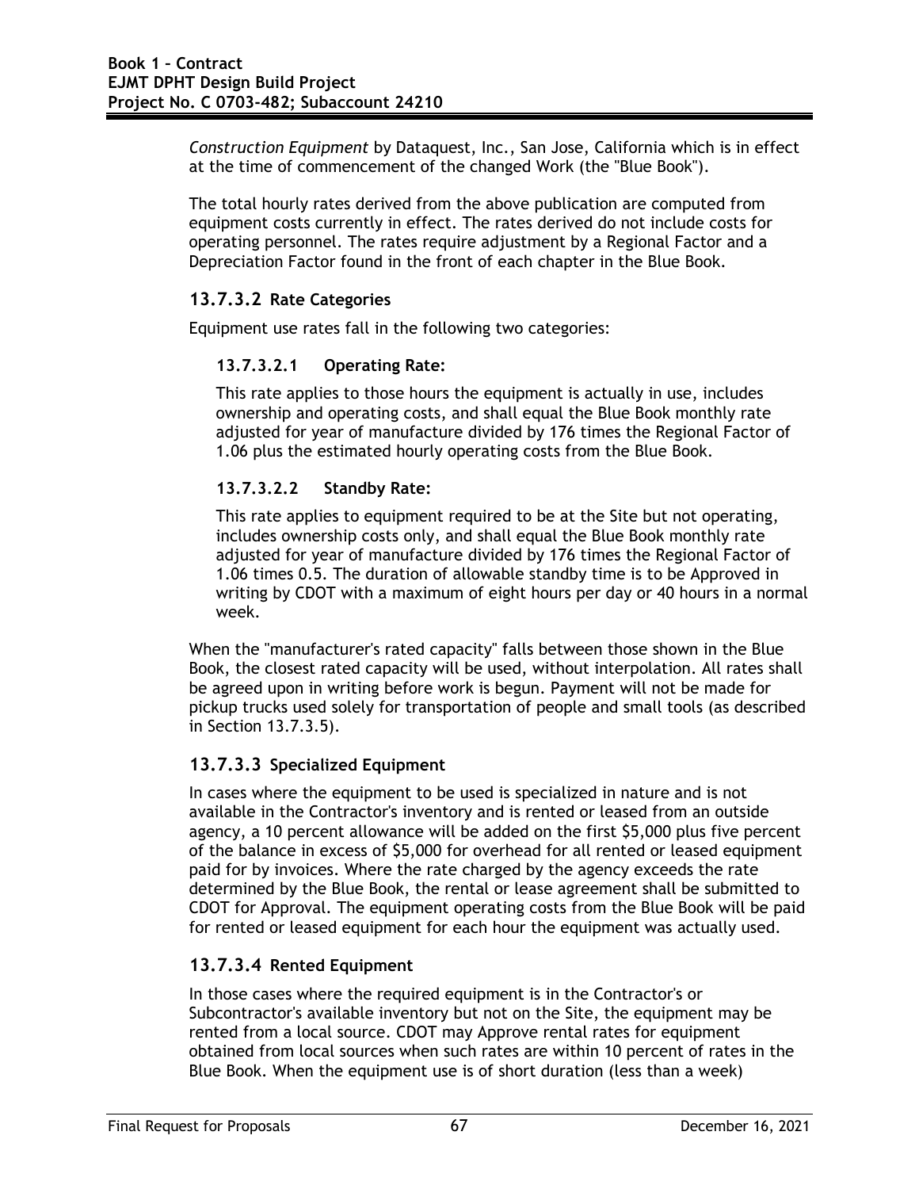*Construction Equipment* by Dataquest, Inc., San Jose, California which is in effect at the time of commencement of the changed Work (the "Blue Book").

The total hourly rates derived from the above publication are computed from equipment costs currently in effect. The rates derived do not include costs for operating personnel. The rates require adjustment by a Regional Factor and a Depreciation Factor found in the front of each chapter in the Blue Book.

### 13.7.3.2 Rate Categories

Equipment use rates fall in the following two categories:

#### 13.7.3.2.1 Operating Rate:

This rate applies to those hours the equipment is actually in use, includes ownership and operating costs, and shall equal the Blue Book monthly rate adjusted for year of manufacture divided by 176 times the Regional Factor of 1.06 plus the estimated hourly operating costs from the Blue Book.

#### 13.7.3.2.2 Standby Rate:

This rate applies to equipment required to be at the Site but not operating, includes ownership costs only, and shall equal the Blue Book monthly rate adjusted for year of manufacture divided by 176 times the Regional Factor of 1.06 times 0.5. The duration of allowable standby time is to be Approved in writing by CDOT with a maximum of eight hours per day or 40 hours in a normal week.

When the "manufacturer's rated capacity" falls between those shown in the Blue Book, the closest rated capacity will be used, without interpolation. All rates shall be agreed upon in writing before work is begun. Payment will not be made for pickup trucks used solely for transportation of people and small tools (as described in Section 13.7.3.5).

### 13.7.3.3 Specialized Equipment

In cases where the equipment to be used is specialized in nature and is not available in the Contractor's inventory and is rented or leased from an outside agency, a 10 percent allowance will be added on the first $5,000 plus five percent of the balance in excess of $5,000 for overhead for all rented or leased equipment paid for by invoices. Where the rate charged by the agency exceeds the rate determined by the Blue Book, the rental or lease agreement shall be submitted to CDOT for Approval. The equipment operating costs from the Blue Book will be paid for rented or leased equipment for each hour the equipment was actually used.

### 13.7.3.4 Rented Equipment

In those cases where the required equipment is in the Contractor's or Subcontractor's available inventory but not on the Site, the equipment may be rented from a local source. CDOT may Approve rental rates for equipment obtained from local sources when such rates are within 10 percent of rates in the Blue Book. When the equipment use is of short duration (less than a week)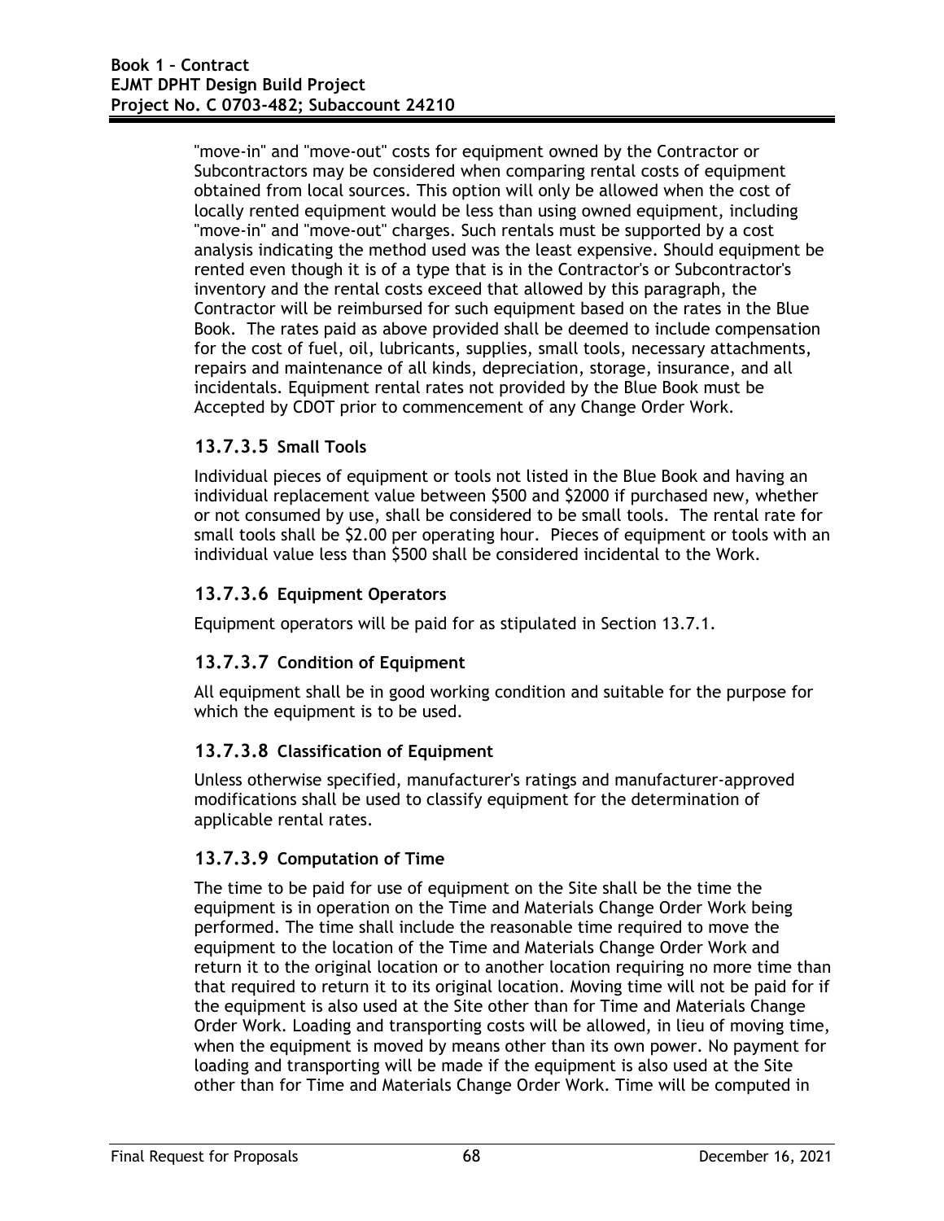"move-in" and "move-out" costs for equipment owned by the Contractor or Subcontractors may be considered when comparing rental costs of equipment obtained from local sources. This option will only be allowed when the cost of locally rented equipment would be less than using owned equipment, including "move-in" and "move-out" charges. Such rentals must be supported by a cost analysis indicating the method used was the least expensive. Should equipment be rented even though it is of a type that is in the Contractor's or Subcontractor's inventory and the rental costs exceed that allowed by this paragraph, the Contractor will be reimbursed for such equipment based on the rates in the Blue Book. The rates paid as above provided shall be deemed to include compensation for the cost of fuel, oil, lubricants, supplies, small tools, necessary attachments, repairs and maintenance of all kinds, depreciation, storage, insurance, and all incidentals. Equipment rental rates not provided by the Blue Book must be Accepted by CDOT prior to commencement of any Change Order Work.

### 13.7.3.5 Small Tools

Individual pieces of equipment or tools not listed in the Blue Book and having an individual replacement value between $500 and $2000 if purchased new, whether or not consumed by use, shall be considered to be small tools. The rental rate for small tools shall be $2.00 per operating hour. Pieces of equipment or tools with an individual value less than $500 shall be considered incidental to the Work.

### 13.7.3.6 Equipment Operators

Equipment operators will be paid for as stipulated in Section 13.7.1.

### 13.7.3.7 Condition of Equipment

All equipment shall be in good working condition and suitable for the purpose for which the equipment is to be used.

### 13.7.3.8 Classification of Equipment

Unless otherwise specified, manufacturer's ratings and manufacturer-approved modifications shall be used to classify equipment for the determination of applicable rental rates.

### 13.7.3.9 Computation of Time

The time to be paid for use of equipment on the Site shall be the time the equipment is in operation on the Time and Materials Change Order Work being performed. The time shall include the reasonable time required to move the equipment to the location of the Time and Materials Change Order Work and return it to the original location or to another location requiring no more time than that required to return it to its original location. Moving time will not be paid for if the equipment is also used at the Site other than for Time and Materials Change Order Work. Loading and transporting costs will be allowed, in lieu of moving time, when the equipment is moved by means other than its own power. No payment for loading and transporting will be made if the equipment is also used at the Site other than for Time and Materials Change Order Work. Time will be computed in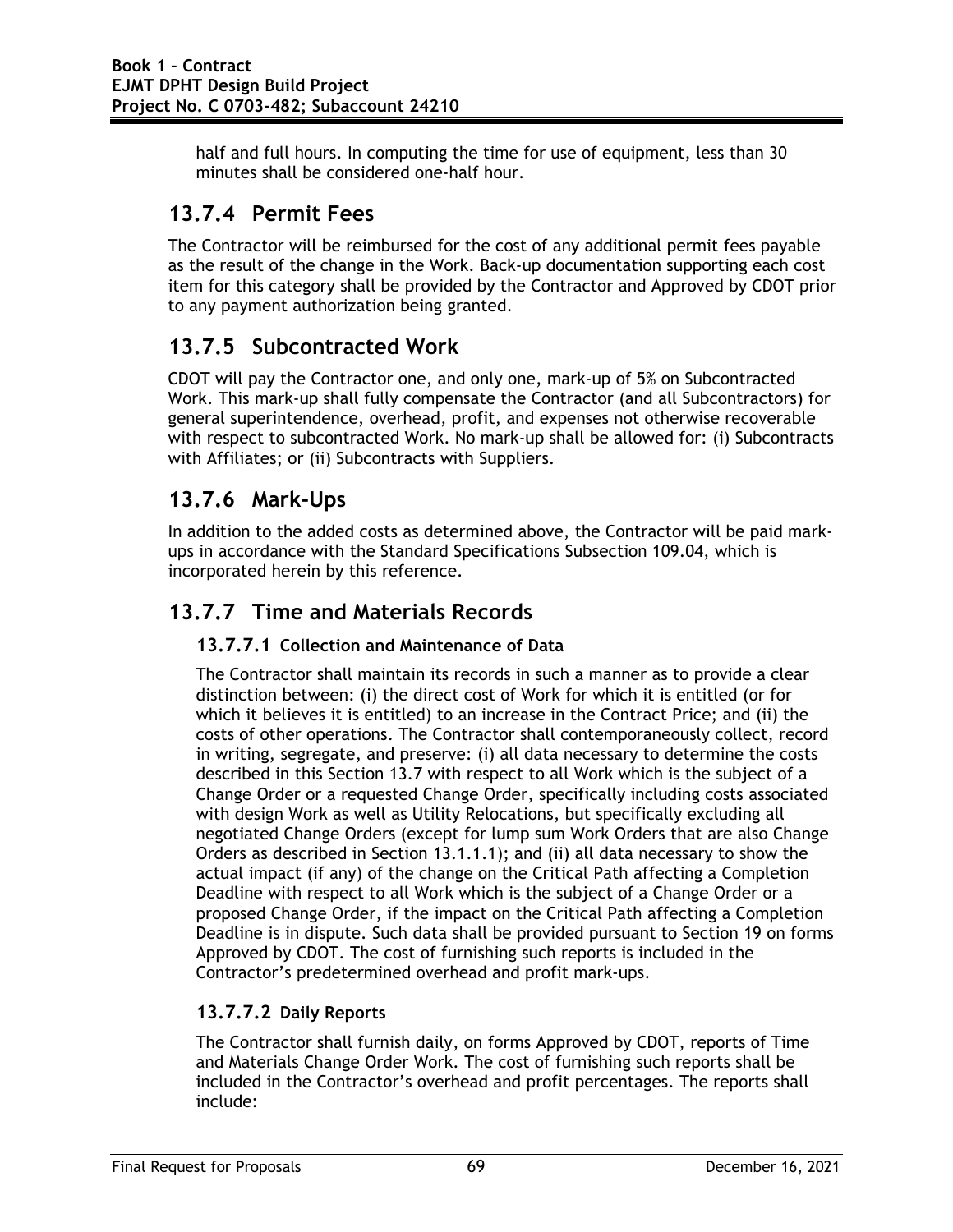half and full hours. In computing the time for use of equipment, less than 30 minutes shall be considered one-half hour.

## 13.7.4 Permit Fees

The Contractor will be reimbursed for the cost of any additional permit fees payable as the result of the change in the Work. Back-up documentation supporting each cost item for this category shall be provided by the Contractor and Approved by CDOT prior to any payment authorization being granted.

## 13.7.5 Subcontracted Work

CDOT will pay the Contractor one, and only one, mark-up of 5% on Subcontracted Work. This mark-up shall fully compensate the Contractor (and all Subcontractors) for general superintendence, overhead, profit, and expenses not otherwise recoverable with respect to subcontracted Work. No mark-up shall be allowed for: (i) Subcontracts with Affiliates; or (ii) Subcontracts with Suppliers.

## 13.7.6 Mark-Ups

In addition to the added costs as determined above, the Contractor will be paid mark-ups in accordance with the Standard Specifications Subsection 109.04, which is incorporated herein by this reference.

## 13.7.7 Time and Materials Records

### 13.7.7.1 Collection and Maintenance of Data

The Contractor shall maintain its records in such a manner as to provide a clear distinction between: (i) the direct cost of Work for which it is entitled (or for which it believes it is entitled) to an increase in the Contract Price; and (ii) the costs of other operations. The Contractor shall contemporaneously collect, record in writing, segregate, and preserve: (i) all data necessary to determine the costs described in this Section 13.7 with respect to all Work which is the subject of a Change Order or a requested Change Order, specifically including costs associated with design Work as well as Utility Relocations, but specifically excluding all negotiated Change Orders (except for lump sum Work Orders that are also Change Orders as described in Section 13.1.1.1); and (ii) all data necessary to show the actual impact (if any) of the change on the Critical Path affecting a Completion Deadline with respect to all Work which is the subject of a Change Order or a proposed Change Order, if the impact on the Critical Path affecting a Completion Deadline is in dispute. Such data shall be provided pursuant to Section 19 on forms Approved by CDOT. The cost of furnishing such reports is included in the Contractor's predetermined overhead and profit mark-ups.

### 13.7.7.2 Daily Reports

The Contractor shall furnish daily, on forms Approved by CDOT, reports of Time and Materials Change Order Work. The cost of furnishing such reports shall be included in the Contractor's overhead and profit percentages. The reports shall include: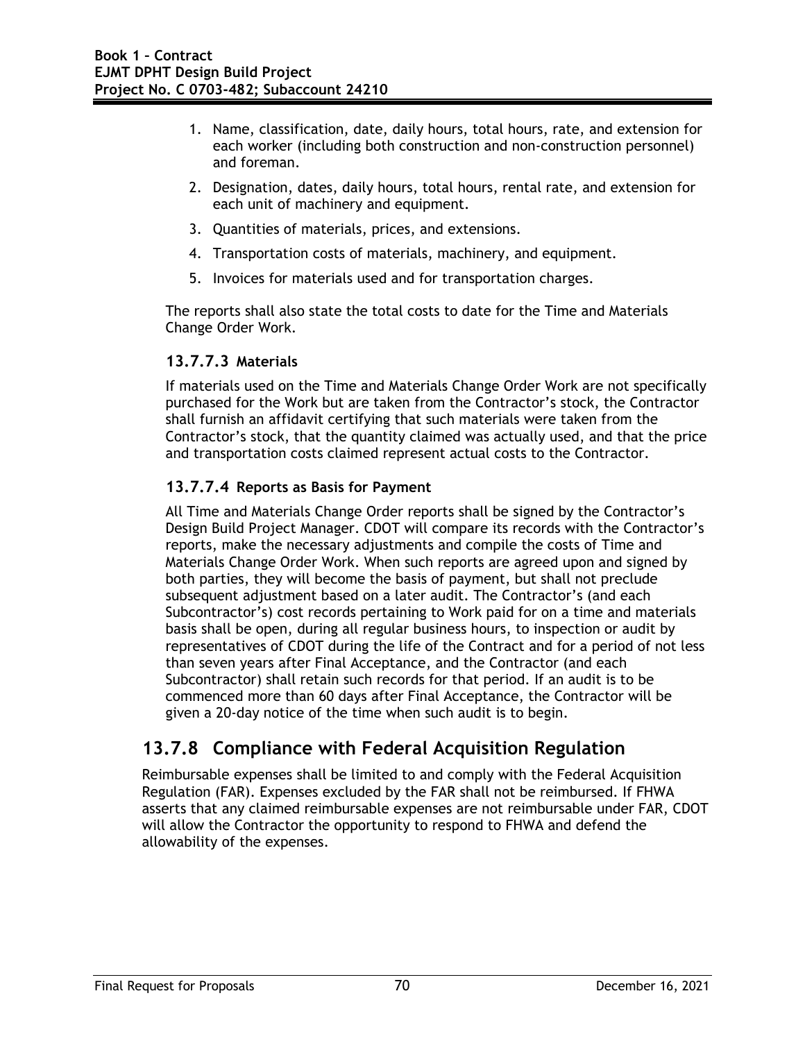1. Name, classification, date, daily hours, total hours, rate, and extension for each worker (including both construction and non-construction personnel) and foreman.
2. Designation, dates, daily hours, total hours, rental rate, and extension for each unit of machinery and equipment.
3. Quantities of materials, prices, and extensions.
4. Transportation costs of materials, machinery, and equipment.
5. Invoices for materials used and for transportation charges.

The reports shall also state the total costs to date for the Time and Materials Change Order Work.

### 13.7.7.3 Materials

If materials used on the Time and Materials Change Order Work are not specifically purchased for the Work but are taken from the Contractor's stock, the Contractor shall furnish an affidavit certifying that such materials were taken from the Contractor's stock, that the quantity claimed was actually used, and that the price and transportation costs claimed represent actual costs to the Contractor.

### 13.7.7.4 Reports as Basis for Payment

All Time and Materials Change Order reports shall be signed by the Contractor's Design Build Project Manager. CDOT will compare its records with the Contractor's reports, make the necessary adjustments and compile the costs of Time and Materials Change Order Work. When such reports are agreed upon and signed by both parties, they will become the basis of payment, but shall not preclude subsequent adjustment based on a later audit. The Contractor's (and each Subcontractor's) cost records pertaining to Work paid for on a time and materials basis shall be open, during all regular business hours, to inspection or audit by representatives of CDOT during the life of the Contract and for a period of not less than seven years after Final Acceptance, and the Contractor (and each Subcontractor) shall retain such records for that period. If an audit is to be commenced more than 60 days after Final Acceptance, the Contractor will be given a 20-day notice of the time when such audit is to begin.

## 13.7.8 Compliance with Federal Acquisition Regulation

Reimbursable expenses shall be limited to and comply with the Federal Acquisition Regulation (FAR). Expenses excluded by the FAR shall not be reimbursed. If FHWA asserts that any claimed reimbursable expenses are not reimbursable under FAR, CDOT will allow the Contractor the opportunity to respond to FHWA and defend the allowability of the expenses.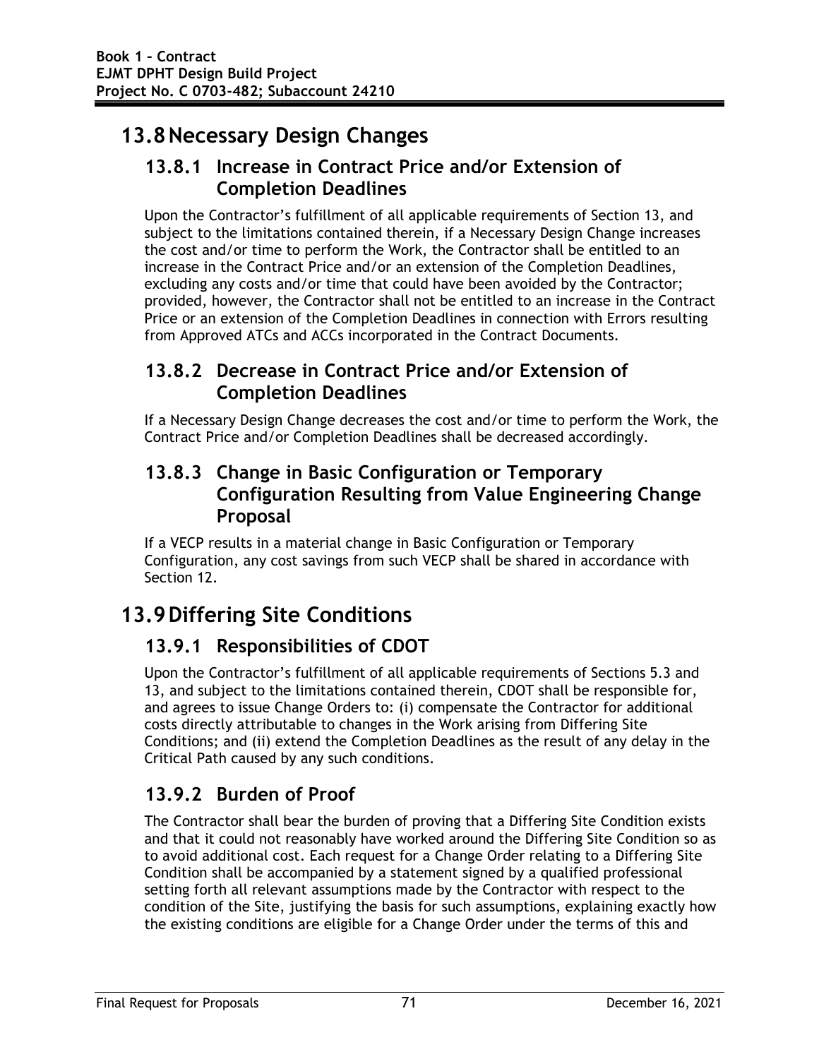## 13.8 Necessary Design Changes

### 13.8.1 Increase in Contract Price and/or Extension of Completion Deadlines

Upon the Contractor's fulfillment of all applicable requirements of Section 13, and subject to the limitations contained therein, if a Necessary Design Change increases the cost and/or time to perform the Work, the Contractor shall be entitled to an increase in the Contract Price and/or an extension of the Completion Deadlines, excluding any costs and/or time that could have been avoided by the Contractor; provided, however, the Contractor shall not be entitled to an increase in the Contract Price or an extension of the Completion Deadlines in connection with Errors resulting from Approved ATCs and ACCs incorporated in the Contract Documents.

### 13.8.2 Decrease in Contract Price and/or Extension of Completion Deadlines

If a Necessary Design Change decreases the cost and/or time to perform the Work, the Contract Price and/or Completion Deadlines shall be decreased accordingly.

### 13.8.3 Change in Basic Configuration or Temporary Configuration Resulting from Value Engineering Change Proposal

If a VECP results in a material change in Basic Configuration or Temporary Configuration, any cost savings from such VECP shall be shared in accordance with Section 12.

## 13.9 Differing Site Conditions

### 13.9.1 Responsibilities of CDOT

Upon the Contractor's fulfillment of all applicable requirements of Sections 5.3 and 13, and subject to the limitations contained therein, CDOT shall be responsible for, and agrees to issue Change Orders to: (i) compensate the Contractor for additional costs directly attributable to changes in the Work arising from Differing Site Conditions; and (ii) extend the Completion Deadlines as the result of any delay in the Critical Path caused by any such conditions.

### 13.9.2 Burden of Proof

The Contractor shall bear the burden of proving that a Differing Site Condition exists and that it could not reasonably have worked around the Differing Site Condition so as to avoid additional cost. Each request for a Change Order relating to a Differing Site Condition shall be accompanied by a statement signed by a qualified professional setting forth all relevant assumptions made by the Contractor with respect to the condition of the Site, justifying the basis for such assumptions, explaining exactly how the existing conditions are eligible for a Change Order under the terms of this and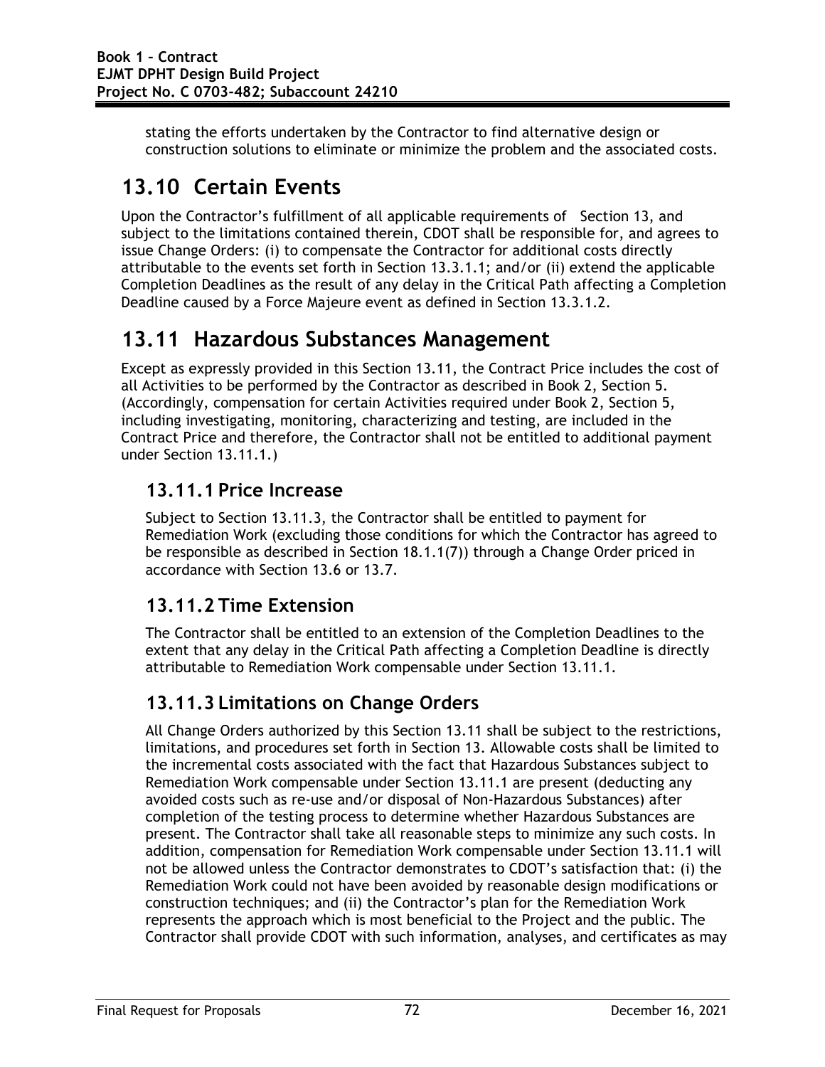stating the efforts undertaken by the Contractor to find alternative design or construction solutions to eliminate or minimize the problem and the associated costs.

# 13.10 Certain Events

Upon the Contractor's fulfillment of all applicable requirements of  Section 13, and subject to the limitations contained therein, CDOT shall be responsible for, and agrees to issue Change Orders: (i) to compensate the Contractor for additional costs directly attributable to the events set forth in Section 13.3.1.1; and/or (ii) extend the applicable Completion Deadlines as the result of any delay in the Critical Path affecting a Completion Deadline caused by a Force Majeure event as defined in Section 13.3.1.2.

# 13.11 Hazardous Substances Management

Except as expressly provided in this Section 13.11, the Contract Price includes the cost of all Activities to be performed by the Contractor as described in Book 2, Section 5. (Accordingly, compensation for certain Activities required under Book 2, Section 5, including investigating, monitoring, characterizing and testing, are included in the Contract Price and therefore, the Contractor shall not be entitled to additional payment under Section 13.11.1.)

## 13.11.1 Price Increase

Subject to Section 13.11.3, the Contractor shall be entitled to payment for Remediation Work (excluding those conditions for which the Contractor has agreed to be responsible as described in Section 18.1.1(7)) through a Change Order priced in accordance with Section 13.6 or 13.7.

## 13.11.2 Time Extension

The Contractor shall be entitled to an extension of the Completion Deadlines to the extent that any delay in the Critical Path affecting a Completion Deadline is directly attributable to Remediation Work compensable under Section 13.11.1.

## 13.11.3 Limitations on Change Orders

All Change Orders authorized by this Section 13.11 shall be subject to the restrictions, limitations, and procedures set forth in Section 13. Allowable costs shall be limited to the incremental costs associated with the fact that Hazardous Substances subject to Remediation Work compensable under Section 13.11.1 are present (deducting any avoided costs such as re-use and/or disposal of Non-Hazardous Substances) after completion of the testing process to determine whether Hazardous Substances are present. The Contractor shall take all reasonable steps to minimize any such costs. In addition, compensation for Remediation Work compensable under Section 13.11.1 will not be allowed unless the Contractor demonstrates to CDOT's satisfaction that: (i) the Remediation Work could not have been avoided by reasonable design modifications or construction techniques; and (ii) the Contractor's plan for the Remediation Work represents the approach which is most beneficial to the Project and the public. The Contractor shall provide CDOT with such information, analyses, and certificates as may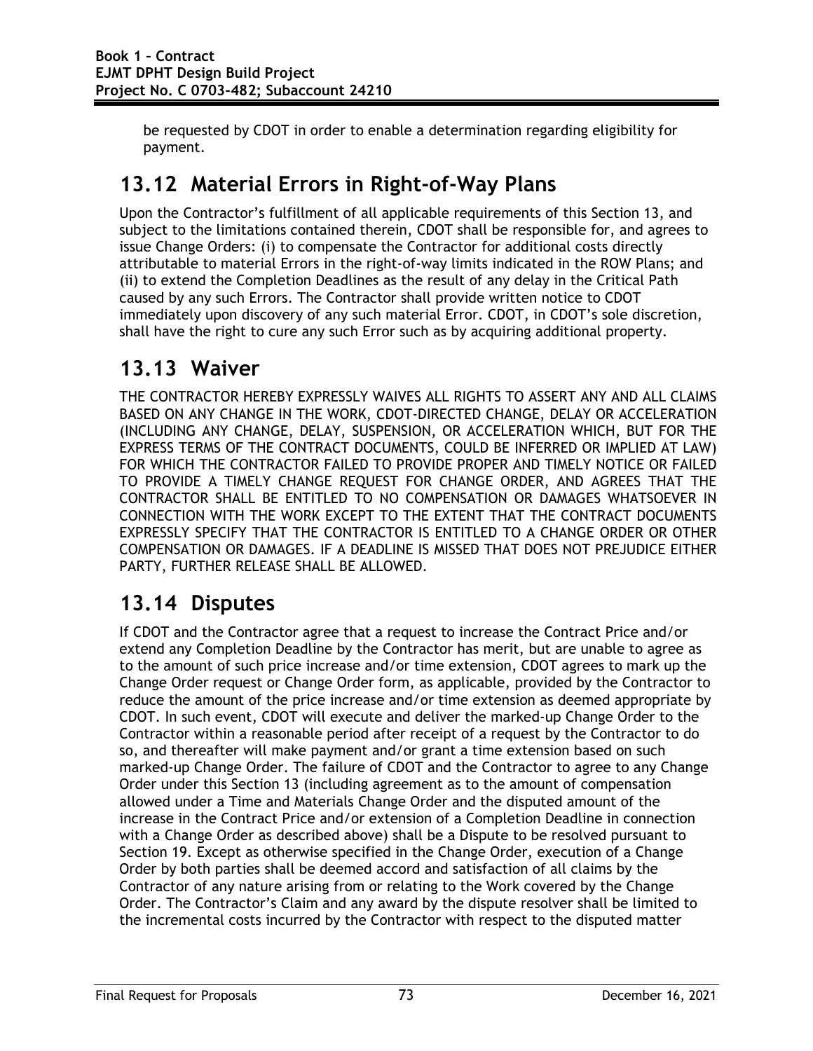be requested by CDOT in order to enable a determination regarding eligibility for payment.

## 13.12 Material Errors in Right-of-Way Plans

Upon the Contractor's fulfillment of all applicable requirements of this Section 13, and subject to the limitations contained therein, CDOT shall be responsible for, and agrees to issue Change Orders: (i) to compensate the Contractor for additional costs directly attributable to material Errors in the right-of-way limits indicated in the ROW Plans; and (ii) to extend the Completion Deadlines as the result of any delay in the Critical Path caused by any such Errors. The Contractor shall provide written notice to CDOT immediately upon discovery of any such material Error. CDOT, in CDOT's sole discretion, shall have the right to cure any such Error such as by acquiring additional property.

## 13.13 Waiver

THE CONTRACTOR HEREBY EXPRESSLY WAIVES ALL RIGHTS TO ASSERT ANY AND ALL CLAIMS BASED ON ANY CHANGE IN THE WORK, CDOT-DIRECTED CHANGE, DELAY OR ACCELERATION (INCLUDING ANY CHANGE, DELAY, SUSPENSION, OR ACCELERATION WHICH, BUT FOR THE EXPRESS TERMS OF THE CONTRACT DOCUMENTS, COULD BE INFERRED OR IMPLIED AT LAW) FOR WHICH THE CONTRACTOR FAILED TO PROVIDE PROPER AND TIMELY NOTICE OR FAILED TO PROVIDE A TIMELY CHANGE REQUEST FOR CHANGE ORDER, AND AGREES THAT THE CONTRACTOR SHALL BE ENTITLED TO NO COMPENSATION OR DAMAGES WHATSOEVER IN CONNECTION WITH THE WORK EXCEPT TO THE EXTENT THAT THE CONTRACT DOCUMENTS EXPRESSLY SPECIFY THAT THE CONTRACTOR IS ENTITLED TO A CHANGE ORDER OR OTHER COMPENSATION OR DAMAGES. IF A DEADLINE IS MISSED THAT DOES NOT PREJUDICE EITHER PARTY, FURTHER RELEASE SHALL BE ALLOWED.

## 13.14 Disputes

If CDOT and the Contractor agree that a request to increase the Contract Price and/or extend any Completion Deadline by the Contractor has merit, but are unable to agree as to the amount of such price increase and/or time extension, CDOT agrees to mark up the Change Order request or Change Order form, as applicable, provided by the Contractor to reduce the amount of the price increase and/or time extension as deemed appropriate by CDOT. In such event, CDOT will execute and deliver the marked-up Change Order to the Contractor within a reasonable period after receipt of a request by the Contractor to do so, and thereafter will make payment and/or grant a time extension based on such marked-up Change Order. The failure of CDOT and the Contractor to agree to any Change Order under this Section 13 (including agreement as to the amount of compensation allowed under a Time and Materials Change Order and the disputed amount of the increase in the Contract Price and/or extension of a Completion Deadline in connection with a Change Order as described above) shall be a Dispute to be resolved pursuant to Section 19. Except as otherwise specified in the Change Order, execution of a Change Order by both parties shall be deemed accord and satisfaction of all claims by the Contractor of any nature arising from or relating to the Work covered by the Change Order. The Contractor's Claim and any award by the dispute resolver shall be limited to the incremental costs incurred by the Contractor with respect to the disputed matter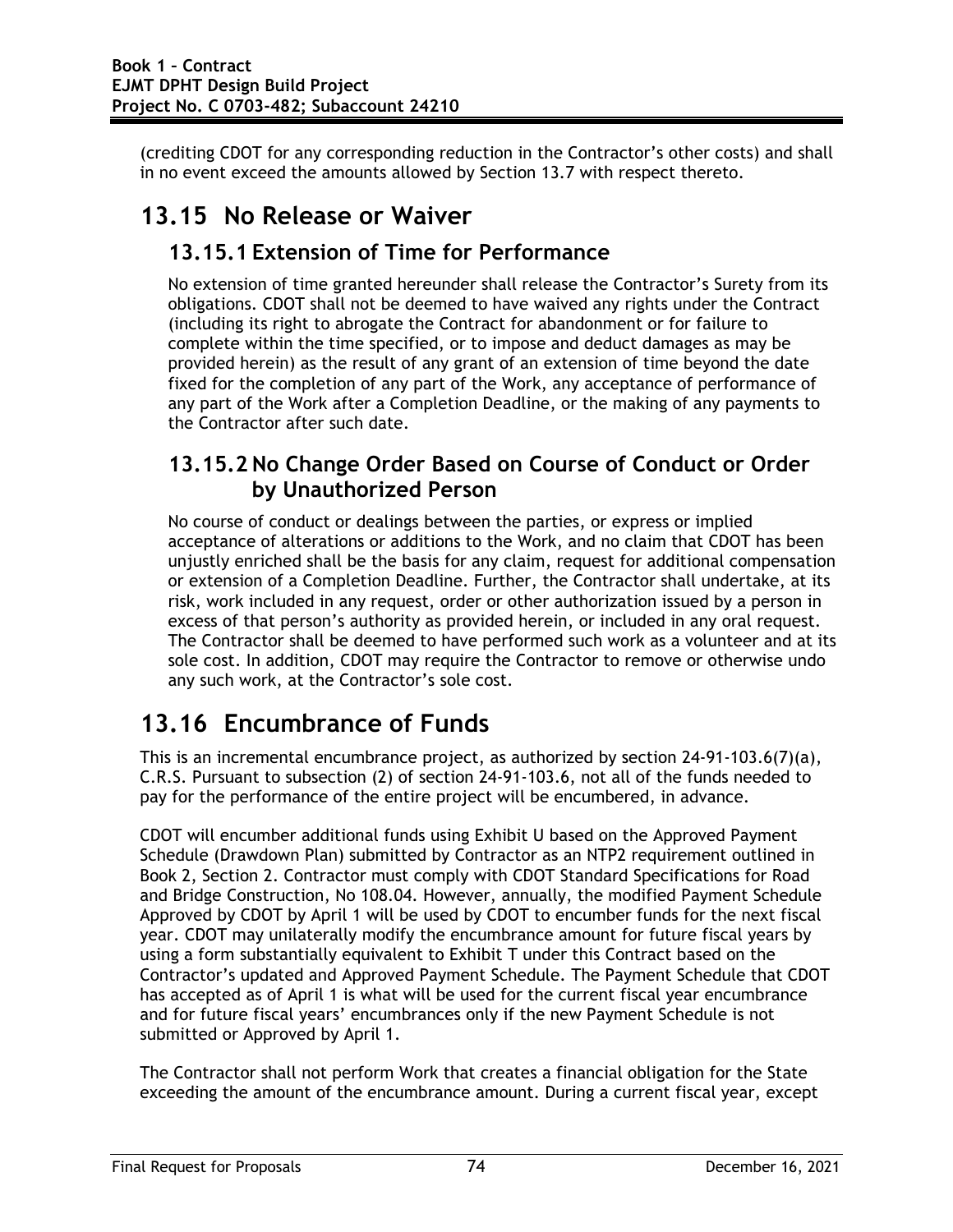(crediting CDOT for any corresponding reduction in the Contractor's other costs) and shall in no event exceed the amounts allowed by Section 13.7 with respect thereto.

# 13.15 No Release or Waiver

## 13.15.1 Extension of Time for Performance

No extension of time granted hereunder shall release the Contractor's Surety from its obligations. CDOT shall not be deemed to have waived any rights under the Contract (including its right to abrogate the Contract for abandonment or for failure to complete within the time specified, or to impose and deduct damages as may be provided herein) as the result of any grant of an extension of time beyond the date fixed for the completion of any part of the Work, any acceptance of performance of any part of the Work after a Completion Deadline, or the making of any payments to the Contractor after such date.

## 13.15.2 No Change Order Based on Course of Conduct or Order by Unauthorized Person

No course of conduct or dealings between the parties, or express or implied acceptance of alterations or additions to the Work, and no claim that CDOT has been unjustly enriched shall be the basis for any claim, request for additional compensation or extension of a Completion Deadline. Further, the Contractor shall undertake, at its risk, work included in any request, order or other authorization issued by a person in excess of that person's authority as provided herein, or included in any oral request. The Contractor shall be deemed to have performed such work as a volunteer and at its sole cost. In addition, CDOT may require the Contractor to remove or otherwise undo any such work, at the Contractor's sole cost.

# 13.16 Encumbrance of Funds

This is an incremental encumbrance project, as authorized by section 24-91-103.6(7)(a), C.R.S. Pursuant to subsection (2) of section 24-91-103.6, not all of the funds needed to pay for the performance of the entire project will be encumbered, in advance.

CDOT will encumber additional funds using Exhibit U based on the Approved Payment Schedule (Drawdown Plan) submitted by Contractor as an NTP2 requirement outlined in Book 2, Section 2. Contractor must comply with CDOT Standard Specifications for Road and Bridge Construction, No 108.04. However, annually, the modified Payment Schedule Approved by CDOT by April 1 will be used by CDOT to encumber funds for the next fiscal year. CDOT may unilaterally modify the encumbrance amount for future fiscal years by using a form substantially equivalent to Exhibit T under this Contract based on the Contractor's updated and Approved Payment Schedule. The Payment Schedule that CDOT has accepted as of April 1 is what will be used for the current fiscal year encumbrance and for future fiscal years' encumbrances only if the new Payment Schedule is not submitted or Approved by April 1.

The Contractor shall not perform Work that creates a financial obligation for the State exceeding the amount of the encumbrance amount. During a current fiscal year, except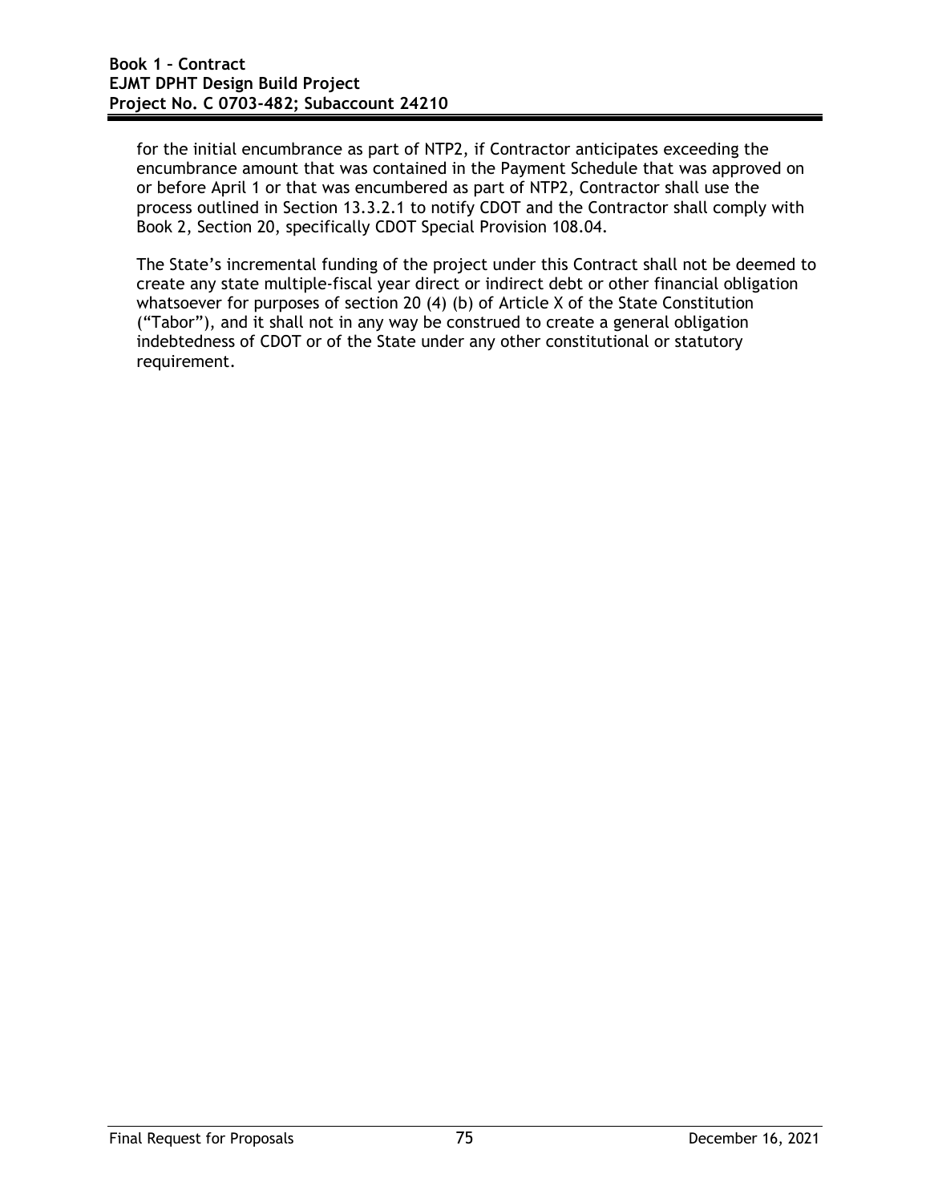for the initial encumbrance as part of NTP2, if Contractor anticipates exceeding the encumbrance amount that was contained in the Payment Schedule that was approved on or before April 1 or that was encumbered as part of NTP2, Contractor shall use the process outlined in Section 13.3.2.1 to notify CDOT and the Contractor shall comply with Book 2, Section 20, specifically CDOT Special Provision 108.04.

The State's incremental funding of the project under this Contract shall not be deemed to create any state multiple-fiscal year direct or indirect debt or other financial obligation whatsoever for purposes of section 20 (4) (b) of Article X of the State Constitution ("Tabor"), and it shall not in any way be construed to create a general obligation indebtedness of CDOT or of the State under any other constitutional or statutory requirement.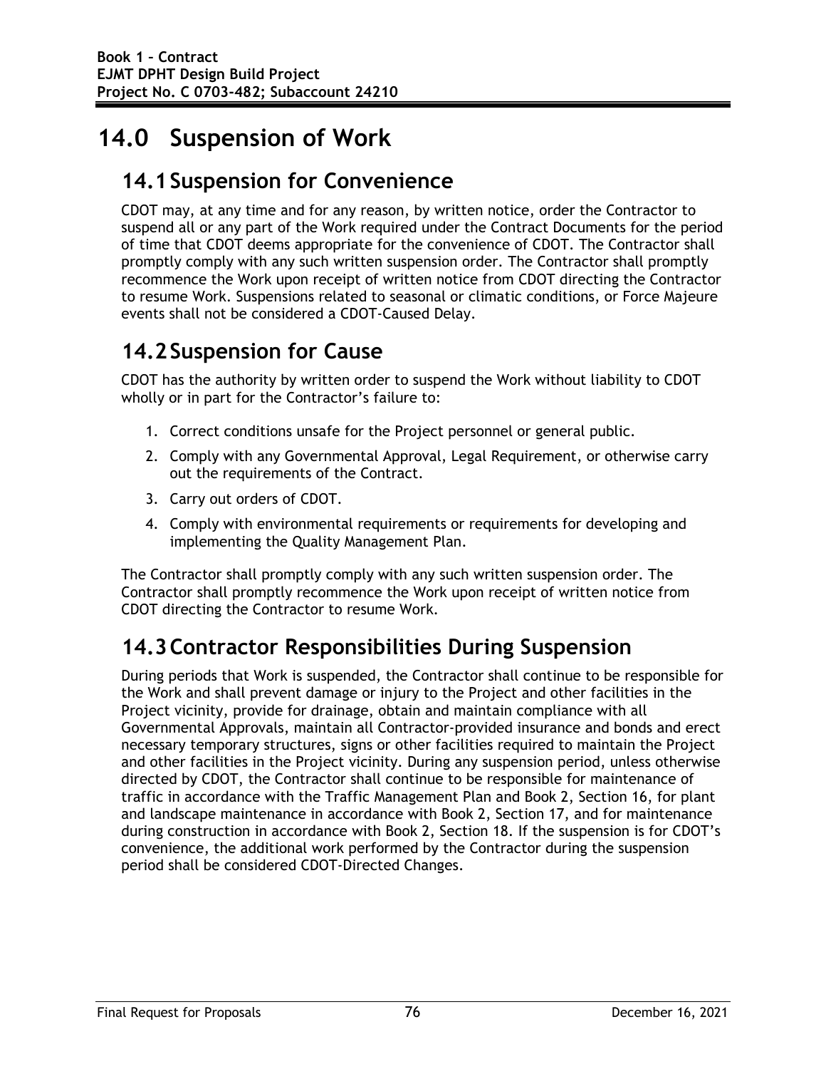# 14.0 Suspension of Work

## 14.1 Suspension for Convenience

CDOT may, at any time and for any reason, by written notice, order the Contractor to suspend all or any part of the Work required under the Contract Documents for the period of time that CDOT deems appropriate for the convenience of CDOT. The Contractor shall promptly comply with any such written suspension order. The Contractor shall promptly recommence the Work upon receipt of written notice from CDOT directing the Contractor to resume Work. Suspensions related to seasonal or climatic conditions, or Force Majeure events shall not be considered a CDOT-Caused Delay.

## 14.2 Suspension for Cause

CDOT has the authority by written order to suspend the Work without liability to CDOT wholly or in part for the Contractor's failure to:

1. Correct conditions unsafe for the Project personnel or general public.
2. Comply with any Governmental Approval, Legal Requirement, or otherwise carry out the requirements of the Contract.
3. Carry out orders of CDOT.
4. Comply with environmental requirements or requirements for developing and implementing the Quality Management Plan.

The Contractor shall promptly comply with any such written suspension order. The Contractor shall promptly recommence the Work upon receipt of written notice from CDOT directing the Contractor to resume Work.

## 14.3 Contractor Responsibilities During Suspension

During periods that Work is suspended, the Contractor shall continue to be responsible for the Work and shall prevent damage or injury to the Project and other facilities in the Project vicinity, provide for drainage, obtain and maintain compliance with all Governmental Approvals, maintain all Contractor-provided insurance and bonds and erect necessary temporary structures, signs or other facilities required to maintain the Project and other facilities in the Project vicinity. During any suspension period, unless otherwise directed by CDOT, the Contractor shall continue to be responsible for maintenance of traffic in accordance with the Traffic Management Plan and Book 2, Section 16, for plant and landscape maintenance in accordance with Book 2, Section 17, and for maintenance during construction in accordance with Book 2, Section 18. If the suspension is for CDOT's convenience, the additional work performed by the Contractor during the suspension period shall be considered CDOT-Directed Changes.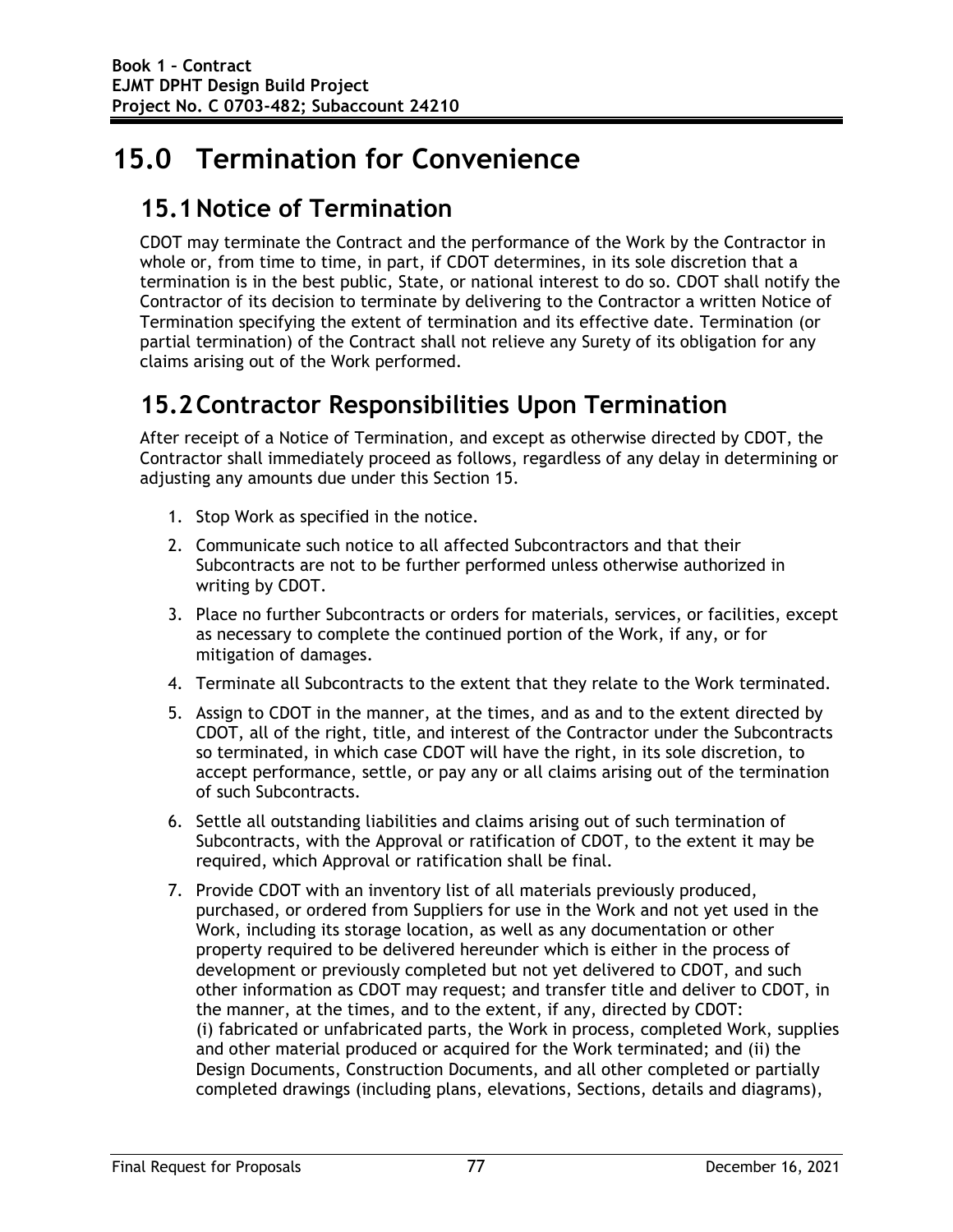# 15.0 Termination for Convenience

## 15.1 Notice of Termination

CDOT may terminate the Contract and the performance of the Work by the Contractor in whole or, from time to time, in part, if CDOT determines, in its sole discretion that a termination is in the best public, State, or national interest to do so. CDOT shall notify the Contractor of its decision to terminate by delivering to the Contractor a written Notice of Termination specifying the extent of termination and its effective date. Termination (or partial termination) of the Contract shall not relieve any Surety of its obligation for any claims arising out of the Work performed.

## 15.2 Contractor Responsibilities Upon Termination

After receipt of a Notice of Termination, and except as otherwise directed by CDOT, the Contractor shall immediately proceed as follows, regardless of any delay in determining or adjusting any amounts due under this Section 15.

1. Stop Work as specified in the notice.
2. Communicate such notice to all affected Subcontractors and that their Subcontracts are not to be further performed unless otherwise authorized in writing by CDOT.
3. Place no further Subcontracts or orders for materials, services, or facilities, except as necessary to complete the continued portion of the Work, if any, or for mitigation of damages.
4. Terminate all Subcontracts to the extent that they relate to the Work terminated.
5. Assign to CDOT in the manner, at the times, and as and to the extent directed by CDOT, all of the right, title, and interest of the Contractor under the Subcontracts so terminated, in which case CDOT will have the right, in its sole discretion, to accept performance, settle, or pay any or all claims arising out of the termination of such Subcontracts.
6. Settle all outstanding liabilities and claims arising out of such termination of Subcontracts, with the Approval or ratification of CDOT, to the extent it may be required, which Approval or ratification shall be final.
7. Provide CDOT with an inventory list of all materials previously produced, purchased, or ordered from Suppliers for use in the Work and not yet used in the Work, including its storage location, as well as any documentation or other property required to be delivered hereunder which is either in the process of development or previously completed but not yet delivered to CDOT, and such other information as CDOT may request; and transfer title and deliver to CDOT, in the manner, at the times, and to the extent, if any, directed by CDOT:
(i) fabricated or unfabricated parts, the Work in process, completed Work, supplies and other material produced or acquired for the Work terminated; and (ii) the Design Documents, Construction Documents, and all other completed or partially completed drawings (including plans, elevations, Sections, details and diagrams),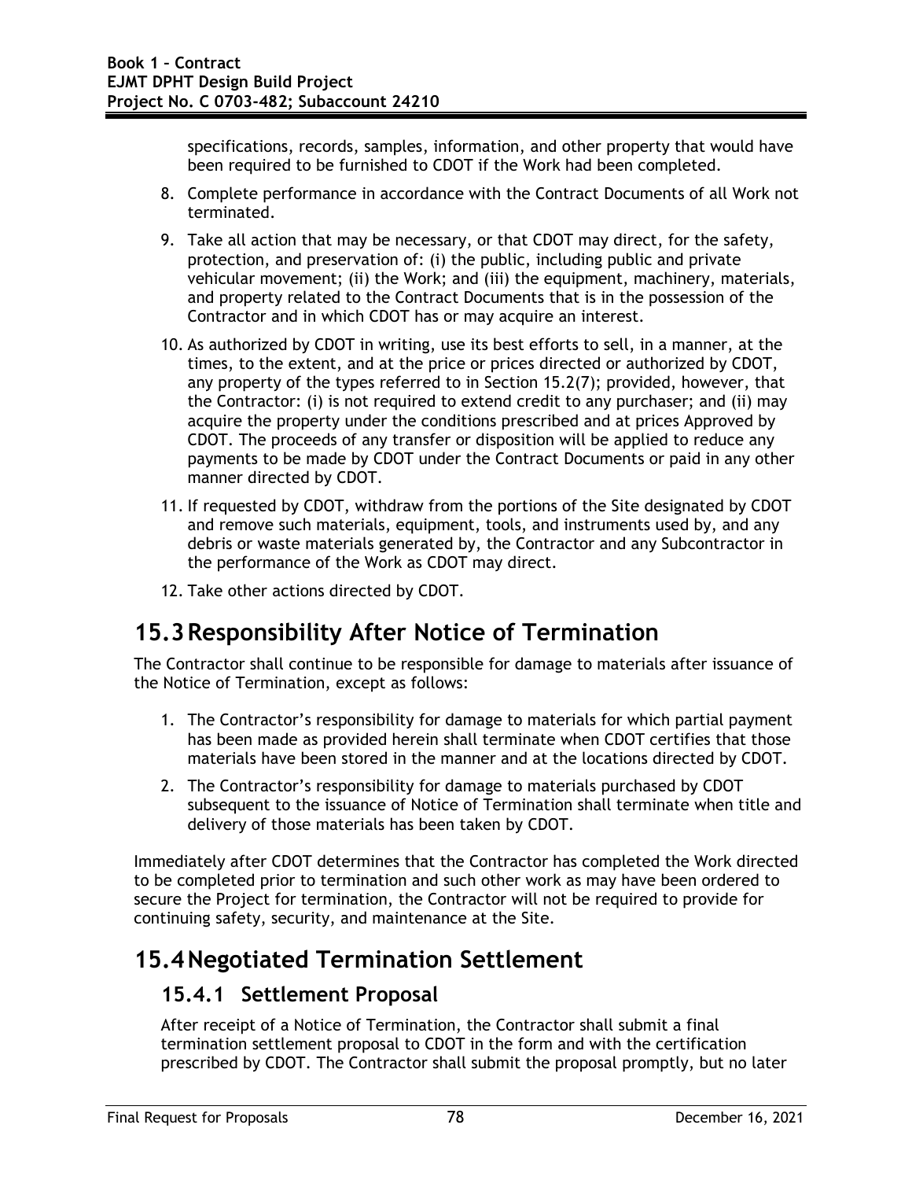specifications, records, samples, information, and other property that would have been required to be furnished to CDOT if the Work had been completed.

8. Complete performance in accordance with the Contract Documents of all Work not terminated.
9. Take all action that may be necessary, or that CDOT may direct, for the safety, protection, and preservation of: (i) the public, including public and private vehicular movement; (ii) the Work; and (iii) the equipment, machinery, materials, and property related to the Contract Documents that is in the possession of the Contractor and in which CDOT has or may acquire an interest.
10. As authorized by CDOT in writing, use its best efforts to sell, in a manner, at the times, to the extent, and at the price or prices directed or authorized by CDOT, any property of the types referred to in Section 15.2(7); provided, however, that the Contractor: (i) is not required to extend credit to any purchaser; and (ii) may acquire the property under the conditions prescribed and at prices Approved by CDOT. The proceeds of any transfer or disposition will be applied to reduce any payments to be made by CDOT under the Contract Documents or paid in any other manner directed by CDOT.
11. If requested by CDOT, withdraw from the portions of the Site designated by CDOT and remove such materials, equipment, tools, and instruments used by, and any debris or waste materials generated by, the Contractor and any Subcontractor in the performance of the Work as CDOT may direct.
12. Take other actions directed by CDOT.

# 15.3 Responsibility After Notice of Termination

The Contractor shall continue to be responsible for damage to materials after issuance of the Notice of Termination, except as follows:

1. The Contractor's responsibility for damage to materials for which partial payment has been made as provided herein shall terminate when CDOT certifies that those materials have been stored in the manner and at the locations directed by CDOT.
2. The Contractor's responsibility for damage to materials purchased by CDOT subsequent to the issuance of Notice of Termination shall terminate when title and delivery of those materials has been taken by CDOT.

Immediately after CDOT determines that the Contractor has completed the Work directed to be completed prior to termination and such other work as may have been ordered to secure the Project for termination, the Contractor will not be required to provide for continuing safety, security, and maintenance at the Site.

# 15.4 Negotiated Termination Settlement

## 15.4.1 Settlement Proposal

After receipt of a Notice of Termination, the Contractor shall submit a final termination settlement proposal to CDOT in the form and with the certification prescribed by CDOT. The Contractor shall submit the proposal promptly, but no later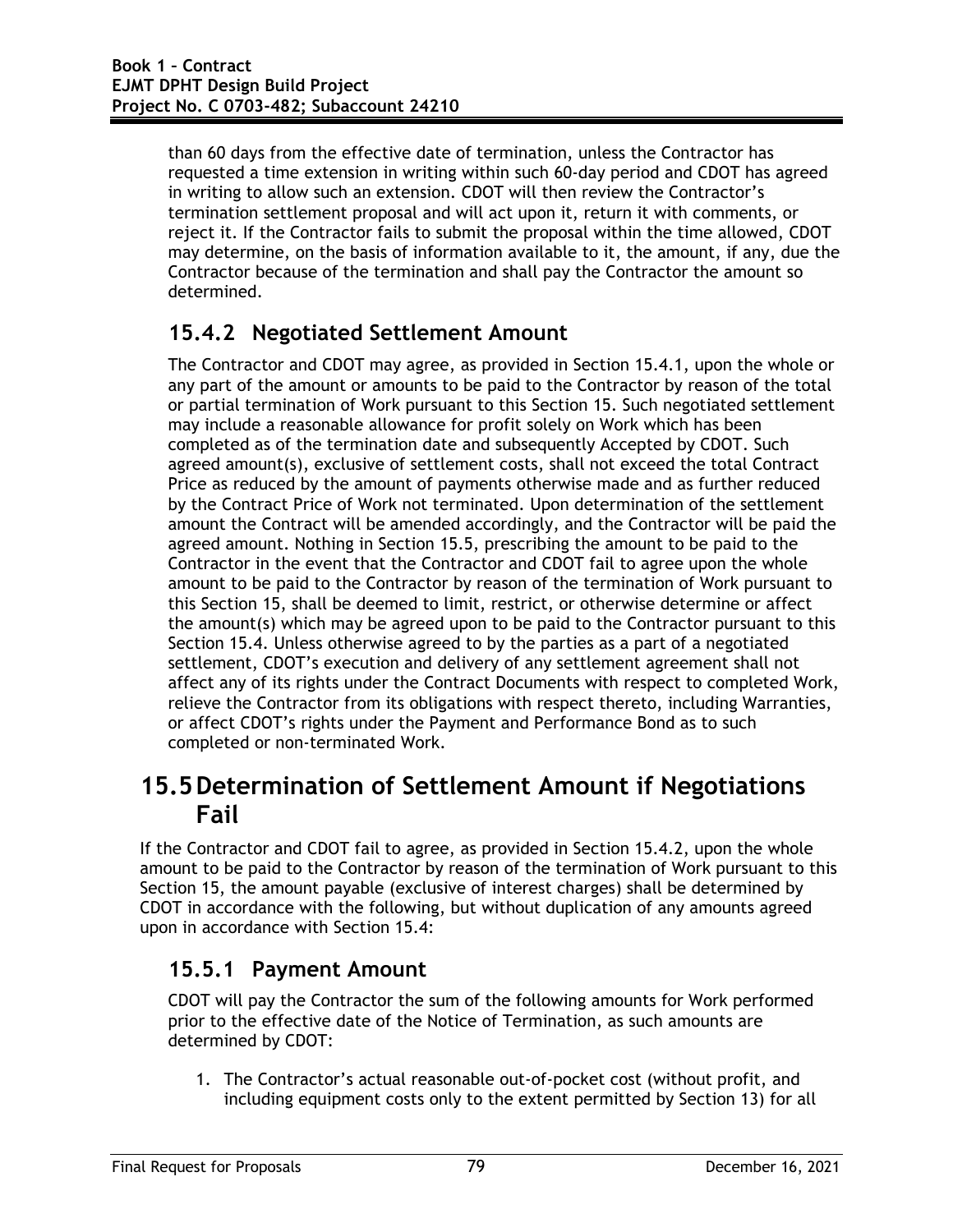than 60 days from the effective date of termination, unless the Contractor has requested a time extension in writing within such 60-day period and CDOT has agreed in writing to allow such an extension. CDOT will then review the Contractor's termination settlement proposal and will act upon it, return it with comments, or reject it. If the Contractor fails to submit the proposal within the time allowed, CDOT may determine, on the basis of information available to it, the amount, if any, due the Contractor because of the termination and shall pay the Contractor the amount so determined.

### 15.4.2 Negotiated Settlement Amount

The Contractor and CDOT may agree, as provided in Section 15.4.1, upon the whole or any part of the amount or amounts to be paid to the Contractor by reason of the total or partial termination of Work pursuant to this Section 15. Such negotiated settlement may include a reasonable allowance for profit solely on Work which has been completed as of the termination date and subsequently Accepted by CDOT. Such agreed amount(s), exclusive of settlement costs, shall not exceed the total Contract Price as reduced by the amount of payments otherwise made and as further reduced by the Contract Price of Work not terminated. Upon determination of the settlement amount the Contract will be amended accordingly, and the Contractor will be paid the agreed amount. Nothing in Section 15.5, prescribing the amount to be paid to the Contractor in the event that the Contractor and CDOT fail to agree upon the whole amount to be paid to the Contractor by reason of the termination of Work pursuant to this Section 15, shall be deemed to limit, restrict, or otherwise determine or affect the amount(s) which may be agreed upon to be paid to the Contractor pursuant to this Section 15.4. Unless otherwise agreed to by the parties as a part of a negotiated settlement, CDOT's execution and delivery of any settlement agreement shall not affect any of its rights under the Contract Documents with respect to completed Work, relieve the Contractor from its obligations with respect thereto, including Warranties, or affect CDOT's rights under the Payment and Performance Bond as to such completed or non-terminated Work.

## 15.5 Determination of Settlement Amount if Negotiations Fail

If the Contractor and CDOT fail to agree, as provided in Section 15.4.2, upon the whole amount to be paid to the Contractor by reason of the termination of Work pursuant to this Section 15, the amount payable (exclusive of interest charges) shall be determined by CDOT in accordance with the following, but without duplication of any amounts agreed upon in accordance with Section 15.4:

### 15.5.1 Payment Amount

CDOT will pay the Contractor the sum of the following amounts for Work performed prior to the effective date of the Notice of Termination, as such amounts are determined by CDOT:

1. The Contractor's actual reasonable out-of-pocket cost (without profit, and including equipment costs only to the extent permitted by Section 13) for all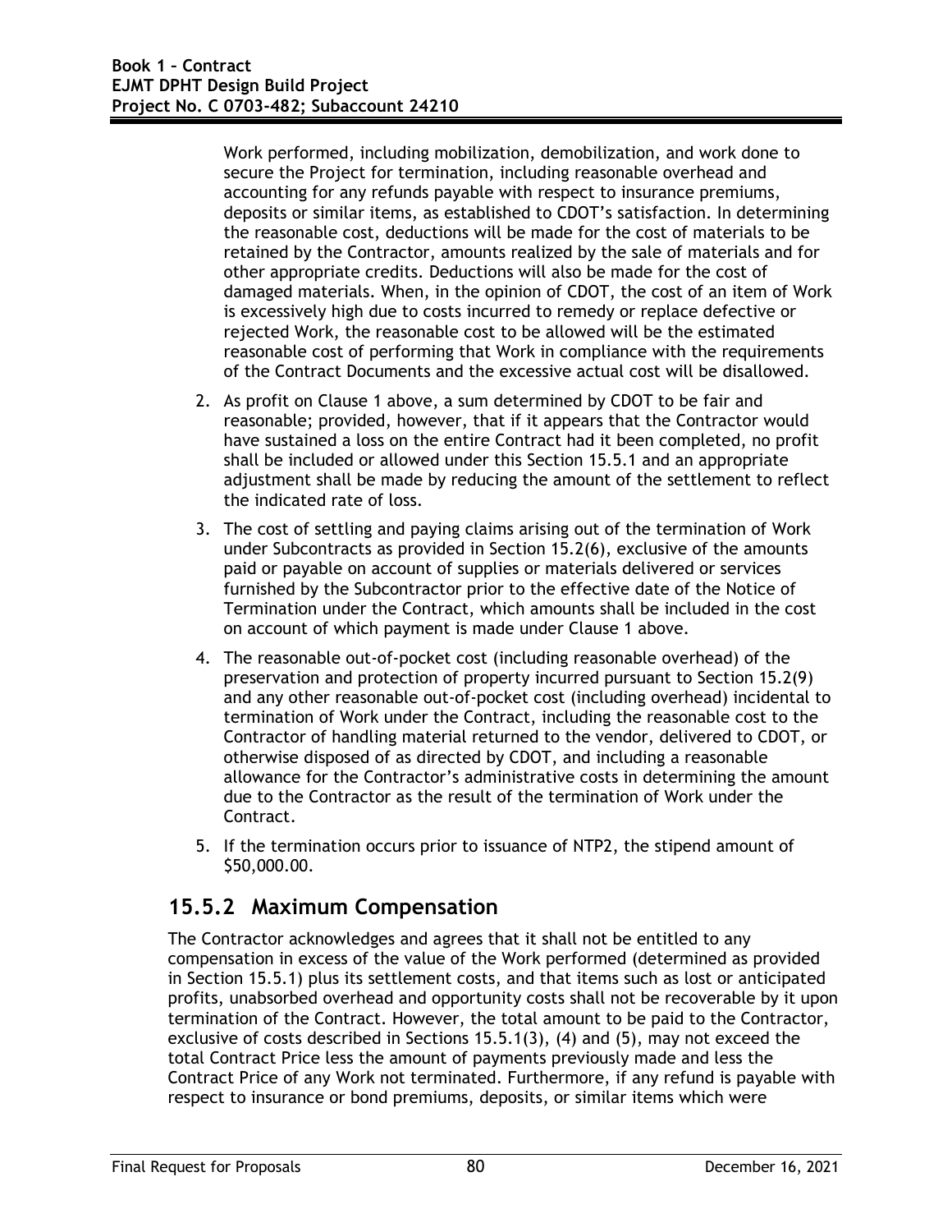Work performed, including mobilization, demobilization, and work done to secure the Project for termination, including reasonable overhead and accounting for any refunds payable with respect to insurance premiums, deposits or similar items, as established to CDOT's satisfaction. In determining the reasonable cost, deductions will be made for the cost of materials to be retained by the Contractor, amounts realized by the sale of materials and for other appropriate credits. Deductions will also be made for the cost of damaged materials. When, in the opinion of CDOT, the cost of an item of Work is excessively high due to costs incurred to remedy or replace defective or rejected Work, the reasonable cost to be allowed will be the estimated reasonable cost of performing that Work in compliance with the requirements of the Contract Documents and the excessive actual cost will be disallowed.

2. As profit on Clause 1 above, a sum determined by CDOT to be fair and reasonable; provided, however, that if it appears that the Contractor would have sustained a loss on the entire Contract had it been completed, no profit shall be included or allowed under this Section 15.5.1 and an appropriate adjustment shall be made by reducing the amount of the settlement to reflect the indicated rate of loss.
3. The cost of settling and paying claims arising out of the termination of Work under Subcontracts as provided in Section 15.2(6), exclusive of the amounts paid or payable on account of supplies or materials delivered or services furnished by the Subcontractor prior to the effective date of the Notice of Termination under the Contract, which amounts shall be included in the cost on account of which payment is made under Clause 1 above.
4. The reasonable out-of-pocket cost (including reasonable overhead) of the preservation and protection of property incurred pursuant to Section 15.2(9) and any other reasonable out-of-pocket cost (including overhead) incidental to termination of Work under the Contract, including the reasonable cost to the Contractor of handling material returned to the vendor, delivered to CDOT, or otherwise disposed of as directed by CDOT, and including a reasonable allowance for the Contractor's administrative costs in determining the amount due to the Contractor as the result of the termination of Work under the Contract.
5. If the termination occurs prior to issuance of NTP2, the stipend amount of $50,000.00.

## 15.5.2 Maximum Compensation

The Contractor acknowledges and agrees that it shall not be entitled to any compensation in excess of the value of the Work performed (determined as provided in Section 15.5.1) plus its settlement costs, and that items such as lost or anticipated profits, unabsorbed overhead and opportunity costs shall not be recoverable by it upon termination of the Contract. However, the total amount to be paid to the Contractor, exclusive of costs described in Sections 15.5.1(3), (4) and (5), may not exceed the total Contract Price less the amount of payments previously made and less the Contract Price of any Work not terminated. Furthermore, if any refund is payable with respect to insurance or bond premiums, deposits, or similar items which were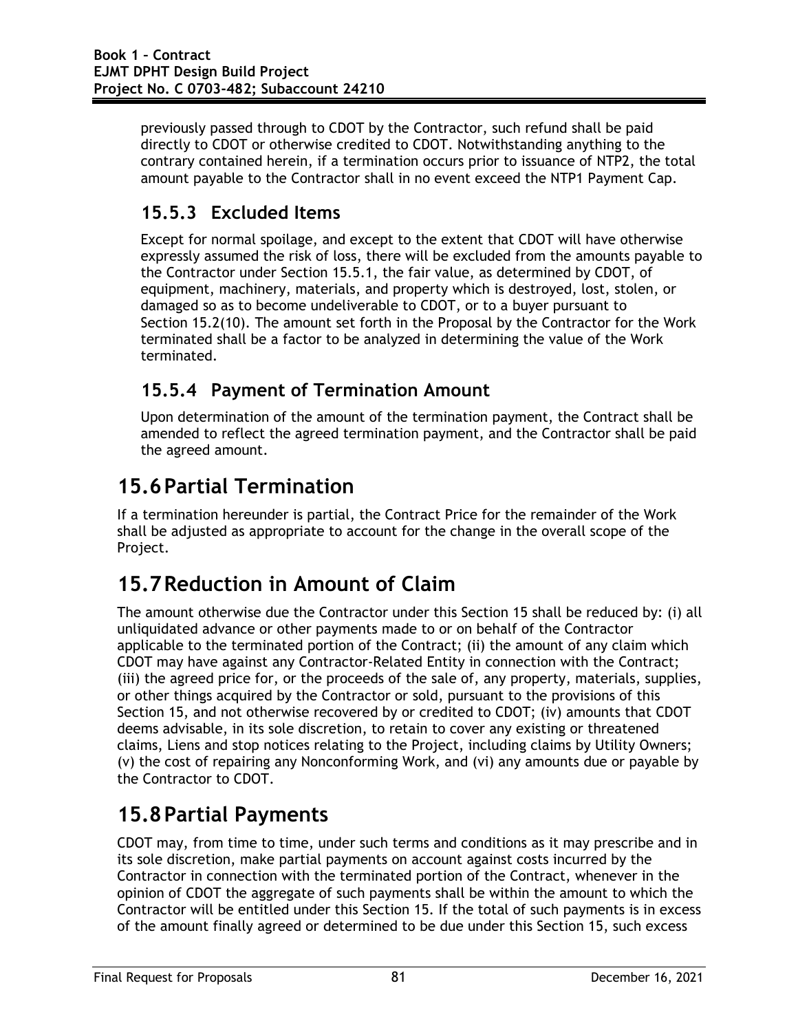previously passed through to CDOT by the Contractor, such refund shall be paid directly to CDOT or otherwise credited to CDOT. Notwithstanding anything to the contrary contained herein, if a termination occurs prior to issuance of NTP2, the total amount payable to the Contractor shall in no event exceed the NTP1 Payment Cap.

### 15.5.3 Excluded Items

Except for normal spoilage, and except to the extent that CDOT will have otherwise expressly assumed the risk of loss, there will be excluded from the amounts payable to the Contractor under Section 15.5.1, the fair value, as determined by CDOT, of equipment, machinery, materials, and property which is destroyed, lost, stolen, or damaged so as to become undeliverable to CDOT, or to a buyer pursuant to Section 15.2(10). The amount set forth in the Proposal by the Contractor for the Work terminated shall be a factor to be analyzed in determining the value of the Work terminated.

### 15.5.4 Payment of Termination Amount

Upon determination of the amount of the termination payment, the Contract shall be amended to reflect the agreed termination payment, and the Contractor shall be paid the agreed amount.

## 15.6 Partial Termination

If a termination hereunder is partial, the Contract Price for the remainder of the Work shall be adjusted as appropriate to account for the change in the overall scope of the Project.

## 15.7 Reduction in Amount of Claim

The amount otherwise due the Contractor under this Section 15 shall be reduced by: (i) all unliquidated advance or other payments made to or on behalf of the Contractor applicable to the terminated portion of the Contract; (ii) the amount of any claim which CDOT may have against any Contractor-Related Entity in connection with the Contract; (iii) the agreed price for, or the proceeds of the sale of, any property, materials, supplies, or other things acquired by the Contractor or sold, pursuant to the provisions of this Section 15, and not otherwise recovered by or credited to CDOT; (iv) amounts that CDOT deems advisable, in its sole discretion, to retain to cover any existing or threatened claims, Liens and stop notices relating to the Project, including claims by Utility Owners; (v) the cost of repairing any Nonconforming Work, and (vi) any amounts due or payable by the Contractor to CDOT.

## 15.8 Partial Payments

CDOT may, from time to time, under such terms and conditions as it may prescribe and in its sole discretion, make partial payments on account against costs incurred by the Contractor in connection with the terminated portion of the Contract, whenever in the opinion of CDOT the aggregate of such payments shall be within the amount to which the Contractor will be entitled under this Section 15. If the total of such payments is in excess of the amount finally agreed or determined to be due under this Section 15, such excess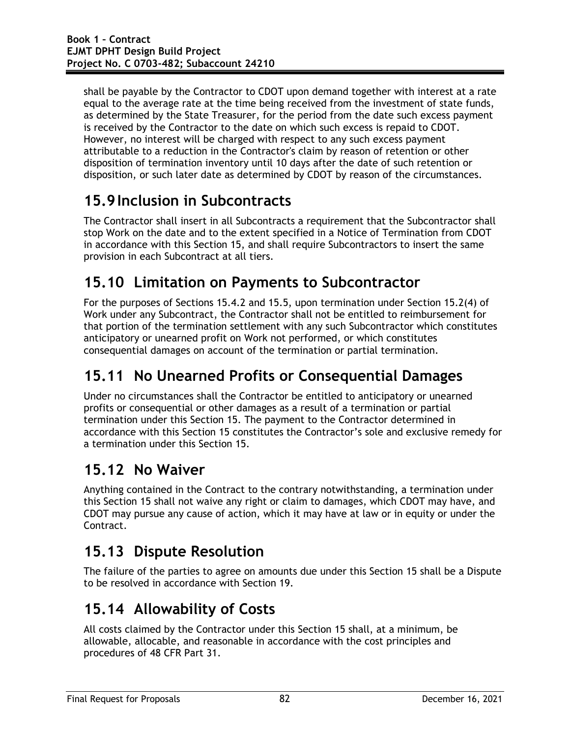shall be payable by the Contractor to CDOT upon demand together with interest at a rate equal to the average rate at the time being received from the investment of state funds, as determined by the State Treasurer, for the period from the date such excess payment is received by the Contractor to the date on which such excess is repaid to CDOT. However, no interest will be charged with respect to any such excess payment attributable to a reduction in the Contractor's claim by reason of retention or other disposition of termination inventory until 10 days after the date of such retention or disposition, or such later date as determined by CDOT by reason of the circumstances.

## 15.9 Inclusion in Subcontracts

The Contractor shall insert in all Subcontracts a requirement that the Subcontractor shall stop Work on the date and to the extent specified in a Notice of Termination from CDOT in accordance with this Section 15, and shall require Subcontractors to insert the same provision in each Subcontract at all tiers.

## 15.10 Limitation on Payments to Subcontractor

For the purposes of Sections 15.4.2 and 15.5, upon termination under Section 15.2(4) of Work under any Subcontract, the Contractor shall not be entitled to reimbursement for that portion of the termination settlement with any such Subcontractor which constitutes anticipatory or unearned profit on Work not performed, or which constitutes consequential damages on account of the termination or partial termination.

## 15.11 No Unearned Profits or Consequential Damages

Under no circumstances shall the Contractor be entitled to anticipatory or unearned profits or consequential or other damages as a result of a termination or partial termination under this Section 15. The payment to the Contractor determined in accordance with this Section 15 constitutes the Contractor's sole and exclusive remedy for a termination under this Section 15.

## 15.12 No Waiver

Anything contained in the Contract to the contrary notwithstanding, a termination under this Section 15 shall not waive any right or claim to damages, which CDOT may have, and CDOT may pursue any cause of action, which it may have at law or in equity or under the Contract.

## 15.13 Dispute Resolution

The failure of the parties to agree on amounts due under this Section 15 shall be a Dispute to be resolved in accordance with Section 19.

## 15.14 Allowability of Costs

All costs claimed by the Contractor under this Section 15 shall, at a minimum, be allowable, allocable, and reasonable in accordance with the cost principles and procedures of 48 CFR Part 31.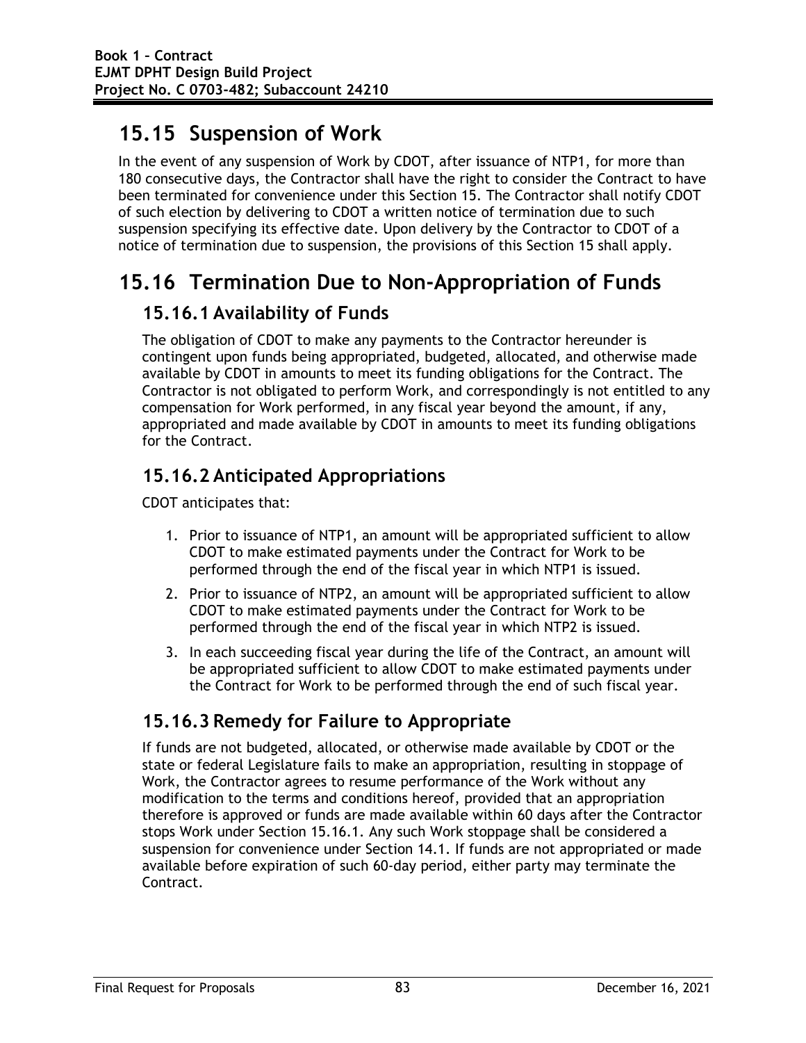## 15.15 Suspension of Work

In the event of any suspension of Work by CDOT, after issuance of NTP1, for more than 180 consecutive days, the Contractor shall have the right to consider the Contract to have been terminated for convenience under this Section 15. The Contractor shall notify CDOT of such election by delivering to CDOT a written notice of termination due to such suspension specifying its effective date. Upon delivery by the Contractor to CDOT of a notice of termination due to suspension, the provisions of this Section 15 shall apply.

## 15.16 Termination Due to Non-Appropriation of Funds

### 15.16.1 Availability of Funds

The obligation of CDOT to make any payments to the Contractor hereunder is contingent upon funds being appropriated, budgeted, allocated, and otherwise made available by CDOT in amounts to meet its funding obligations for the Contract. The Contractor is not obligated to perform Work, and correspondingly is not entitled to any compensation for Work performed, in any fiscal year beyond the amount, if any, appropriated and made available by CDOT in amounts to meet its funding obligations for the Contract.

### 15.16.2 Anticipated Appropriations

CDOT anticipates that:

1. Prior to issuance of NTP1, an amount will be appropriated sufficient to allow CDOT to make estimated payments under the Contract for Work to be performed through the end of the fiscal year in which NTP1 is issued.
2. Prior to issuance of NTP2, an amount will be appropriated sufficient to allow CDOT to make estimated payments under the Contract for Work to be performed through the end of the fiscal year in which NTP2 is issued.
3. In each succeeding fiscal year during the life of the Contract, an amount will be appropriated sufficient to allow CDOT to make estimated payments under the Contract for Work to be performed through the end of such fiscal year.

### 15.16.3 Remedy for Failure to Appropriate

If funds are not budgeted, allocated, or otherwise made available by CDOT or the state or federal Legislature fails to make an appropriation, resulting in stoppage of Work, the Contractor agrees to resume performance of the Work without any modification to the terms and conditions hereof, provided that an appropriation therefore is approved or funds are made available within 60 days after the Contractor stops Work under Section 15.16.1. Any such Work stoppage shall be considered a suspension for convenience under Section 14.1. If funds are not appropriated or made available before expiration of such 60-day period, either party may terminate the Contract.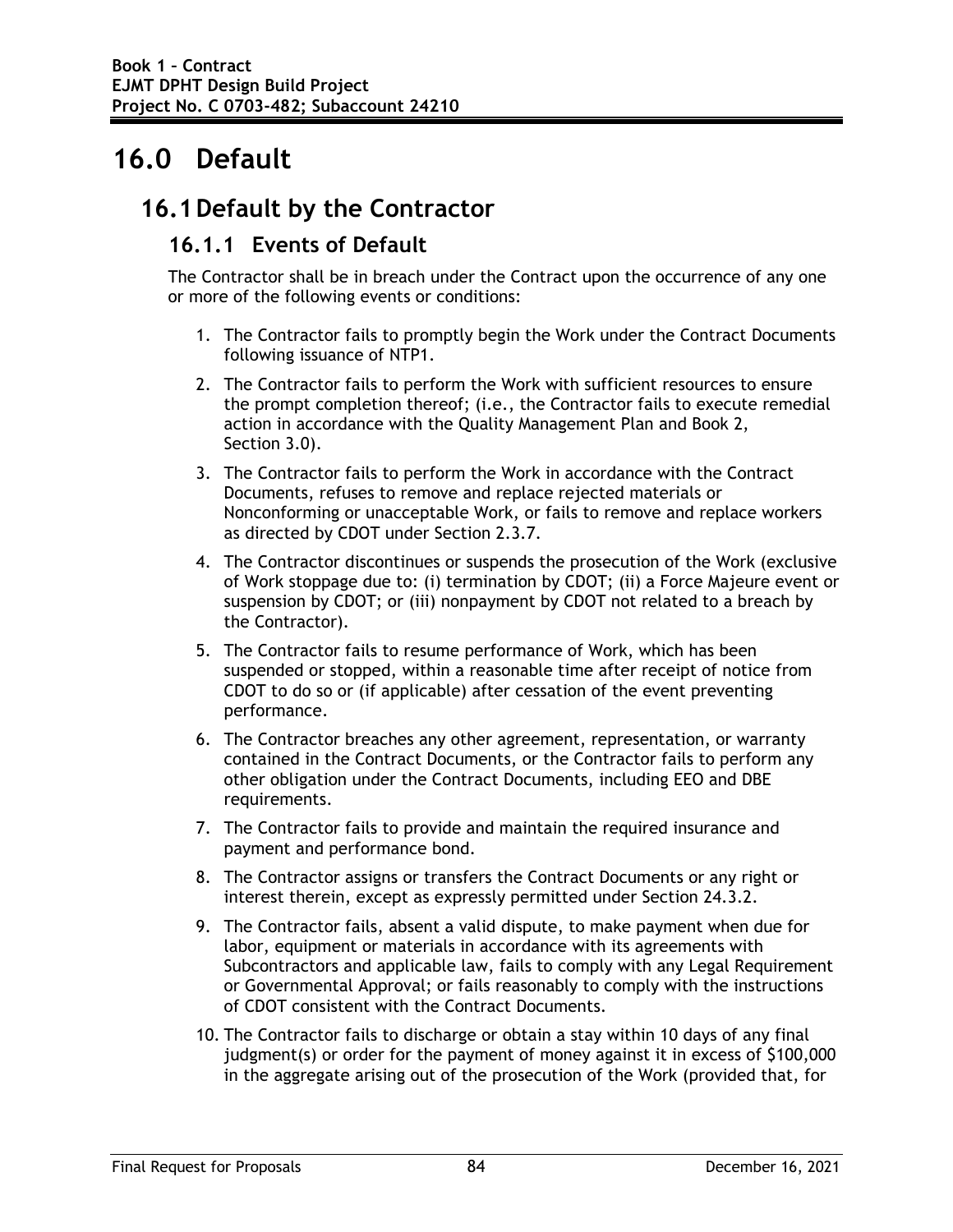# 16.0 Default

## 16.1 Default by the Contractor

### 16.1.1 Events of Default

The Contractor shall be in breach under the Contract upon the occurrence of any one or more of the following events or conditions:

1. The Contractor fails to promptly begin the Work under the Contract Documents following issuance of NTP1.
2. The Contractor fails to perform the Work with sufficient resources to ensure the prompt completion thereof; (i.e., the Contractor fails to execute remedial action in accordance with the Quality Management Plan and Book 2, Section 3.0).
3. The Contractor fails to perform the Work in accordance with the Contract Documents, refuses to remove and replace rejected materials or Nonconforming or unacceptable Work, or fails to remove and replace workers as directed by CDOT under Section 2.3.7.
4. The Contractor discontinues or suspends the prosecution of the Work (exclusive of Work stoppage due to: (i) termination by CDOT; (ii) a Force Majeure event or suspension by CDOT; or (iii) nonpayment by CDOT not related to a breach by the Contractor).
5. The Contractor fails to resume performance of Work, which has been suspended or stopped, within a reasonable time after receipt of notice from CDOT to do so or (if applicable) after cessation of the event preventing performance.
6. The Contractor breaches any other agreement, representation, or warranty contained in the Contract Documents, or the Contractor fails to perform any other obligation under the Contract Documents, including EEO and DBE requirements.
7. The Contractor fails to provide and maintain the required insurance and payment and performance bond.
8. The Contractor assigns or transfers the Contract Documents or any right or interest therein, except as expressly permitted under Section 24.3.2.
9. The Contractor fails, absent a valid dispute, to make payment when due for labor, equipment or materials in accordance with its agreements with Subcontractors and applicable law, fails to comply with any Legal Requirement or Governmental Approval; or fails reasonably to comply with the instructions of CDOT consistent with the Contract Documents.
10. The Contractor fails to discharge or obtain a stay within 10 days of any final judgment(s) or order for the payment of money against it in excess of $100,000 in the aggregate arising out of the prosecution of the Work (provided that, for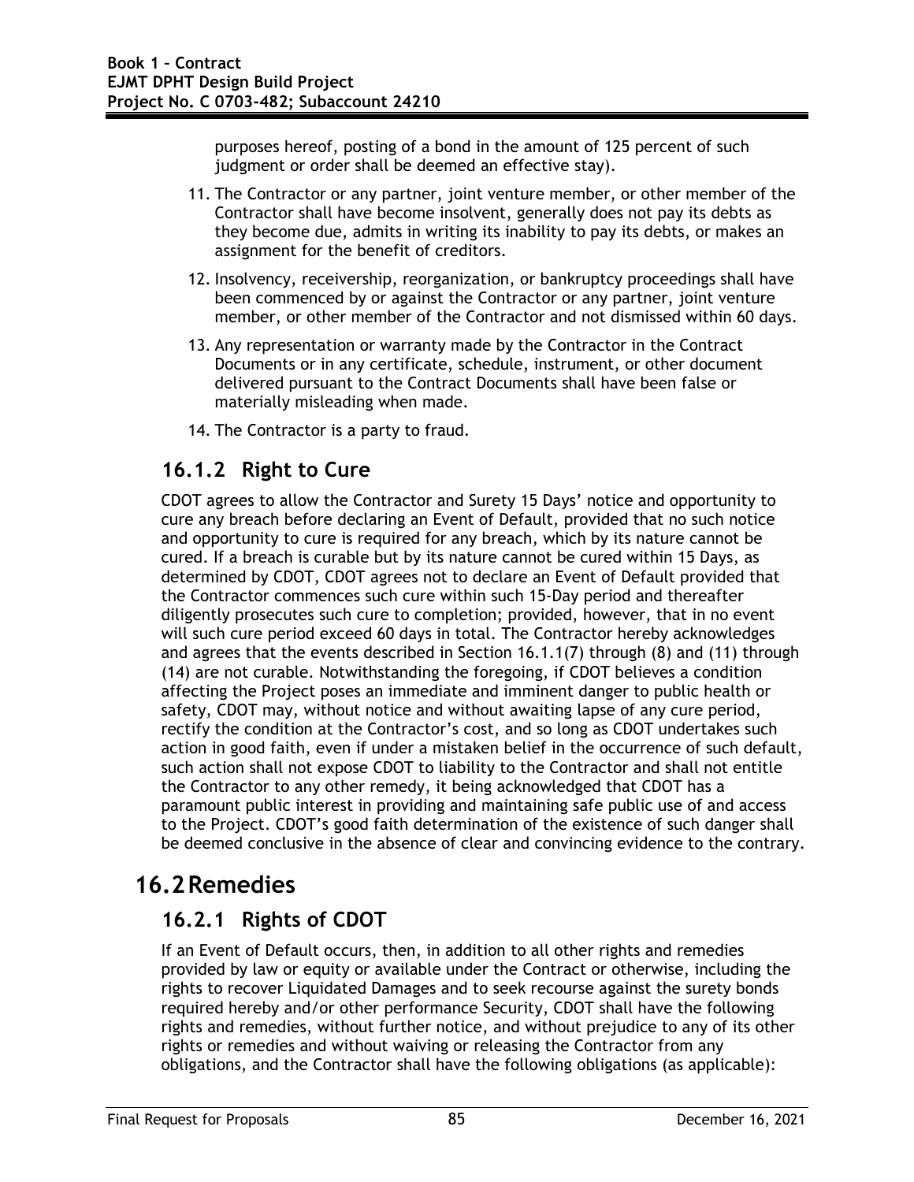purposes hereof, posting of a bond in the amount of 125 percent of such judgment or order shall be deemed an effective stay).

11. The Contractor or any partner, joint venture member, or other member of the Contractor shall have become insolvent, generally does not pay its debts as they become due, admits in writing its inability to pay its debts, or makes an assignment for the benefit of creditors.
12. Insolvency, receivership, reorganization, or bankruptcy proceedings shall have been commenced by or against the Contractor or any partner, joint venture member, or other member of the Contractor and not dismissed within 60 days.
13. Any representation or warranty made by the Contractor in the Contract Documents or in any certificate, schedule, instrument, or other document delivered pursuant to the Contract Documents shall have been false or materially misleading when made.
14. The Contractor is a party to fraud.

### 16.1.2 Right to Cure

CDOT agrees to allow the Contractor and Surety 15 Days' notice and opportunity to cure any breach before declaring an Event of Default, provided that no such notice and opportunity to cure is required for any breach, which by its nature cannot be cured. If a breach is curable but by its nature cannot be cured within 15 Days, as determined by CDOT, CDOT agrees not to declare an Event of Default provided that the Contractor commences such cure within such 15-Day period and thereafter diligently prosecutes such cure to completion; provided, however, that in no event will such cure period exceed 60 days in total. The Contractor hereby acknowledges and agrees that the events described in Section 16.1.1(7) through (8) and (11) through (14) are not curable. Notwithstanding the foregoing, if CDOT believes a condition affecting the Project poses an immediate and imminent danger to public health or safety, CDOT may, without notice and without awaiting lapse of any cure period, rectify the condition at the Contractor's cost, and so long as CDOT undertakes such action in good faith, even if under a mistaken belief in the occurrence of such default, such action shall not expose CDOT to liability to the Contractor and shall not entitle the Contractor to any other remedy, it being acknowledged that CDOT has a paramount public interest in providing and maintaining safe public use of and access to the Project. CDOT's good faith determination of the existence of such danger shall be deemed conclusive in the absence of clear and convincing evidence to the contrary.

## 16.2 Remedies

### 16.2.1 Rights of CDOT

If an Event of Default occurs, then, in addition to all other rights and remedies provided by law or equity or available under the Contract or otherwise, including the rights to recover Liquidated Damages and to seek recourse against the surety bonds required hereby and/or other performance Security, CDOT shall have the following rights and remedies, without further notice, and without prejudice to any of its other rights or remedies and without waiving or releasing the Contractor from any obligations, and the Contractor shall have the following obligations (as applicable):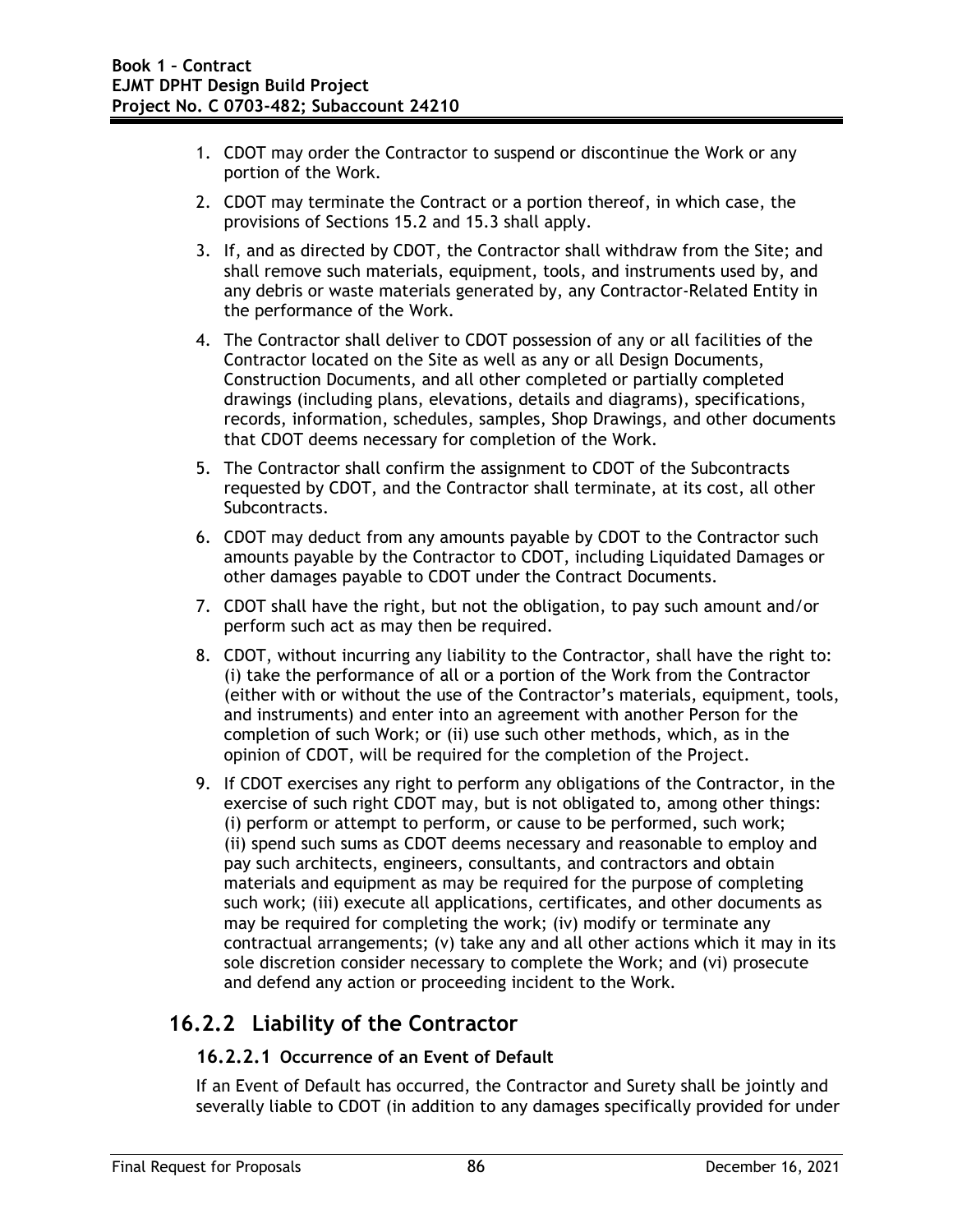1. CDOT may order the Contractor to suspend or discontinue the Work or any portion of the Work.
2. CDOT may terminate the Contract or a portion thereof, in which case, the provisions of Sections 15.2 and 15.3 shall apply.
3. If, and as directed by CDOT, the Contractor shall withdraw from the Site; and shall remove such materials, equipment, tools, and instruments used by, and any debris or waste materials generated by, any Contractor-Related Entity in the performance of the Work.
4. The Contractor shall deliver to CDOT possession of any or all facilities of the Contractor located on the Site as well as any or all Design Documents, Construction Documents, and all other completed or partially completed drawings (including plans, elevations, details and diagrams), specifications, records, information, schedules, samples, Shop Drawings, and other documents that CDOT deems necessary for completion of the Work.
5. The Contractor shall confirm the assignment to CDOT of the Subcontracts requested by CDOT, and the Contractor shall terminate, at its cost, all other Subcontracts.
6. CDOT may deduct from any amounts payable by CDOT to the Contractor such amounts payable by the Contractor to CDOT, including Liquidated Damages or other damages payable to CDOT under the Contract Documents.
7. CDOT shall have the right, but not the obligation, to pay such amount and/or perform such act as may then be required.
8. CDOT, without incurring any liability to the Contractor, shall have the right to: (i) take the performance of all or a portion of the Work from the Contractor (either with or without the use of the Contractor's materials, equipment, tools, and instruments) and enter into an agreement with another Person for the completion of such Work; or (ii) use such other methods, which, as in the opinion of CDOT, will be required for the completion of the Project.
9. If CDOT exercises any right to perform any obligations of the Contractor, in the exercise of such right CDOT may, but is not obligated to, among other things: (i) perform or attempt to perform, or cause to be performed, such work; (ii) spend such sums as CDOT deems necessary and reasonable to employ and pay such architects, engineers, consultants, and contractors and obtain materials and equipment as may be required for the purpose of completing such work; (iii) execute all applications, certificates, and other documents as may be required for completing the work; (iv) modify or terminate any contractual arrangements; (v) take any and all other actions which it may in its sole discretion consider necessary to complete the Work; and (vi) prosecute and defend any action or proceeding incident to the Work.

## 16.2.2 Liability of the Contractor

### 16.2.2.1 Occurrence of an Event of Default

If an Event of Default has occurred, the Contractor and Surety shall be jointly and severally liable to CDOT (in addition to any damages specifically provided for under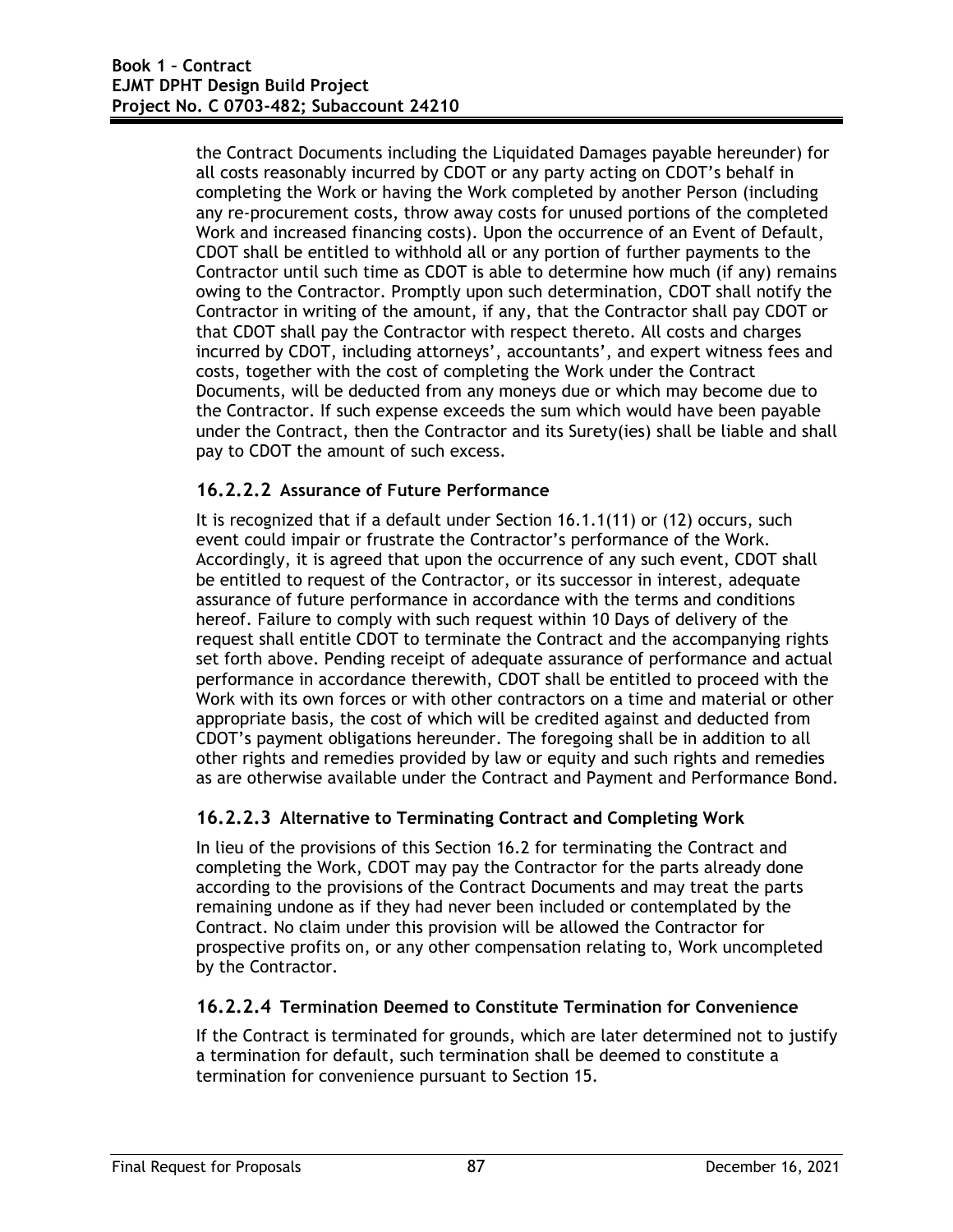the Contract Documents including the Liquidated Damages payable hereunder) for all costs reasonably incurred by CDOT or any party acting on CDOT's behalf in completing the Work or having the Work completed by another Person (including any re-procurement costs, throw away costs for unused portions of the completed Work and increased financing costs). Upon the occurrence of an Event of Default, CDOT shall be entitled to withhold all or any portion of further payments to the Contractor until such time as CDOT is able to determine how much (if any) remains owing to the Contractor. Promptly upon such determination, CDOT shall notify the Contractor in writing of the amount, if any, that the Contractor shall pay CDOT or that CDOT shall pay the Contractor with respect thereto. All costs and charges incurred by CDOT, including attorneys', accountants', and expert witness fees and costs, together with the cost of completing the Work under the Contract Documents, will be deducted from any moneys due or which may become due to the Contractor. If such expense exceeds the sum which would have been payable under the Contract, then the Contractor and its Surety(ies) shall be liable and shall pay to CDOT the amount of such excess.

#### 16.2.2.2 Assurance of Future Performance

It is recognized that if a default under Section 16.1.1(11) or (12) occurs, such event could impair or frustrate the Contractor's performance of the Work. Accordingly, it is agreed that upon the occurrence of any such event, CDOT shall be entitled to request of the Contractor, or its successor in interest, adequate assurance of future performance in accordance with the terms and conditions hereof. Failure to comply with such request within 10 Days of delivery of the request shall entitle CDOT to terminate the Contract and the accompanying rights set forth above. Pending receipt of adequate assurance of performance and actual performance in accordance therewith, CDOT shall be entitled to proceed with the Work with its own forces or with other contractors on a time and material or other appropriate basis, the cost of which will be credited against and deducted from CDOT's payment obligations hereunder. The foregoing shall be in addition to all other rights and remedies provided by law or equity and such rights and remedies as are otherwise available under the Contract and Payment and Performance Bond.

#### 16.2.2.3 Alternative to Terminating Contract and Completing Work

In lieu of the provisions of this Section 16.2 for terminating the Contract and completing the Work, CDOT may pay the Contractor for the parts already done according to the provisions of the Contract Documents and may treat the parts remaining undone as if they had never been included or contemplated by the Contract. No claim under this provision will be allowed the Contractor for prospective profits on, or any other compensation relating to, Work uncompleted by the Contractor.

#### 16.2.2.4 Termination Deemed to Constitute Termination for Convenience

If the Contract is terminated for grounds, which are later determined not to justify a termination for default, such termination shall be deemed to constitute a termination for convenience pursuant to Section 15.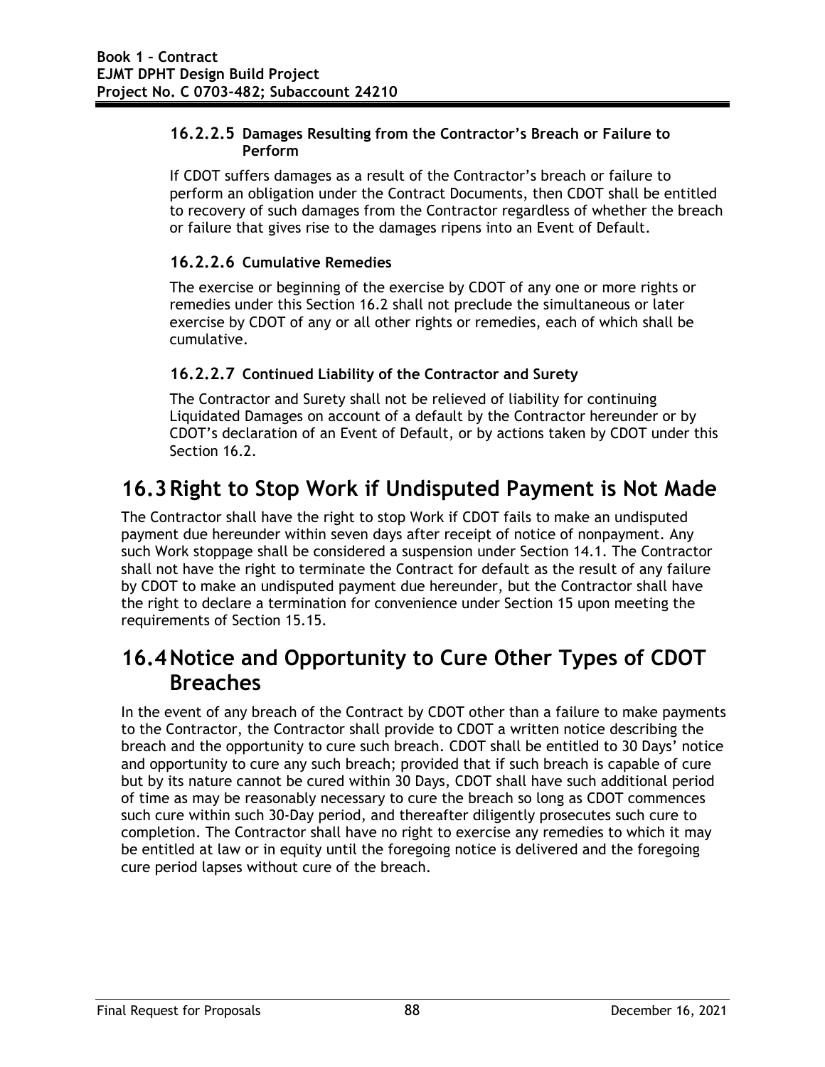#### 16.2.2.5 Damages Resulting from the Contractor's Breach or Failure to Perform

If CDOT suffers damages as a result of the Contractor's breach or failure to perform an obligation under the Contract Documents, then CDOT shall be entitled to recovery of such damages from the Contractor regardless of whether the breach or failure that gives rise to the damages ripens into an Event of Default.

#### 16.2.2.6 Cumulative Remedies

The exercise or beginning of the exercise by CDOT of any one or more rights or remedies under this Section 16.2 shall not preclude the simultaneous or later exercise by CDOT of any or all other rights or remedies, each of which shall be cumulative.

#### 16.2.2.7 Continued Liability of the Contractor and Surety

The Contractor and Surety shall not be relieved of liability for continuing Liquidated Damages on account of a default by the Contractor hereunder or by CDOT's declaration of an Event of Default, or by actions taken by CDOT under this Section 16.2.

## 16.3 Right to Stop Work if Undisputed Payment is Not Made

The Contractor shall have the right to stop Work if CDOT fails to make an undisputed payment due hereunder within seven days after receipt of notice of nonpayment. Any such Work stoppage shall be considered a suspension under Section 14.1. The Contractor shall not have the right to terminate the Contract for default as the result of any failure by CDOT to make an undisputed payment due hereunder, but the Contractor shall have the right to declare a termination for convenience under Section 15 upon meeting the requirements of Section 15.15.

## 16.4 Notice and Opportunity to Cure Other Types of CDOT Breaches

In the event of any breach of the Contract by CDOT other than a failure to make payments to the Contractor, the Contractor shall provide to CDOT a written notice describing the breach and the opportunity to cure such breach. CDOT shall be entitled to 30 Days' notice and opportunity to cure any such breach; provided that if such breach is capable of cure but by its nature cannot be cured within 30 Days, CDOT shall have such additional period of time as may be reasonably necessary to cure the breach so long as CDOT commences such cure within such 30-Day period, and thereafter diligently prosecutes such cure to completion. The Contractor shall have no right to exercise any remedies to which it may be entitled at law or in equity until the foregoing notice is delivered and the foregoing cure period lapses without cure of the breach.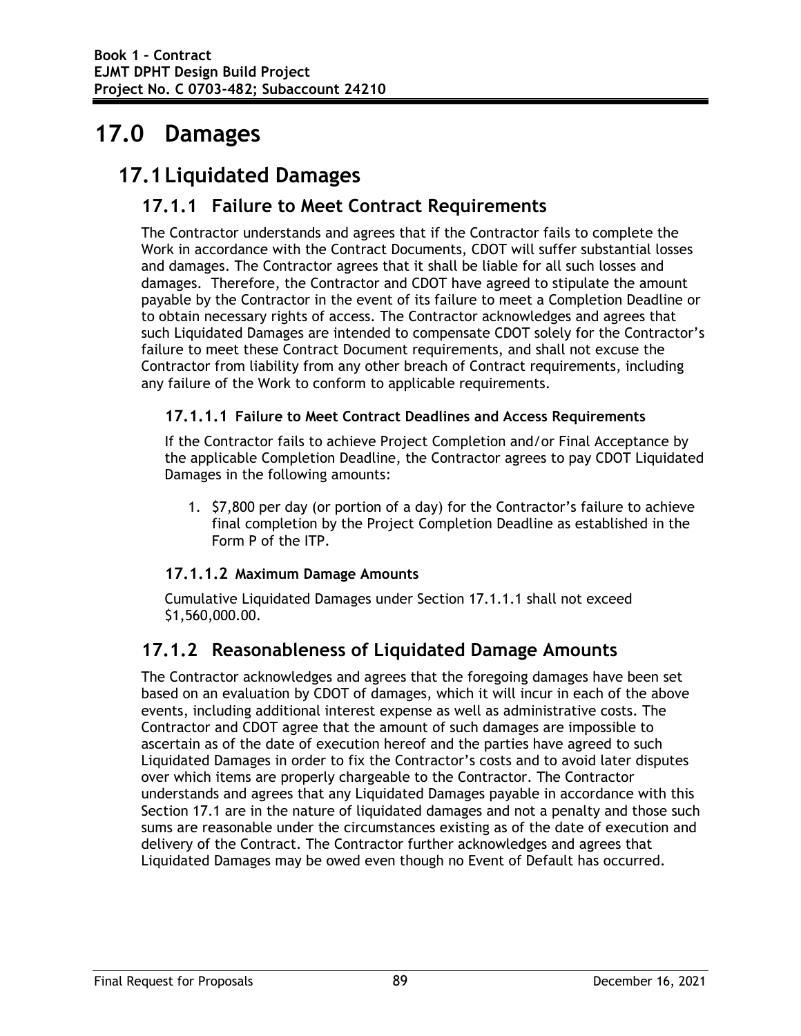# 17.0 Damages

## 17.1 Liquidated Damages

### 17.1.1 Failure to Meet Contract Requirements

The Contractor understands and agrees that if the Contractor fails to complete the Work in accordance with the Contract Documents, CDOT will suffer substantial losses and damages. The Contractor agrees that it shall be liable for all such losses and damages. Therefore, the Contractor and CDOT have agreed to stipulate the amount payable by the Contractor in the event of its failure to meet a Completion Deadline or to obtain necessary rights of access. The Contractor acknowledges and agrees that such Liquidated Damages are intended to compensate CDOT solely for the Contractor's failure to meet these Contract Document requirements, and shall not excuse the Contractor from liability from any other breach of Contract requirements, including any failure of the Work to conform to applicable requirements.

#### 17.1.1.1 Failure to Meet Contract Deadlines and Access Requirements

If the Contractor fails to achieve Project Completion and/or Final Acceptance by the applicable Completion Deadline, the Contractor agrees to pay CDOT Liquidated Damages in the following amounts:

1. $7,800 per day (or portion of a day) for the Contractor's failure to achieve final completion by the Project Completion Deadline as established in the Form P of the ITP.

#### 17.1.1.2 Maximum Damage Amounts

Cumulative Liquidated Damages under Section 17.1.1.1 shall not exceed $1,560,000.00.

### 17.1.2 Reasonableness of Liquidated Damage Amounts

The Contractor acknowledges and agrees that the foregoing damages have been set based on an evaluation by CDOT of damages, which it will incur in each of the above events, including additional interest expense as well as administrative costs. The Contractor and CDOT agree that the amount of such damages are impossible to ascertain as of the date of execution hereof and the parties have agreed to such Liquidated Damages in order to fix the Contractor's costs and to avoid later disputes over which items are properly chargeable to the Contractor. The Contractor understands and agrees that any Liquidated Damages payable in accordance with this Section 17.1 are in the nature of liquidated damages and not a penalty and those such sums are reasonable under the circumstances existing as of the date of execution and delivery of the Contract. The Contractor further acknowledges and agrees that Liquidated Damages may be owed even though no Event of Default has occurred.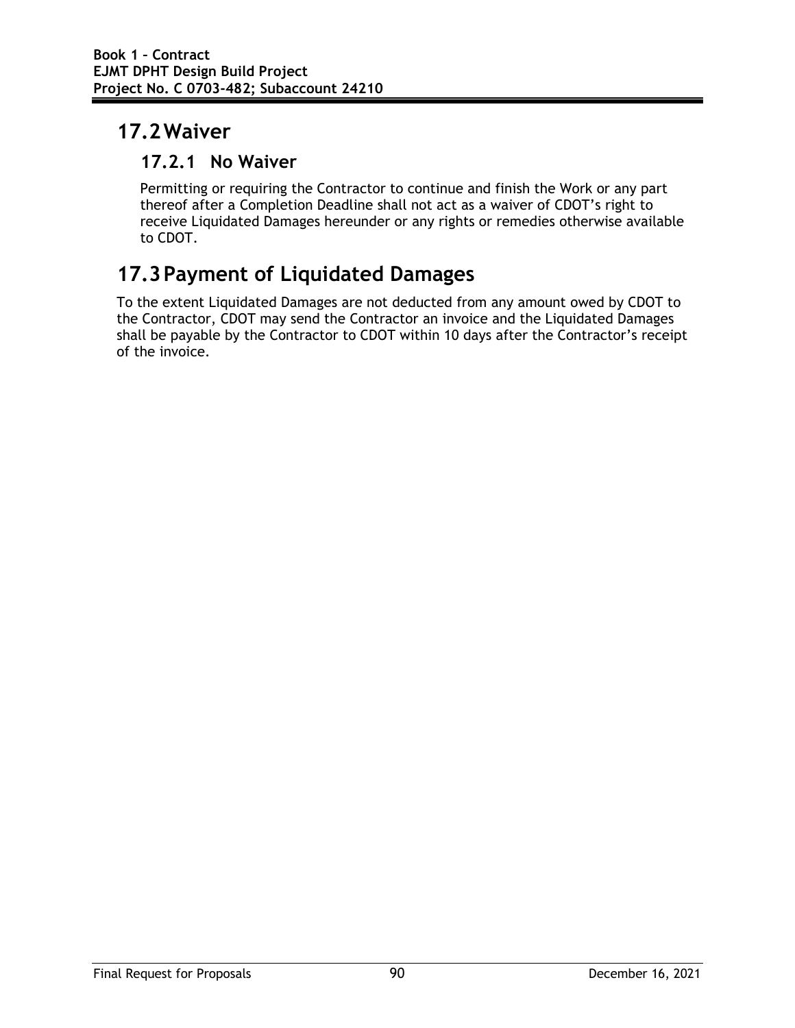## 17.2 Waiver

### 17.2.1 No Waiver

Permitting or requiring the Contractor to continue and finish the Work or any part thereof after a Completion Deadline shall not act as a waiver of CDOT's right to receive Liquidated Damages hereunder or any rights or remedies otherwise available to CDOT.

## 17.3 Payment of Liquidated Damages

To the extent Liquidated Damages are not deducted from any amount owed by CDOT to the Contractor, CDOT may send the Contractor an invoice and the Liquidated Damages shall be payable by the Contractor to CDOT within 10 days after the Contractor's receipt of the invoice.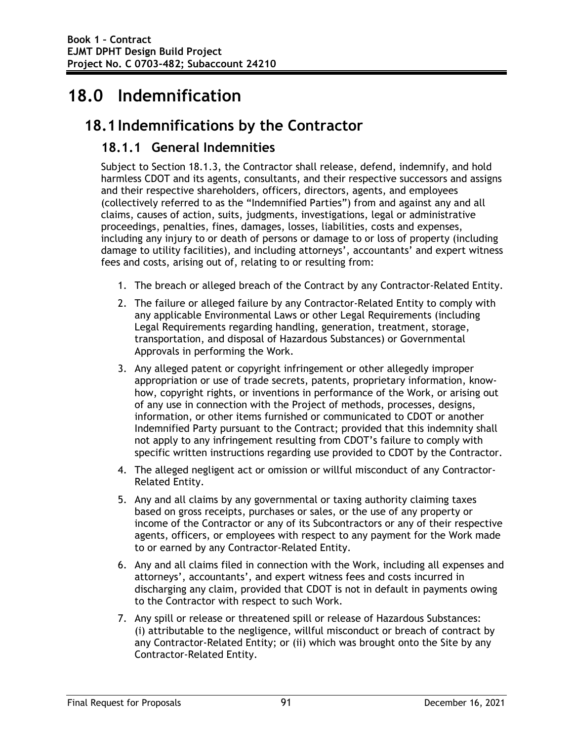# 18.0 Indemnification

## 18.1 Indemnifications by the Contractor

### 18.1.1 General Indemnities

Subject to Section 18.1.3, the Contractor shall release, defend, indemnify, and hold harmless CDOT and its agents, consultants, and their respective successors and assigns and their respective shareholders, officers, directors, agents, and employees (collectively referred to as the "Indemnified Parties") from and against any and all claims, causes of action, suits, judgments, investigations, legal or administrative proceedings, penalties, fines, damages, losses, liabilities, costs and expenses, including any injury to or death of persons or damage to or loss of property (including damage to utility facilities), and including attorneys', accountants' and expert witness fees and costs, arising out of, relating to or resulting from:

1. The breach or alleged breach of the Contract by any Contractor-Related Entity.
2. The failure or alleged failure by any Contractor-Related Entity to comply with any applicable Environmental Laws or other Legal Requirements (including Legal Requirements regarding handling, generation, treatment, storage, transportation, and disposal of Hazardous Substances) or Governmental Approvals in performing the Work.
3. Any alleged patent or copyright infringement or other allegedly improper appropriation or use of trade secrets, patents, proprietary information, know-how, copyright rights, or inventions in performance of the Work, or arising out of any use in connection with the Project of methods, processes, designs, information, or other items furnished or communicated to CDOT or another Indemnified Party pursuant to the Contract; provided that this indemnity shall not apply to any infringement resulting from CDOT's failure to comply with specific written instructions regarding use provided to CDOT by the Contractor.
4. The alleged negligent act or omission or willful misconduct of any Contractor-Related Entity.
5. Any and all claims by any governmental or taxing authority claiming taxes based on gross receipts, purchases or sales, or the use of any property or income of the Contractor or any of its Subcontractors or any of their respective agents, officers, or employees with respect to any payment for the Work made to or earned by any Contractor-Related Entity.
6. Any and all claims filed in connection with the Work, including all expenses and attorneys', accountants', and expert witness fees and costs incurred in discharging any claim, provided that CDOT is not in default in payments owing to the Contractor with respect to such Work.
7. Any spill or release or threatened spill or release of Hazardous Substances: (i) attributable to the negligence, willful misconduct or breach of contract by any Contractor-Related Entity; or (ii) which was brought onto the Site by any Contractor-Related Entity.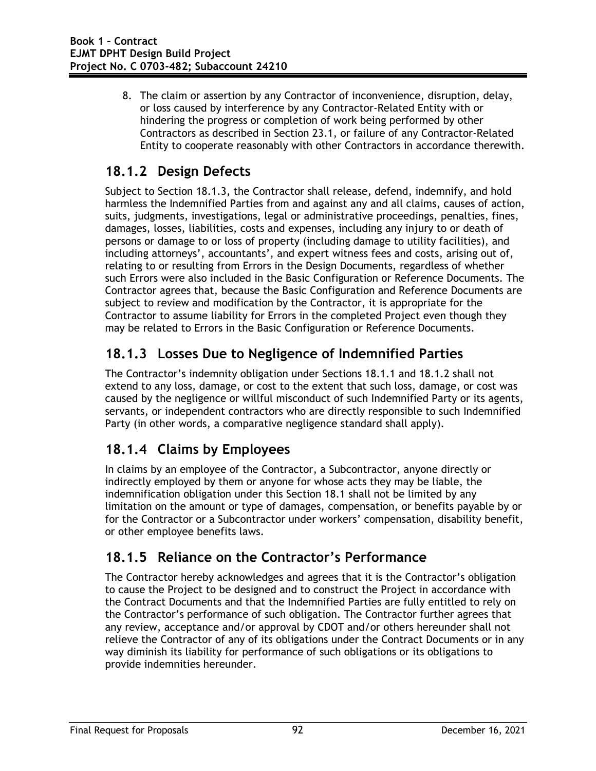8. The claim or assertion by any Contractor of inconvenience, disruption, delay, or loss caused by interference by any Contractor-Related Entity with or hindering the progress or completion of work being performed by other Contractors as described in Section 23.1, or failure of any Contractor-Related Entity to cooperate reasonably with other Contractors in accordance therewith.

### 18.1.2 Design Defects

Subject to Section 18.1.3, the Contractor shall release, defend, indemnify, and hold harmless the Indemnified Parties from and against any and all claims, causes of action, suits, judgments, investigations, legal or administrative proceedings, penalties, fines, damages, losses, liabilities, costs and expenses, including any injury to or death of persons or damage to or loss of property (including damage to utility facilities), and including attorneys', accountants', and expert witness fees and costs, arising out of, relating to or resulting from Errors in the Design Documents, regardless of whether such Errors were also included in the Basic Configuration or Reference Documents. The Contractor agrees that, because the Basic Configuration and Reference Documents are subject to review and modification by the Contractor, it is appropriate for the Contractor to assume liability for Errors in the completed Project even though they may be related to Errors in the Basic Configuration or Reference Documents.

### 18.1.3 Losses Due to Negligence of Indemnified Parties

The Contractor's indemnity obligation under Sections 18.1.1 and 18.1.2 shall not extend to any loss, damage, or cost to the extent that such loss, damage, or cost was caused by the negligence or willful misconduct of such Indemnified Party or its agents, servants, or independent contractors who are directly responsible to such Indemnified Party (in other words, a comparative negligence standard shall apply).

### 18.1.4 Claims by Employees

In claims by an employee of the Contractor, a Subcontractor, anyone directly or indirectly employed by them or anyone for whose acts they may be liable, the indemnification obligation under this Section 18.1 shall not be limited by any limitation on the amount or type of damages, compensation, or benefits payable by or for the Contractor or a Subcontractor under workers' compensation, disability benefit, or other employee benefits laws.

### 18.1.5 Reliance on the Contractor's Performance

The Contractor hereby acknowledges and agrees that it is the Contractor's obligation to cause the Project to be designed and to construct the Project in accordance with the Contract Documents and that the Indemnified Parties are fully entitled to rely on the Contractor's performance of such obligation. The Contractor further agrees that any review, acceptance and/or approval by CDOT and/or others hereunder shall not relieve the Contractor of any of its obligations under the Contract Documents or in any way diminish its liability for performance of such obligations or its obligations to provide indemnities hereunder.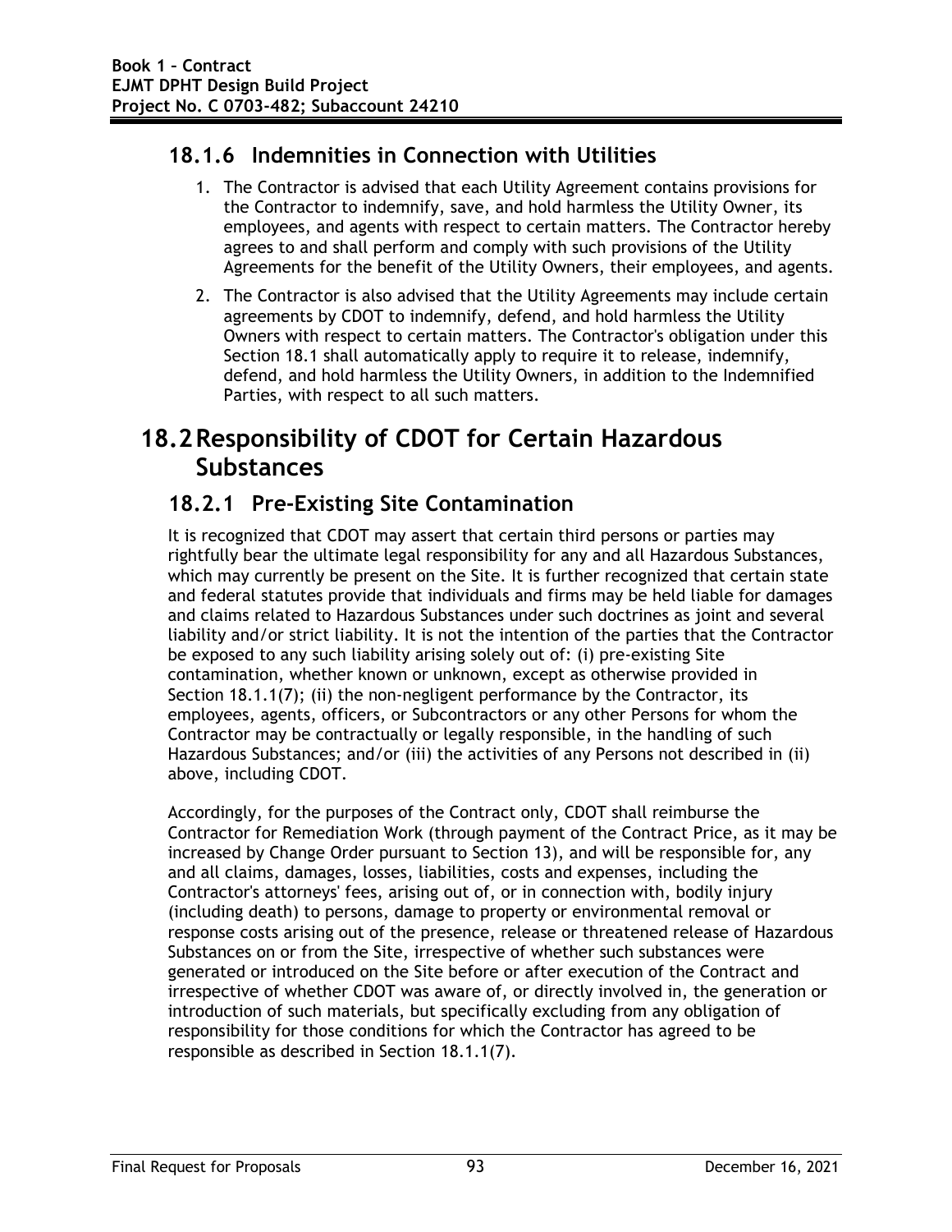### 18.1.6 Indemnities in Connection with Utilities

1. The Contractor is advised that each Utility Agreement contains provisions for the Contractor to indemnify, save, and hold harmless the Utility Owner, its employees, and agents with respect to certain matters. The Contractor hereby agrees to and shall perform and comply with such provisions of the Utility Agreements for the benefit of the Utility Owners, their employees, and agents.
2. The Contractor is also advised that the Utility Agreements may include certain agreements by CDOT to indemnify, defend, and hold harmless the Utility Owners with respect to certain matters. The Contractor's obligation under this Section 18.1 shall automatically apply to require it to release, indemnify, defend, and hold harmless the Utility Owners, in addition to the Indemnified Parties, with respect to all such matters.

## 18.2 Responsibility of CDOT for Certain Hazardous Substances

### 18.2.1 Pre-Existing Site Contamination

It is recognized that CDOT may assert that certain third persons or parties may rightfully bear the ultimate legal responsibility for any and all Hazardous Substances, which may currently be present on the Site. It is further recognized that certain state and federal statutes provide that individuals and firms may be held liable for damages and claims related to Hazardous Substances under such doctrines as joint and several liability and/or strict liability. It is not the intention of the parties that the Contractor be exposed to any such liability arising solely out of: (i) pre-existing Site contamination, whether known or unknown, except as otherwise provided in Section 18.1.1(7); (ii) the non-negligent performance by the Contractor, its employees, agents, officers, or Subcontractors or any other Persons for whom the Contractor may be contractually or legally responsible, in the handling of such Hazardous Substances; and/or (iii) the activities of any Persons not described in (ii) above, including CDOT.

Accordingly, for the purposes of the Contract only, CDOT shall reimburse the Contractor for Remediation Work (through payment of the Contract Price, as it may be increased by Change Order pursuant to Section 13), and will be responsible for, any and all claims, damages, losses, liabilities, costs and expenses, including the Contractor's attorneys' fees, arising out of, or in connection with, bodily injury (including death) to persons, damage to property or environmental removal or response costs arising out of the presence, release or threatened release of Hazardous Substances on or from the Site, irrespective of whether such substances were generated or introduced on the Site before or after execution of the Contract and irrespective of whether CDOT was aware of, or directly involved in, the generation or introduction of such materials, but specifically excluding from any obligation of responsibility for those conditions for which the Contractor has agreed to be responsible as described in Section 18.1.1(7).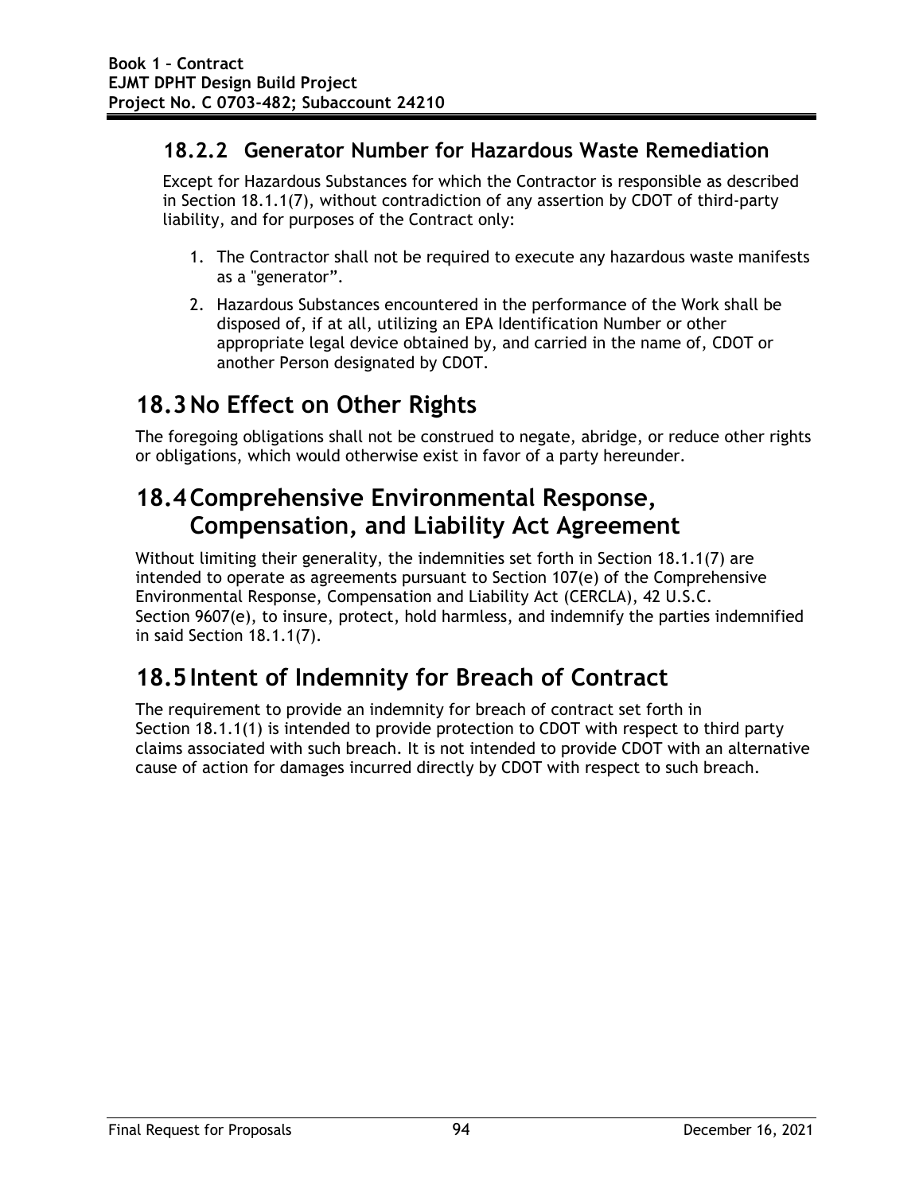### 18.2.2 Generator Number for Hazardous Waste Remediation

Except for Hazardous Substances for which the Contractor is responsible as described in Section 18.1.1(7), without contradiction of any assertion by CDOT of third-party liability, and for purposes of the Contract only:

1. The Contractor shall not be required to execute any hazardous waste manifests as a "generator".
2. Hazardous Substances encountered in the performance of the Work shall be disposed of, if at all, utilizing an EPA Identification Number or other appropriate legal device obtained by, and carried in the name of, CDOT or another Person designated by CDOT.

## 18.3 No Effect on Other Rights

The foregoing obligations shall not be construed to negate, abridge, or reduce other rights or obligations, which would otherwise exist in favor of a party hereunder.

## 18.4 Comprehensive Environmental Response, Compensation, and Liability Act Agreement

Without limiting their generality, the indemnities set forth in Section 18.1.1(7) are intended to operate as agreements pursuant to Section 107(e) of the Comprehensive Environmental Response, Compensation and Liability Act (CERCLA), 42 U.S.C. Section 9607(e), to insure, protect, hold harmless, and indemnify the parties indemnified in said Section 18.1.1(7).

## 18.5 Intent of Indemnity for Breach of Contract

The requirement to provide an indemnity for breach of contract set forth in Section 18.1.1(1) is intended to provide protection to CDOT with respect to third party claims associated with such breach. It is not intended to provide CDOT with an alternative cause of action for damages incurred directly by CDOT with respect to such breach.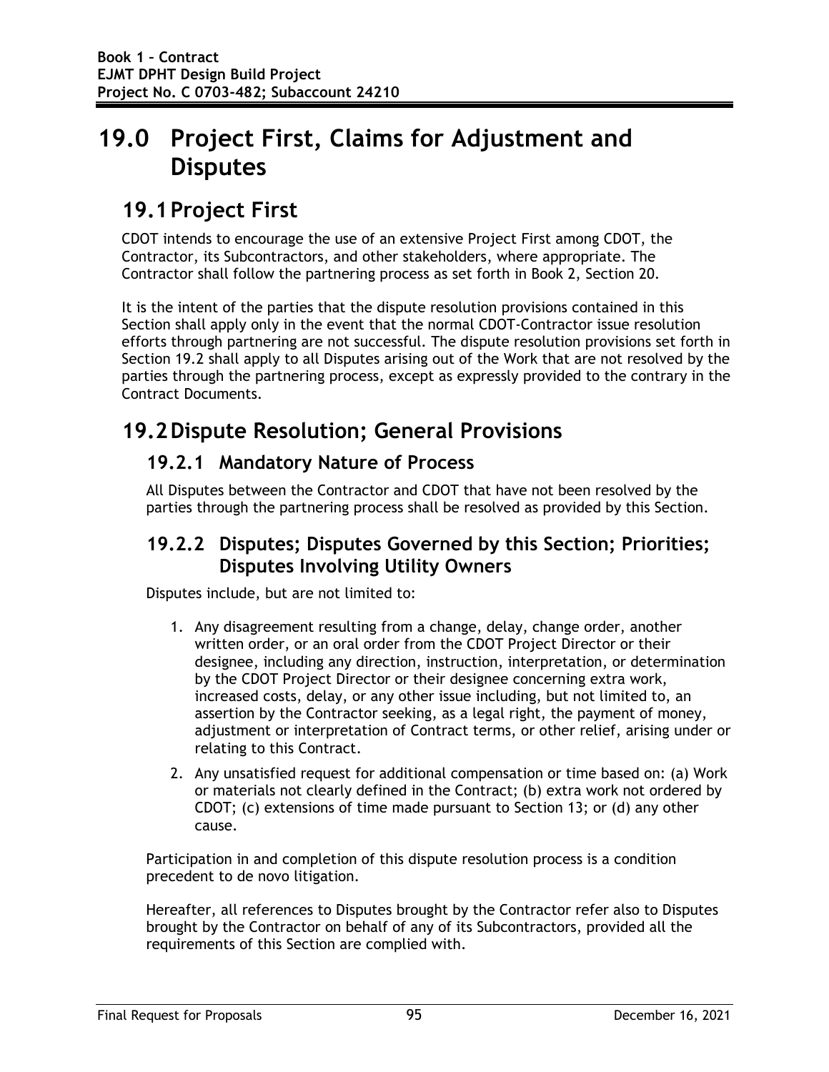// 19.0 Project First, Claims for Adjustment and Disputes

## 19.1 Project First

CDOT intends to encourage the use of an extensive Project First among CDOT, the Contractor, its Subcontractors, and other stakeholders, where appropriate. The Contractor shall follow the partnering process as set forth in Book 2, Section 20.

It is the intent of the parties that the dispute resolution provisions contained in this Section shall apply only in the event that the normal CDOT-Contractor issue resolution efforts through partnering are not successful. The dispute resolution provisions set forth in Section 19.2 shall apply to all Disputes arising out of the Work that are not resolved by the parties through the partnering process, except as expressly provided to the contrary in the Contract Documents.

## 19.2 Dispute Resolution; General Provisions

### 19.2.1 Mandatory Nature of Process

All Disputes between the Contractor and CDOT that have not been resolved by the parties through the partnering process shall be resolved as provided by this Section.

### 19.2.2 Disputes; Disputes Governed by this Section; Priorities; Disputes Involving Utility Owners

Disputes include, but are not limited to:

1. Any disagreement resulting from a change, delay, change order, another written order, or an oral order from the CDOT Project Director or their designee, including any direction, instruction, interpretation, or determination by the CDOT Project Director or their designee concerning extra work, increased costs, delay, or any other issue including, but not limited to, an assertion by the Contractor seeking, as a legal right, the payment of money, adjustment or interpretation of Contract terms, or other relief, arising under or relating to this Contract.
2. Any unsatisfied request for additional compensation or time based on: (a) Work or materials not clearly defined in the Contract; (b) extra work not ordered by CDOT; (c) extensions of time made pursuant to Section 13; or (d) any other cause.

Participation in and completion of this dispute resolution process is a condition precedent to de novo litigation.

Hereafter, all references to Disputes brought by the Contractor refer also to Disputes brought by the Contractor on behalf of any of its Subcontractors, provided all the requirements of this Section are complied with.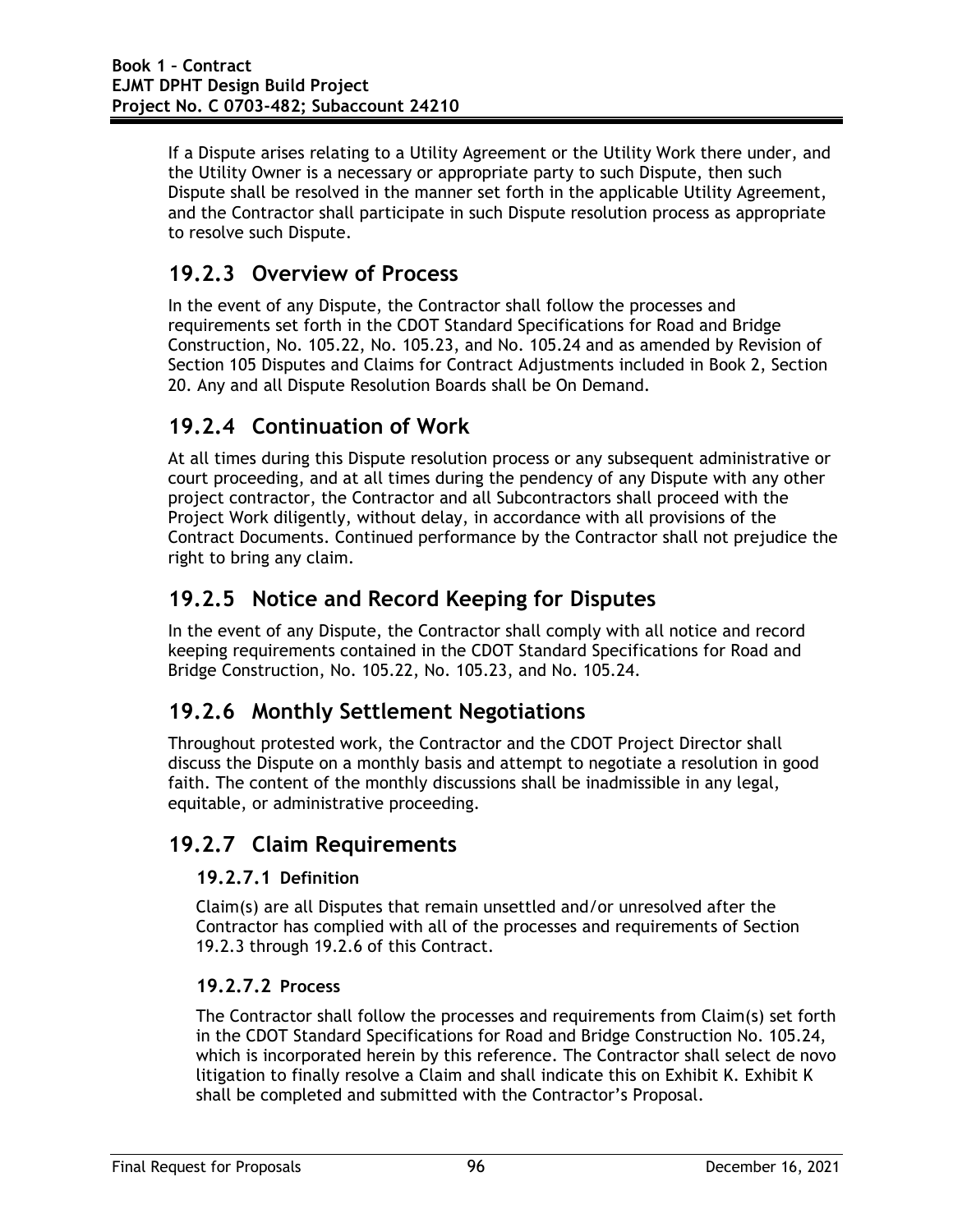If a Dispute arises relating to a Utility Agreement or the Utility Work there under, and the Utility Owner is a necessary or appropriate party to such Dispute, then such Dispute shall be resolved in the manner set forth in the applicable Utility Agreement, and the Contractor shall participate in such Dispute resolution process as appropriate to resolve such Dispute.

## 19.2.3 Overview of Process

In the event of any Dispute, the Contractor shall follow the processes and requirements set forth in the CDOT Standard Specifications for Road and Bridge Construction, No. 105.22, No. 105.23, and No. 105.24 and as amended by Revision of Section 105 Disputes and Claims for Contract Adjustments included in Book 2, Section 20. Any and all Dispute Resolution Boards shall be On Demand.

## 19.2.4 Continuation of Work

At all times during this Dispute resolution process or any subsequent administrative or court proceeding, and at all times during the pendency of any Dispute with any other project contractor, the Contractor and all Subcontractors shall proceed with the Project Work diligently, without delay, in accordance with all provisions of the Contract Documents. Continued performance by the Contractor shall not prejudice the right to bring any claim.

## 19.2.5 Notice and Record Keeping for Disputes

In the event of any Dispute, the Contractor shall comply with all notice and record keeping requirements contained in the CDOT Standard Specifications for Road and Bridge Construction, No. 105.22, No. 105.23, and No. 105.24.

## 19.2.6 Monthly Settlement Negotiations

Throughout protested work, the Contractor and the CDOT Project Director shall discuss the Dispute on a monthly basis and attempt to negotiate a resolution in good faith. The content of the monthly discussions shall be inadmissible in any legal, equitable, or administrative proceeding.

## 19.2.7 Claim Requirements

### 19.2.7.1 Definition

Claim(s) are all Disputes that remain unsettled and/or unresolved after the Contractor has complied with all of the processes and requirements of Section 19.2.3 through 19.2.6 of this Contract.

### 19.2.7.2 Process

The Contractor shall follow the processes and requirements from Claim(s) set forth in the CDOT Standard Specifications for Road and Bridge Construction No. 105.24, which is incorporated herein by this reference. The Contractor shall select de novo litigation to finally resolve a Claim and shall indicate this on Exhibit K. Exhibit K shall be completed and submitted with the Contractor's Proposal.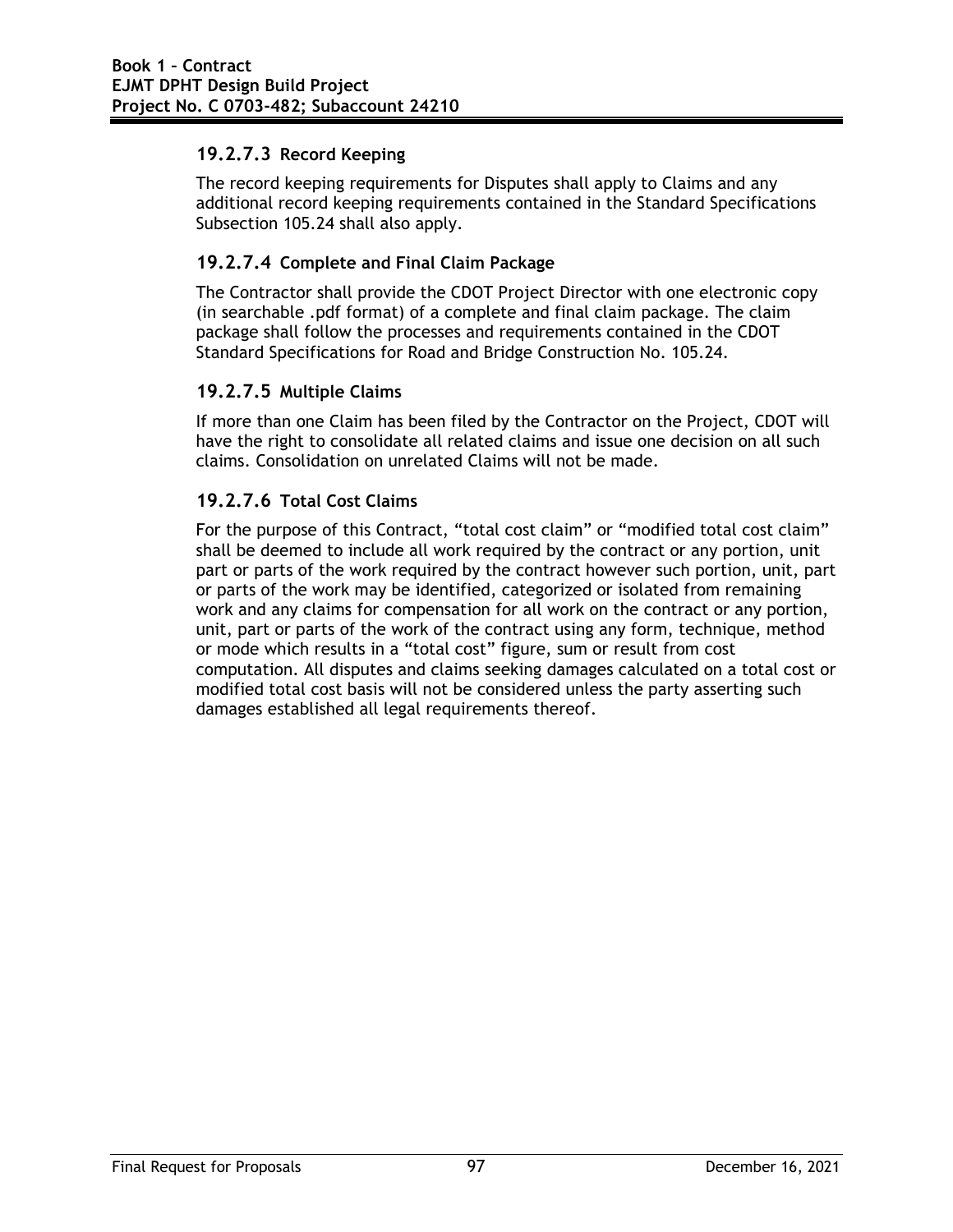### 19.2.7.3 Record Keeping

The record keeping requirements for Disputes shall apply to Claims and any additional record keeping requirements contained in the Standard Specifications Subsection 105.24 shall also apply.

### 19.2.7.4 Complete and Final Claim Package

The Contractor shall provide the CDOT Project Director with one electronic copy (in searchable .pdf format) of a complete and final claim package. The claim package shall follow the processes and requirements contained in the CDOT Standard Specifications for Road and Bridge Construction No. 105.24.

### 19.2.7.5 Multiple Claims

If more than one Claim has been filed by the Contractor on the Project, CDOT will have the right to consolidate all related claims and issue one decision on all such claims. Consolidation on unrelated Claims will not be made.

### 19.2.7.6 Total Cost Claims

For the purpose of this Contract, "total cost claim" or "modified total cost claim" shall be deemed to include all work required by the contract or any portion, unit part or parts of the work required by the contract however such portion, unit, part or parts of the work may be identified, categorized or isolated from remaining work and any claims for compensation for all work on the contract or any portion, unit, part or parts of the work of the contract using any form, technique, method or mode which results in a "total cost" figure, sum or result from cost computation. All disputes and claims seeking damages calculated on a total cost or modified total cost basis will not be considered unless the party asserting such damages established all legal requirements thereof.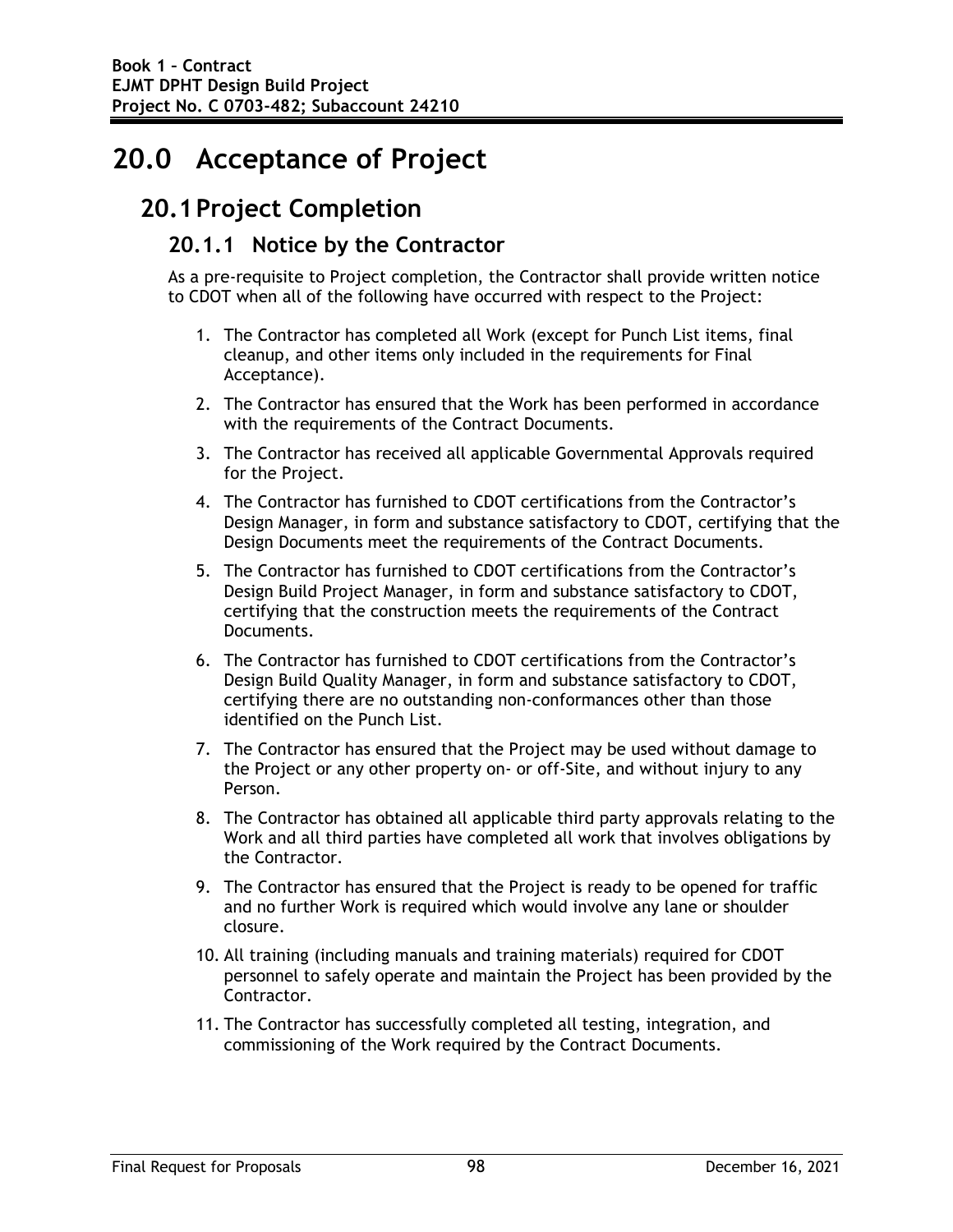# 20.0 Acceptance of Project

## 20.1 Project Completion

### 20.1.1 Notice by the Contractor

As a pre-requisite to Project completion, the Contractor shall provide written notice to CDOT when all of the following have occurred with respect to the Project:

1. The Contractor has completed all Work (except for Punch List items, final cleanup, and other items only included in the requirements for Final Acceptance).
2. The Contractor has ensured that the Work has been performed in accordance with the requirements of the Contract Documents.
3. The Contractor has received all applicable Governmental Approvals required for the Project.
4. The Contractor has furnished to CDOT certifications from the Contractor's Design Manager, in form and substance satisfactory to CDOT, certifying that the Design Documents meet the requirements of the Contract Documents.
5. The Contractor has furnished to CDOT certifications from the Contractor's Design Build Project Manager, in form and substance satisfactory to CDOT, certifying that the construction meets the requirements of the Contract Documents.
6. The Contractor has furnished to CDOT certifications from the Contractor's Design Build Quality Manager, in form and substance satisfactory to CDOT, certifying there are no outstanding non-conformances other than those identified on the Punch List.
7. The Contractor has ensured that the Project may be used without damage to the Project or any other property on- or off-Site, and without injury to any Person.
8. The Contractor has obtained all applicable third party approvals relating to the Work and all third parties have completed all work that involves obligations by the Contractor.
9. The Contractor has ensured that the Project is ready to be opened for traffic and no further Work is required which would involve any lane or shoulder closure.
10. All training (including manuals and training materials) required for CDOT personnel to safely operate and maintain the Project has been provided by the Contractor.
11. The Contractor has successfully completed all testing, integration, and commissioning of the Work required by the Contract Documents.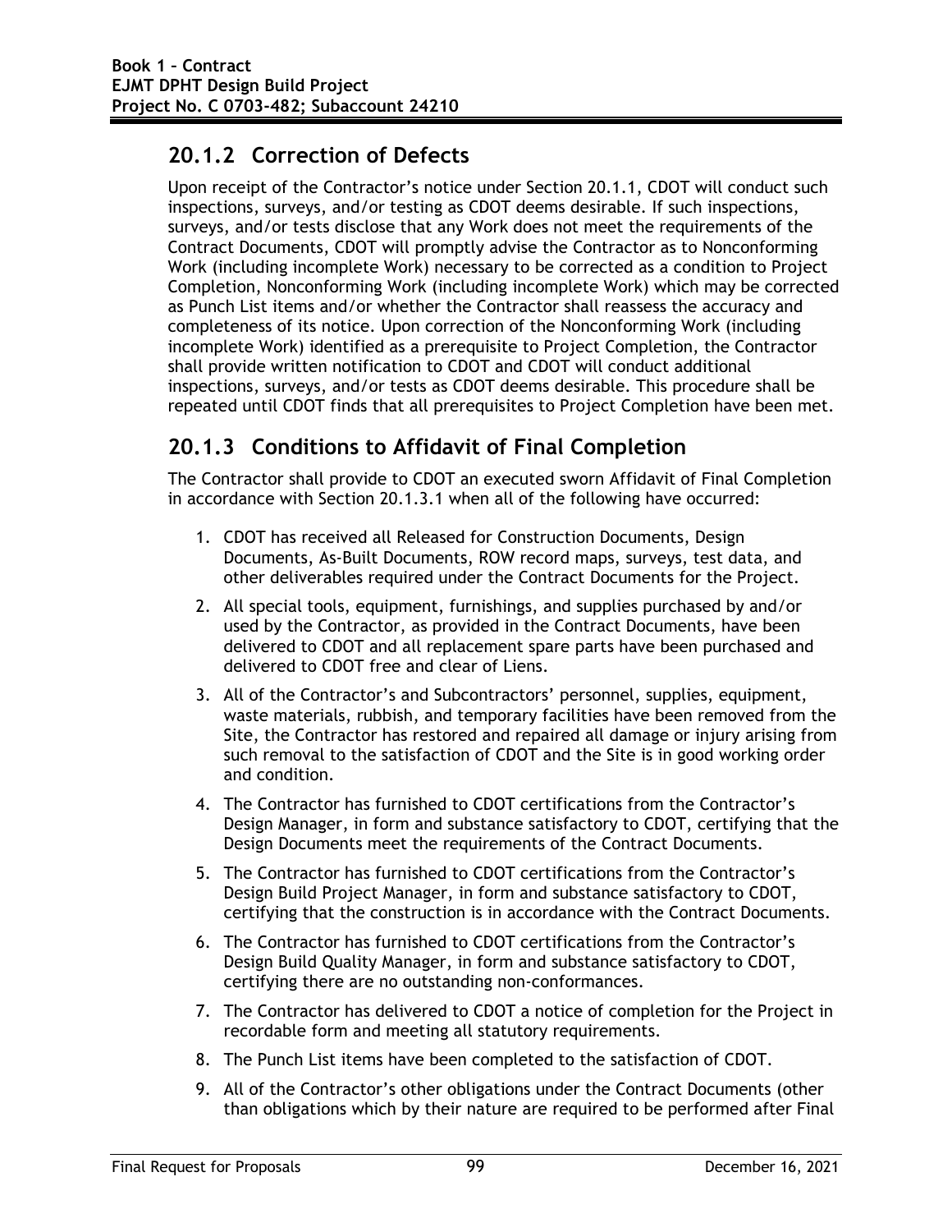## 20.1.2 Correction of Defects

Upon receipt of the Contractor's notice under Section 20.1.1, CDOT will conduct such inspections, surveys, and/or testing as CDOT deems desirable. If such inspections, surveys, and/or tests disclose that any Work does not meet the requirements of the Contract Documents, CDOT will promptly advise the Contractor as to Nonconforming Work (including incomplete Work) necessary to be corrected as a condition to Project Completion, Nonconforming Work (including incomplete Work) which may be corrected as Punch List items and/or whether the Contractor shall reassess the accuracy and completeness of its notice. Upon correction of the Nonconforming Work (including incomplete Work) identified as a prerequisite to Project Completion, the Contractor shall provide written notification to CDOT and CDOT will conduct additional inspections, surveys, and/or tests as CDOT deems desirable. This procedure shall be repeated until CDOT finds that all prerequisites to Project Completion have been met.

## 20.1.3 Conditions to Affidavit of Final Completion

The Contractor shall provide to CDOT an executed sworn Affidavit of Final Completion in accordance with Section 20.1.3.1 when all of the following have occurred:

1. CDOT has received all Released for Construction Documents, Design Documents, As-Built Documents, ROW record maps, surveys, test data, and other deliverables required under the Contract Documents for the Project.
2. All special tools, equipment, furnishings, and supplies purchased by and/or used by the Contractor, as provided in the Contract Documents, have been delivered to CDOT and all replacement spare parts have been purchased and delivered to CDOT free and clear of Liens.
3. All of the Contractor's and Subcontractors' personnel, supplies, equipment, waste materials, rubbish, and temporary facilities have been removed from the Site, the Contractor has restored and repaired all damage or injury arising from such removal to the satisfaction of CDOT and the Site is in good working order and condition.
4. The Contractor has furnished to CDOT certifications from the Contractor's Design Manager, in form and substance satisfactory to CDOT, certifying that the Design Documents meet the requirements of the Contract Documents.
5. The Contractor has furnished to CDOT certifications from the Contractor's Design Build Project Manager, in form and substance satisfactory to CDOT, certifying that the construction is in accordance with the Contract Documents.
6. The Contractor has furnished to CDOT certifications from the Contractor's Design Build Quality Manager, in form and substance satisfactory to CDOT, certifying there are no outstanding non-conformances.
7. The Contractor has delivered to CDOT a notice of completion for the Project in recordable form and meeting all statutory requirements.
8. The Punch List items have been completed to the satisfaction of CDOT.
9. All of the Contractor's other obligations under the Contract Documents (other than obligations which by their nature are required to be performed after Final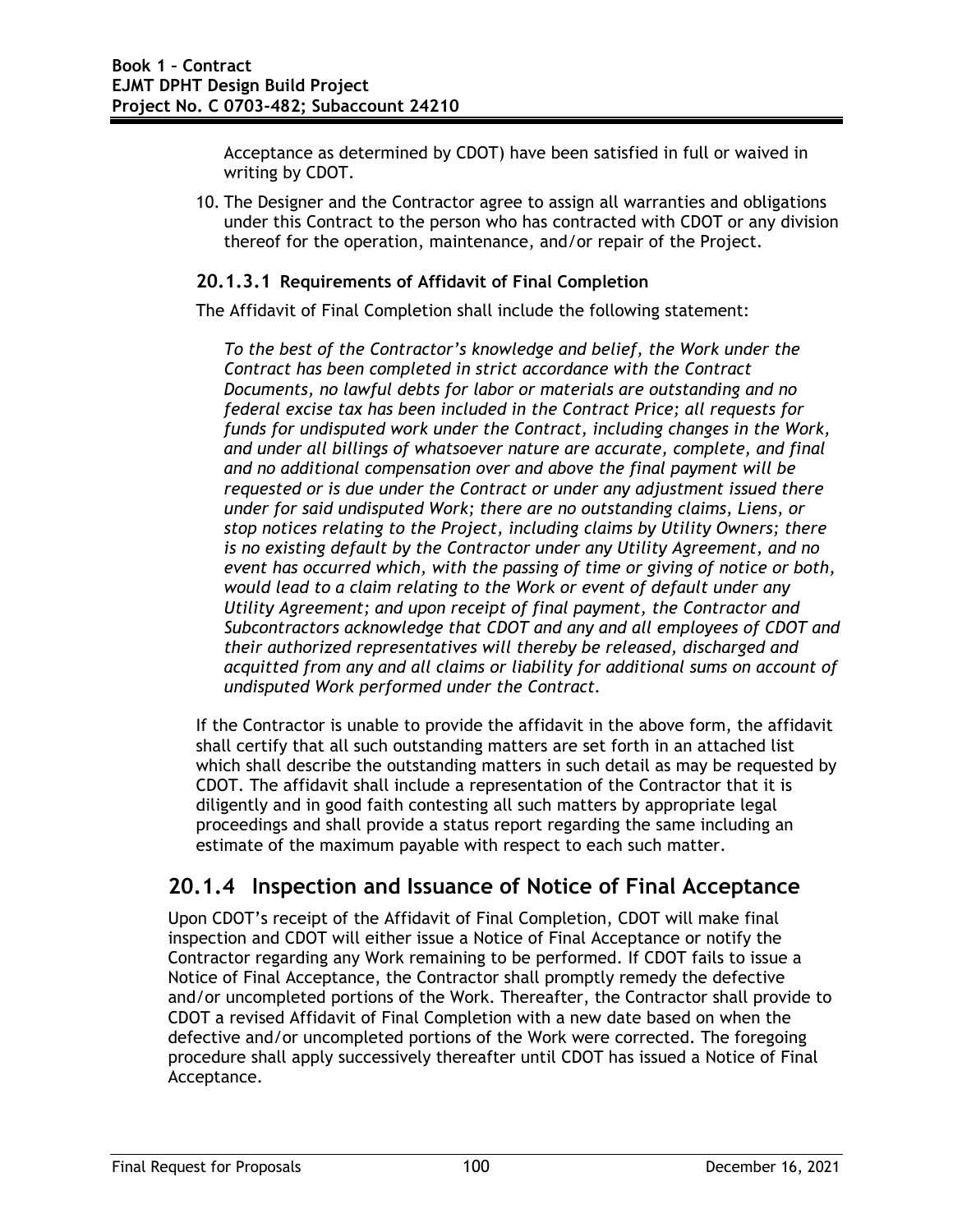Acceptance as determined by CDOT) have been satisfied in full or waived in writing by CDOT.

10. The Designer and the Contractor agree to assign all warranties and obligations under this Contract to the person who has contracted with CDOT or any division thereof for the operation, maintenance, and/or repair of the Project.

### 20.1.3.1 Requirements of Affidavit of Final Completion

The Affidavit of Final Completion shall include the following statement:

*To the best of the Contractor's knowledge and belief, the Work under the Contract has been completed in strict accordance with the Contract Documents, no lawful debts for labor or materials are outstanding and no federal excise tax has been included in the Contract Price; all requests for funds for undisputed work under the Contract, including changes in the Work, and under all billings of whatsoever nature are accurate, complete, and final and no additional compensation over and above the final payment will be requested or is due under the Contract or under any adjustment issued there under for said undisputed Work; there are no outstanding claims, Liens, or stop notices relating to the Project, including claims by Utility Owners; there is no existing default by the Contractor under any Utility Agreement, and no event has occurred which, with the passing of time or giving of notice or both, would lead to a claim relating to the Work or event of default under any Utility Agreement; and upon receipt of final payment, the Contractor and Subcontractors acknowledge that CDOT and any and all employees of CDOT and their authorized representatives will thereby be released, discharged and acquitted from any and all claims or liability for additional sums on account of undisputed Work performed under the Contract.*

If the Contractor is unable to provide the affidavit in the above form, the affidavit shall certify that all such outstanding matters are set forth in an attached list which shall describe the outstanding matters in such detail as may be requested by CDOT. The affidavit shall include a representation of the Contractor that it is diligently and in good faith contesting all such matters by appropriate legal proceedings and shall provide a status report regarding the same including an estimate of the maximum payable with respect to each such matter.

## 20.1.4 Inspection and Issuance of Notice of Final Acceptance

Upon CDOT's receipt of the Affidavit of Final Completion, CDOT will make final inspection and CDOT will either issue a Notice of Final Acceptance or notify the Contractor regarding any Work remaining to be performed. If CDOT fails to issue a Notice of Final Acceptance, the Contractor shall promptly remedy the defective and/or uncompleted portions of the Work. Thereafter, the Contractor shall provide to CDOT a revised Affidavit of Final Completion with a new date based on when the defective and/or uncompleted portions of the Work were corrected. The foregoing procedure shall apply successively thereafter until CDOT has issued a Notice of Final Acceptance.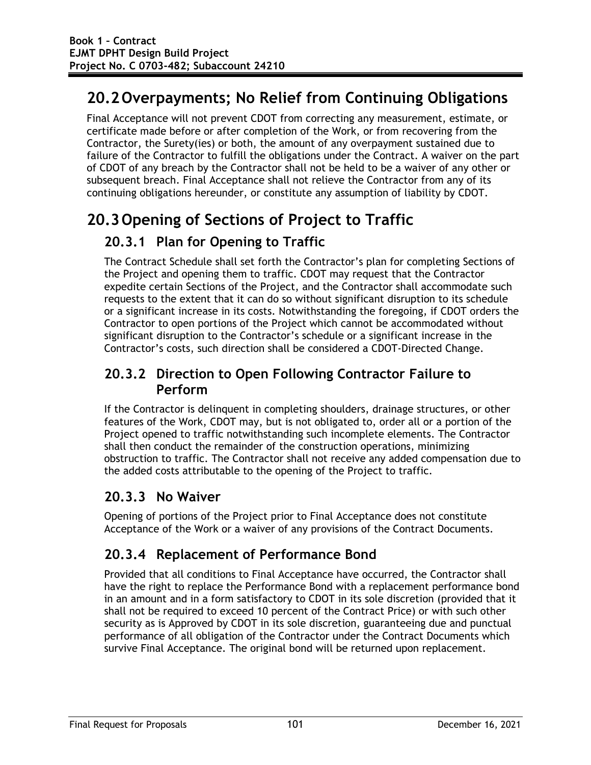## 20.2 Overpayments; No Relief from Continuing Obligations

Final Acceptance will not prevent CDOT from correcting any measurement, estimate, or certificate made before or after completion of the Work, or from recovering from the Contractor, the Surety(ies) or both, the amount of any overpayment sustained due to failure of the Contractor to fulfill the obligations under the Contract. A waiver on the part of CDOT of any breach by the Contractor shall not be held to be a waiver of any other or subsequent breach. Final Acceptance shall not relieve the Contractor from any of its continuing obligations hereunder, or constitute any assumption of liability by CDOT.

## 20.3 Opening of Sections of Project to Traffic

### 20.3.1 Plan for Opening to Traffic

The Contract Schedule shall set forth the Contractor's plan for completing Sections of the Project and opening them to traffic. CDOT may request that the Contractor expedite certain Sections of the Project, and the Contractor shall accommodate such requests to the extent that it can do so without significant disruption to its schedule or a significant increase in its costs. Notwithstanding the foregoing, if CDOT orders the Contractor to open portions of the Project which cannot be accommodated without significant disruption to the Contractor's schedule or a significant increase in the Contractor's costs, such direction shall be considered a CDOT-Directed Change.

### 20.3.2 Direction to Open Following Contractor Failure to Perform

If the Contractor is delinquent in completing shoulders, drainage structures, or other features of the Work, CDOT may, but is not obligated to, order all or a portion of the Project opened to traffic notwithstanding such incomplete elements. The Contractor shall then conduct the remainder of the construction operations, minimizing obstruction to traffic. The Contractor shall not receive any added compensation due to the added costs attributable to the opening of the Project to traffic.

### 20.3.3 No Waiver

Opening of portions of the Project prior to Final Acceptance does not constitute Acceptance of the Work or a waiver of any provisions of the Contract Documents.

### 20.3.4 Replacement of Performance Bond

Provided that all conditions to Final Acceptance have occurred, the Contractor shall have the right to replace the Performance Bond with a replacement performance bond in an amount and in a form satisfactory to CDOT in its sole discretion (provided that it shall not be required to exceed 10 percent of the Contract Price) or with such other security as is Approved by CDOT in its sole discretion, guaranteeing due and punctual performance of all obligation of the Contractor under the Contract Documents which survive Final Acceptance. The original bond will be returned upon replacement.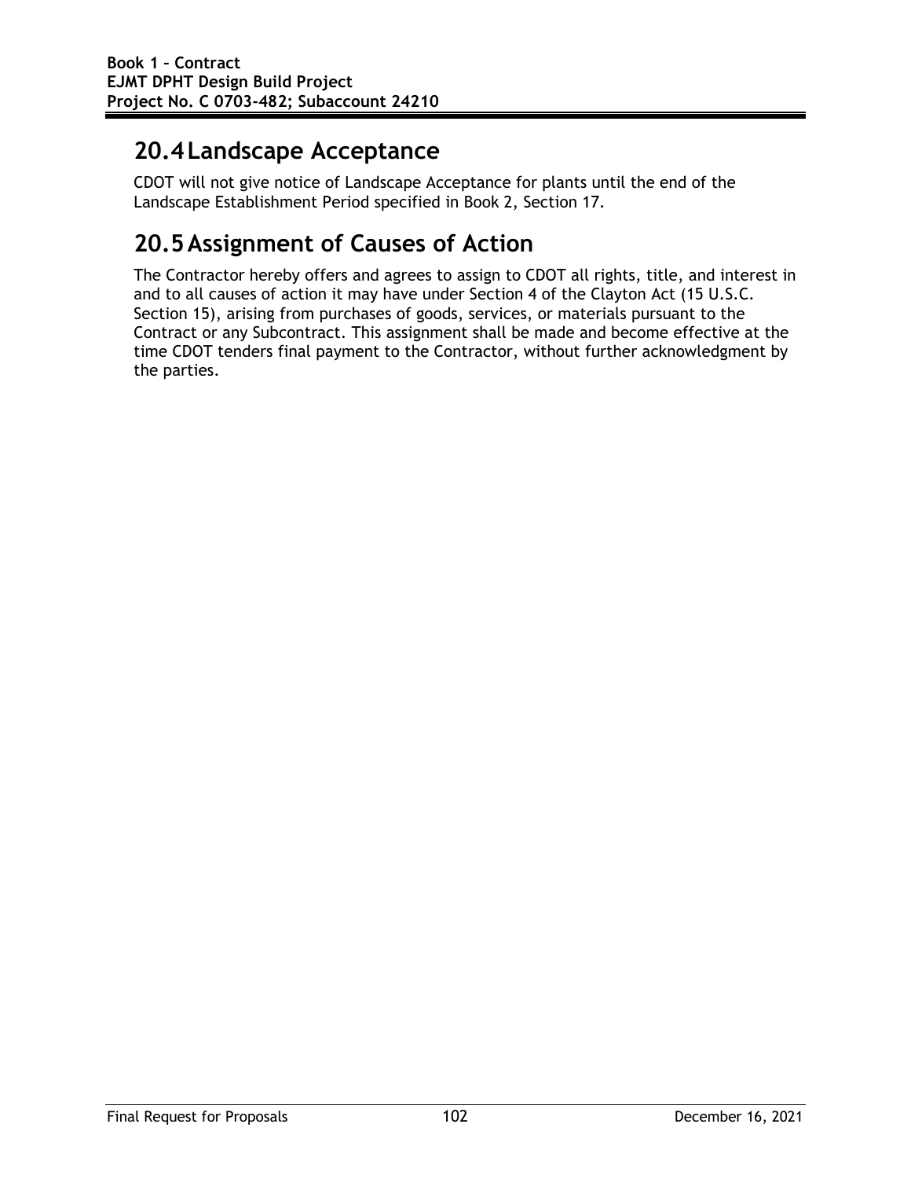## 20.4 Landscape Acceptance

CDOT will not give notice of Landscape Acceptance for plants until the end of the Landscape Establishment Period specified in Book 2, Section 17.

## 20.5 Assignment of Causes of Action

The Contractor hereby offers and agrees to assign to CDOT all rights, title, and interest in and to all causes of action it may have under Section 4 of the Clayton Act (15 U.S.C. Section 15), arising from purchases of goods, services, or materials pursuant to the Contract or any Subcontract. This assignment shall be made and become effective at the time CDOT tenders final payment to the Contractor, without further acknowledgment by the parties.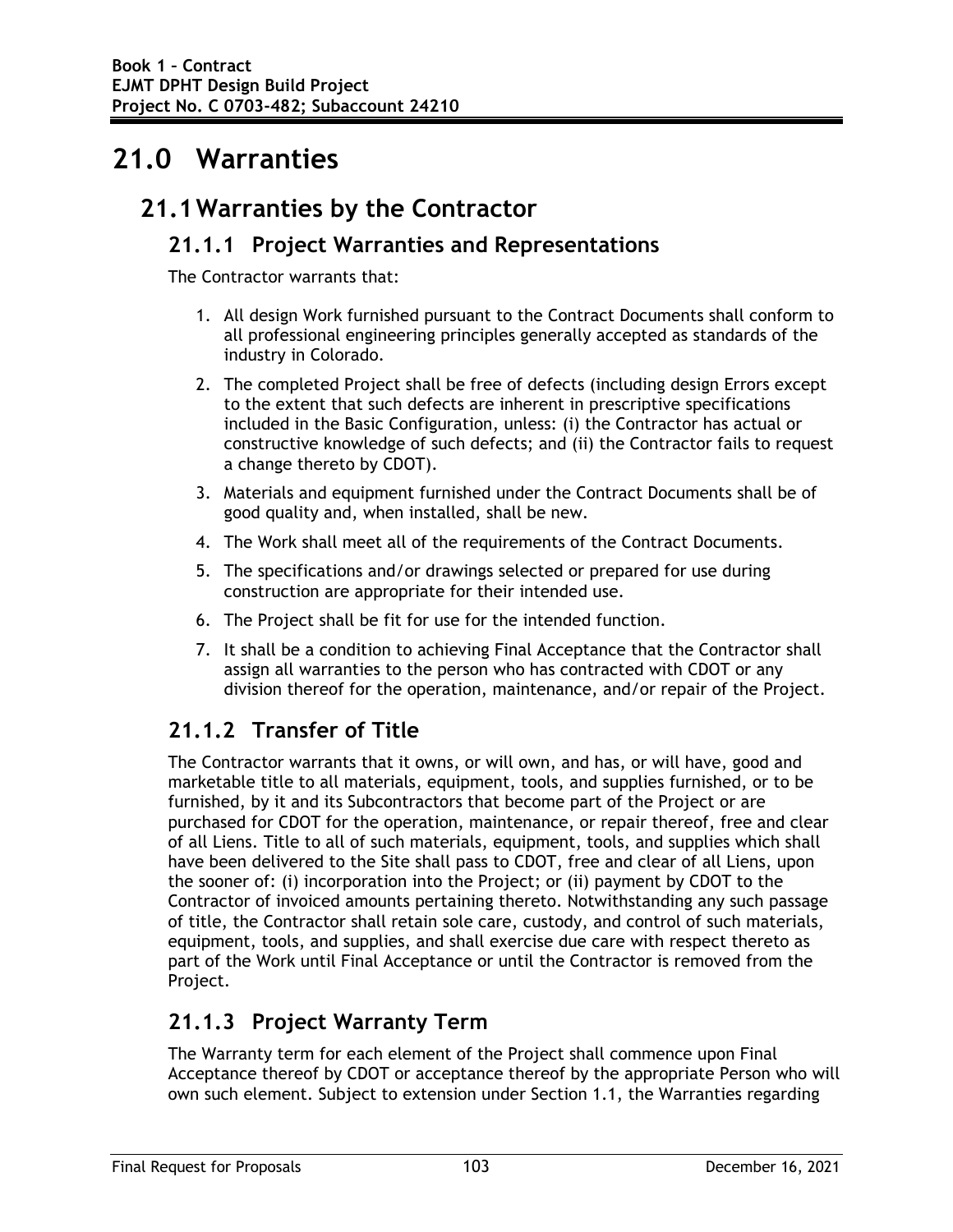# 21.0 Warranties

## 21.1 Warranties by the Contractor

### 21.1.1 Project Warranties and Representations

The Contractor warrants that:

1. All design Work furnished pursuant to the Contract Documents shall conform to all professional engineering principles generally accepted as standards of the industry in Colorado.
2. The completed Project shall be free of defects (including design Errors except to the extent that such defects are inherent in prescriptive specifications included in the Basic Configuration, unless: (i) the Contractor has actual or constructive knowledge of such defects; and (ii) the Contractor fails to request a change thereto by CDOT).
3. Materials and equipment furnished under the Contract Documents shall be of good quality and, when installed, shall be new.
4. The Work shall meet all of the requirements of the Contract Documents.
5. The specifications and/or drawings selected or prepared for use during construction are appropriate for their intended use.
6. The Project shall be fit for use for the intended function.
7. It shall be a condition to achieving Final Acceptance that the Contractor shall assign all warranties to the person who has contracted with CDOT or any division thereof for the operation, maintenance, and/or repair of the Project.

### 21.1.2 Transfer of Title

The Contractor warrants that it owns, or will own, and has, or will have, good and marketable title to all materials, equipment, tools, and supplies furnished, or to be furnished, by it and its Subcontractors that become part of the Project or are purchased for CDOT for the operation, maintenance, or repair thereof, free and clear of all Liens. Title to all of such materials, equipment, tools, and supplies which shall have been delivered to the Site shall pass to CDOT, free and clear of all Liens, upon the sooner of: (i) incorporation into the Project; or (ii) payment by CDOT to the Contractor of invoiced amounts pertaining thereto. Notwithstanding any such passage of title, the Contractor shall retain sole care, custody, and control of such materials, equipment, tools, and supplies, and shall exercise due care with respect thereto as part of the Work until Final Acceptance or until the Contractor is removed from the Project.

### 21.1.3 Project Warranty Term

The Warranty term for each element of the Project shall commence upon Final Acceptance thereof by CDOT or acceptance thereof by the appropriate Person who will own such element. Subject to extension under Section 1.1, the Warranties regarding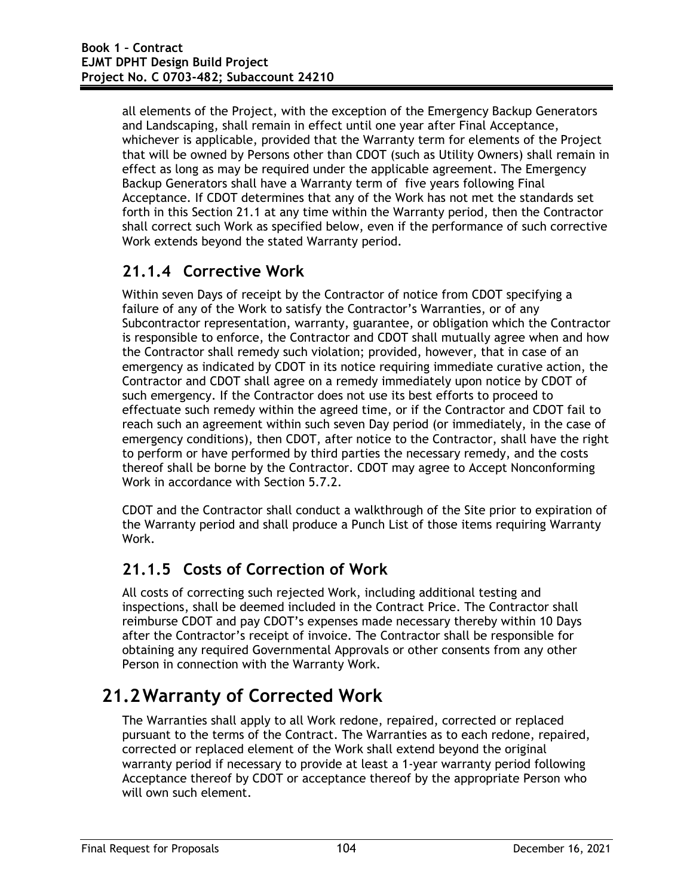all elements of the Project, with the exception of the Emergency Backup Generators and Landscaping, shall remain in effect until one year after Final Acceptance, whichever is applicable, provided that the Warranty term for elements of the Project that will be owned by Persons other than CDOT (such as Utility Owners) shall remain in effect as long as may be required under the applicable agreement. The Emergency Backup Generators shall have a Warranty term of five years following Final Acceptance. If CDOT determines that any of the Work has not met the standards set forth in this Section 21.1 at any time within the Warranty period, then the Contractor shall correct such Work as specified below, even if the performance of such corrective Work extends beyond the stated Warranty period.

### 21.1.4 Corrective Work

Within seven Days of receipt by the Contractor of notice from CDOT specifying a failure of any of the Work to satisfy the Contractor's Warranties, or of any Subcontractor representation, warranty, guarantee, or obligation which the Contractor is responsible to enforce, the Contractor and CDOT shall mutually agree when and how the Contractor shall remedy such violation; provided, however, that in case of an emergency as indicated by CDOT in its notice requiring immediate curative action, the Contractor and CDOT shall agree on a remedy immediately upon notice by CDOT of such emergency. If the Contractor does not use its best efforts to proceed to effectuate such remedy within the agreed time, or if the Contractor and CDOT fail to reach such an agreement within such seven Day period (or immediately, in the case of emergency conditions), then CDOT, after notice to the Contractor, shall have the right to perform or have performed by third parties the necessary remedy, and the costs thereof shall be borne by the Contractor. CDOT may agree to Accept Nonconforming Work in accordance with Section 5.7.2.

CDOT and the Contractor shall conduct a walkthrough of the Site prior to expiration of the Warranty period and shall produce a Punch List of those items requiring Warranty Work.

### 21.1.5 Costs of Correction of Work

All costs of correcting such rejected Work, including additional testing and inspections, shall be deemed included in the Contract Price. The Contractor shall reimburse CDOT and pay CDOT's expenses made necessary thereby within 10 Days after the Contractor's receipt of invoice. The Contractor shall be responsible for obtaining any required Governmental Approvals or other consents from any other Person in connection with the Warranty Work.

## 21.2 Warranty of Corrected Work

The Warranties shall apply to all Work redone, repaired, corrected or replaced pursuant to the terms of the Contract. The Warranties as to each redone, repaired, corrected or replaced element of the Work shall extend beyond the original warranty period if necessary to provide at least a 1-year warranty period following Acceptance thereof by CDOT or acceptance thereof by the appropriate Person who will own such element.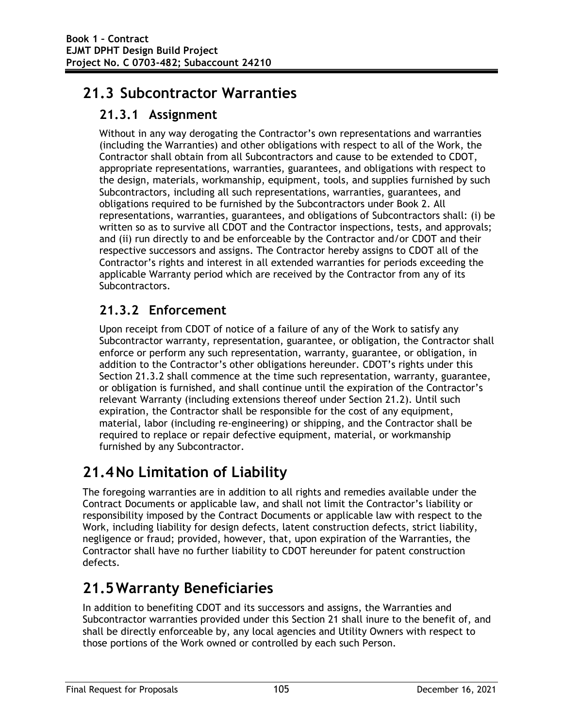## 21.3 Subcontractor Warranties

### 21.3.1 Assignment

Without in any way derogating the Contractor's own representations and warranties (including the Warranties) and other obligations with respect to all of the Work, the Contractor shall obtain from all Subcontractors and cause to be extended to CDOT, appropriate representations, warranties, guarantees, and obligations with respect to the design, materials, workmanship, equipment, tools, and supplies furnished by such Subcontractors, including all such representations, warranties, guarantees, and obligations required to be furnished by the Subcontractors under Book 2. All representations, warranties, guarantees, and obligations of Subcontractors shall: (i) be written so as to survive all CDOT and the Contractor inspections, tests, and approvals; and (ii) run directly to and be enforceable by the Contractor and/or CDOT and their respective successors and assigns. The Contractor hereby assigns to CDOT all of the Contractor's rights and interest in all extended warranties for periods exceeding the applicable Warranty period which are received by the Contractor from any of its Subcontractors.

### 21.3.2 Enforcement

Upon receipt from CDOT of notice of a failure of any of the Work to satisfy any Subcontractor warranty, representation, guarantee, or obligation, the Contractor shall enforce or perform any such representation, warranty, guarantee, or obligation, in addition to the Contractor's other obligations hereunder. CDOT's rights under this Section 21.3.2 shall commence at the time such representation, warranty, guarantee, or obligation is furnished, and shall continue until the expiration of the Contractor's relevant Warranty (including extensions thereof under Section 21.2). Until such expiration, the Contractor shall be responsible for the cost of any equipment, material, labor (including re-engineering) or shipping, and the Contractor shall be required to replace or repair defective equipment, material, or workmanship furnished by any Subcontractor.

## 21.4 No Limitation of Liability

The foregoing warranties are in addition to all rights and remedies available under the Contract Documents or applicable law, and shall not limit the Contractor's liability or responsibility imposed by the Contract Documents or applicable law with respect to the Work, including liability for design defects, latent construction defects, strict liability, negligence or fraud; provided, however, that, upon expiration of the Warranties, the Contractor shall have no further liability to CDOT hereunder for patent construction defects.

## 21.5 Warranty Beneficiaries

In addition to benefiting CDOT and its successors and assigns, the Warranties and Subcontractor warranties provided under this Section 21 shall inure to the benefit of, and shall be directly enforceable by, any local agencies and Utility Owners with respect to those portions of the Work owned or controlled by each such Person.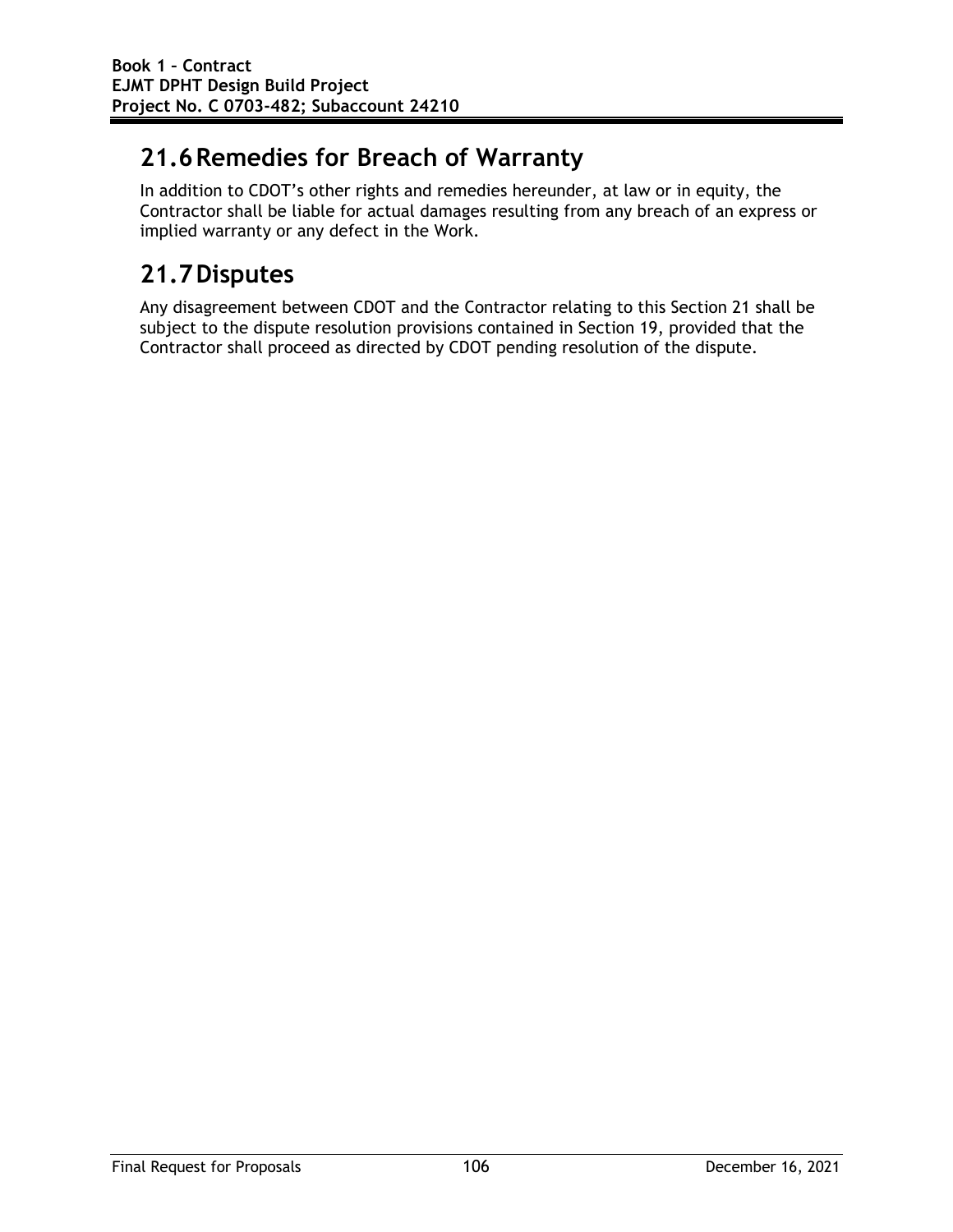## 21.6 Remedies for Breach of Warranty

In addition to CDOT's other rights and remedies hereunder, at law or in equity, the Contractor shall be liable for actual damages resulting from any breach of an express or implied warranty or any defect in the Work.

## 21.7 Disputes

Any disagreement between CDOT and the Contractor relating to this Section 21 shall be subject to the dispute resolution provisions contained in Section 19, provided that the Contractor shall proceed as directed by CDOT pending resolution of the dispute.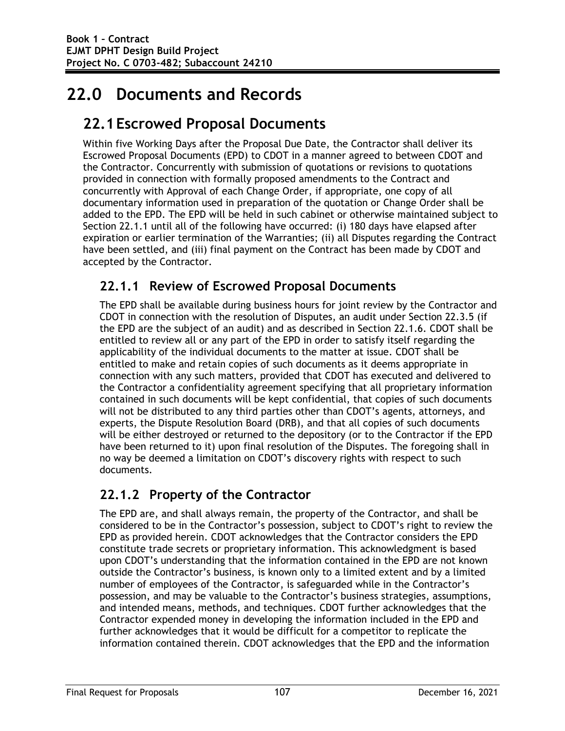# 22.0 Documents and Records

## 22.1 Escrowed Proposal Documents

Within five Working Days after the Proposal Due Date, the Contractor shall deliver its Escrowed Proposal Documents (EPD) to CDOT in a manner agreed to between CDOT and the Contractor. Concurrently with submission of quotations or revisions to quotations provided in connection with formally proposed amendments to the Contract and concurrently with Approval of each Change Order, if appropriate, one copy of all documentary information used in preparation of the quotation or Change Order shall be added to the EPD. The EPD will be held in such cabinet or otherwise maintained subject to Section 22.1.1 until all of the following have occurred: (i) 180 days have elapsed after expiration or earlier termination of the Warranties; (ii) all Disputes regarding the Contract have been settled, and (iii) final payment on the Contract has been made by CDOT and accepted by the Contractor.

### 22.1.1 Review of Escrowed Proposal Documents

The EPD shall be available during business hours for joint review by the Contractor and CDOT in connection with the resolution of Disputes, an audit under Section 22.3.5 (if the EPD are the subject of an audit) and as described in Section 22.1.6. CDOT shall be entitled to review all or any part of the EPD in order to satisfy itself regarding the applicability of the individual documents to the matter at issue. CDOT shall be entitled to make and retain copies of such documents as it deems appropriate in connection with any such matters, provided that CDOT has executed and delivered to the Contractor a confidentiality agreement specifying that all proprietary information contained in such documents will be kept confidential, that copies of such documents will not be distributed to any third parties other than CDOT's agents, attorneys, and experts, the Dispute Resolution Board (DRB), and that all copies of such documents will be either destroyed or returned to the depository (or to the Contractor if the EPD have been returned to it) upon final resolution of the Disputes. The foregoing shall in no way be deemed a limitation on CDOT's discovery rights with respect to such documents.

### 22.1.2 Property of the Contractor

The EPD are, and shall always remain, the property of the Contractor, and shall be considered to be in the Contractor's possession, subject to CDOT's right to review the EPD as provided herein. CDOT acknowledges that the Contractor considers the EPD constitute trade secrets or proprietary information. This acknowledgment is based upon CDOT's understanding that the information contained in the EPD are not known outside the Contractor's business, is known only to a limited extent and by a limited number of employees of the Contractor, is safeguarded while in the Contractor's possession, and may be valuable to the Contractor's business strategies, assumptions, and intended means, methods, and techniques. CDOT further acknowledges that the Contractor expended money in developing the information included in the EPD and further acknowledges that it would be difficult for a competitor to replicate the information contained therein. CDOT acknowledges that the EPD and the information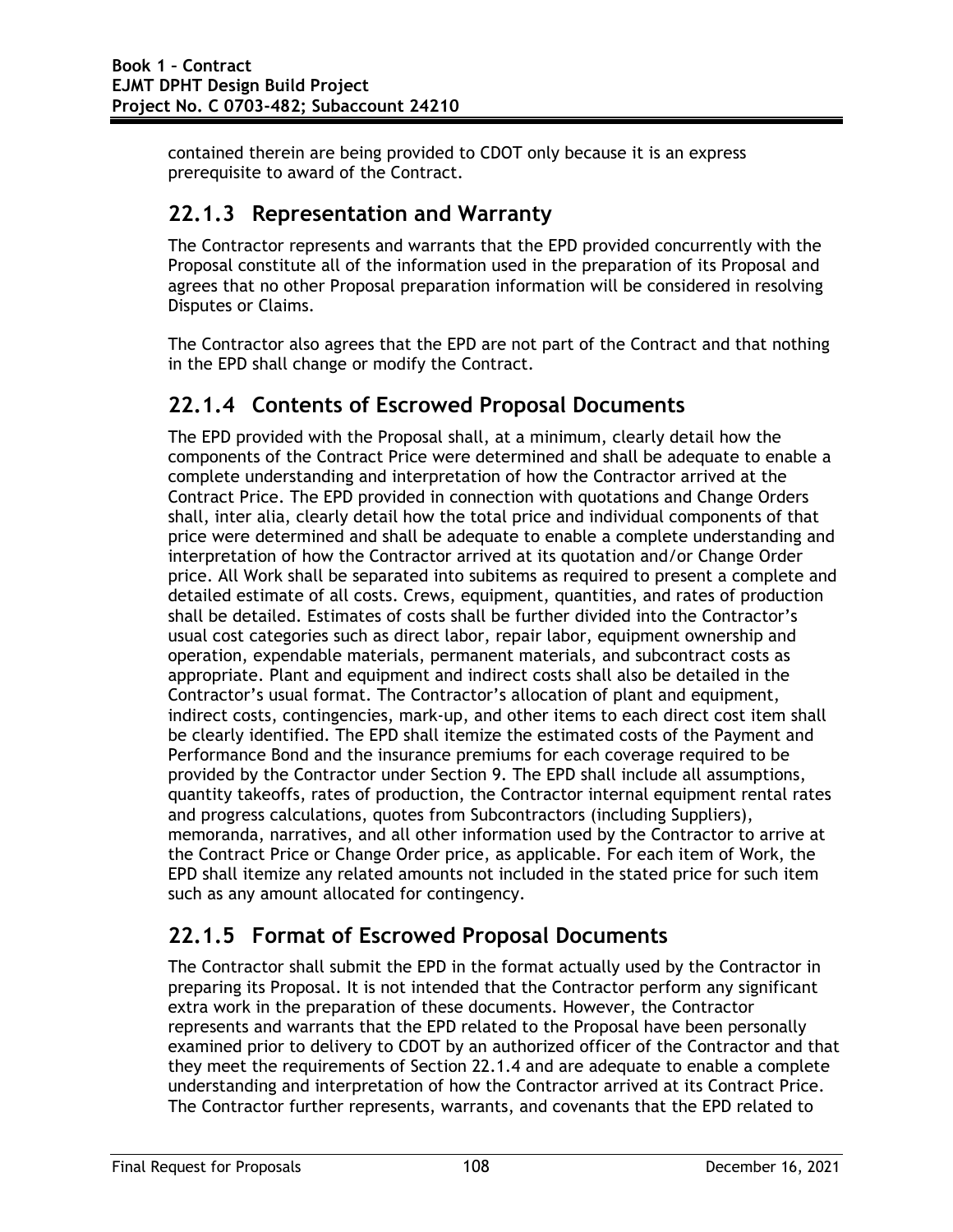contained therein are being provided to CDOT only because it is an express prerequisite to award of the Contract.

## 22.1.3 Representation and Warranty

The Contractor represents and warrants that the EPD provided concurrently with the Proposal constitute all of the information used in the preparation of its Proposal and agrees that no other Proposal preparation information will be considered in resolving Disputes or Claims.

The Contractor also agrees that the EPD are not part of the Contract and that nothing in the EPD shall change or modify the Contract.

## 22.1.4 Contents of Escrowed Proposal Documents

The EPD provided with the Proposal shall, at a minimum, clearly detail how the components of the Contract Price were determined and shall be adequate to enable a complete understanding and interpretation of how the Contractor arrived at the Contract Price. The EPD provided in connection with quotations and Change Orders shall, inter alia, clearly detail how the total price and individual components of that price were determined and shall be adequate to enable a complete understanding and interpretation of how the Contractor arrived at its quotation and/or Change Order price. All Work shall be separated into subitems as required to present a complete and detailed estimate of all costs. Crews, equipment, quantities, and rates of production shall be detailed. Estimates of costs shall be further divided into the Contractor's usual cost categories such as direct labor, repair labor, equipment ownership and operation, expendable materials, permanent materials, and subcontract costs as appropriate. Plant and equipment and indirect costs shall also be detailed in the Contractor's usual format. The Contractor's allocation of plant and equipment, indirect costs, contingencies, mark-up, and other items to each direct cost item shall be clearly identified. The EPD shall itemize the estimated costs of the Payment and Performance Bond and the insurance premiums for each coverage required to be provided by the Contractor under Section 9. The EPD shall include all assumptions, quantity takeoffs, rates of production, the Contractor internal equipment rental rates and progress calculations, quotes from Subcontractors (including Suppliers), memoranda, narratives, and all other information used by the Contractor to arrive at the Contract Price or Change Order price, as applicable. For each item of Work, the EPD shall itemize any related amounts not included in the stated price for such item such as any amount allocated for contingency.

## 22.1.5 Format of Escrowed Proposal Documents

The Contractor shall submit the EPD in the format actually used by the Contractor in preparing its Proposal. It is not intended that the Contractor perform any significant extra work in the preparation of these documents. However, the Contractor represents and warrants that the EPD related to the Proposal have been personally examined prior to delivery to CDOT by an authorized officer of the Contractor and that they meet the requirements of Section 22.1.4 and are adequate to enable a complete understanding and interpretation of how the Contractor arrived at its Contract Price. The Contractor further represents, warrants, and covenants that the EPD related to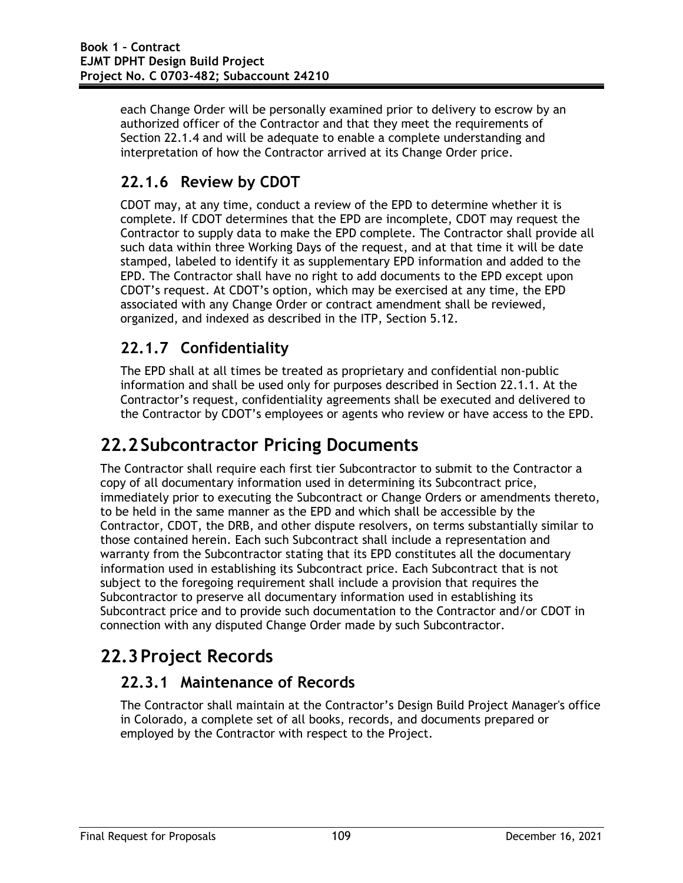each Change Order will be personally examined prior to delivery to escrow by an authorized officer of the Contractor and that they meet the requirements of Section 22.1.4 and will be adequate to enable a complete understanding and interpretation of how the Contractor arrived at its Change Order price.

### 22.1.6 Review by CDOT

CDOT may, at any time, conduct a review of the EPD to determine whether it is complete. If CDOT determines that the EPD are incomplete, CDOT may request the Contractor to supply data to make the EPD complete. The Contractor shall provide all such data within three Working Days of the request, and at that time it will be date stamped, labeled to identify it as supplementary EPD information and added to the EPD. The Contractor shall have no right to add documents to the EPD except upon CDOT's request. At CDOT's option, which may be exercised at any time, the EPD associated with any Change Order or contract amendment shall be reviewed, organized, and indexed as described in the ITP, Section 5.12.

### 22.1.7 Confidentiality

The EPD shall at all times be treated as proprietary and confidential non-public information and shall be used only for purposes described in Section 22.1.1. At the Contractor's request, confidentiality agreements shall be executed and delivered to the Contractor by CDOT's employees or agents who review or have access to the EPD.

## 22.2 Subcontractor Pricing Documents

The Contractor shall require each first tier Subcontractor to submit to the Contractor a copy of all documentary information used in determining its Subcontract price, immediately prior to executing the Subcontract or Change Orders or amendments thereto, to be held in the same manner as the EPD and which shall be accessible by the Contractor, CDOT, the DRB, and other dispute resolvers, on terms substantially similar to those contained herein. Each such Subcontract shall include a representation and warranty from the Subcontractor stating that its EPD constitutes all the documentary information used in establishing its Subcontract price. Each Subcontract that is not subject to the foregoing requirement shall include a provision that requires the Subcontractor to preserve all documentary information used in establishing its Subcontract price and to provide such documentation to the Contractor and/or CDOT in connection with any disputed Change Order made by such Subcontractor.

## 22.3 Project Records

### 22.3.1 Maintenance of Records

The Contractor shall maintain at the Contractor's Design Build Project Manager's office in Colorado, a complete set of all books, records, and documents prepared or employed by the Contractor with respect to the Project.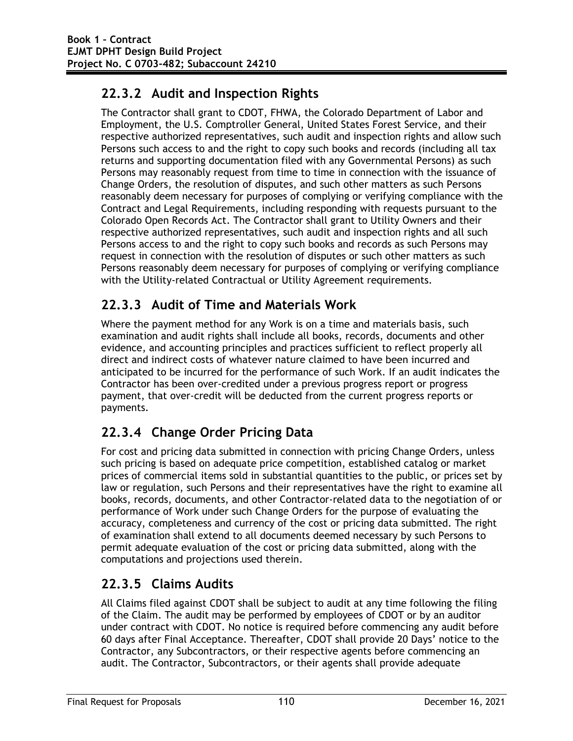## 22.3.2 Audit and Inspection Rights

The Contractor shall grant to CDOT, FHWA, the Colorado Department of Labor and Employment, the U.S. Comptroller General, United States Forest Service, and their respective authorized representatives, such audit and inspection rights and allow such Persons such access to and the right to copy such books and records (including all tax returns and supporting documentation filed with any Governmental Persons) as such Persons may reasonably request from time to time in connection with the issuance of Change Orders, the resolution of disputes, and such other matters as such Persons reasonably deem necessary for purposes of complying or verifying compliance with the Contract and Legal Requirements, including responding with requests pursuant to the Colorado Open Records Act. The Contractor shall grant to Utility Owners and their respective authorized representatives, such audit and inspection rights and all such Persons access to and the right to copy such books and records as such Persons may request in connection with the resolution of disputes or such other matters as such Persons reasonably deem necessary for purposes of complying or verifying compliance with the Utility-related Contractual or Utility Agreement requirements.

## 22.3.3 Audit of Time and Materials Work

Where the payment method for any Work is on a time and materials basis, such examination and audit rights shall include all books, records, documents and other evidence, and accounting principles and practices sufficient to reflect properly all direct and indirect costs of whatever nature claimed to have been incurred and anticipated to be incurred for the performance of such Work. If an audit indicates the Contractor has been over-credited under a previous progress report or progress payment, that over-credit will be deducted from the current progress reports or payments.

## 22.3.4 Change Order Pricing Data

For cost and pricing data submitted in connection with pricing Change Orders, unless such pricing is based on adequate price competition, established catalog or market prices of commercial items sold in substantial quantities to the public, or prices set by law or regulation, such Persons and their representatives have the right to examine all books, records, documents, and other Contractor-related data to the negotiation of or performance of Work under such Change Orders for the purpose of evaluating the accuracy, completeness and currency of the cost or pricing data submitted. The right of examination shall extend to all documents deemed necessary by such Persons to permit adequate evaluation of the cost or pricing data submitted, along with the computations and projections used therein.

## 22.3.5 Claims Audits

All Claims filed against CDOT shall be subject to audit at any time following the filing of the Claim. The audit may be performed by employees of CDOT or by an auditor under contract with CDOT. No notice is required before commencing any audit before 60 days after Final Acceptance. Thereafter, CDOT shall provide 20 Days' notice to the Contractor, any Subcontractors, or their respective agents before commencing an audit. The Contractor, Subcontractors, or their agents shall provide adequate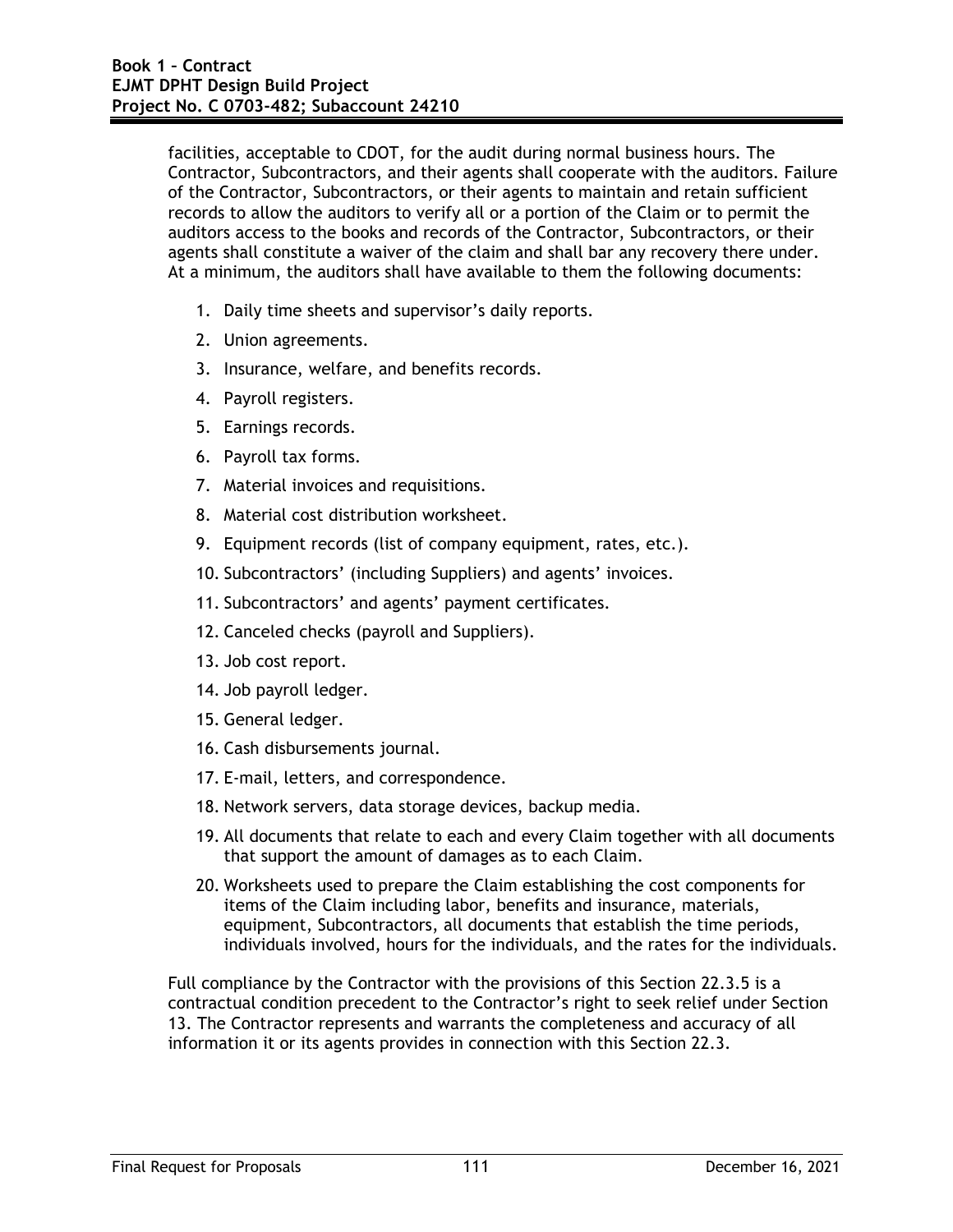facilities, acceptable to CDOT, for the audit during normal business hours. The Contractor, Subcontractors, and their agents shall cooperate with the auditors. Failure of the Contractor, Subcontractors, or their agents to maintain and retain sufficient records to allow the auditors to verify all or a portion of the Claim or to permit the auditors access to the books and records of the Contractor, Subcontractors, or their agents shall constitute a waiver of the claim and shall bar any recovery there under. At a minimum, the auditors shall have available to them the following documents:

1. Daily time sheets and supervisor's daily reports.
2. Union agreements.
3. Insurance, welfare, and benefits records.
4. Payroll registers.
5. Earnings records.
6. Payroll tax forms.
7. Material invoices and requisitions.
8. Material cost distribution worksheet.
9. Equipment records (list of company equipment, rates, etc.).
10. Subcontractors' (including Suppliers) and agents' invoices.
11. Subcontractors' and agents' payment certificates.
12. Canceled checks (payroll and Suppliers).
13. Job cost report.
14. Job payroll ledger.
15. General ledger.
16. Cash disbursements journal.
17. E-mail, letters, and correspondence.
18. Network servers, data storage devices, backup media.
19. All documents that relate to each and every Claim together with all documents that support the amount of damages as to each Claim.
20. Worksheets used to prepare the Claim establishing the cost components for items of the Claim including labor, benefits and insurance, materials, equipment, Subcontractors, all documents that establish the time periods, individuals involved, hours for the individuals, and the rates for the individuals.

Full compliance by the Contractor with the provisions of this Section 22.3.5 is a contractual condition precedent to the Contractor's right to seek relief under Section 13. The Contractor represents and warrants the completeness and accuracy of all information it or its agents provides in connection with this Section 22.3.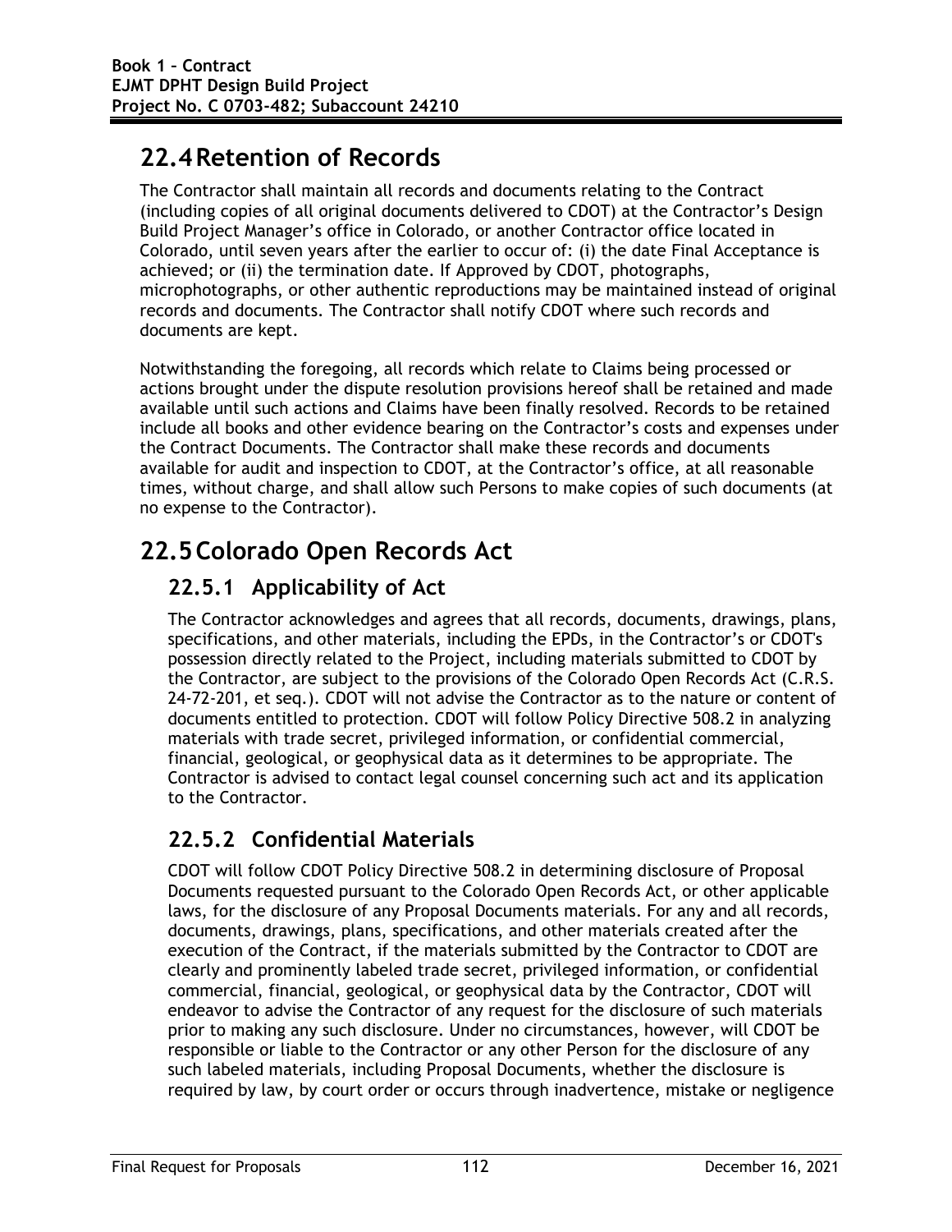## 22.4 Retention of Records

The Contractor shall maintain all records and documents relating to the Contract (including copies of all original documents delivered to CDOT) at the Contractor's Design Build Project Manager's office in Colorado, or another Contractor office located in Colorado, until seven years after the earlier to occur of: (i) the date Final Acceptance is achieved; or (ii) the termination date. If Approved by CDOT, photographs, microphotographs, or other authentic reproductions may be maintained instead of original records and documents. The Contractor shall notify CDOT where such records and documents are kept.

Notwithstanding the foregoing, all records which relate to Claims being processed or actions brought under the dispute resolution provisions hereof shall be retained and made available until such actions and Claims have been finally resolved. Records to be retained include all books and other evidence bearing on the Contractor's costs and expenses under the Contract Documents. The Contractor shall make these records and documents available for audit and inspection to CDOT, at the Contractor's office, at all reasonable times, without charge, and shall allow such Persons to make copies of such documents (at no expense to the Contractor).

## 22.5 Colorado Open Records Act

### 22.5.1 Applicability of Act

The Contractor acknowledges and agrees that all records, documents, drawings, plans, specifications, and other materials, including the EPDs, in the Contractor's or CDOT's possession directly related to the Project, including materials submitted to CDOT by the Contractor, are subject to the provisions of the Colorado Open Records Act (C.R.S. 24-72-201, et seq.). CDOT will not advise the Contractor as to the nature or content of documents entitled to protection. CDOT will follow Policy Directive 508.2 in analyzing materials with trade secret, privileged information, or confidential commercial, financial, geological, or geophysical data as it determines to be appropriate. The Contractor is advised to contact legal counsel concerning such act and its application to the Contractor.

### 22.5.2 Confidential Materials

CDOT will follow CDOT Policy Directive 508.2 in determining disclosure of Proposal Documents requested pursuant to the Colorado Open Records Act, or other applicable laws, for the disclosure of any Proposal Documents materials. For any and all records, documents, drawings, plans, specifications, and other materials created after the execution of the Contract, if the materials submitted by the Contractor to CDOT are clearly and prominently labeled trade secret, privileged information, or confidential commercial, financial, geological, or geophysical data by the Contractor, CDOT will endeavor to advise the Contractor of any request for the disclosure of such materials prior to making any such disclosure. Under no circumstances, however, will CDOT be responsible or liable to the Contractor or any other Person for the disclosure of any such labeled materials, including Proposal Documents, whether the disclosure is required by law, by court order or occurs through inadvertence, mistake or negligence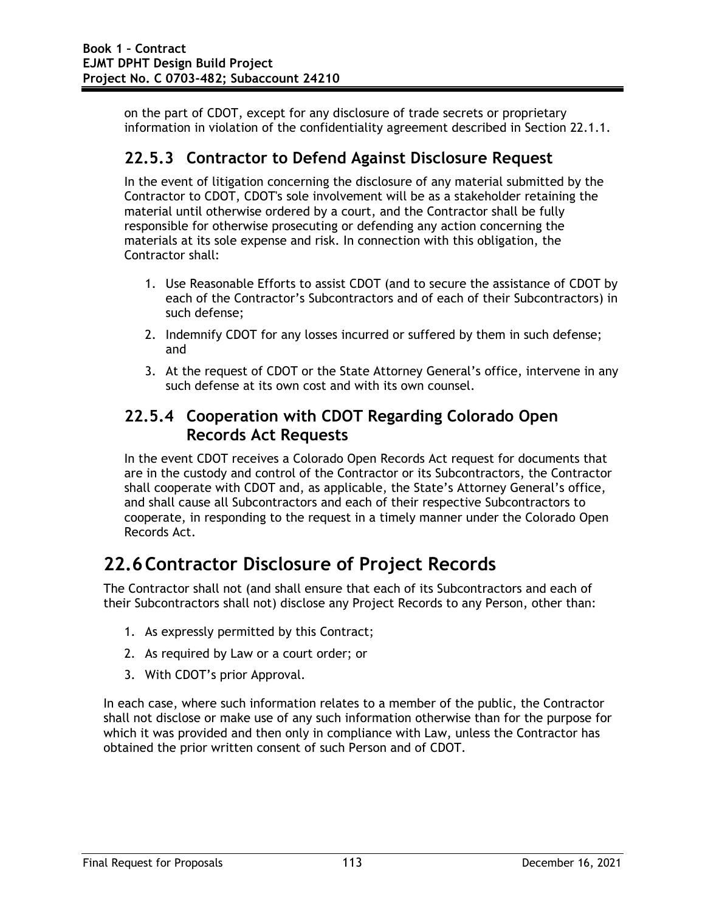on the part of CDOT, except for any disclosure of trade secrets or proprietary information in violation of the confidentiality agreement described in Section 22.1.1.

### 22.5.3 Contractor to Defend Against Disclosure Request

In the event of litigation concerning the disclosure of any material submitted by the Contractor to CDOT, CDOT's sole involvement will be as a stakeholder retaining the material until otherwise ordered by a court, and the Contractor shall be fully responsible for otherwise prosecuting or defending any action concerning the materials at its sole expense and risk. In connection with this obligation, the Contractor shall:

1. Use Reasonable Efforts to assist CDOT (and to secure the assistance of CDOT by each of the Contractor's Subcontractors and of each of their Subcontractors) in such defense;
2. Indemnify CDOT for any losses incurred or suffered by them in such defense; and
3. At the request of CDOT or the State Attorney General's office, intervene in any such defense at its own cost and with its own counsel.

### 22.5.4 Cooperation with CDOT Regarding Colorado Open Records Act Requests

In the event CDOT receives a Colorado Open Records Act request for documents that are in the custody and control of the Contractor or its Subcontractors, the Contractor shall cooperate with CDOT and, as applicable, the State's Attorney General's office, and shall cause all Subcontractors and each of their respective Subcontractors to cooperate, in responding to the request in a timely manner under the Colorado Open Records Act.

## 22.6 Contractor Disclosure of Project Records

The Contractor shall not (and shall ensure that each of its Subcontractors and each of their Subcontractors shall not) disclose any Project Records to any Person, other than:

1. As expressly permitted by this Contract;
2. As required by Law or a court order; or
3. With CDOT's prior Approval.

In each case, where such information relates to a member of the public, the Contractor shall not disclose or make use of any such information otherwise than for the purpose for which it was provided and then only in compliance with Law, unless the Contractor has obtained the prior written consent of such Person and of CDOT.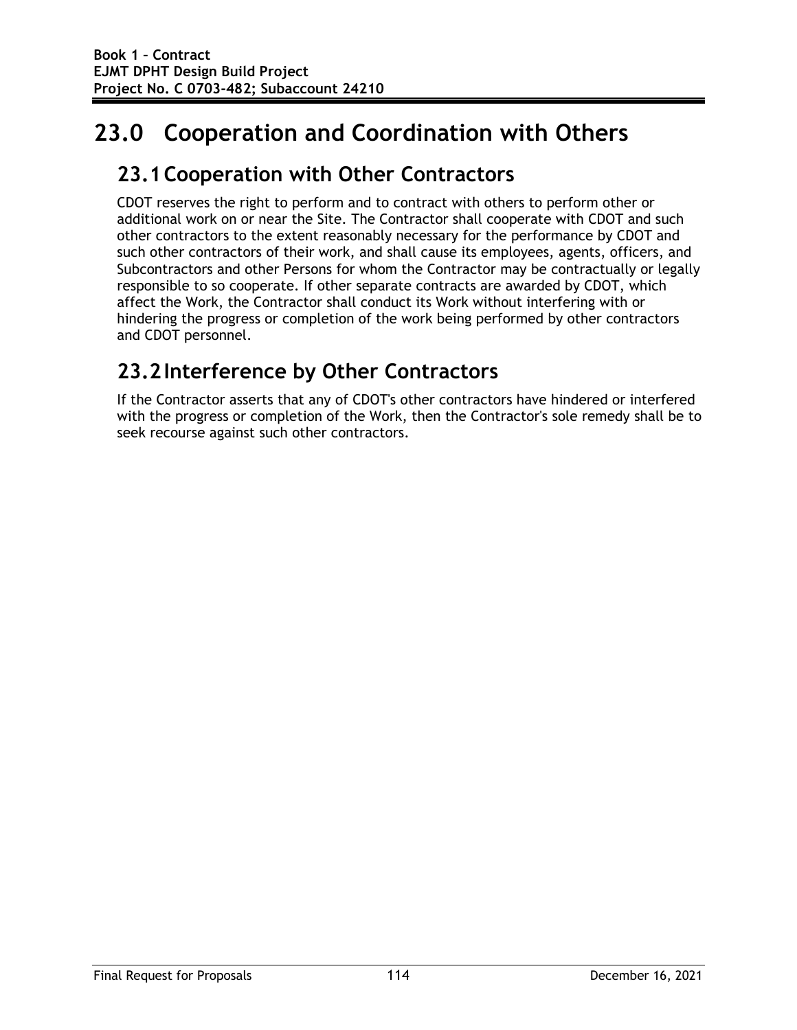# 23.0 Cooperation and Coordination with Others

## 23.1 Cooperation with Other Contractors

CDOT reserves the right to perform and to contract with others to perform other or additional work on or near the Site. The Contractor shall cooperate with CDOT and such other contractors to the extent reasonably necessary for the performance by CDOT and such other contractors of their work, and shall cause its employees, agents, officers, and Subcontractors and other Persons for whom the Contractor may be contractually or legally responsible to so cooperate. If other separate contracts are awarded by CDOT, which affect the Work, the Contractor shall conduct its Work without interfering with or hindering the progress or completion of the work being performed by other contractors and CDOT personnel.

## 23.2 Interference by Other Contractors

If the Contractor asserts that any of CDOT's other contractors have hindered or interfered with the progress or completion of the Work, then the Contractor's sole remedy shall be to seek recourse against such other contractors.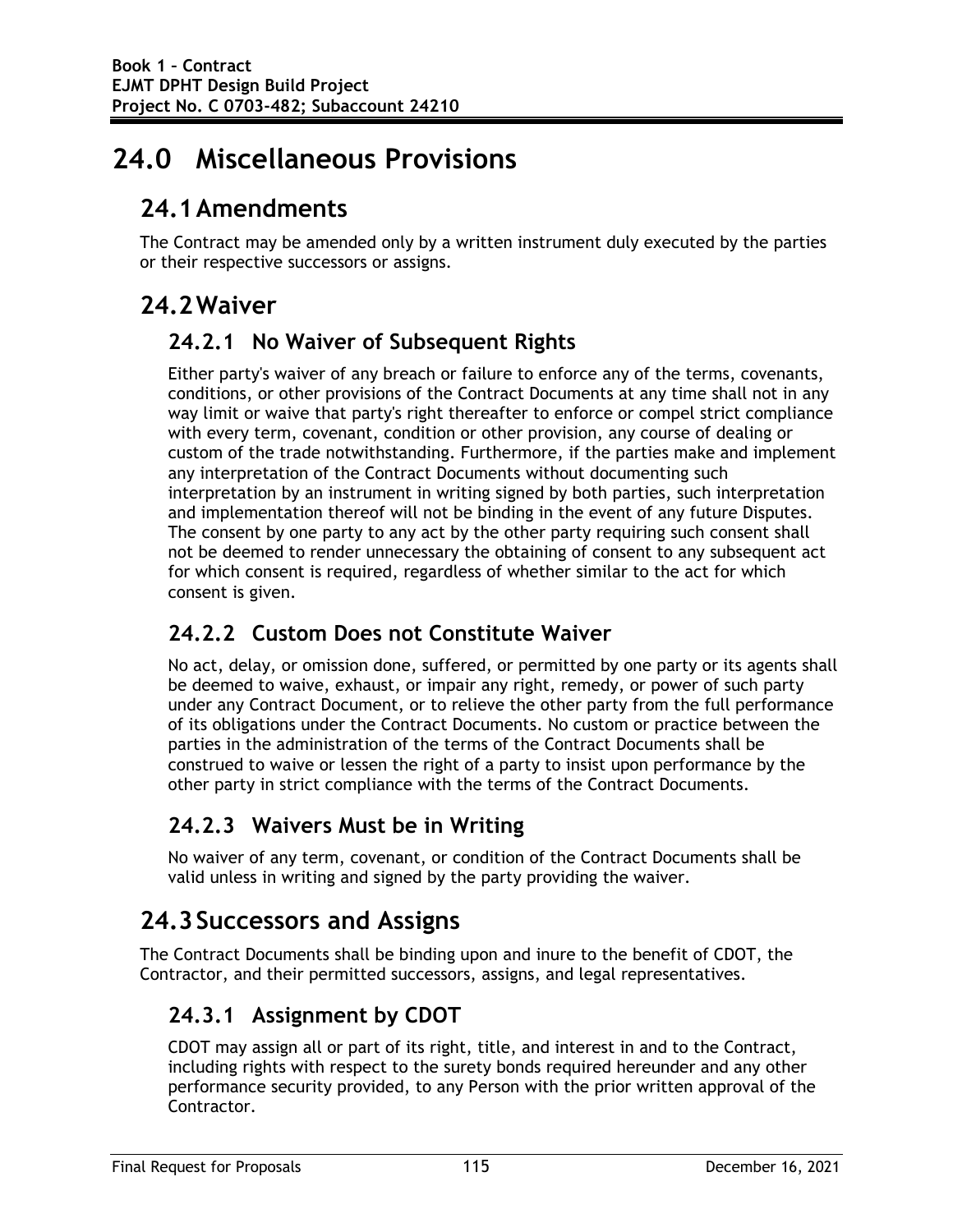# 24.0 Miscellaneous Provisions

## 24.1 Amendments

The Contract may be amended only by a written instrument duly executed by the parties or their respective successors or assigns.

## 24.2 Waiver

### 24.2.1 No Waiver of Subsequent Rights

Either party's waiver of any breach or failure to enforce any of the terms, covenants, conditions, or other provisions of the Contract Documents at any time shall not in any way limit or waive that party's right thereafter to enforce or compel strict compliance with every term, covenant, condition or other provision, any course of dealing or custom of the trade notwithstanding. Furthermore, if the parties make and implement any interpretation of the Contract Documents without documenting such interpretation by an instrument in writing signed by both parties, such interpretation and implementation thereof will not be binding in the event of any future Disputes. The consent by one party to any act by the other party requiring such consent shall not be deemed to render unnecessary the obtaining of consent to any subsequent act for which consent is required, regardless of whether similar to the act for which consent is given.

### 24.2.2 Custom Does not Constitute Waiver

No act, delay, or omission done, suffered, or permitted by one party or its agents shall be deemed to waive, exhaust, or impair any right, remedy, or power of such party under any Contract Document, or to relieve the other party from the full performance of its obligations under the Contract Documents. No custom or practice between the parties in the administration of the terms of the Contract Documents shall be construed to waive or lessen the right of a party to insist upon performance by the other party in strict compliance with the terms of the Contract Documents.

### 24.2.3 Waivers Must be in Writing

No waiver of any term, covenant, or condition of the Contract Documents shall be valid unless in writing and signed by the party providing the waiver.

## 24.3 Successors and Assigns

The Contract Documents shall be binding upon and inure to the benefit of CDOT, the Contractor, and their permitted successors, assigns, and legal representatives.

### 24.3.1 Assignment by CDOT

CDOT may assign all or part of its right, title, and interest in and to the Contract, including rights with respect to the surety bonds required hereunder and any other performance security provided, to any Person with the prior written approval of the Contractor.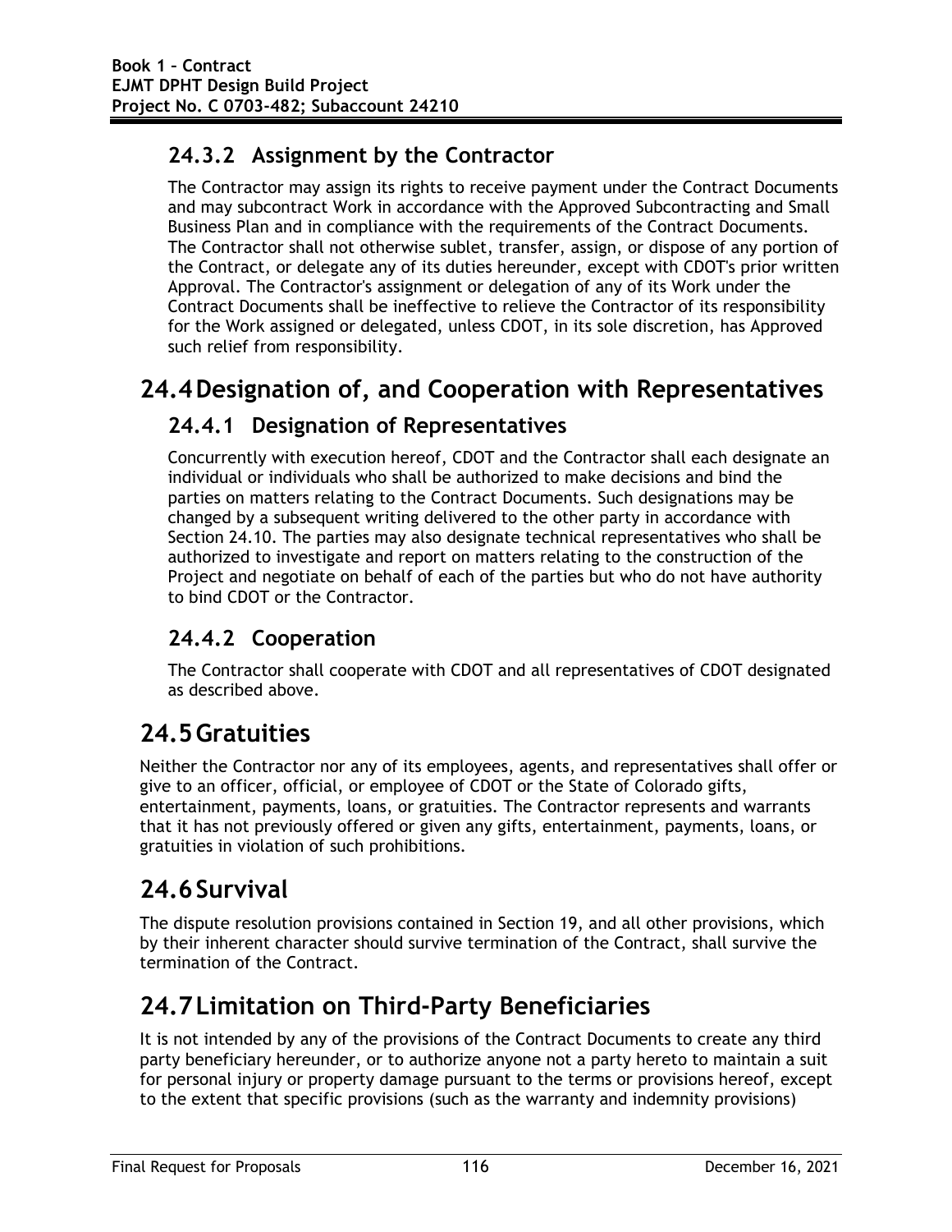### 24.3.2 Assignment by the Contractor

The Contractor may assign its rights to receive payment under the Contract Documents and may subcontract Work in accordance with the Approved Subcontracting and Small Business Plan and in compliance with the requirements of the Contract Documents. The Contractor shall not otherwise sublet, transfer, assign, or dispose of any portion of the Contract, or delegate any of its duties hereunder, except with CDOT's prior written Approval. The Contractor's assignment or delegation of any of its Work under the Contract Documents shall be ineffective to relieve the Contractor of its responsibility for the Work assigned or delegated, unless CDOT, in its sole discretion, has Approved such relief from responsibility.

## 24.4 Designation of, and Cooperation with Representatives

### 24.4.1 Designation of Representatives

Concurrently with execution hereof, CDOT and the Contractor shall each designate an individual or individuals who shall be authorized to make decisions and bind the parties on matters relating to the Contract Documents. Such designations may be changed by a subsequent writing delivered to the other party in accordance with Section 24.10. The parties may also designate technical representatives who shall be authorized to investigate and report on matters relating to the construction of the Project and negotiate on behalf of each of the parties but who do not have authority to bind CDOT or the Contractor.

### 24.4.2 Cooperation

The Contractor shall cooperate with CDOT and all representatives of CDOT designated as described above.

## 24.5 Gratuities

Neither the Contractor nor any of its employees, agents, and representatives shall offer or give to an officer, official, or employee of CDOT or the State of Colorado gifts, entertainment, payments, loans, or gratuities. The Contractor represents and warrants that it has not previously offered or given any gifts, entertainment, payments, loans, or gratuities in violation of such prohibitions.

## 24.6 Survival

The dispute resolution provisions contained in Section 19, and all other provisions, which by their inherent character should survive termination of the Contract, shall survive the termination of the Contract.

## 24.7 Limitation on Third-Party Beneficiaries

It is not intended by any of the provisions of the Contract Documents to create any third party beneficiary hereunder, or to authorize anyone not a party hereto to maintain a suit for personal injury or property damage pursuant to the terms or provisions hereof, except to the extent that specific provisions (such as the warranty and indemnity provisions)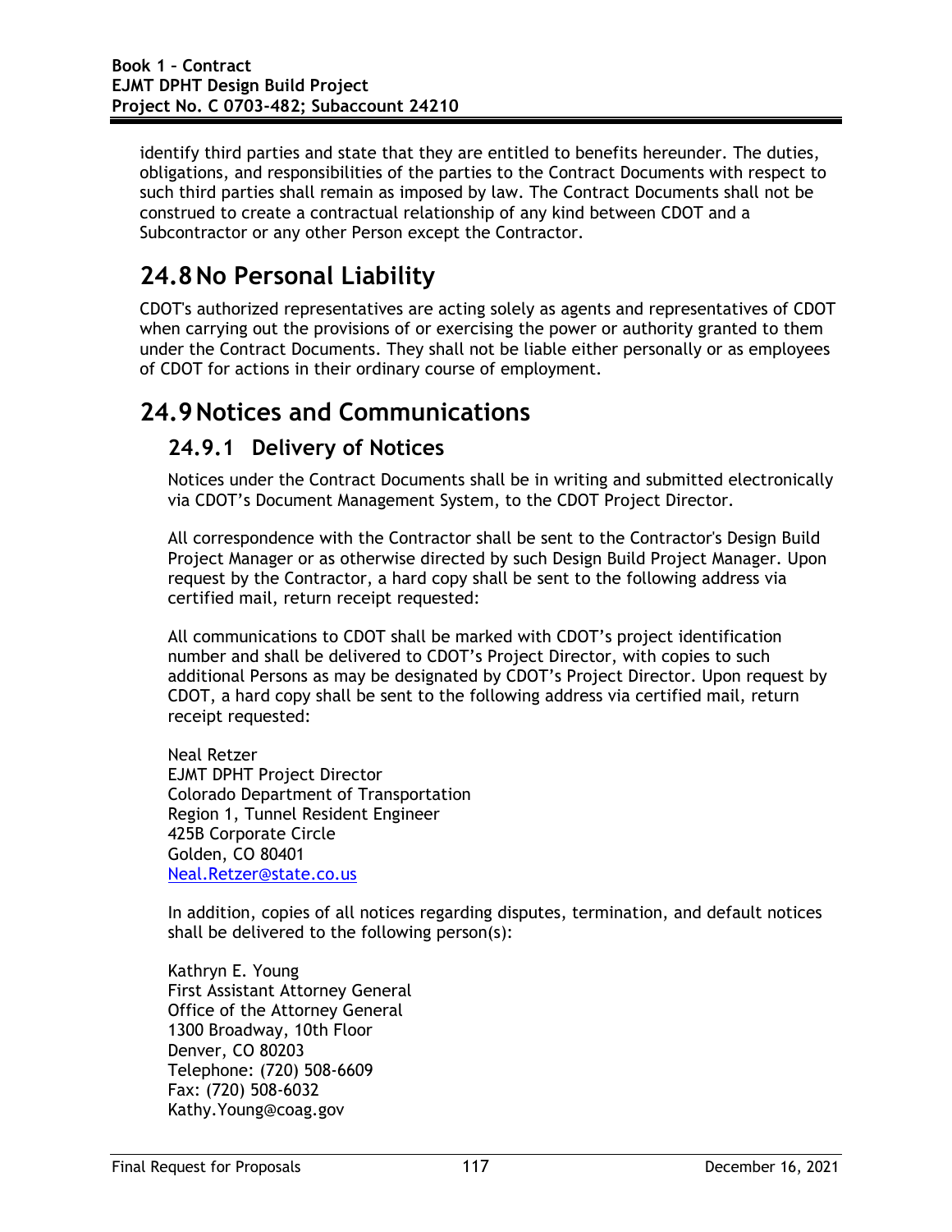identify third parties and state that they are entitled to benefits hereunder. The duties, obligations, and responsibilities of the parties to the Contract Documents with respect to such third parties shall remain as imposed by law. The Contract Documents shall not be construed to create a contractual relationship of any kind between CDOT and a Subcontractor or any other Person except the Contractor.

# 24.8 No Personal Liability

CDOT's authorized representatives are acting solely as agents and representatives of CDOT when carrying out the provisions of or exercising the power or authority granted to them under the Contract Documents. They shall not be liable either personally or as employees of CDOT for actions in their ordinary course of employment.

# 24.9 Notices and Communications

## 24.9.1 Delivery of Notices

Notices under the Contract Documents shall be in writing and submitted electronically via CDOT's Document Management System, to the CDOT Project Director.

All correspondence with the Contractor shall be sent to the Contractor's Design Build Project Manager or as otherwise directed by such Design Build Project Manager. Upon request by the Contractor, a hard copy shall be sent to the following address via certified mail, return receipt requested:

All communications to CDOT shall be marked with CDOT's project identification number and shall be delivered to CDOT's Project Director, with copies to such additional Persons as may be designated by CDOT's Project Director. Upon request by CDOT, a hard copy shall be sent to the following address via certified mail, return receipt requested:

Neal Retzer
EJMT DPHT Project Director
Colorado Department of Transportation
Region 1, Tunnel Resident Engineer
425B Corporate Circle
Golden, CO 80401
Neal.Retzer@state.co.us

In addition, copies of all notices regarding disputes, termination, and default notices shall be delivered to the following person(s):

Kathryn E. Young
First Assistant Attorney General
Office of the Attorney General
1300 Broadway, 10th Floor
Denver, CO 80203
Telephone: (720) 508-6609
Fax: (720) 508-6032
Kathy.Young@coag.gov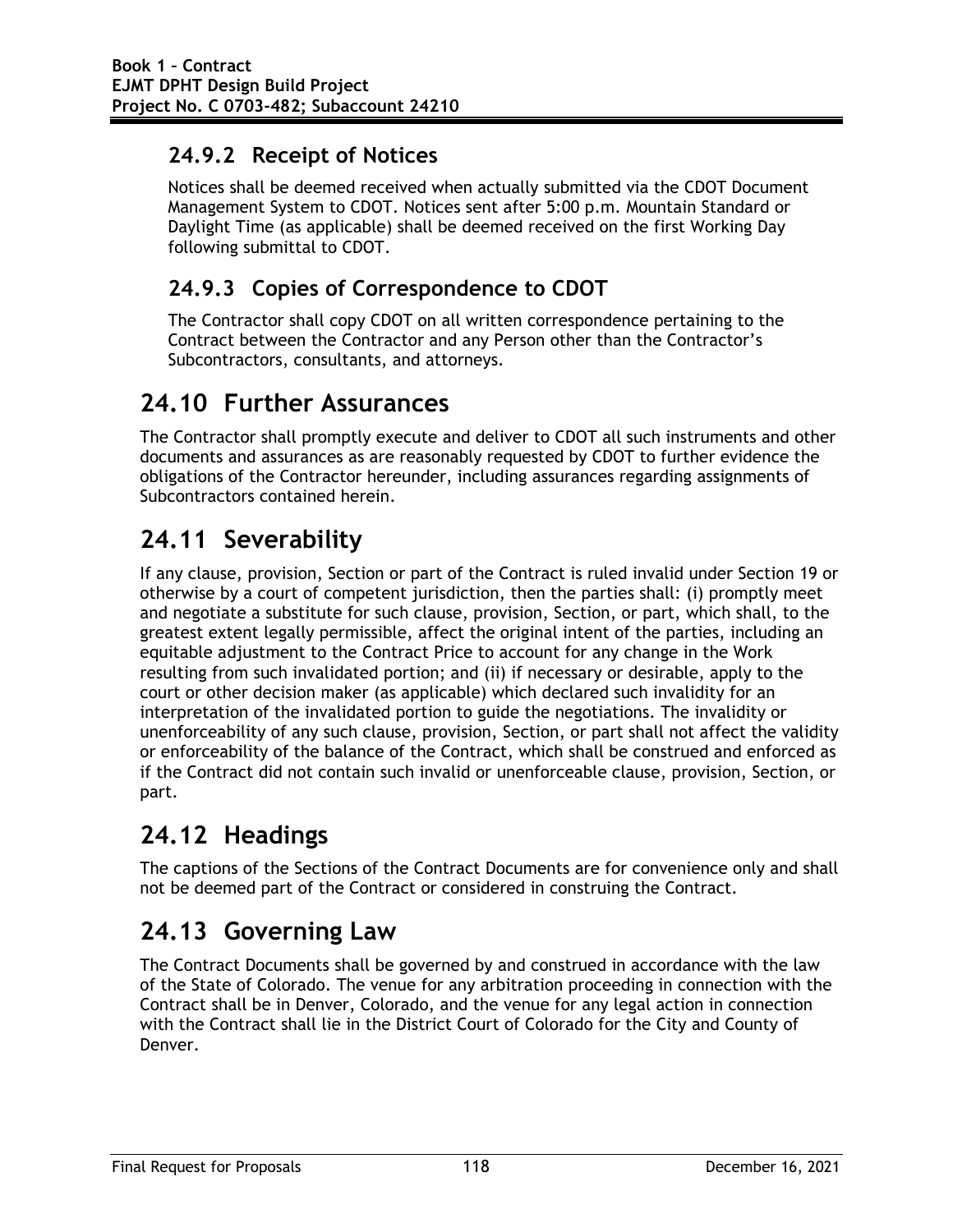### 24.9.2 Receipt of Notices

Notices shall be deemed received when actually submitted via the CDOT Document Management System to CDOT. Notices sent after 5:00 p.m. Mountain Standard or Daylight Time (as applicable) shall be deemed received on the first Working Day following submittal to CDOT.

### 24.9.3 Copies of Correspondence to CDOT

The Contractor shall copy CDOT on all written correspondence pertaining to the Contract between the Contractor and any Person other than the Contractor's Subcontractors, consultants, and attorneys.

## 24.10 Further Assurances

The Contractor shall promptly execute and deliver to CDOT all such instruments and other documents and assurances as are reasonably requested by CDOT to further evidence the obligations of the Contractor hereunder, including assurances regarding assignments of Subcontractors contained herein.

## 24.11 Severability

If any clause, provision, Section or part of the Contract is ruled invalid under Section 19 or otherwise by a court of competent jurisdiction, then the parties shall: (i) promptly meet and negotiate a substitute for such clause, provision, Section, or part, which shall, to the greatest extent legally permissible, affect the original intent of the parties, including an equitable adjustment to the Contract Price to account for any change in the Work resulting from such invalidated portion; and (ii) if necessary or desirable, apply to the court or other decision maker (as applicable) which declared such invalidity for an interpretation of the invalidated portion to guide the negotiations. The invalidity or unenforceability of any such clause, provision, Section, or part shall not affect the validity or enforceability of the balance of the Contract, which shall be construed and enforced as if the Contract did not contain such invalid or unenforceable clause, provision, Section, or part.

## 24.12 Headings

The captions of the Sections of the Contract Documents are for convenience only and shall not be deemed part of the Contract or considered in construing the Contract.

## 24.13 Governing Law

The Contract Documents shall be governed by and construed in accordance with the law of the State of Colorado. The venue for any arbitration proceeding in connection with the Contract shall be in Denver, Colorado, and the venue for any legal action in connection with the Contract shall lie in the District Court of Colorado for the City and County of Denver.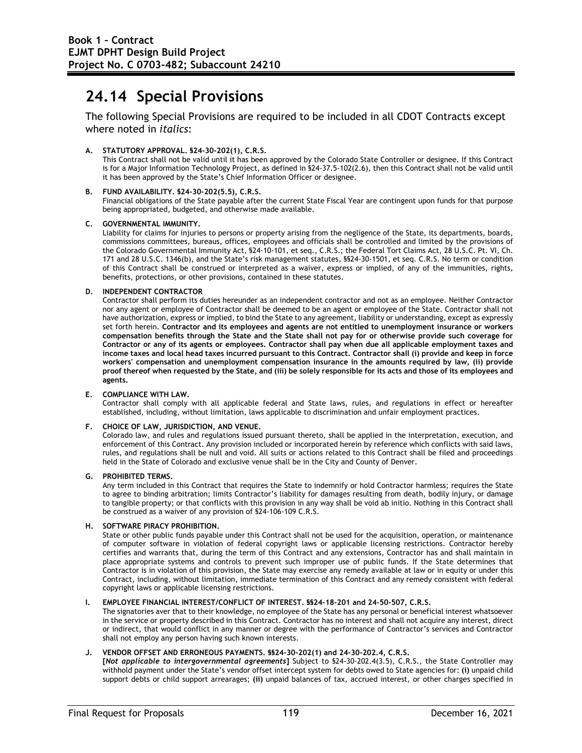## 24.14 Special Provisions

The following Special Provisions are required to be included in all CDOT Contracts except where noted in *italics*:

**A. STATUTORY APPROVAL. §24-30-202(1), C.R.S.**
This Contract shall not be valid until it has been approved by the Colorado State Controller or designee. If this Contract is for a Major Information Technology Project, as defined in §24-37.5-102(2.6), then this Contract shall not be valid until it has been approved by the State's Chief Information Officer or designee.

**B. FUND AVAILABILITY. §24-30-202(5.5), C.R.S.**
Financial obligations of the State payable after the current State Fiscal Year are contingent upon funds for that purpose being appropriated, budgeted, and otherwise made available.

**C. GOVERNMENTAL IMMUNITY.**
Liability for claims for injuries to persons or property arising from the negligence of the State, its departments, boards, commissions committees, bureaus, offices, employees and officials shall be controlled and limited by the provisions of the Colorado Governmental Immunity Act, §24-10-101, et seq., C.R.S.; the Federal Tort Claims Act, 28 U.S.C. Pt. VI, Ch. 171 and 28 U.S.C. 1346(b), and the State's risk management statutes, §§24-30-1501, et seq. C.R.S. No term or condition of this Contract shall be construed or interpreted as a waiver, express or implied, of any of the immunities, rights, benefits, protections, or other provisions, contained in these statutes.

**D. INDEPENDENT CONTRACTOR**
Contractor shall perform its duties hereunder as an independent contractor and not as an employee. Neither Contractor nor any agent or employee of Contractor shall be deemed to be an agent or employee of the State. Contractor shall not have authorization, express or implied, to bind the State to any agreement, liability or understanding, except as expressly set forth herein. **Contractor and its employees and agents are not entitled to unemployment insurance or workers compensation benefits through the State and the State shall not pay for or otherwise provide such coverage for Contractor or any of its agents or employees. Contractor shall pay when due all applicable employment taxes and income taxes and local head taxes incurred pursuant to this Contract. Contractor shall (i) provide and keep in force workers' compensation and unemployment compensation insurance in the amounts required by law, (ii) provide proof thereof when requested by the State, and (iii) be solely responsible for its acts and those of its employees and agents.**

**E. COMPLIANCE WITH LAW.**
Contractor shall comply with all applicable federal and State laws, rules, and regulations in effect or hereafter established, including, without limitation, laws applicable to discrimination and unfair employment practices.

**F. CHOICE OF LAW, JURISDICTION, AND VENUE.**
Colorado law, and rules and regulations issued pursuant thereto, shall be applied in the interpretation, execution, and enforcement of this Contract. Any provision included or incorporated herein by reference which conflicts with said laws, rules, and regulations shall be null and void. All suits or actions related to this Contract shall be filed and proceedings held in the State of Colorado and exclusive venue shall be in the City and County of Denver.

**G. PROHIBITED TERMS.**
Any term included in this Contract that requires the State to indemnify or hold Contractor harmless; requires the State to agree to binding arbitration; limits Contractor's liability for damages resulting from death, bodily injury, or damage to tangible property; or that conflicts with this provision in any way shall be void ab initio. Nothing in this Contract shall be construed as a waiver of any provision of §24-106-109 C.R.S.

**H. SOFTWARE PIRACY PROHIBITION.**
State or other public funds payable under this Contract shall not be used for the acquisition, operation, or maintenance of computer software in violation of federal copyright laws or applicable licensing restrictions. Contractor hereby certifies and warrants that, during the term of this Contract and any extensions, Contractor has and shall maintain in place appropriate systems and controls to prevent such improper use of public funds. If the State determines that Contractor is in violation of this provision, the State may exercise any remedy available at law or in equity or under this Contract, including, without limitation, immediate termination of this Contract and any remedy consistent with federal copyright laws or applicable licensing restrictions.

**I. EMPLOYEE FINANCIAL INTEREST/CONFLICT OF INTEREST. §§24-18-201 and 24-50-507, C.R.S.**
The signatories aver that to their knowledge, no employee of the State has any personal or beneficial interest whatsoever in the service or property described in this Contract. Contractor has no interest and shall not acquire any interest, direct or indirect, that would conflict in any manner or degree with the performance of Contractor's services and Contractor shall not employ any person having such known interests.

**J. VENDOR OFFSET AND ERRONEOUS PAYMENTS. §§24-30-202(1) and 24-30-202.4, C.R.S.**
**[*Not applicable to intergovernmental agreements*]** Subject to §24-30-202.4(3.5), C.R.S., the State Controller may withhold payment under the State's vendor offset intercept system for debts owed to State agencies for: **(i)** unpaid child support debts or child support arrearages; **(ii)** unpaid balances of tax, accrued interest, or other charges specified in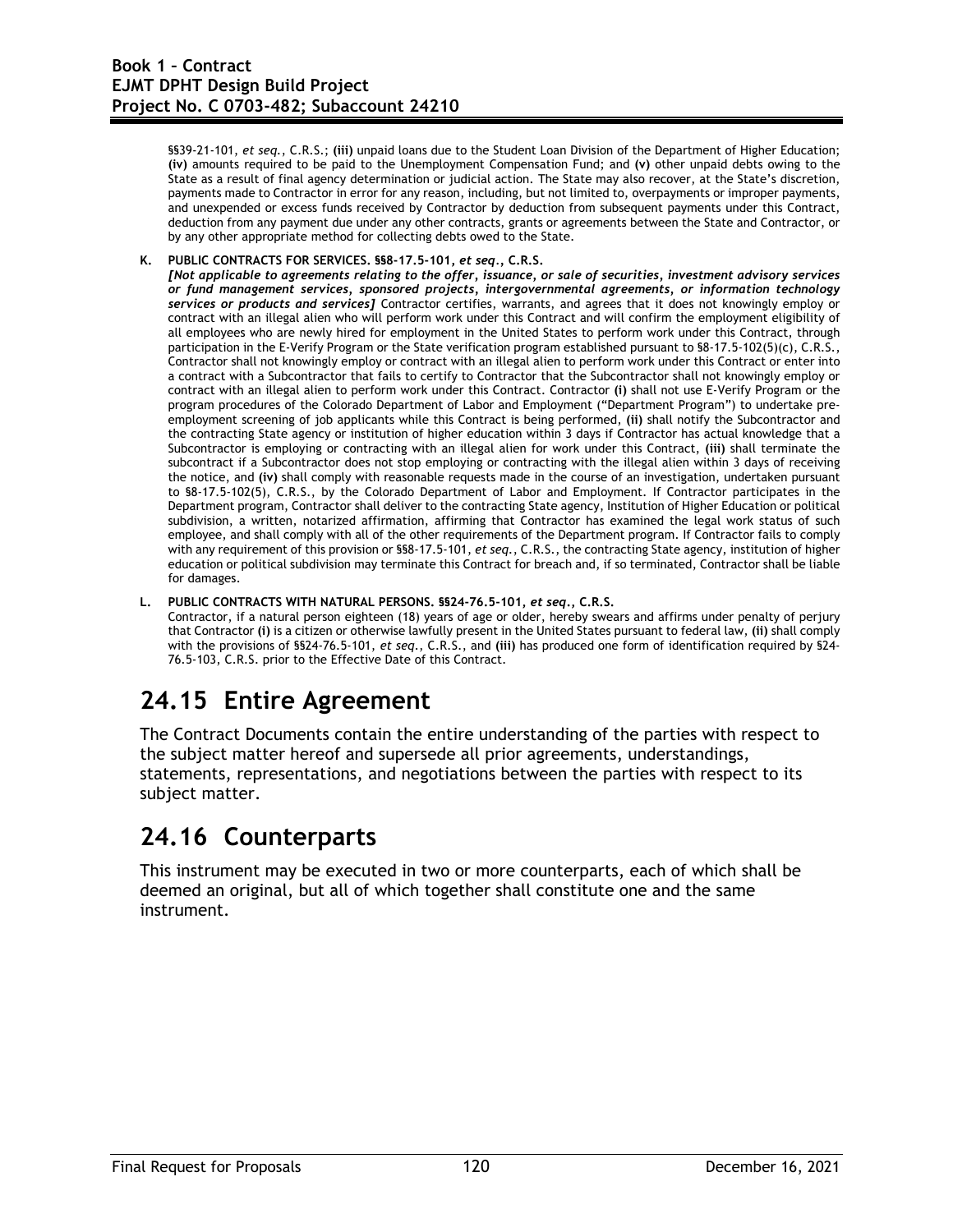§§39-21-101, *et seq.*, C.R.S.; **(iii)** unpaid loans due to the Student Loan Division of the Department of Higher Education; **(iv)** amounts required to be paid to the Unemployment Compensation Fund; and **(v)** other unpaid debts owing to the State as a result of final agency determination or judicial action. The State may also recover, at the State's discretion, payments made to Contractor in error for any reason, including, but not limited to, overpayments or improper payments, and unexpended or excess funds received by Contractor by deduction from subsequent payments under this Contract, deduction from any payment due under any other contracts, grants or agreements between the State and Contractor, or by any other appropriate method for collecting debts owed to the State.

**K. PUBLIC CONTRACTS FOR SERVICES. §§8-17.5-101, *et seq.*, C.R.S.**
***[Not applicable to agreements relating to the offer, issuance, or sale of securities, investment advisory services or fund management services, sponsored projects, intergovernmental agreements, or information technology services or products and services]*** Contractor certifies, warrants, and agrees that it does not knowingly employ or contract with an illegal alien who will perform work under this Contract and will confirm the employment eligibility of all employees who are newly hired for employment in the United States to perform work under this Contract, through participation in the E-Verify Program or the State verification program established pursuant to §8-17.5-102(5)(c), C.R.S., Contractor shall not knowingly employ or contract with an illegal alien to perform work under this Contract or enter into a contract with a Subcontractor that fails to certify to Contractor that the Subcontractor shall not knowingly employ or contract with an illegal alien to perform work under this Contract. Contractor **(i)** shall not use E-Verify Program or the program procedures of the Colorado Department of Labor and Employment ("Department Program") to undertake pre-employment screening of job applicants while this Contract is being performed, **(ii)** shall notify the Subcontractor and the contracting State agency or institution of higher education within 3 days if Contractor has actual knowledge that a Subcontractor is employing or contracting with an illegal alien for work under this Contract, **(iii)** shall terminate the subcontract if a Subcontractor does not stop employing or contracting with the illegal alien within 3 days of receiving the notice, and **(iv)** shall comply with reasonable requests made in the course of an investigation, undertaken pursuant to §8-17.5-102(5), C.R.S., by the Colorado Department of Labor and Employment. If Contractor participates in the Department program, Contractor shall deliver to the contracting State agency, Institution of Higher Education or political subdivision, a written, notarized affirmation, affirming that Contractor has examined the legal work status of such employee, and shall comply with all of the other requirements of the Department program. If Contractor fails to comply with any requirement of this provision or §§8-17.5-101, *et seq.*, C.R.S., the contracting State agency, institution of higher education or political subdivision may terminate this Contract for breach and, if so terminated, Contractor shall be liable for damages.

**L. PUBLIC CONTRACTS WITH NATURAL PERSONS. §§24-76.5-101, *et seq.*, C.R.S.**
Contractor, if a natural person eighteen (18) years of age or older, hereby swears and affirms under penalty of perjury that Contractor **(i)** is a citizen or otherwise lawfully present in the United States pursuant to federal law, **(ii)** shall comply with the provisions of §§24-76.5-101, *et seq.*, C.R.S., and **(iii)** has produced one form of identification required by §24-76.5-103, C.R.S. prior to the Effective Date of this Contract.

## 24.15 Entire Agreement

The Contract Documents contain the entire understanding of the parties with respect to the subject matter hereof and supersede all prior agreements, understandings, statements, representations, and negotiations between the parties with respect to its subject matter.

## 24.16 Counterparts

This instrument may be executed in two or more counterparts, each of which shall be deemed an original, but all of which together shall constitute one and the same instrument.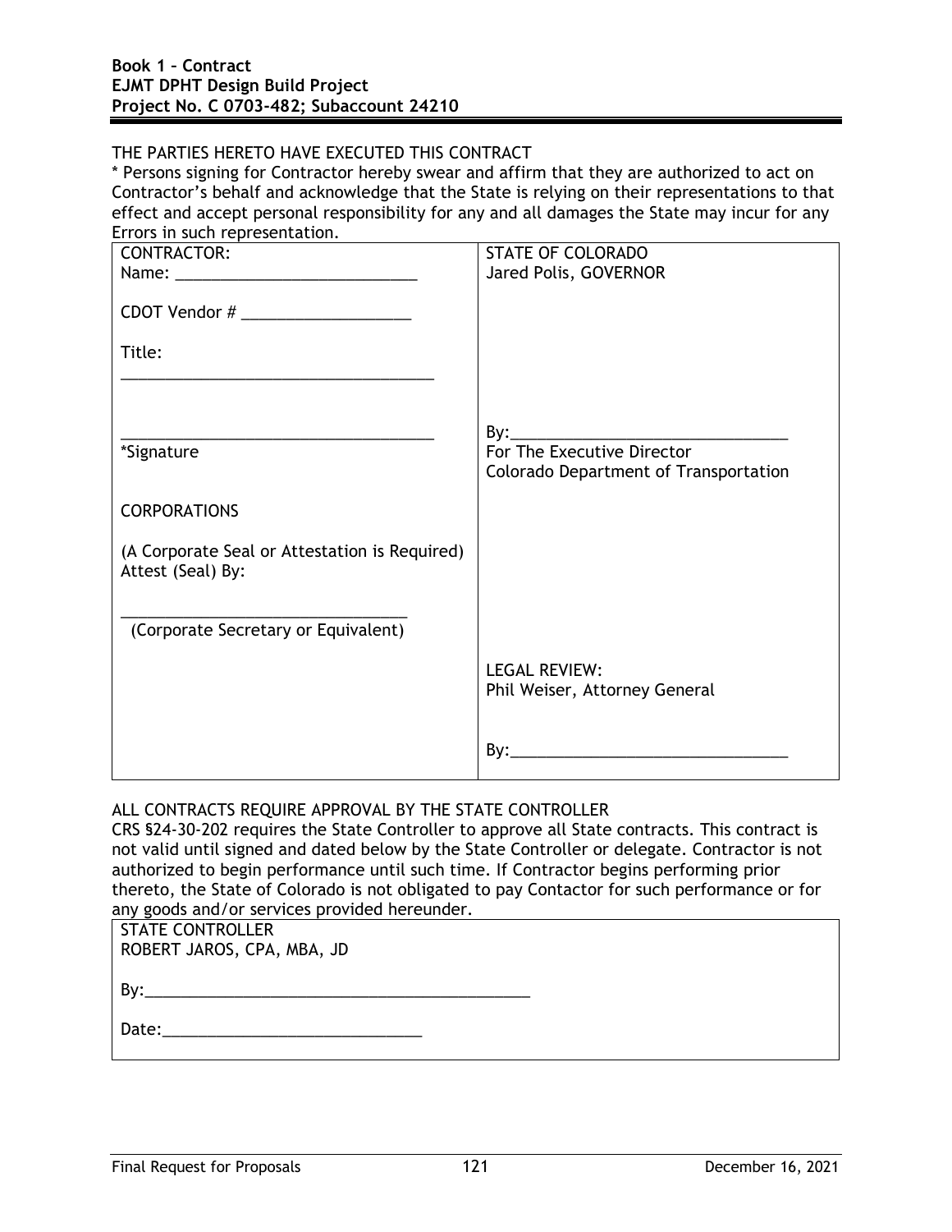THE PARTIES HERETO HAVE EXECUTED THIS CONTRACT

* Persons signing for Contractor hereby swear and affirm that they are authorized to act on Contractor's behalf and acknowledge that the State is relying on their representations to that effect and accept personal responsibility for any and all damages the State may incur for any Errors in such representation.

| CONTRACTOR: | STATE OF COLORADO |
|---|---|
| Name: ___________________________ | Jared Polis, GOVERNOR |
| CDOT Vendor # ___________________ | |
| Title: ___________________________________ | |
| ___________________________________ *Signature | By:______________________________ For The Executive Director Colorado Department of Transportation |
| CORPORATIONS | |
| (A Corporate Seal or Attestation is Required) Attest (Seal) By: | |
| ________________________________ (Corporate Secretary or Equivalent) | |
| | LEGAL REVIEW: Phil Weiser, Attorney General |
| | By:______________________________ |

ALL CONTRACTS REQUIRE APPROVAL BY THE STATE CONTROLLER

CRS §24-30-202 requires the State Controller to approve all State contracts. This contract is not valid until signed and dated below by the State Controller or delegate. Contractor is not authorized to begin performance until such time. If Contractor begins performing prior thereto, the State of Colorado is not obligated to pay Contactor for such performance or for any goods and/or services provided hereunder.

| STATE CONTROLLER |
|---|
| ROBERT JAROS, CPA, MBA, JD |
| By:____________________________________________ |
| Date:_____________________________ |